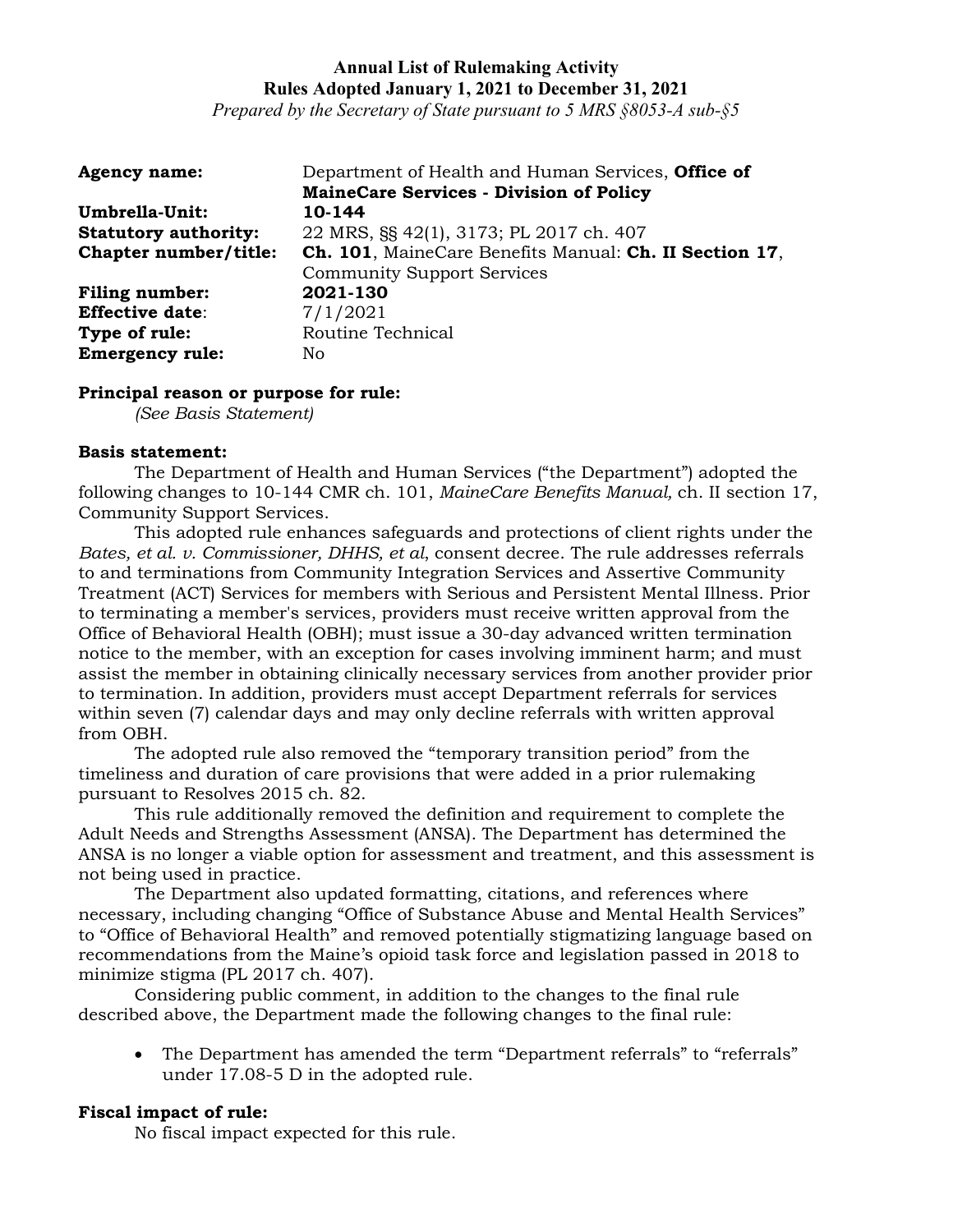**Annual List of Rulemaking Activity**
**Rules Adopted January 1, 2021 to December 31, 2021**
*Prepared by the Secretary of State pursuant to 5 MRS §8053-A sub-§5*

**Agency name:** Department of Health and Human Services, **Office of MaineCare Services - Division of Policy**
**Umbrella-Unit:** **10-144**
**Statutory authority:** 22 MRS, §§ 42(1), 3173; PL 2017 ch. 407
**Chapter number/title:** **Ch. 101**, MaineCare Benefits Manual: **Ch. II Section 17**, Community Support Services
**Filing number:** **2021-130**
**Effective date**: 7/1/2021
**Type of rule:** Routine Technical
**Emergency rule:** No

**Principal reason or purpose for rule:**
*(See Basis Statement)*

**Basis statement:**

The Department of Health and Human Services ("the Department") adopted the following changes to 10-144 CMR ch. 101, *MaineCare Benefits Manual,* ch. II section 17, Community Support Services.

This adopted rule enhances safeguards and protections of client rights under the *Bates, et al. v. Commissioner, DHHS, et al*, consent decree. The rule addresses referrals to and terminations from Community Integration Services and Assertive Community Treatment (ACT) Services for members with Serious and Persistent Mental Illness. Prior to terminating a member's services, providers must receive written approval from the Office of Behavioral Health (OBH); must issue a 30-day advanced written termination notice to the member, with an exception for cases involving imminent harm; and must assist the member in obtaining clinically necessary services from another provider prior to termination. In addition, providers must accept Department referrals for services within seven (7) calendar days and may only decline referrals with written approval from OBH.

The adopted rule also removed the "temporary transition period" from the timeliness and duration of care provisions that were added in a prior rulemaking pursuant to Resolves 2015 ch. 82.

This rule additionally removed the definition and requirement to complete the Adult Needs and Strengths Assessment (ANSA). The Department has determined the ANSA is no longer a viable option for assessment and treatment, and this assessment is not being used in practice.

The Department also updated formatting, citations, and references where necessary, including changing "Office of Substance Abuse and Mental Health Services" to "Office of Behavioral Health" and removed potentially stigmatizing language based on recommendations from the Maine's opioid task force and legislation passed in 2018 to minimize stigma (PL 2017 ch. 407).

Considering public comment, in addition to the changes to the final rule described above, the Department made the following changes to the final rule:

- The Department has amended the term "Department referrals" to "referrals" under 17.08-5 D in the adopted rule.

**Fiscal impact of rule:**
No fiscal impact expected for this rule.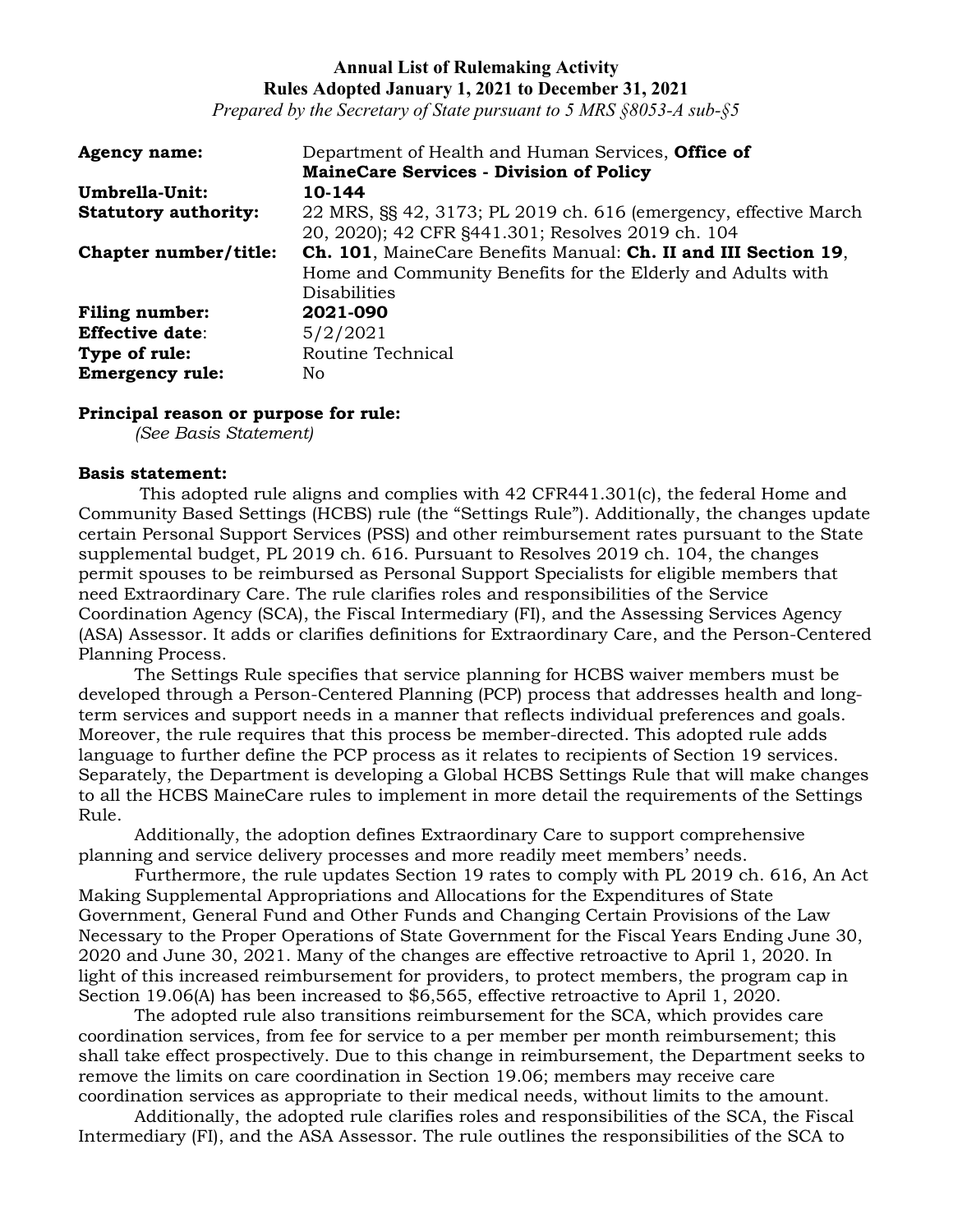**Annual List of Rulemaking Activity**
**Rules Adopted January 1, 2021 to December 31, 2021**
*Prepared by the Secretary of State pursuant to 5 MRS §8053-A sub-§5*

| | |
|---|---|
| **Agency name:** | Department of Health and Human Services, **Office of MaineCare Services - Division of Policy** |
| **Umbrella-Unit:** | **10-144** |
| **Statutory authority:** | 22 MRS, §§ 42, 3173; PL 2019 ch. 616 (emergency, effective March 20, 2020); 42 CFR §441.301; Resolves 2019 ch. 104 |
| **Chapter number/title:** | **Ch. 101**, MaineCare Benefits Manual: **Ch. II and III Section 19**, Home and Community Benefits for the Elderly and Adults with Disabilities |
| **Filing number:** | **2021-090** |
| **Effective date**: | 5/2/2021 |
| **Type of rule:** | Routine Technical |
| **Emergency rule:** | No |

**Principal reason or purpose for rule:**
*(See Basis Statement)*

**Basis statement:**

This adopted rule aligns and complies with 42 CFR441.301(c), the federal Home and Community Based Settings (HCBS) rule (the "Settings Rule"). Additionally, the changes update certain Personal Support Services (PSS) and other reimbursement rates pursuant to the State supplemental budget, PL 2019 ch. 616. Pursuant to Resolves 2019 ch. 104, the changes permit spouses to be reimbursed as Personal Support Specialists for eligible members that need Extraordinary Care. The rule clarifies roles and responsibilities of the Service Coordination Agency (SCA), the Fiscal Intermediary (FI), and the Assessing Services Agency (ASA) Assessor. It adds or clarifies definitions for Extraordinary Care, and the Person-Centered Planning Process.

The Settings Rule specifies that service planning for HCBS waiver members must be developed through a Person-Centered Planning (PCP) process that addresses health and long-term services and support needs in a manner that reflects individual preferences and goals. Moreover, the rule requires that this process be member-directed. This adopted rule adds language to further define the PCP process as it relates to recipients of Section 19 services. Separately, the Department is developing a Global HCBS Settings Rule that will make changes to all the HCBS MaineCare rules to implement in more detail the requirements of the Settings Rule.

Additionally, the adoption defines Extraordinary Care to support comprehensive planning and service delivery processes and more readily meet members' needs.

Furthermore, the rule updates Section 19 rates to comply with PL 2019 ch. 616, An Act Making Supplemental Appropriations and Allocations for the Expenditures of State Government, General Fund and Other Funds and Changing Certain Provisions of the Law Necessary to the Proper Operations of State Government for the Fiscal Years Ending June 30, 2020 and June 30, 2021. Many of the changes are effective retroactive to April 1, 2020. In light of this increased reimbursement for providers, to protect members, the program cap in Section 19.06(A) has been increased to $6,565, effective retroactive to April 1, 2020.

The adopted rule also transitions reimbursement for the SCA, which provides care coordination services, from fee for service to a per member per month reimbursement; this shall take effect prospectively. Due to this change in reimbursement, the Department seeks to remove the limits on care coordination in Section 19.06; members may receive care coordination services as appropriate to their medical needs, without limits to the amount.

Additionally, the adopted rule clarifies roles and responsibilities of the SCA, the Fiscal Intermediary (FI), and the ASA Assessor. The rule outlines the responsibilities of the SCA to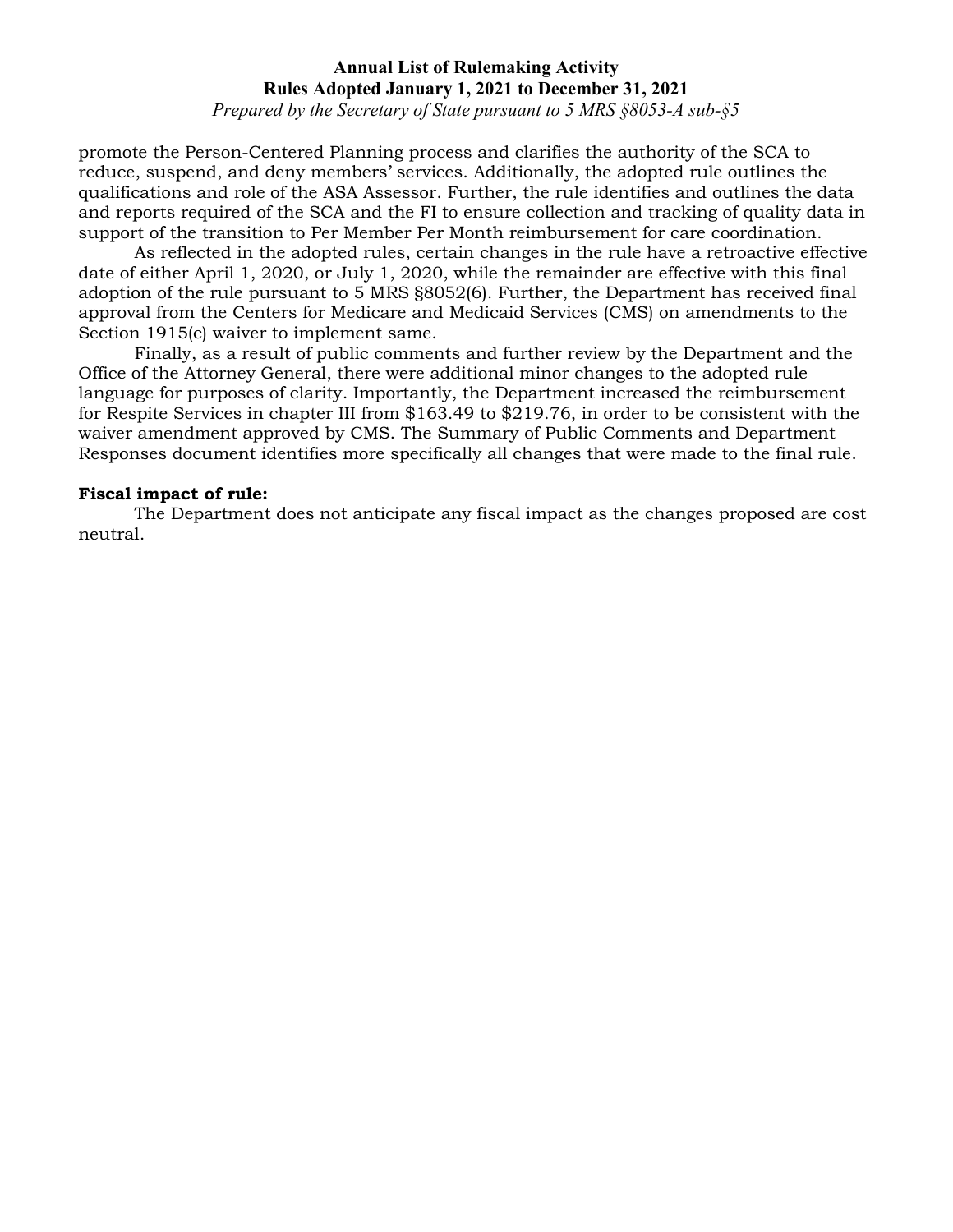promote the Person-Centered Planning process and clarifies the authority of the SCA to reduce, suspend, and deny members' services. Additionally, the adopted rule outlines the qualifications and role of the ASA Assessor. Further, the rule identifies and outlines the data and reports required of the SCA and the FI to ensure collection and tracking of quality data in support of the transition to Per Member Per Month reimbursement for care coordination.

As reflected in the adopted rules, certain changes in the rule have a retroactive effective date of either April 1, 2020, or July 1, 2020, while the remainder are effective with this final adoption of the rule pursuant to 5 MRS §8052(6). Further, the Department has received final approval from the Centers for Medicare and Medicaid Services (CMS) on amendments to the Section 1915(c) waiver to implement same.

Finally, as a result of public comments and further review by the Department and the Office of the Attorney General, there were additional minor changes to the adopted rule language for purposes of clarity. Importantly, the Department increased the reimbursement for Respite Services in chapter III from $163.49 to $219.76, in order to be consistent with the waiver amendment approved by CMS. The Summary of Public Comments and Department Responses document identifies more specifically all changes that were made to the final rule.

**Fiscal impact of rule:**

The Department does not anticipate any fiscal impact as the changes proposed are cost neutral.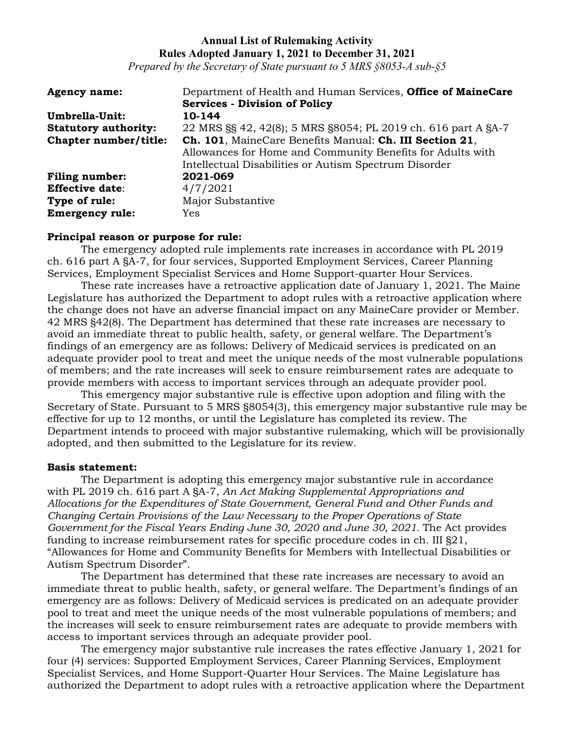**Annual List of Rulemaking Activity**
**Rules Adopted January 1, 2021 to December 31, 2021**
*Prepared by the Secretary of State pursuant to 5 MRS §8053-A sub-§5*

| | |
|---|---|
| **Agency name:** | Department of Health and Human Services, **Office of MaineCare Services - Division of Policy** |
| **Umbrella-Unit:** | **10-144** |
| **Statutory authority:** | 22 MRS §§ 42, 42(8); 5 MRS §8054; PL 2019 ch. 616 part A §A-7 |
| **Chapter number/title:** | **Ch. 101**, MaineCare Benefits Manual: **Ch. III Section 21**, Allowances for Home and Community Benefits for Adults with Intellectual Disabilities or Autism Spectrum Disorder |
| **Filing number:** | **2021-069** |
| **Effective date**: | 4/7/2021 |
| **Type of rule:** | Major Substantive |
| **Emergency rule:** | Yes |

**Principal reason or purpose for rule:**

The emergency adopted rule implements rate increases in accordance with PL 2019 ch. 616 part A §A-7, for four services, Supported Employment Services, Career Planning Services, Employment Specialist Services and Home Support-quarter Hour Services.

These rate increases have a retroactive application date of January 1, 2021. The Maine Legislature has authorized the Department to adopt rules with a retroactive application where the change does not have an adverse financial impact on any MaineCare provider or Member. 42 MRS §42(8). The Department has determined that these rate increases are necessary to avoid an immediate threat to public health, safety, or general welfare. The Department's findings of an emergency are as follows: Delivery of Medicaid services is predicated on an adequate provider pool to treat and meet the unique needs of the most vulnerable populations of members; and the rate increases will seek to ensure reimbursement rates are adequate to provide members with access to important services through an adequate provider pool.

This emergency major substantive rule is effective upon adoption and filing with the Secretary of State. Pursuant to 5 MRS §8054(3), this emergency major substantive rule may be effective for up to 12 months, or until the Legislature has completed its review. The Department intends to proceed with major substantive rulemaking, which will be provisionally adopted, and then submitted to the Legislature for its review.

**Basis statement:**

The Department is adopting this emergency major substantive rule in accordance with PL 2019 ch. 616 part A §A-7, *An Act Making Supplemental Appropriations and Allocations for the Expenditures of State Government, General Fund and Other Funds and Changing Certain Provisions of the Law Necessary to the Proper Operations of State Government for the Fiscal Years Ending June 30, 2020 and June 30, 2021.* The Act provides funding to increase reimbursement rates for specific procedure codes in ch. III §21, "Allowances for Home and Community Benefits for Members with Intellectual Disabilities or Autism Spectrum Disorder".

The Department has determined that these rate increases are necessary to avoid an immediate threat to public health, safety, or general welfare. The Department's findings of an emergency are as follows: Delivery of Medicaid services is predicated on an adequate provider pool to treat and meet the unique needs of the most vulnerable populations of members; and the increases will seek to ensure reimbursement rates are adequate to provide members with access to important services through an adequate provider pool.

The emergency major substantive rule increases the rates effective January 1, 2021 for four (4) services: Supported Employment Services, Career Planning Services, Employment Specialist Services, and Home Support-Quarter Hour Services. The Maine Legislature has authorized the Department to adopt rules with a retroactive application where the Department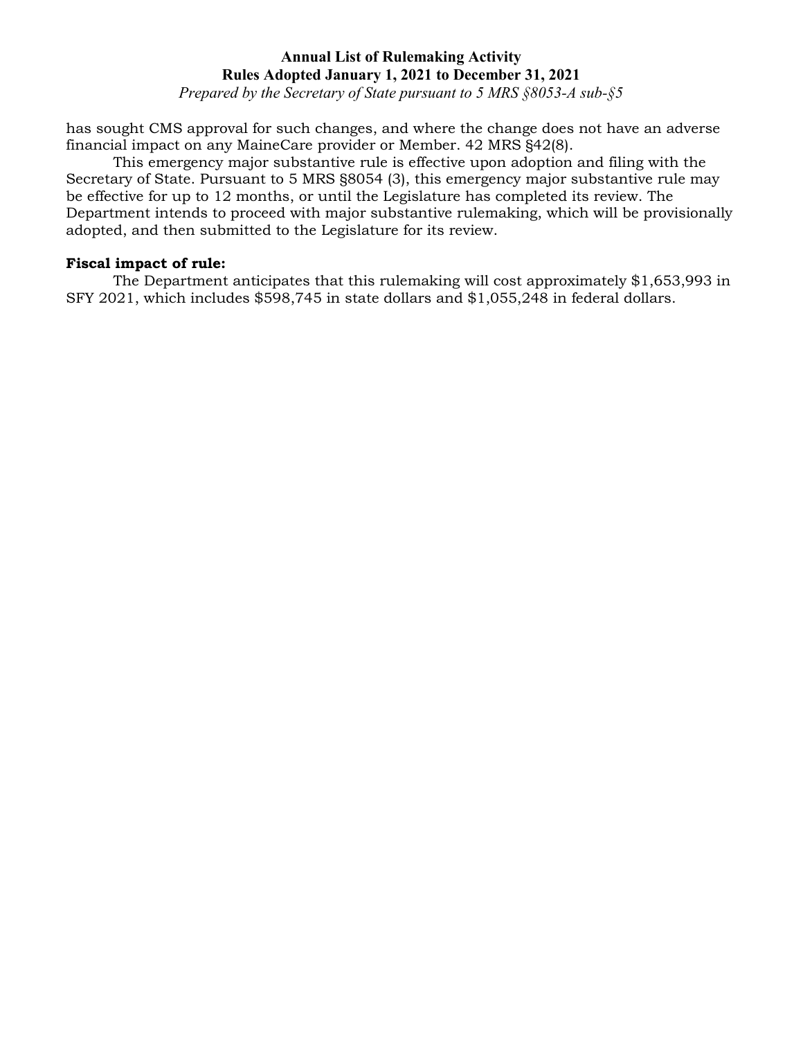has sought CMS approval for such changes, and where the change does not have an adverse financial impact on any MaineCare provider or Member. 42 MRS §42(8).

This emergency major substantive rule is effective upon adoption and filing with the Secretary of State. Pursuant to 5 MRS §8054 (3), this emergency major substantive rule may be effective for up to 12 months, or until the Legislature has completed its review. The Department intends to proceed with major substantive rulemaking, which will be provisionally adopted, and then submitted to the Legislature for its review.

**Fiscal impact of rule:**

The Department anticipates that this rulemaking will cost approximately $1,653,993 in SFY 2021, which includes $598,745 in state dollars and $1,055,248 in federal dollars.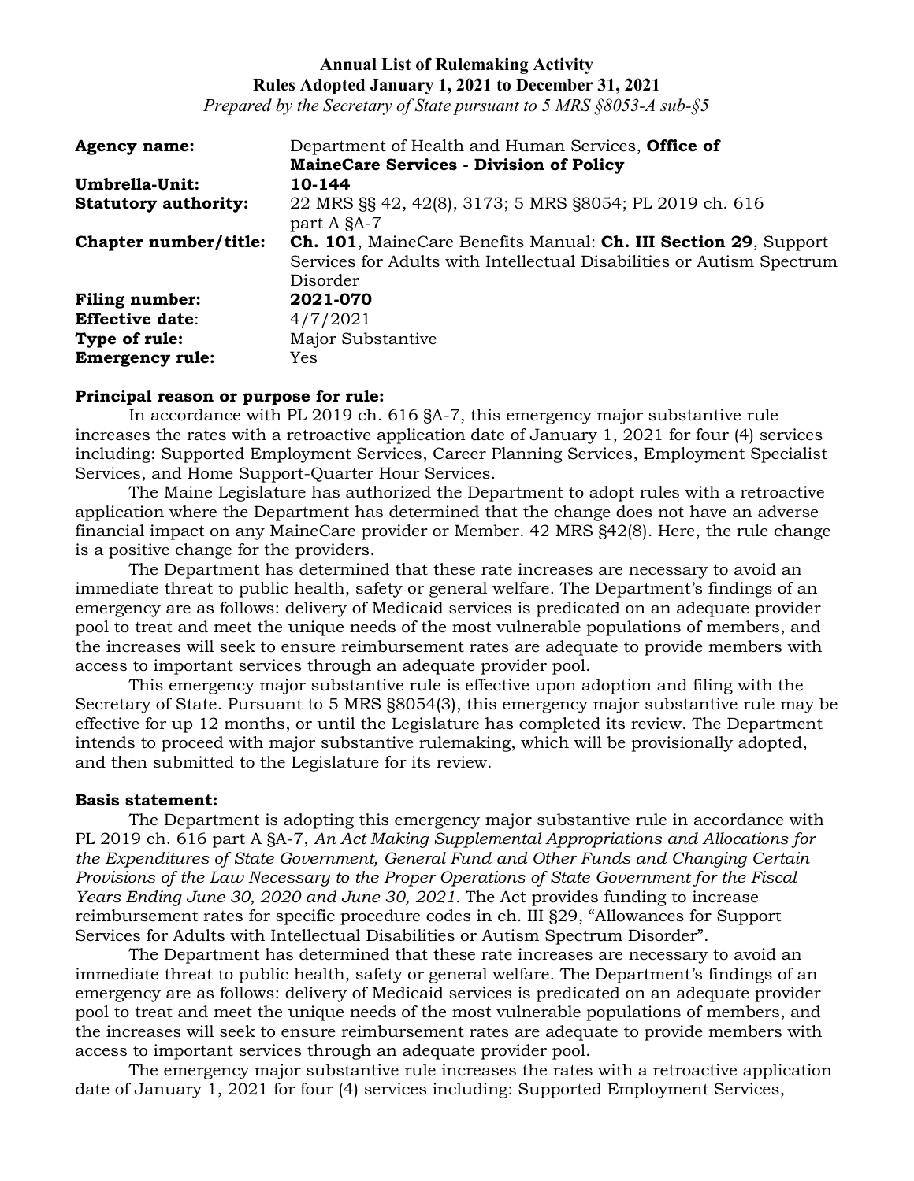**Annual List of Rulemaking Activity**
**Rules Adopted January 1, 2021 to December 31, 2021**
*Prepared by the Secretary of State pursuant to 5 MRS §8053-A sub-§5*

| | |
|---|---|
| **Agency name:** | Department of Health and Human Services, **Office of MaineCare Services - Division of Policy** |
| **Umbrella-Unit:** | **10-144** |
| **Statutory authority:** | 22 MRS §§ 42, 42(8), 3173; 5 MRS §8054; PL 2019 ch. 616 part A §A-7 |
| **Chapter number/title:** | **Ch. 101**, MaineCare Benefits Manual: **Ch. III Section 29**, Support Services for Adults with Intellectual Disabilities or Autism Spectrum Disorder |
| **Filing number:** | **2021-070** |
| **Effective date**: | 4/7/2021 |
| **Type of rule:** | Major Substantive |
| **Emergency rule:** | Yes |

**Principal reason or purpose for rule:**

In accordance with PL 2019 ch. 616 §A-7, this emergency major substantive rule increases the rates with a retroactive application date of January 1, 2021 for four (4) services including: Supported Employment Services, Career Planning Services, Employment Specialist Services, and Home Support-Quarter Hour Services.

The Maine Legislature has authorized the Department to adopt rules with a retroactive application where the Department has determined that the change does not have an adverse financial impact on any MaineCare provider or Member. 42 MRS §42(8). Here, the rule change is a positive change for the providers.

The Department has determined that these rate increases are necessary to avoid an immediate threat to public health, safety or general welfare. The Department's findings of an emergency are as follows: delivery of Medicaid services is predicated on an adequate provider pool to treat and meet the unique needs of the most vulnerable populations of members, and the increases will seek to ensure reimbursement rates are adequate to provide members with access to important services through an adequate provider pool.

This emergency major substantive rule is effective upon adoption and filing with the Secretary of State. Pursuant to 5 MRS §8054(3), this emergency major substantive rule may be effective for up 12 months, or until the Legislature has completed its review. The Department intends to proceed with major substantive rulemaking, which will be provisionally adopted, and then submitted to the Legislature for its review.

**Basis statement:**

The Department is adopting this emergency major substantive rule in accordance with PL 2019 ch. 616 part A §A-7, *An Act Making Supplemental Appropriations and Allocations for the Expenditures of State Government, General Fund and Other Funds and Changing Certain Provisions of the Law Necessary to the Proper Operations of State Government for the Fiscal Years Ending June 30, 2020 and June 30, 2021.* The Act provides funding to increase reimbursement rates for specific procedure codes in ch. III §29, "Allowances for Support Services for Adults with Intellectual Disabilities or Autism Spectrum Disorder".

The Department has determined that these rate increases are necessary to avoid an immediate threat to public health, safety or general welfare. The Department's findings of an emergency are as follows: delivery of Medicaid services is predicated on an adequate provider pool to treat and meet the unique needs of the most vulnerable populations of members, and the increases will seek to ensure reimbursement rates are adequate to provide members with access to important services through an adequate provider pool.

The emergency major substantive rule increases the rates with a retroactive application date of January 1, 2021 for four (4) services including: Supported Employment Services,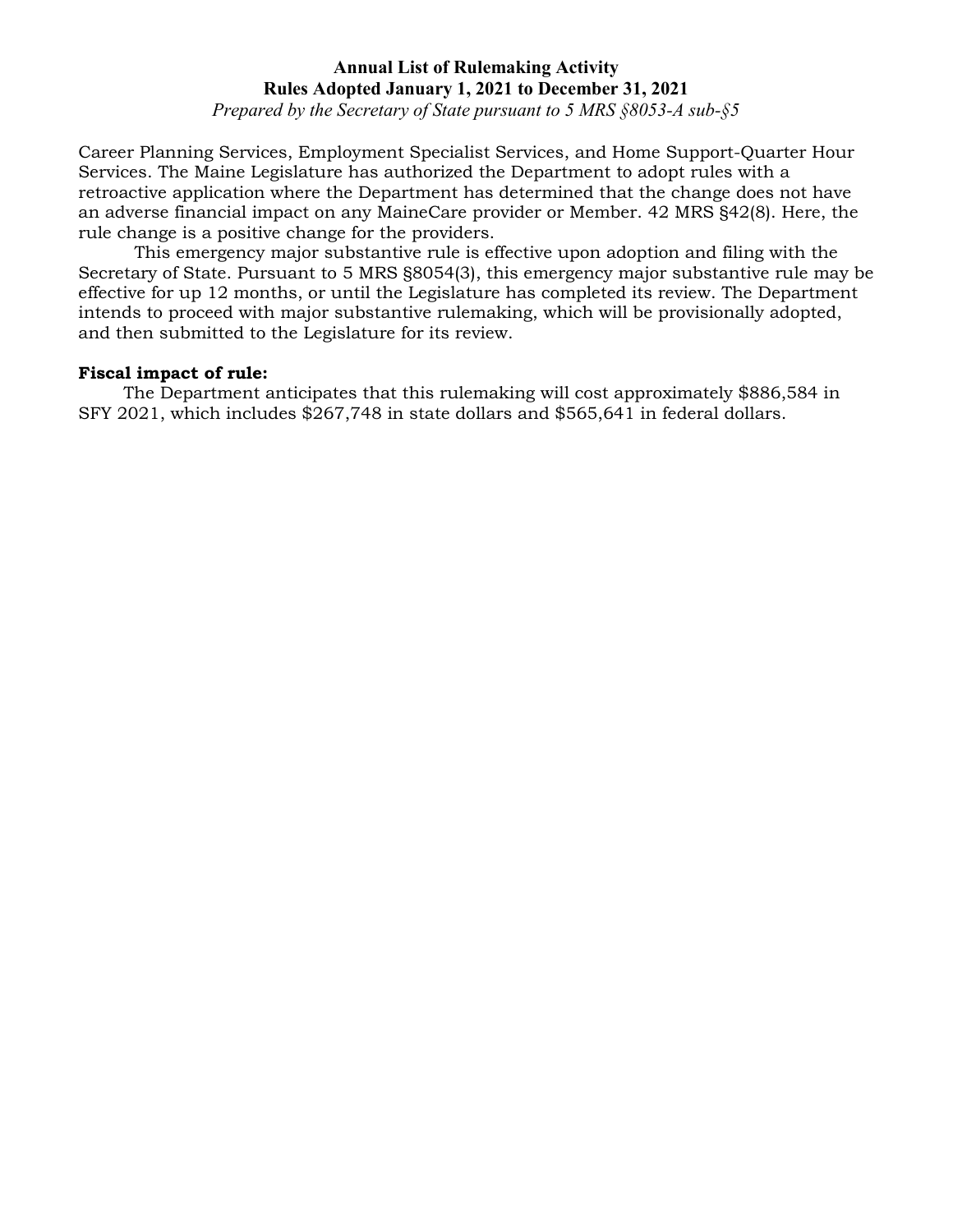Career Planning Services, Employment Specialist Services, and Home Support-Quarter Hour Services. The Maine Legislature has authorized the Department to adopt rules with a retroactive application where the Department has determined that the change does not have an adverse financial impact on any MaineCare provider or Member. 42 MRS §42(8). Here, the rule change is a positive change for the providers.

This emergency major substantive rule is effective upon adoption and filing with the Secretary of State. Pursuant to 5 MRS §8054(3), this emergency major substantive rule may be effective for up 12 months, or until the Legislature has completed its review. The Department intends to proceed with major substantive rulemaking, which will be provisionally adopted, and then submitted to the Legislature for its review.

**Fiscal impact of rule:**

The Department anticipates that this rulemaking will cost approximately $886,584 in SFY 2021, which includes $267,748 in state dollars and $565,641 in federal dollars.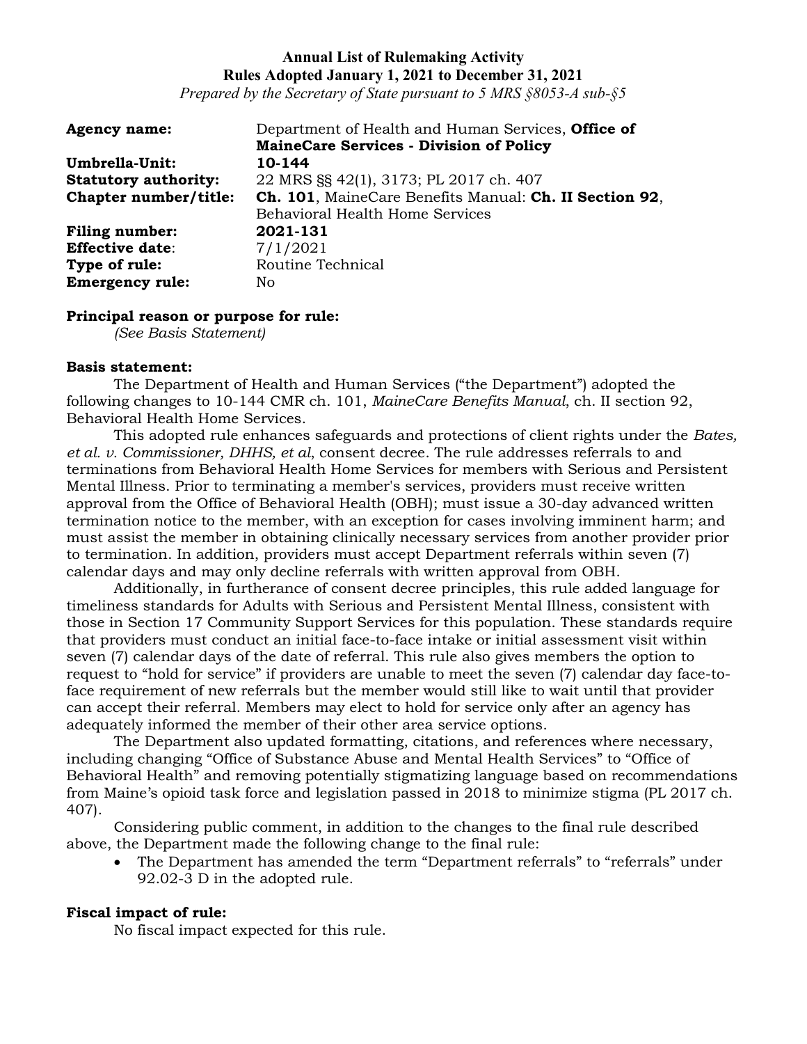**Annual List of Rulemaking Activity**
**Rules Adopted January 1, 2021 to December 31, 2021**
*Prepared by the Secretary of State pursuant to 5 MRS §8053-A sub-§5*

**Agency name:** Department of Health and Human Services, **Office of MaineCare Services - Division of Policy**
**Umbrella-Unit:** **10-144**
**Statutory authority:** 22 MRS §§ 42(1), 3173; PL 2017 ch. 407
**Chapter number/title:** **Ch. 101**, MaineCare Benefits Manual: **Ch. II Section 92**, Behavioral Health Home Services
**Filing number:** **2021-131**
**Effective date**: 7/1/2021
**Type of rule:** Routine Technical
**Emergency rule:** No

**Principal reason or purpose for rule:**
*(See Basis Statement)*

**Basis statement:**
The Department of Health and Human Services ("the Department") adopted the following changes to 10-144 CMR ch. 101, *MaineCare Benefits Manual*, ch. II section 92, Behavioral Health Home Services.

This adopted rule enhances safeguards and protections of client rights under the *Bates, et al. v. Commissioner, DHHS, et al*, consent decree. The rule addresses referrals to and terminations from Behavioral Health Home Services for members with Serious and Persistent Mental Illness. Prior to terminating a member's services, providers must receive written approval from the Office of Behavioral Health (OBH); must issue a 30-day advanced written termination notice to the member, with an exception for cases involving imminent harm; and must assist the member in obtaining clinically necessary services from another provider prior to termination. In addition, providers must accept Department referrals within seven (7) calendar days and may only decline referrals with written approval from OBH.

Additionally, in furtherance of consent decree principles, this rule added language for timeliness standards for Adults with Serious and Persistent Mental Illness, consistent with those in Section 17 Community Support Services for this population. These standards require that providers must conduct an initial face-to-face intake or initial assessment visit within seven (7) calendar days of the date of referral. This rule also gives members the option to request to "hold for service" if providers are unable to meet the seven (7) calendar day face-to-face requirement of new referrals but the member would still like to wait until that provider can accept their referral. Members may elect to hold for service only after an agency has adequately informed the member of their other area service options.

The Department also updated formatting, citations, and references where necessary, including changing "Office of Substance Abuse and Mental Health Services" to "Office of Behavioral Health" and removing potentially stigmatizing language based on recommendations from Maine's opioid task force and legislation passed in 2018 to minimize stigma (PL 2017 ch. 407).

Considering public comment, in addition to the changes to the final rule described above, the Department made the following change to the final rule:

- The Department has amended the term "Department referrals" to "referrals" under 92.02-3 D in the adopted rule.

**Fiscal impact of rule:**
No fiscal impact expected for this rule.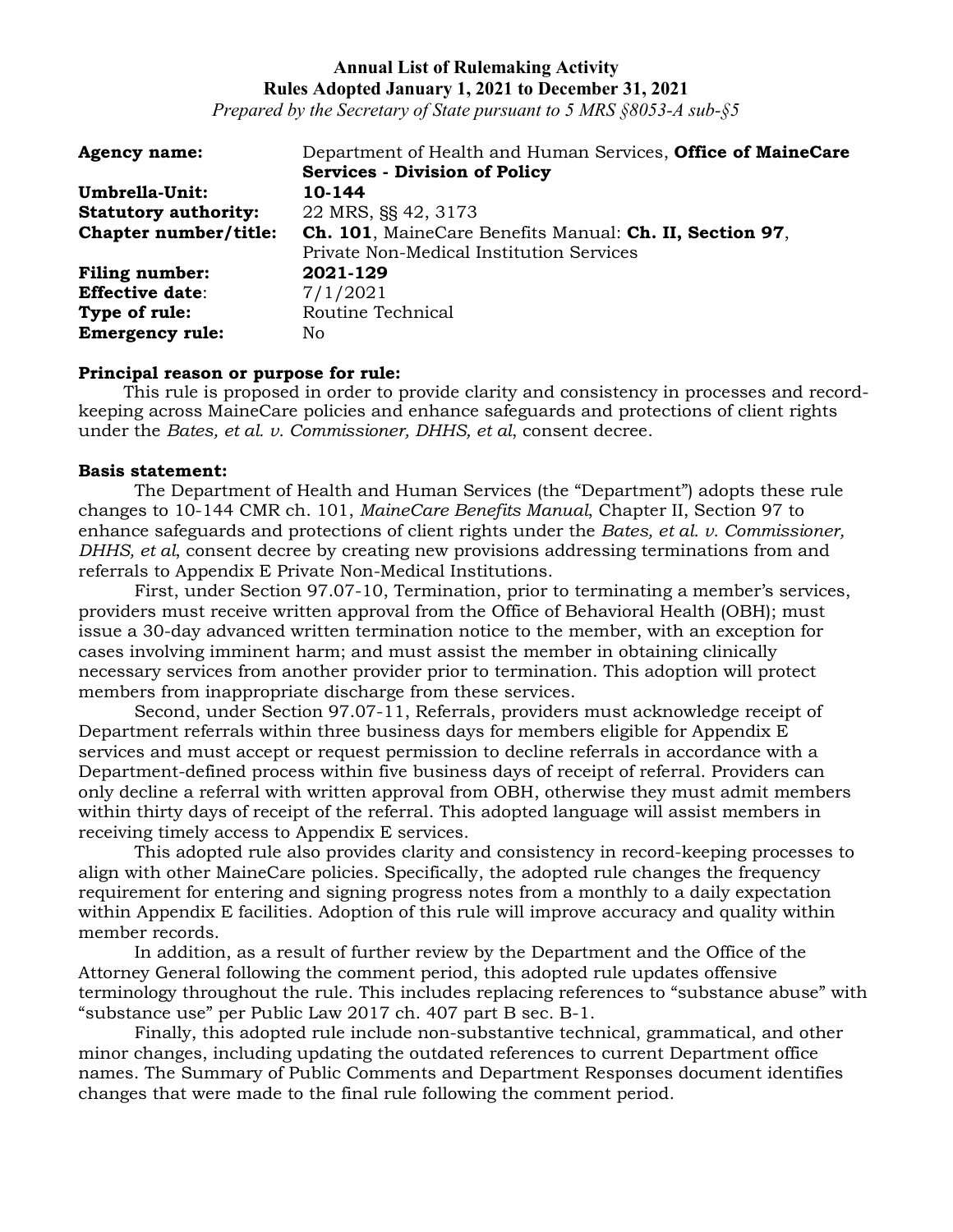**Annual List of Rulemaking Activity**
**Rules Adopted January 1, 2021 to December 31, 2021**
*Prepared by the Secretary of State pursuant to 5 MRS §8053-A sub-§5*

**Agency name:** Department of Health and Human Services, **Office of MaineCare Services - Division of Policy**
**Umbrella-Unit:** **10-144**
**Statutory authority:** 22 MRS, §§ 42, 3173
**Chapter number/title:** **Ch. 101**, MaineCare Benefits Manual: **Ch. II, Section 97**, Private Non-Medical Institution Services
**Filing number:** **2021-129**
**Effective date**: 7/1/2021
**Type of rule:** Routine Technical
**Emergency rule:** No

**Principal reason or purpose for rule:**

This rule is proposed in order to provide clarity and consistency in processes and record-keeping across MaineCare policies and enhance safeguards and protections of client rights under the *Bates, et al. v. Commissioner, DHHS, et al*, consent decree.

**Basis statement:**

The Department of Health and Human Services (the "Department") adopts these rule changes to 10-144 CMR ch. 101, *MaineCare Benefits Manual*, Chapter II, Section 97 to enhance safeguards and protections of client rights under the *Bates, et al. v. Commissioner, DHHS, et al*, consent decree by creating new provisions addressing terminations from and referrals to Appendix E Private Non-Medical Institutions.

First, under Section 97.07-10, Termination, prior to terminating a member's services, providers must receive written approval from the Office of Behavioral Health (OBH); must issue a 30-day advanced written termination notice to the member, with an exception for cases involving imminent harm; and must assist the member in obtaining clinically necessary services from another provider prior to termination. This adoption will protect members from inappropriate discharge from these services.

Second, under Section 97.07-11, Referrals, providers must acknowledge receipt of Department referrals within three business days for members eligible for Appendix E services and must accept or request permission to decline referrals in accordance with a Department-defined process within five business days of receipt of referral. Providers can only decline a referral with written approval from OBH, otherwise they must admit members within thirty days of receipt of the referral. This adopted language will assist members in receiving timely access to Appendix E services.

This adopted rule also provides clarity and consistency in record-keeping processes to align with other MaineCare policies. Specifically, the adopted rule changes the frequency requirement for entering and signing progress notes from a monthly to a daily expectation within Appendix E facilities. Adoption of this rule will improve accuracy and quality within member records.

In addition, as a result of further review by the Department and the Office of the Attorney General following the comment period, this adopted rule updates offensive terminology throughout the rule. This includes replacing references to "substance abuse" with "substance use" per Public Law 2017 ch. 407 part B sec. B-1.

Finally, this adopted rule include non-substantive technical, grammatical, and other minor changes, including updating the outdated references to current Department office names. The Summary of Public Comments and Department Responses document identifies changes that were made to the final rule following the comment period.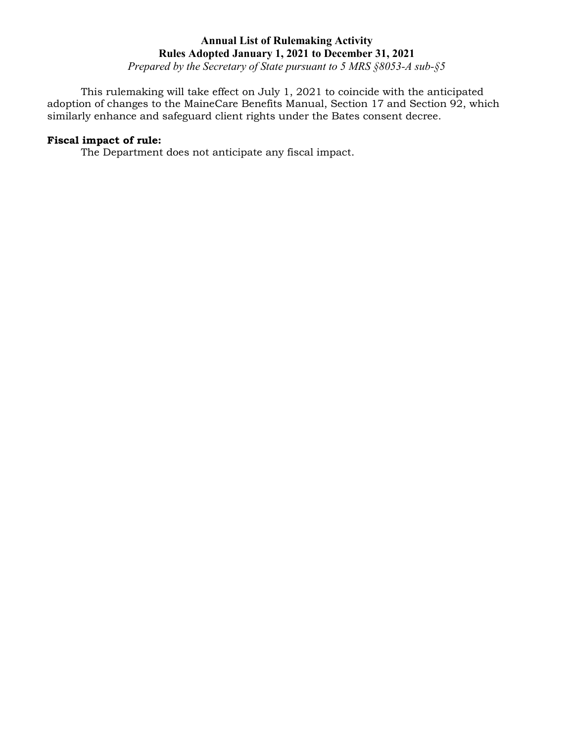This rulemaking will take effect on July 1, 2021 to coincide with the anticipated adoption of changes to the MaineCare Benefits Manual, Section 17 and Section 92, which similarly enhance and safeguard client rights under the Bates consent decree.

**Fiscal impact of rule:**

The Department does not anticipate any fiscal impact.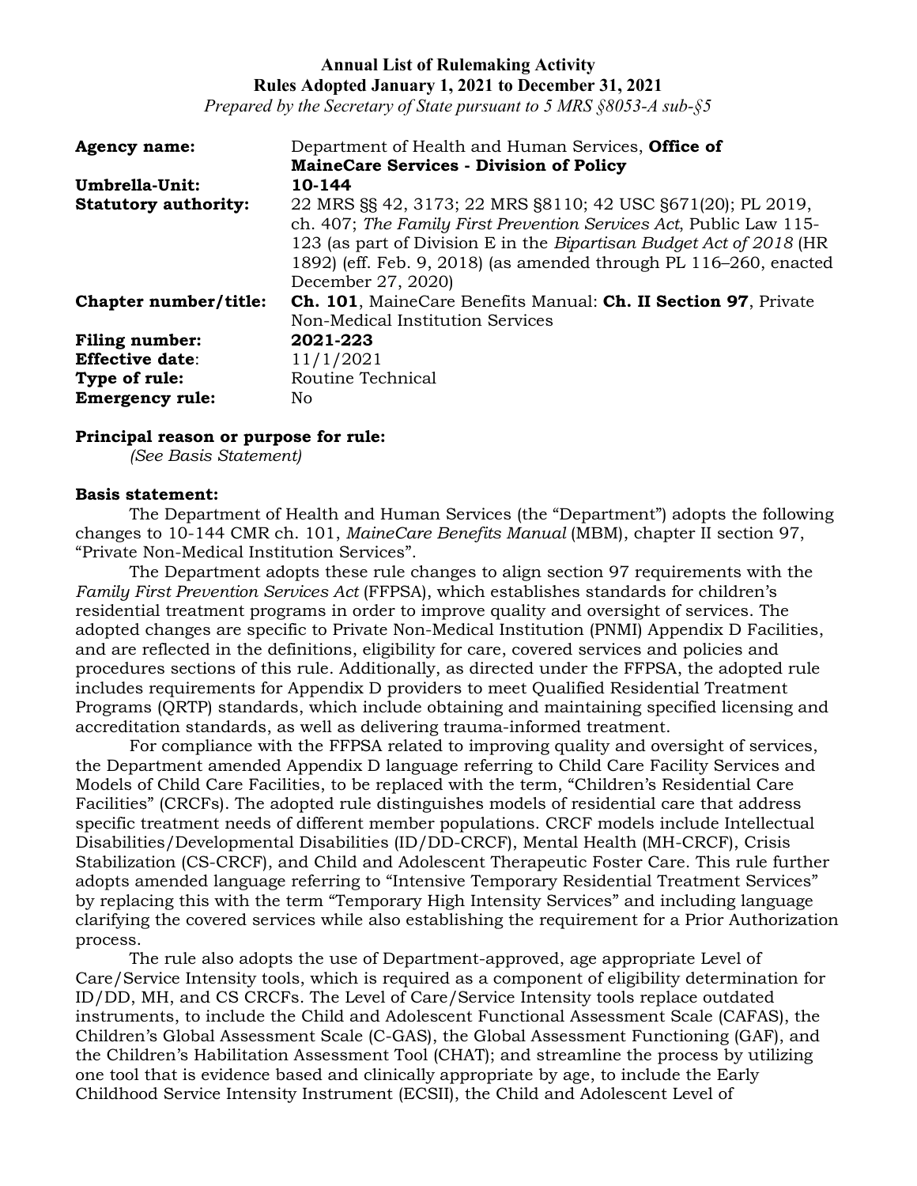**Annual List of Rulemaking Activity**
**Rules Adopted January 1, 2021 to December 31, 2021**
*Prepared by the Secretary of State pursuant to 5 MRS §8053-A sub-§5*

| | |
|---|---|
| **Agency name:** | Department of Health and Human Services, **Office of MaineCare Services - Division of Policy** |
| **Umbrella-Unit:** | **10-144** |
| **Statutory authority:** | 22 MRS §§ 42, 3173; 22 MRS §8110; 42 USC §671(20); PL 2019, ch. 407; *The Family First Prevention Services Act*, Public Law 115-123 (as part of Division E in the *Bipartisan Budget Act of 2018* (HR 1892) (eff. Feb. 9, 2018) (as amended through PL 116–260, enacted December 27, 2020) |
| **Chapter number/title:** | **Ch. 101**, MaineCare Benefits Manual: **Ch. II Section 97**, Private Non-Medical Institution Services |
| **Filing number:** | **2021-223** |
| **Effective date**: | 11/1/2021 |
| **Type of rule:** | Routine Technical |
| **Emergency rule:** | No |

**Principal reason or purpose for rule:**

*(See Basis Statement)*

**Basis statement:**

The Department of Health and Human Services (the "Department") adopts the following changes to 10-144 CMR ch. 101, *MaineCare Benefits Manual* (MBM), chapter II section 97, "Private Non-Medical Institution Services".

The Department adopts these rule changes to align section 97 requirements with the *Family First Prevention Services Act* (FFPSA), which establishes standards for children's residential treatment programs in order to improve quality and oversight of services. The adopted changes are specific to Private Non-Medical Institution (PNMI) Appendix D Facilities, and are reflected in the definitions, eligibility for care, covered services and policies and procedures sections of this rule. Additionally, as directed under the FFPSA, the adopted rule includes requirements for Appendix D providers to meet Qualified Residential Treatment Programs (QRTP) standards, which include obtaining and maintaining specified licensing and accreditation standards, as well as delivering trauma-informed treatment.

For compliance with the FFPSA related to improving quality and oversight of services, the Department amended Appendix D language referring to Child Care Facility Services and Models of Child Care Facilities, to be replaced with the term, "Children's Residential Care Facilities" (CRCFs). The adopted rule distinguishes models of residential care that address specific treatment needs of different member populations. CRCF models include Intellectual Disabilities/Developmental Disabilities (ID/DD-CRCF), Mental Health (MH-CRCF), Crisis Stabilization (CS-CRCF), and Child and Adolescent Therapeutic Foster Care. This rule further adopts amended language referring to "Intensive Temporary Residential Treatment Services" by replacing this with the term "Temporary High Intensity Services" and including language clarifying the covered services while also establishing the requirement for a Prior Authorization process.

The rule also adopts the use of Department-approved, age appropriate Level of Care/Service Intensity tools, which is required as a component of eligibility determination for ID/DD, MH, and CS CRCFs. The Level of Care/Service Intensity tools replace outdated instruments, to include the Child and Adolescent Functional Assessment Scale (CAFAS), the Children's Global Assessment Scale (C-GAS), the Global Assessment Functioning (GAF), and the Children's Habilitation Assessment Tool (CHAT); and streamline the process by utilizing one tool that is evidence based and clinically appropriate by age, to include the Early Childhood Service Intensity Instrument (ECSII), the Child and Adolescent Level of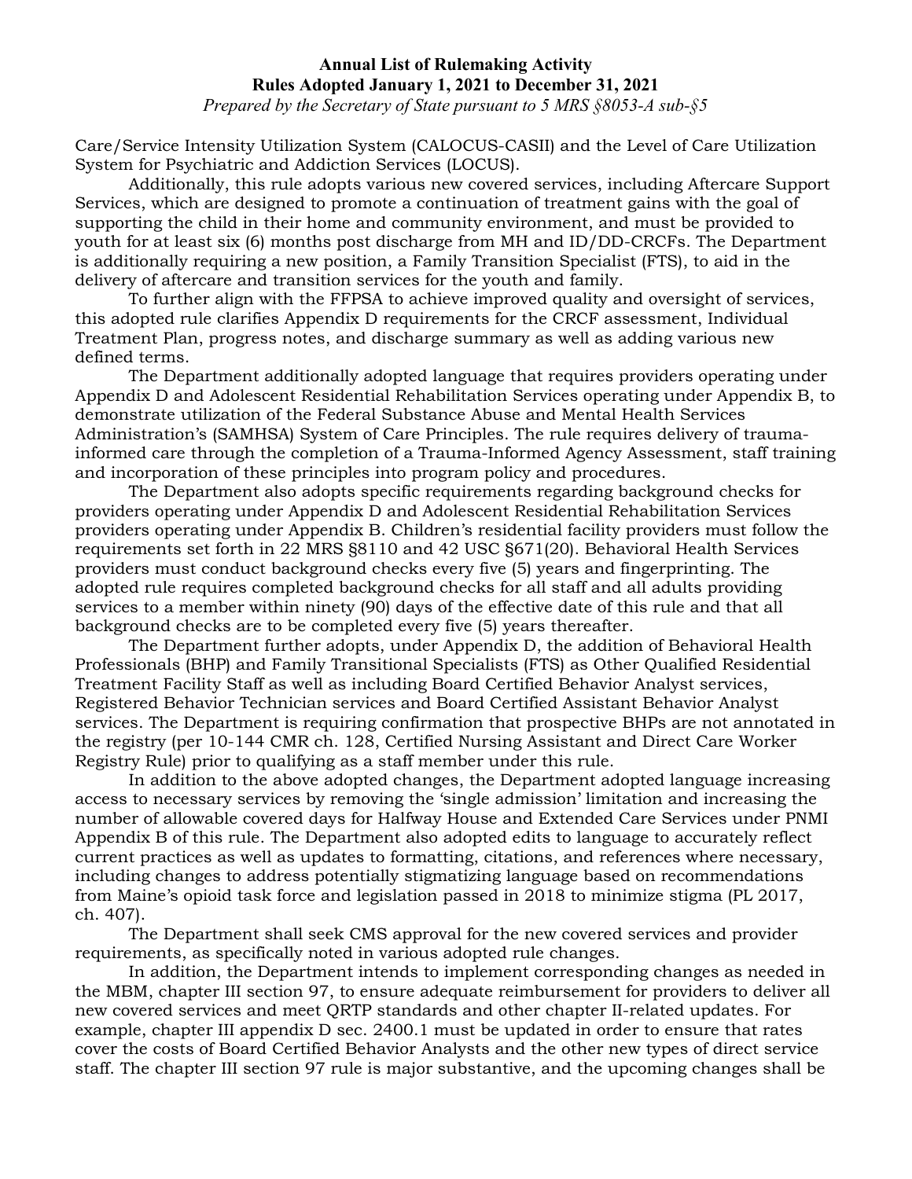Care/Service Intensity Utilization System (CALOCUS-CASII) and the Level of Care Utilization System for Psychiatric and Addiction Services (LOCUS).

Additionally, this rule adopts various new covered services, including Aftercare Support Services, which are designed to promote a continuation of treatment gains with the goal of supporting the child in their home and community environment, and must be provided to youth for at least six (6) months post discharge from MH and ID/DD-CRCFs. The Department is additionally requiring a new position, a Family Transition Specialist (FTS), to aid in the delivery of aftercare and transition services for the youth and family.

To further align with the FFPSA to achieve improved quality and oversight of services, this adopted rule clarifies Appendix D requirements for the CRCF assessment, Individual Treatment Plan, progress notes, and discharge summary as well as adding various new defined terms.

The Department additionally adopted language that requires providers operating under Appendix D and Adolescent Residential Rehabilitation Services operating under Appendix B, to demonstrate utilization of the Federal Substance Abuse and Mental Health Services Administration's (SAMHSA) System of Care Principles. The rule requires delivery of trauma-informed care through the completion of a Trauma-Informed Agency Assessment, staff training and incorporation of these principles into program policy and procedures.

The Department also adopts specific requirements regarding background checks for providers operating under Appendix D and Adolescent Residential Rehabilitation Services providers operating under Appendix B. Children's residential facility providers must follow the requirements set forth in 22 MRS §8110 and 42 USC §671(20). Behavioral Health Services providers must conduct background checks every five (5) years and fingerprinting. The adopted rule requires completed background checks for all staff and all adults providing services to a member within ninety (90) days of the effective date of this rule and that all background checks are to be completed every five (5) years thereafter.

The Department further adopts, under Appendix D, the addition of Behavioral Health Professionals (BHP) and Family Transitional Specialists (FTS) as Other Qualified Residential Treatment Facility Staff as well as including Board Certified Behavior Analyst services, Registered Behavior Technician services and Board Certified Assistant Behavior Analyst services. The Department is requiring confirmation that prospective BHPs are not annotated in the registry (per 10-144 CMR ch. 128, Certified Nursing Assistant and Direct Care Worker Registry Rule) prior to qualifying as a staff member under this rule.

In addition to the above adopted changes, the Department adopted language increasing access to necessary services by removing the 'single admission' limitation and increasing the number of allowable covered days for Halfway House and Extended Care Services under PNMI Appendix B of this rule. The Department also adopted edits to language to accurately reflect current practices as well as updates to formatting, citations, and references where necessary, including changes to address potentially stigmatizing language based on recommendations from Maine's opioid task force and legislation passed in 2018 to minimize stigma (PL 2017, ch. 407).

The Department shall seek CMS approval for the new covered services and provider requirements, as specifically noted in various adopted rule changes.

In addition, the Department intends to implement corresponding changes as needed in the MBM, chapter III section 97, to ensure adequate reimbursement for providers to deliver all new covered services and meet QRTP standards and other chapter II-related updates. For example, chapter III appendix D sec. 2400.1 must be updated in order to ensure that rates cover the costs of Board Certified Behavior Analysts and the other new types of direct service staff. The chapter III section 97 rule is major substantive, and the upcoming changes shall be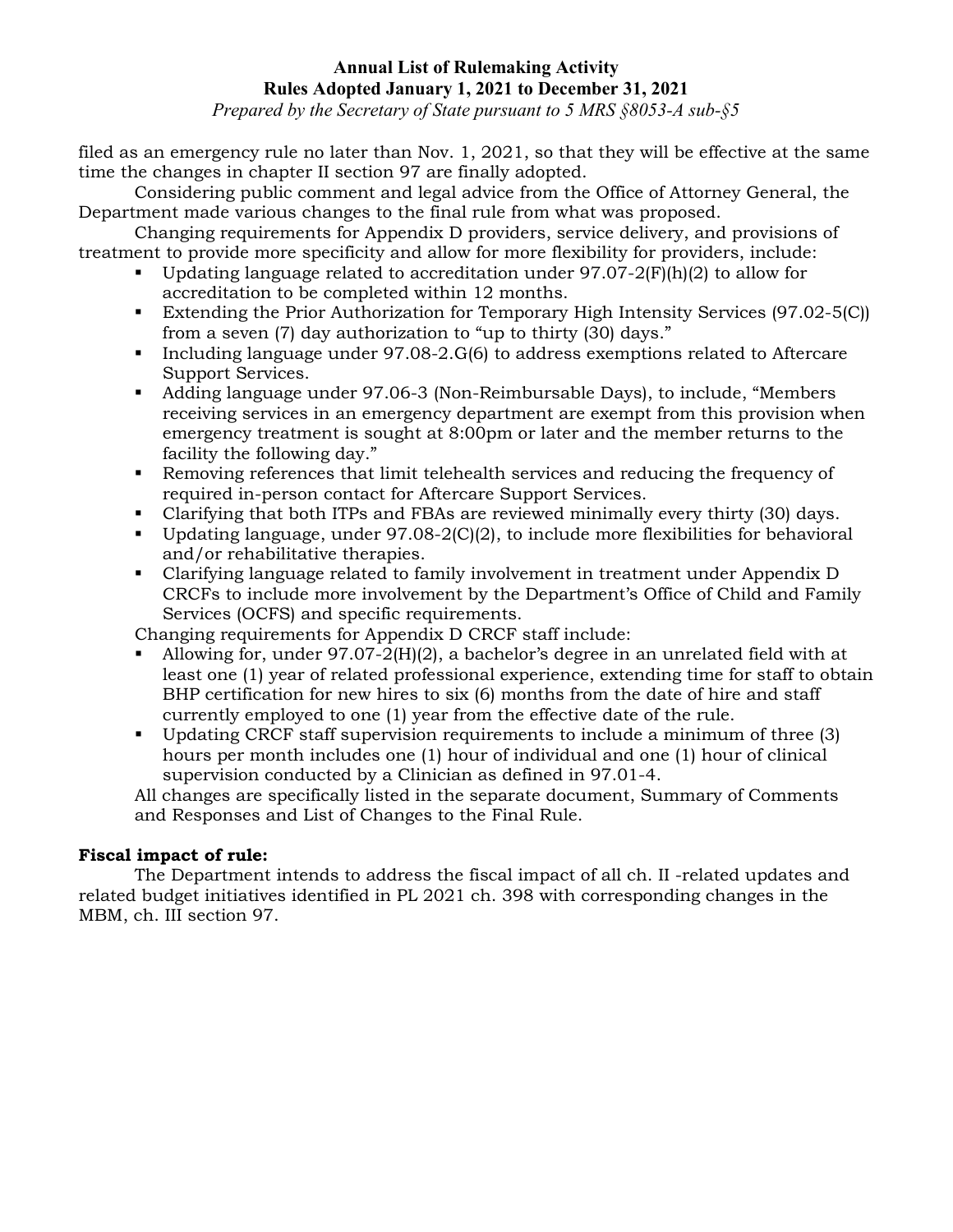filed as an emergency rule no later than Nov. 1, 2021, so that they will be effective at the same time the changes in chapter II section 97 are finally adopted.

Considering public comment and legal advice from the Office of Attorney General, the Department made various changes to the final rule from what was proposed.

Changing requirements for Appendix D providers, service delivery, and provisions of treatment to provide more specificity and allow for more flexibility for providers, include:

- Updating language related to accreditation under 97.07-2(F)(h)(2) to allow for accreditation to be completed within 12 months.
- Extending the Prior Authorization for Temporary High Intensity Services (97.02-5(C)) from a seven (7) day authorization to "up to thirty (30) days."
- Including language under 97.08-2.G(6) to address exemptions related to Aftercare Support Services.
- Adding language under 97.06-3 (Non-Reimbursable Days), to include, "Members receiving services in an emergency department are exempt from this provision when emergency treatment is sought at 8:00pm or later and the member returns to the facility the following day."
- Removing references that limit telehealth services and reducing the frequency of required in-person contact for Aftercare Support Services.
- Clarifying that both ITPs and FBAs are reviewed minimally every thirty (30) days.
- Updating language, under 97.08-2(C)(2), to include more flexibilities for behavioral and/or rehabilitative therapies.
- Clarifying language related to family involvement in treatment under Appendix D CRCFs to include more involvement by the Department's Office of Child and Family Services (OCFS) and specific requirements.

Changing requirements for Appendix D CRCF staff include:

- Allowing for, under 97.07-2(H)(2), a bachelor's degree in an unrelated field with at least one (1) year of related professional experience, extending time for staff to obtain BHP certification for new hires to six (6) months from the date of hire and staff currently employed to one (1) year from the effective date of the rule.
- Updating CRCF staff supervision requirements to include a minimum of three (3) hours per month includes one (1) hour of individual and one (1) hour of clinical supervision conducted by a Clinician as defined in 97.01-4.

All changes are specifically listed in the separate document, Summary of Comments and Responses and List of Changes to the Final Rule.

**Fiscal impact of rule:**

The Department intends to address the fiscal impact of all ch. II -related updates and related budget initiatives identified in PL 2021 ch. 398 with corresponding changes in the MBM, ch. III section 97.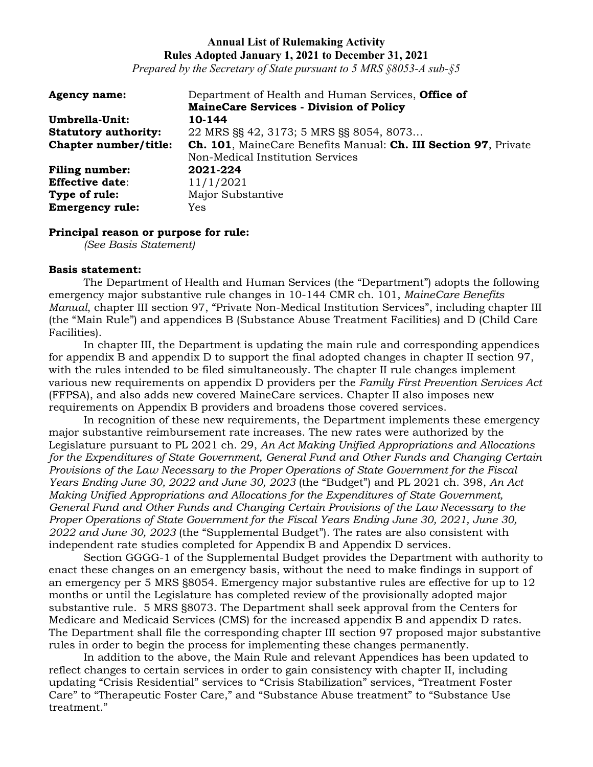**Annual List of Rulemaking Activity**
**Rules Adopted January 1, 2021 to December 31, 2021**
*Prepared by the Secretary of State pursuant to 5 MRS §8053-A sub-§5*

| | |
|---|---|
| **Agency name:** | Department of Health and Human Services, **Office of MaineCare Services - Division of Policy** |
| **Umbrella-Unit:** | **10-144** |
| **Statutory authority:** | 22 MRS §§ 42, 3173; 5 MRS §§ 8054, 8073... |
| **Chapter number/title:** | **Ch. 101**, MaineCare Benefits Manual: **Ch. III Section 97**, Private Non-Medical Institution Services |
| **Filing number:** | **2021-224** |
| **Effective date**: | 11/1/2021 |
| **Type of rule:** | Major Substantive |
| **Emergency rule:** | Yes |

**Principal reason or purpose for rule:**
*(See Basis Statement)*

**Basis statement:**
The Department of Health and Human Services (the "Department") adopts the following emergency major substantive rule changes in 10-144 CMR ch. 101, *MaineCare Benefits Manual*, chapter III section 97, "Private Non-Medical Institution Services", including chapter III (the "Main Rule") and appendices B (Substance Abuse Treatment Facilities) and D (Child Care Facilities).

In chapter III, the Department is updating the main rule and corresponding appendices for appendix B and appendix D to support the final adopted changes in chapter II section 97, with the rules intended to be filed simultaneously. The chapter II rule changes implement various new requirements on appendix D providers per the *Family First Prevention Services Act* (FFPSA), and also adds new covered MaineCare services. Chapter II also imposes new requirements on Appendix B providers and broadens those covered services.

In recognition of these new requirements, the Department implements these emergency major substantive reimbursement rate increases. The new rates were authorized by the Legislature pursuant to PL 2021 ch. 29, *An Act Making Unified Appropriations and Allocations for the Expenditures of State Government, General Fund and Other Funds and Changing Certain Provisions of the Law Necessary to the Proper Operations of State Government for the Fiscal Years Ending June 30, 2022 and June 30, 2023* (the "Budget") and PL 2021 ch. 398, *An Act Making Unified Appropriations and Allocations for the Expenditures of State Government, General Fund and Other Funds and Changing Certain Provisions of the Law Necessary to the Proper Operations of State Government for the Fiscal Years Ending June 30, 2021, June 30, 2022 and June 30, 2023* (the "Supplemental Budget"). The rates are also consistent with independent rate studies completed for Appendix B and Appendix D services.

Section GGGG-1 of the Supplemental Budget provides the Department with authority to enact these changes on an emergency basis, without the need to make findings in support of an emergency per 5 MRS §8054. Emergency major substantive rules are effective for up to 12 months or until the Legislature has completed review of the provisionally adopted major substantive rule. 5 MRS §8073. The Department shall seek approval from the Centers for Medicare and Medicaid Services (CMS) for the increased appendix B and appendix D rates. The Department shall file the corresponding chapter III section 97 proposed major substantive rules in order to begin the process for implementing these changes permanently.

In addition to the above, the Main Rule and relevant Appendices has been updated to reflect changes to certain services in order to gain consistency with chapter II, including updating "Crisis Residential" services to "Crisis Stabilization" services, "Treatment Foster Care" to "Therapeutic Foster Care," and "Substance Abuse treatment" to "Substance Use treatment."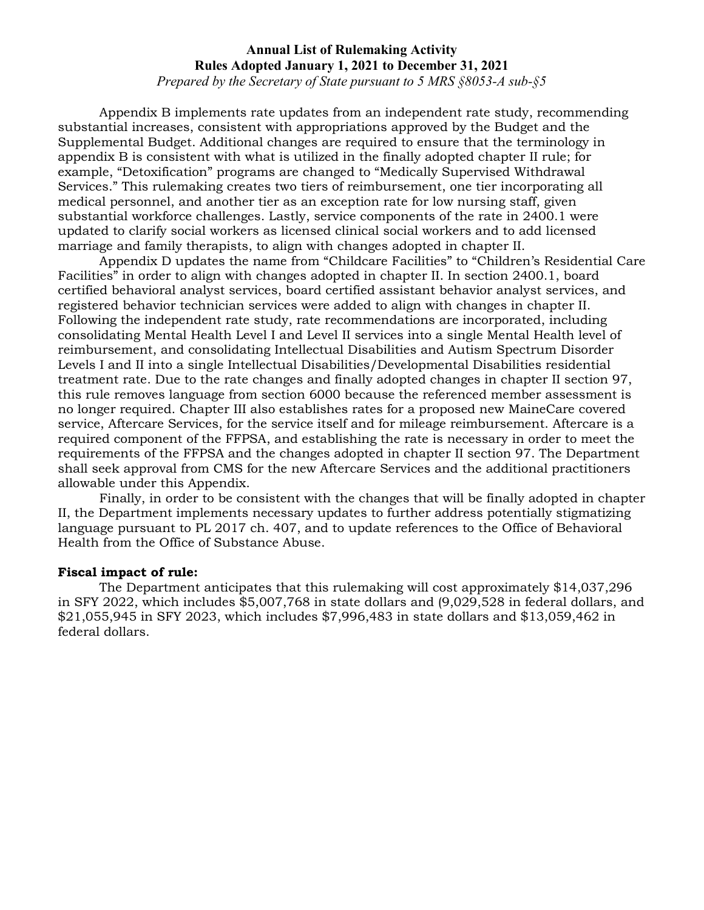Appendix B implements rate updates from an independent rate study, recommending substantial increases, consistent with appropriations approved by the Budget and the Supplemental Budget. Additional changes are required to ensure that the terminology in appendix B is consistent with what is utilized in the finally adopted chapter II rule; for example, “Detoxification” programs are changed to “Medically Supervised Withdrawal Services.” This rulemaking creates two tiers of reimbursement, one tier incorporating all medical personnel, and another tier as an exception rate for low nursing staff, given substantial workforce challenges. Lastly, service components of the rate in 2400.1 were updated to clarify social workers as licensed clinical social workers and to add licensed marriage and family therapists, to align with changes adopted in chapter II.

Appendix D updates the name from “Childcare Facilities” to “Children’s Residential Care Facilities” in order to align with changes adopted in chapter II. In section 2400.1, board certified behavioral analyst services, board certified assistant behavior analyst services, and registered behavior technician services were added to align with changes in chapter II. Following the independent rate study, rate recommendations are incorporated, including consolidating Mental Health Level I and Level II services into a single Mental Health level of reimbursement, and consolidating Intellectual Disabilities and Autism Spectrum Disorder Levels I and II into a single Intellectual Disabilities/Developmental Disabilities residential treatment rate. Due to the rate changes and finally adopted changes in chapter II section 97, this rule removes language from section 6000 because the referenced member assessment is no longer required. Chapter III also establishes rates for a proposed new MaineCare covered service, Aftercare Services, for the service itself and for mileage reimbursement. Aftercare is a required component of the FFPSA, and establishing the rate is necessary in order to meet the requirements of the FFPSA and the changes adopted in chapter II section 97. The Department shall seek approval from CMS for the new Aftercare Services and the additional practitioners allowable under this Appendix.

Finally, in order to be consistent with the changes that will be finally adopted in chapter II, the Department implements necessary updates to further address potentially stigmatizing language pursuant to PL 2017 ch. 407, and to update references to the Office of Behavioral Health from the Office of Substance Abuse.

**Fiscal impact of rule:**

The Department anticipates that this rulemaking will cost approximately $14,037,296 in SFY 2022, which includes $5,007,768 in state dollars and (9,029,528 in federal dollars, and $21,055,945 in SFY 2023, which includes $7,996,483 in state dollars and $13,059,462 in federal dollars.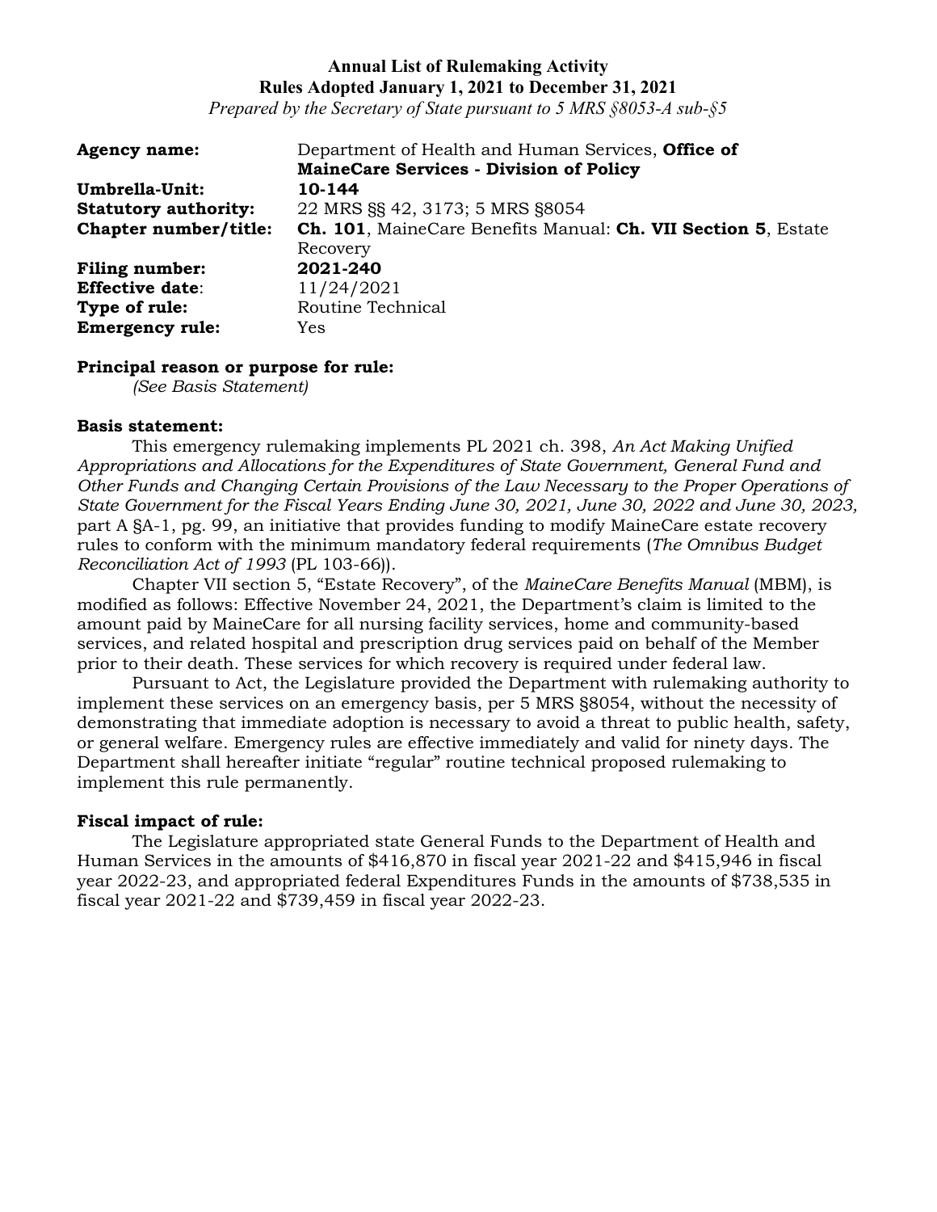**Annual List of Rulemaking Activity**
**Rules Adopted January 1, 2021 to December 31, 2021**
*Prepared by the Secretary of State pursuant to 5 MRS §8053-A sub-§5*

| | |
|---|---|
| **Agency name:** | Department of Health and Human Services, **Office of MaineCare Services - Division of Policy** |
| **Umbrella-Unit:** | **10-144** |
| **Statutory authority:** | 22 MRS §§ 42, 3173; 5 MRS §8054 |
| **Chapter number/title:** | **Ch. 101**, MaineCare Benefits Manual: **Ch. VII Section 5**, Estate Recovery |
| **Filing number:** | **2021-240** |
| **Effective date**: | 11/24/2021 |
| **Type of rule:** | Routine Technical |
| **Emergency rule:** | Yes |

**Principal reason or purpose for rule:**
*(See Basis Statement)*

**Basis statement:**

This emergency rulemaking implements PL 2021 ch. 398, *An Act Making Unified Appropriations and Allocations for the Expenditures of State Government, General Fund and Other Funds and Changing Certain Provisions of the Law Necessary to the Proper Operations of State Government for the Fiscal Years Ending June 30, 2021, June 30, 2022 and June 30, 2023,* part A §A-1, pg. 99, an initiative that provides funding to modify MaineCare estate recovery rules to conform with the minimum mandatory federal requirements (*The Omnibus Budget Reconciliation Act of 1993* (PL 103-66)).

Chapter VII section 5, "Estate Recovery", of the *MaineCare Benefits Manual* (MBM), is modified as follows: Effective November 24, 2021, the Department's claim is limited to the amount paid by MaineCare for all nursing facility services, home and community-based services, and related hospital and prescription drug services paid on behalf of the Member prior to their death. These services for which recovery is required under federal law.

Pursuant to Act, the Legislature provided the Department with rulemaking authority to implement these services on an emergency basis, per 5 MRS §8054, without the necessity of demonstrating that immediate adoption is necessary to avoid a threat to public health, safety, or general welfare. Emergency rules are effective immediately and valid for ninety days. The Department shall hereafter initiate "regular" routine technical proposed rulemaking to implement this rule permanently.

**Fiscal impact of rule:**

The Legislature appropriated state General Funds to the Department of Health and Human Services in the amounts of $416,870 in fiscal year 2021-22 and $415,946 in fiscal year 2022-23, and appropriated federal Expenditures Funds in the amounts of $738,535 in fiscal year 2021-22 and $739,459 in fiscal year 2022-23.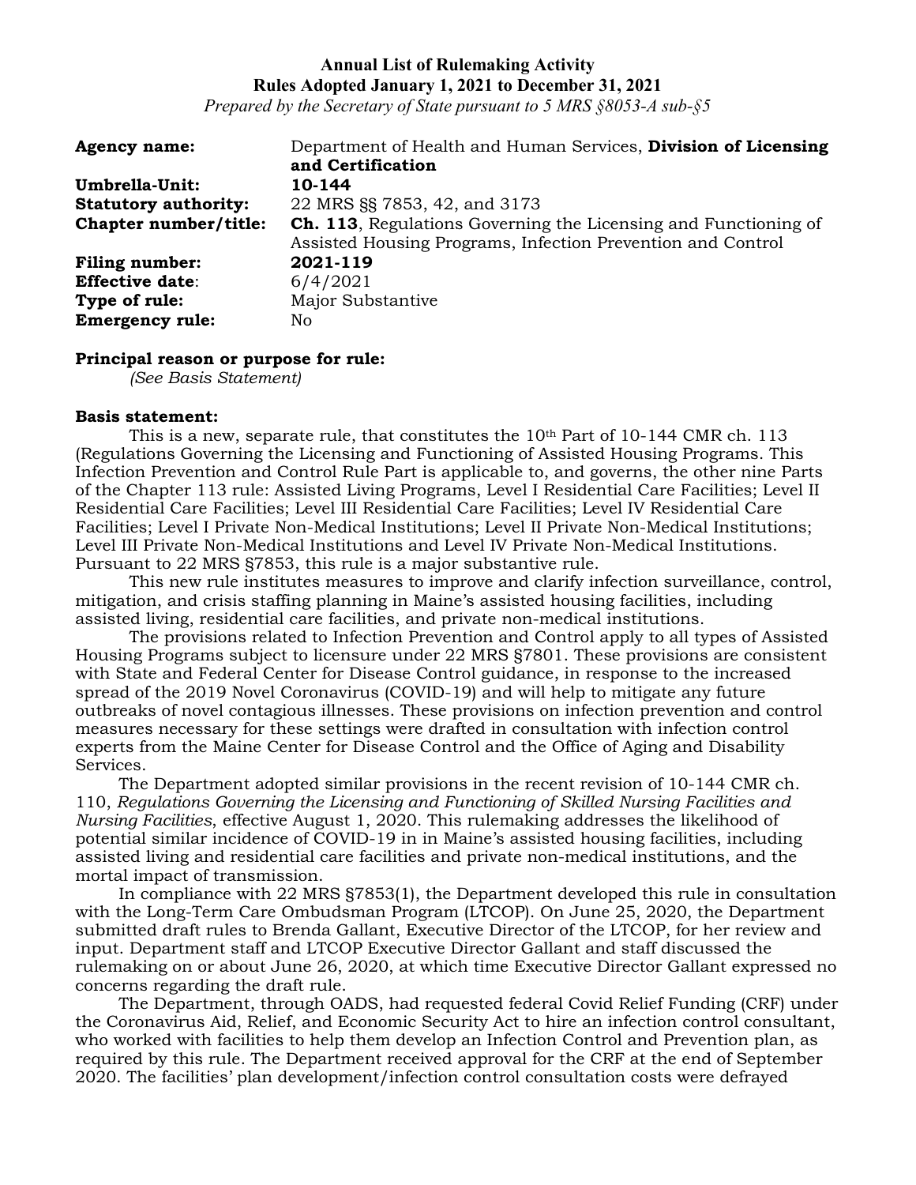**Annual List of Rulemaking Activity**
**Rules Adopted January 1, 2021 to December 31, 2021**
*Prepared by the Secretary of State pursuant to 5 MRS §8053-A sub-§5*

| | |
|---|---|
| **Agency name:** | Department of Health and Human Services, **Division of Licensing and Certification** |
| **Umbrella-Unit:** | **10-144** |
| **Statutory authority:** | 22 MRS §§ 7853, 42, and 3173 |
| **Chapter number/title:** | **Ch. 113**, Regulations Governing the Licensing and Functioning of Assisted Housing Programs, Infection Prevention and Control |
| **Filing number:** | **2021-119** |
| **Effective date**: | 6/4/2021 |
| **Type of rule:** | Major Substantive |
| **Emergency rule:** | No |

**Principal reason or purpose for rule:**
*(See Basis Statement)*

**Basis statement:**

This is a new, separate rule, that constitutes the 10th Part of 10-144 CMR ch. 113 (Regulations Governing the Licensing and Functioning of Assisted Housing Programs. This Infection Prevention and Control Rule Part is applicable to, and governs, the other nine Parts of the Chapter 113 rule: Assisted Living Programs, Level I Residential Care Facilities; Level II Residential Care Facilities; Level III Residential Care Facilities; Level IV Residential Care Facilities; Level I Private Non-Medical Institutions; Level II Private Non-Medical Institutions; Level III Private Non-Medical Institutions and Level IV Private Non-Medical Institutions. Pursuant to 22 MRS §7853, this rule is a major substantive rule.

This new rule institutes measures to improve and clarify infection surveillance, control, mitigation, and crisis staffing planning in Maine's assisted housing facilities, including assisted living, residential care facilities, and private non-medical institutions.

The provisions related to Infection Prevention and Control apply to all types of Assisted Housing Programs subject to licensure under 22 MRS §7801. These provisions are consistent with State and Federal Center for Disease Control guidance, in response to the increased spread of the 2019 Novel Coronavirus (COVID-19) and will help to mitigate any future outbreaks of novel contagious illnesses. These provisions on infection prevention and control measures necessary for these settings were drafted in consultation with infection control experts from the Maine Center for Disease Control and the Office of Aging and Disability Services.

The Department adopted similar provisions in the recent revision of 10-144 CMR ch. 110, *Regulations Governing the Licensing and Functioning of Skilled Nursing Facilities and Nursing Facilities*, effective August 1, 2020. This rulemaking addresses the likelihood of potential similar incidence of COVID-19 in in Maine's assisted housing facilities, including assisted living and residential care facilities and private non-medical institutions, and the mortal impact of transmission.

In compliance with 22 MRS §7853(1), the Department developed this rule in consultation with the Long-Term Care Ombudsman Program (LTCOP). On June 25, 2020, the Department submitted draft rules to Brenda Gallant, Executive Director of the LTCOP, for her review and input. Department staff and LTCOP Executive Director Gallant and staff discussed the rulemaking on or about June 26, 2020, at which time Executive Director Gallant expressed no concerns regarding the draft rule.

The Department, through OADS, had requested federal Covid Relief Funding (CRF) under the Coronavirus Aid, Relief, and Economic Security Act to hire an infection control consultant, who worked with facilities to help them develop an Infection Control and Prevention plan, as required by this rule. The Department received approval for the CRF at the end of September 2020. The facilities' plan development/infection control consultation costs were defrayed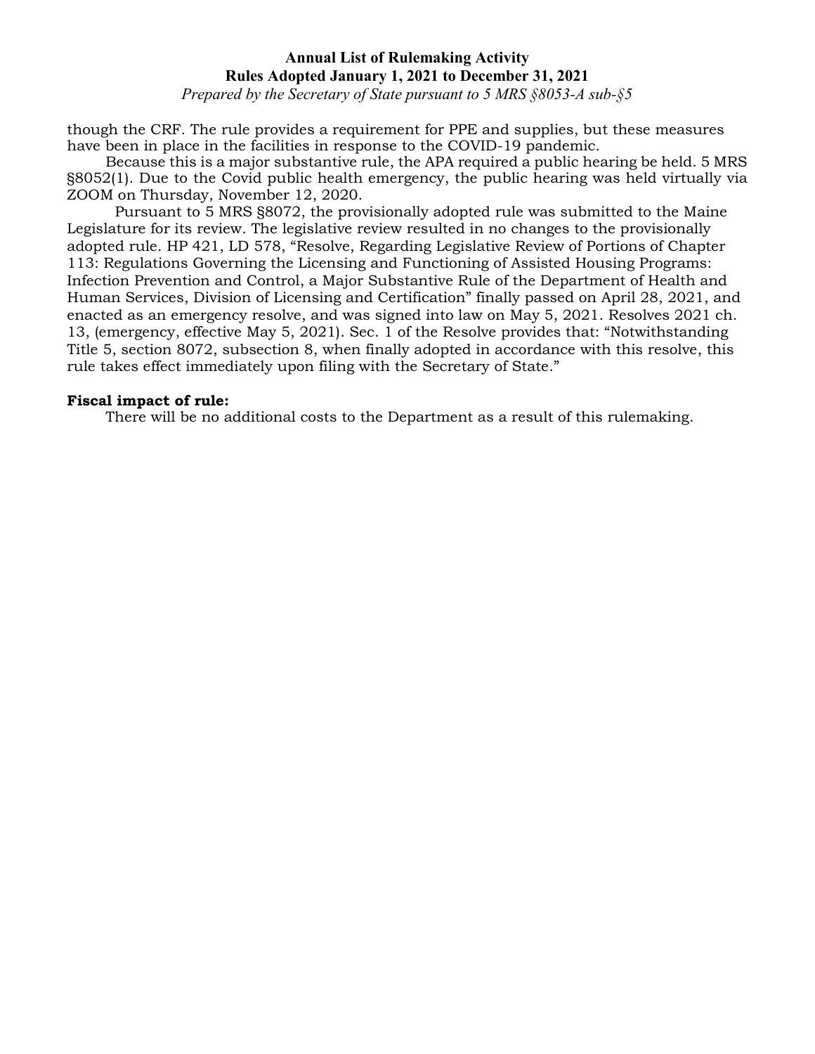though the CRF. The rule provides a requirement for PPE and supplies, but these measures have been in place in the facilities in response to the COVID-19 pandemic.

Because this is a major substantive rule, the APA required a public hearing be held. 5 MRS §8052(1). Due to the Covid public health emergency, the public hearing was held virtually via ZOOM on Thursday, November 12, 2020.

Pursuant to 5 MRS §8072, the provisionally adopted rule was submitted to the Maine Legislature for its review. The legislative review resulted in no changes to the provisionally adopted rule. HP 421, LD 578, "Resolve, Regarding Legislative Review of Portions of Chapter 113: Regulations Governing the Licensing and Functioning of Assisted Housing Programs: Infection Prevention and Control, a Major Substantive Rule of the Department of Health and Human Services, Division of Licensing and Certification" finally passed on April 28, 2021, and enacted as an emergency resolve, and was signed into law on May 5, 2021. Resolves 2021 ch. 13, (emergency, effective May 5, 2021). Sec. 1 of the Resolve provides that: "Notwithstanding Title 5, section 8072, subsection 8, when finally adopted in accordance with this resolve, this rule takes effect immediately upon filing with the Secretary of State."

**Fiscal impact of rule:**

There will be no additional costs to the Department as a result of this rulemaking.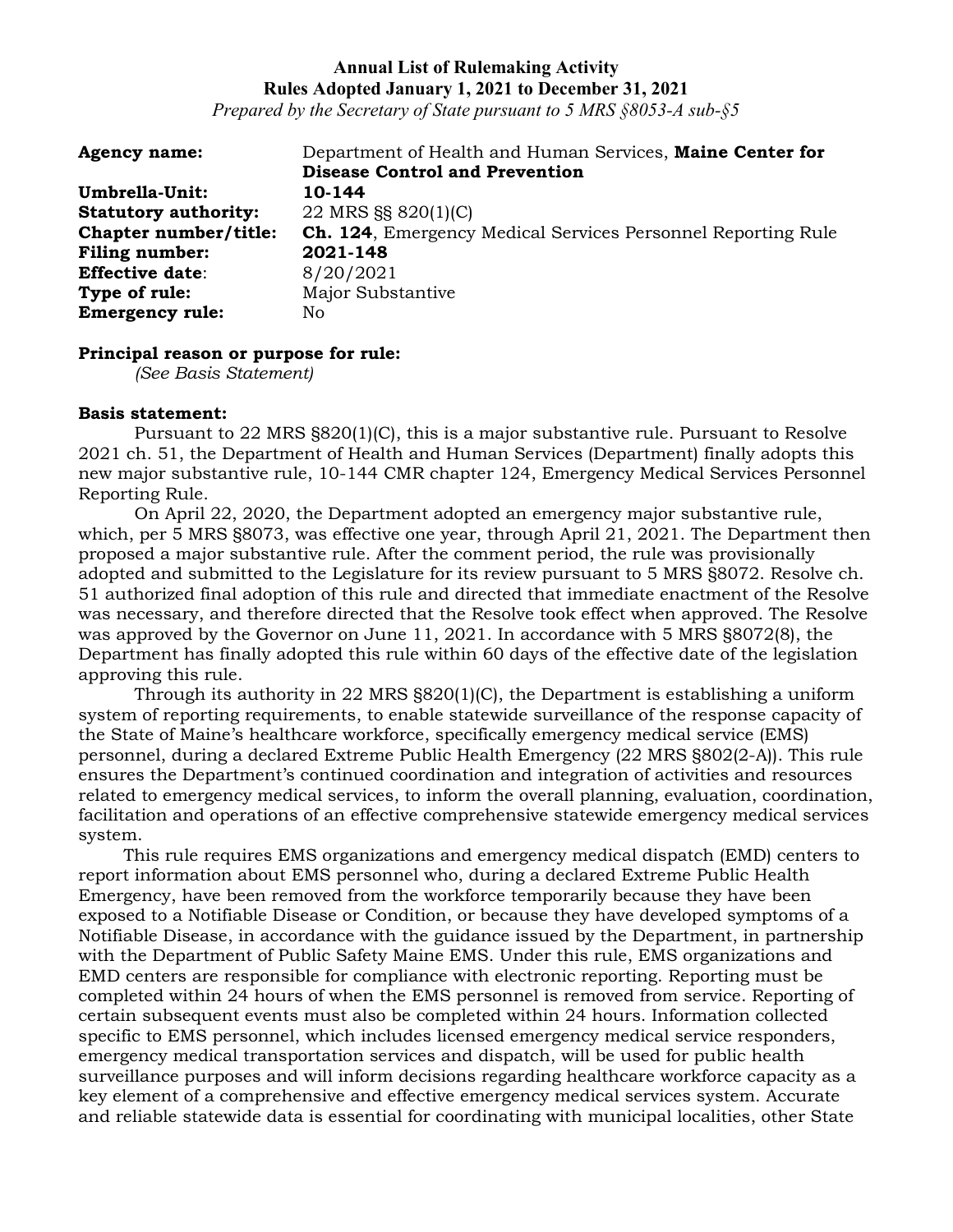**Annual List of Rulemaking Activity**
**Rules Adopted January 1, 2021 to December 31, 2021**
*Prepared by the Secretary of State pursuant to 5 MRS §8053-A sub-§5*

**Agency name:** Department of Health and Human Services, **Maine Center for Disease Control and Prevention**
**Umbrella-Unit:** **10-144**
**Statutory authority:** 22 MRS §§ 820(1)(C)
**Chapter number/title:** **Ch. 124**, Emergency Medical Services Personnel Reporting Rule
**Filing number:** **2021-148**
**Effective date**: 8/20/2021
**Type of rule:** Major Substantive
**Emergency rule:** No

**Principal reason or purpose for rule:**
*(See Basis Statement)*

**Basis statement:**

Pursuant to 22 MRS §820(1)(C), this is a major substantive rule. Pursuant to Resolve 2021 ch. 51, the Department of Health and Human Services (Department) finally adopts this new major substantive rule, 10-144 CMR chapter 124, Emergency Medical Services Personnel Reporting Rule.

On April 22, 2020, the Department adopted an emergency major substantive rule, which, per 5 MRS §8073, was effective one year, through April 21, 2021. The Department then proposed a major substantive rule. After the comment period, the rule was provisionally adopted and submitted to the Legislature for its review pursuant to 5 MRS §8072. Resolve ch. 51 authorized final adoption of this rule and directed that immediate enactment of the Resolve was necessary, and therefore directed that the Resolve took effect when approved. The Resolve was approved by the Governor on June 11, 2021. In accordance with 5 MRS §8072(8), the Department has finally adopted this rule within 60 days of the effective date of the legislation approving this rule.

Through its authority in 22 MRS §820(1)(C), the Department is establishing a uniform system of reporting requirements, to enable statewide surveillance of the response capacity of the State of Maine's healthcare workforce, specifically emergency medical service (EMS) personnel, during a declared Extreme Public Health Emergency (22 MRS §802(2-A)). This rule ensures the Department's continued coordination and integration of activities and resources related to emergency medical services, to inform the overall planning, evaluation, coordination, facilitation and operations of an effective comprehensive statewide emergency medical services system.

This rule requires EMS organizations and emergency medical dispatch (EMD) centers to report information about EMS personnel who, during a declared Extreme Public Health Emergency, have been removed from the workforce temporarily because they have been exposed to a Notifiable Disease or Condition, or because they have developed symptoms of a Notifiable Disease, in accordance with the guidance issued by the Department, in partnership with the Department of Public Safety Maine EMS. Under this rule, EMS organizations and EMD centers are responsible for compliance with electronic reporting. Reporting must be completed within 24 hours of when the EMS personnel is removed from service. Reporting of certain subsequent events must also be completed within 24 hours. Information collected specific to EMS personnel, which includes licensed emergency medical service responders, emergency medical transportation services and dispatch, will be used for public health surveillance purposes and will inform decisions regarding healthcare workforce capacity as a key element of a comprehensive and effective emergency medical services system. Accurate and reliable statewide data is essential for coordinating with municipal localities, other State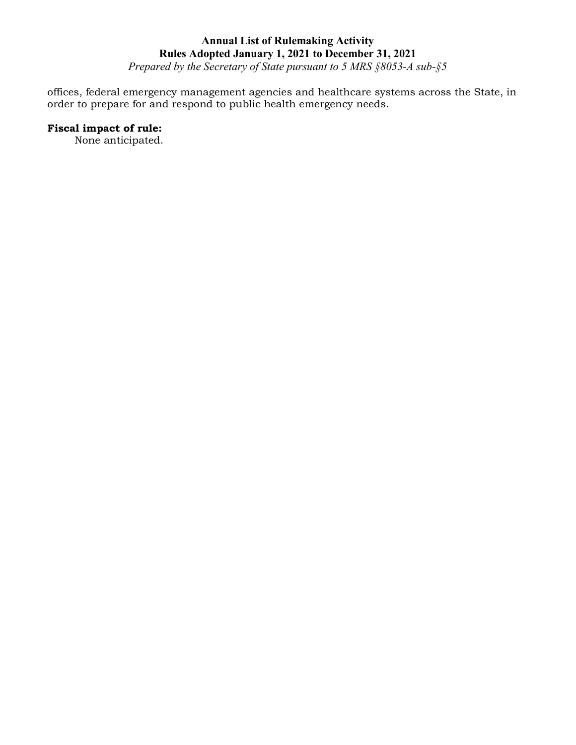offices, federal emergency management agencies and healthcare systems across the State, in order to prepare for and respond to public health emergency needs.

**Fiscal impact of rule:**

None anticipated.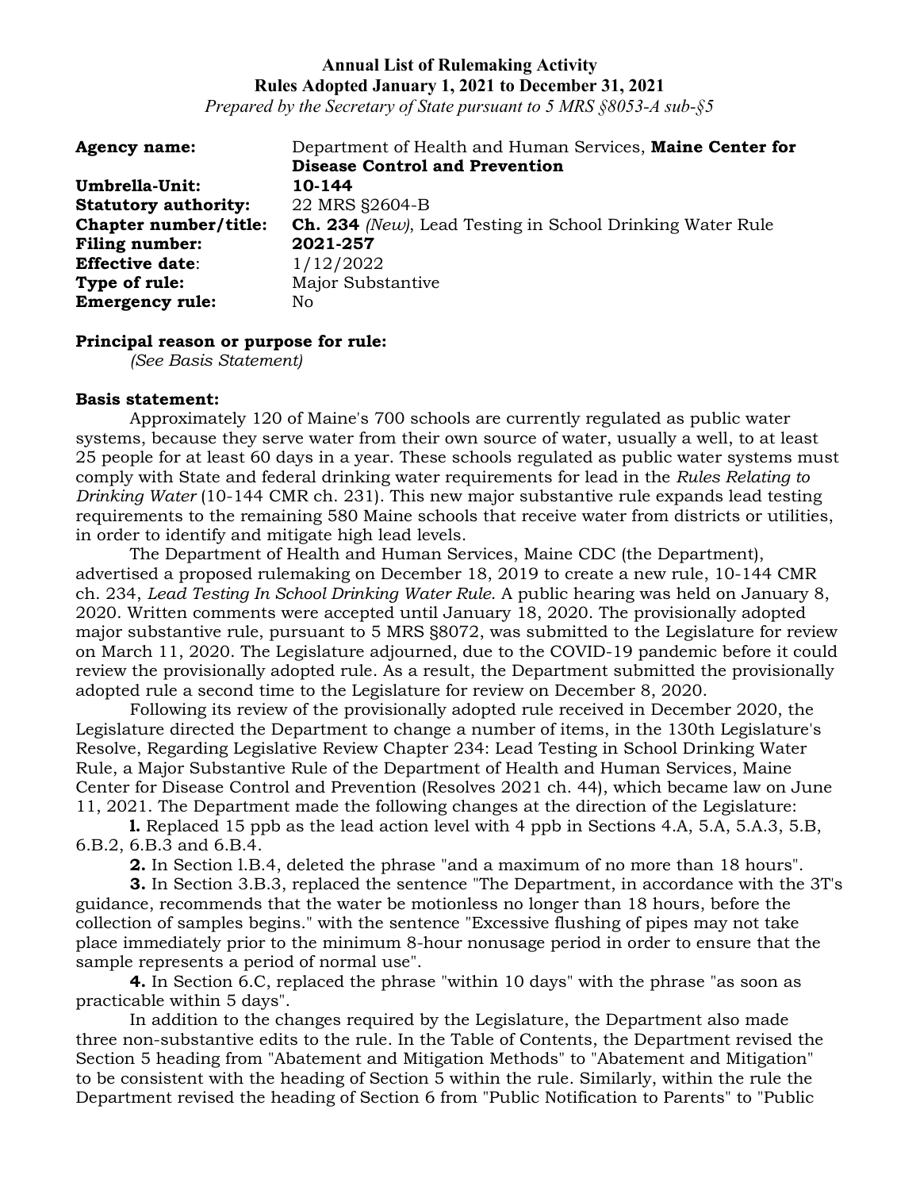**Annual List of Rulemaking Activity**
**Rules Adopted January 1, 2021 to December 31, 2021**
*Prepared by the Secretary of State pursuant to 5 MRS §8053-A sub-§5*

| | |
|---|---|
| **Agency name:** | Department of Health and Human Services, **Maine Center for Disease Control and Prevention** |
| **Umbrella-Unit:** | **10-144** |
| **Statutory authority:** | 22 MRS §2604-B |
| **Chapter number/title:** | **Ch. 234** *(New)*, Lead Testing in School Drinking Water Rule |
| **Filing number:** | **2021-257** |
| **Effective date**: | 1/12/2022 |
| **Type of rule:** | Major Substantive |
| **Emergency rule:** | No |

**Principal reason or purpose for rule:**
*(See Basis Statement)*

**Basis statement:**

Approximately 120 of Maine's 700 schools are currently regulated as public water systems, because they serve water from their own source of water, usually a well, to at least 25 people for at least 60 days in a year. These schools regulated as public water systems must comply with State and federal drinking water requirements for lead in the *Rules Relating to Drinking Water* (10-144 CMR ch. 231). This new major substantive rule expands lead testing requirements to the remaining 580 Maine schools that receive water from districts or utilities, in order to identify and mitigate high lead levels.

The Department of Health and Human Services, Maine CDC (the Department), advertised a proposed rulemaking on December 18, 2019 to create a new rule, 10-144 CMR ch. 234, *Lead Testing In School Drinking Water Rule*. A public hearing was held on January 8, 2020. Written comments were accepted until January 18, 2020. The provisionally adopted major substantive rule, pursuant to 5 MRS §8072, was submitted to the Legislature for review on March 11, 2020. The Legislature adjourned, due to the COVID-19 pandemic before it could review the provisionally adopted rule. As a result, the Department submitted the provisionally adopted rule a second time to the Legislature for review on December 8, 2020.

Following its review of the provisionally adopted rule received in December 2020, the Legislature directed the Department to change a number of items, in the 130th Legislature's Resolve, Regarding Legislative Review Chapter 234: Lead Testing in School Drinking Water Rule, a Major Substantive Rule of the Department of Health and Human Services, Maine Center for Disease Control and Prevention (Resolves 2021 ch. 44), which became law on June 11, 2021. The Department made the following changes at the direction of the Legislature:

**1.** Replaced 15 ppb as the lead action level with 4 ppb in Sections 4.A, 5.A, 5.A.3, 5.B, 6.B.2, 6.B.3 and 6.B.4.

**2.** In Section 1.B.4, deleted the phrase "and a maximum of no more than 18 hours".

**3.** In Section 3.B.3, replaced the sentence "The Department, in accordance with the 3T's guidance, recommends that the water be motionless no longer than 18 hours, before the collection of samples begins." with the sentence "Excessive flushing of pipes may not take place immediately prior to the minimum 8-hour nonusage period in order to ensure that the sample represents a period of normal use".

**4.** In Section 6.C, replaced the phrase "within 10 days" with the phrase "as soon as practicable within 5 days".

In addition to the changes required by the Legislature, the Department also made three non-substantive edits to the rule. In the Table of Contents, the Department revised the Section 5 heading from "Abatement and Mitigation Methods" to "Abatement and Mitigation" to be consistent with the heading of Section 5 within the rule. Similarly, within the rule the Department revised the heading of Section 6 from "Public Notification to Parents" to "Public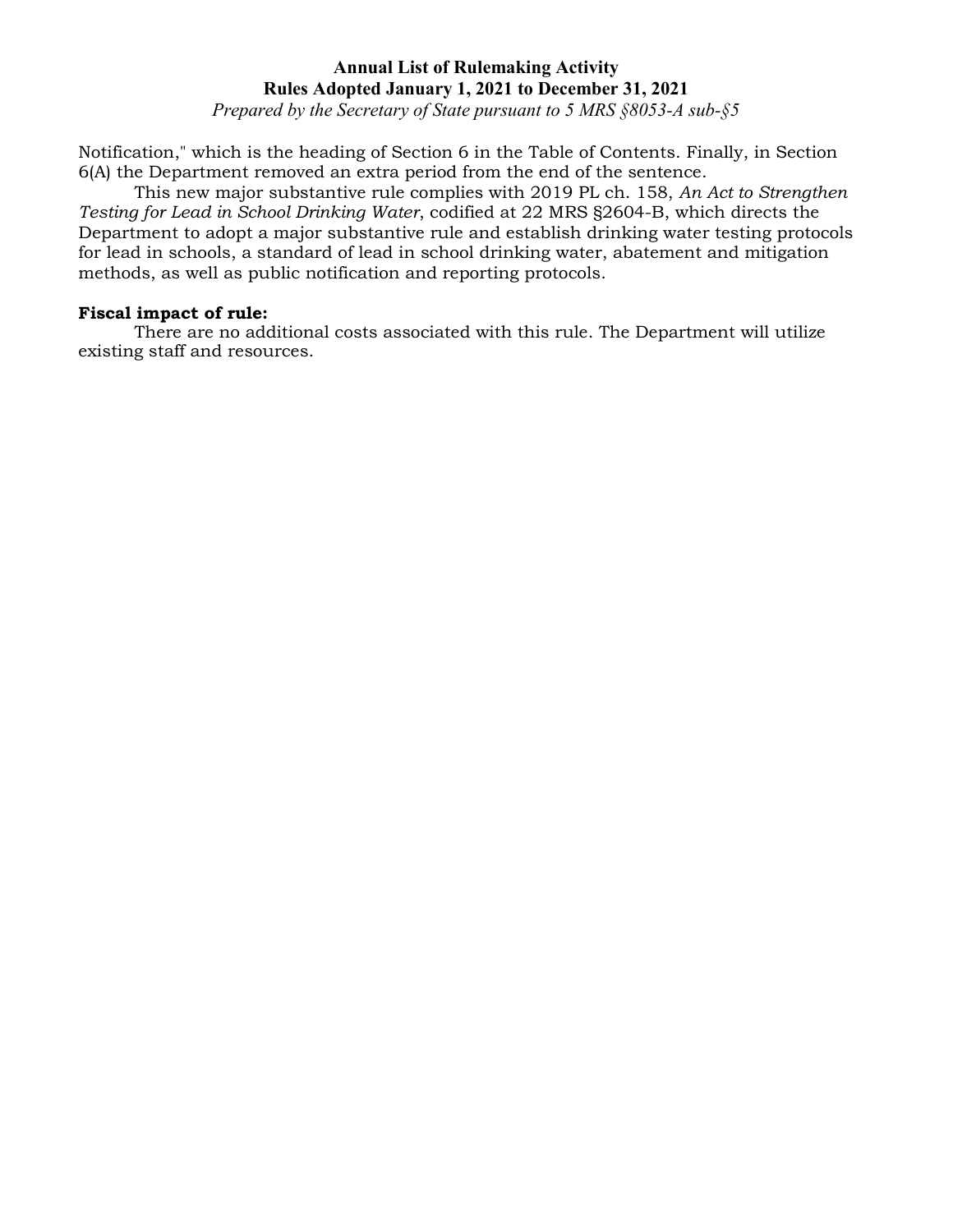Notification," which is the heading of Section 6 in the Table of Contents. Finally, in Section 6(A) the Department removed an extra period from the end of the sentence.

This new major substantive rule complies with 2019 PL ch. 158, *An Act to Strengthen Testing for Lead in School Drinking Water*, codified at 22 MRS §2604-B, which directs the Department to adopt a major substantive rule and establish drinking water testing protocols for lead in schools, a standard of lead in school drinking water, abatement and mitigation methods, as well as public notification and reporting protocols.

**Fiscal impact of rule:**

There are no additional costs associated with this rule. The Department will utilize existing staff and resources.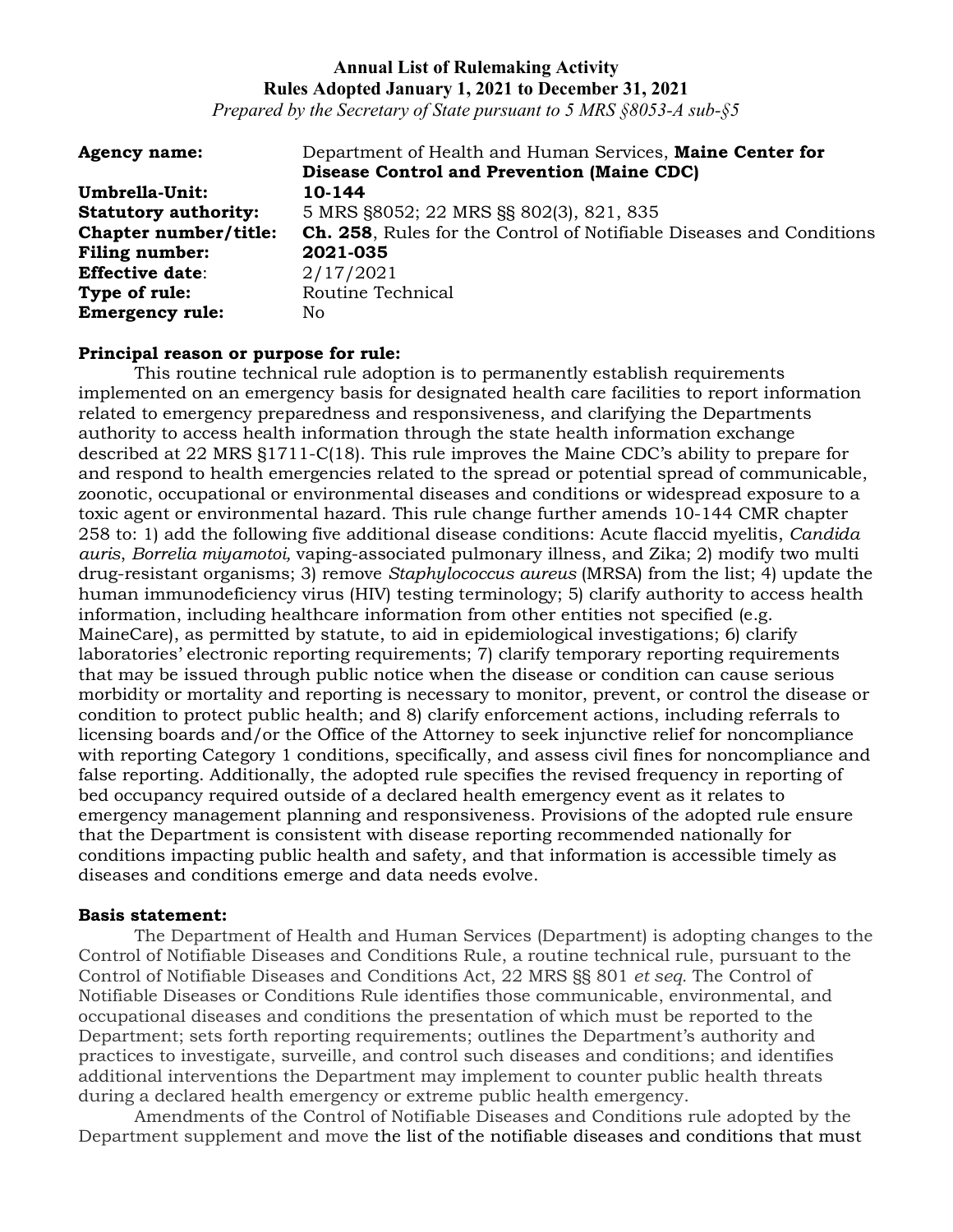**Annual List of Rulemaking Activity**
**Rules Adopted January 1, 2021 to December 31, 2021**
*Prepared by the Secretary of State pursuant to 5 MRS §8053-A sub-§5*

**Agency name:** Department of Health and Human Services, **Maine Center for Disease Control and Prevention (Maine CDC)**
**Umbrella-Unit:** **10-144**
**Statutory authority:** 5 MRS §8052; 22 MRS §§ 802(3), 821, 835
**Chapter number/title:** **Ch. 258**, Rules for the Control of Notifiable Diseases and Conditions
**Filing number:** **2021-035**
**Effective date**: 2/17/2021
**Type of rule:** Routine Technical
**Emergency rule:** No

**Principal reason or purpose for rule:**

This routine technical rule adoption is to permanently establish requirements implemented on an emergency basis for designated health care facilities to report information related to emergency preparedness and responsiveness, and clarifying the Departments authority to access health information through the state health information exchange described at 22 MRS §1711-C(18). This rule improves the Maine CDC's ability to prepare for and respond to health emergencies related to the spread or potential spread of communicable, zoonotic, occupational or environmental diseases and conditions or widespread exposure to a toxic agent or environmental hazard. This rule change further amends 10-144 CMR chapter 258 to: 1) add the following five additional disease conditions: Acute flaccid myelitis, *Candida auris*, *Borrelia miyamotoi,* vaping-associated pulmonary illness, and Zika; 2) modify two multi drug-resistant organisms; 3) remove *Staphylococcus aureus* (MRSA) from the list; 4) update the human immunodeficiency virus (HIV) testing terminology; 5) clarify authority to access health information, including healthcare information from other entities not specified (e.g. MaineCare), as permitted by statute, to aid in epidemiological investigations; 6) clarify laboratories' electronic reporting requirements; 7) clarify temporary reporting requirements that may be issued through public notice when the disease or condition can cause serious morbidity or mortality and reporting is necessary to monitor, prevent, or control the disease or condition to protect public health; and 8) clarify enforcement actions, including referrals to licensing boards and/or the Office of the Attorney to seek injunctive relief for noncompliance with reporting Category 1 conditions, specifically, and assess civil fines for noncompliance and false reporting. Additionally, the adopted rule specifies the revised frequency in reporting of bed occupancy required outside of a declared health emergency event as it relates to emergency management planning and responsiveness. Provisions of the adopted rule ensure that the Department is consistent with disease reporting recommended nationally for conditions impacting public health and safety, and that information is accessible timely as diseases and conditions emerge and data needs evolve.

**Basis statement:**

The Department of Health and Human Services (Department) is adopting changes to the Control of Notifiable Diseases and Conditions Rule, a routine technical rule, pursuant to the Control of Notifiable Diseases and Conditions Act, 22 MRS §§ 801 *et seq*. The Control of Notifiable Diseases or Conditions Rule identifies those communicable, environmental, and occupational diseases and conditions the presentation of which must be reported to the Department; sets forth reporting requirements; outlines the Department's authority and practices to investigate, surveille, and control such diseases and conditions; and identifies additional interventions the Department may implement to counter public health threats during a declared health emergency or extreme public health emergency.

Amendments of the Control of Notifiable Diseases and Conditions rule adopted by the Department supplement and move the list of the notifiable diseases and conditions that must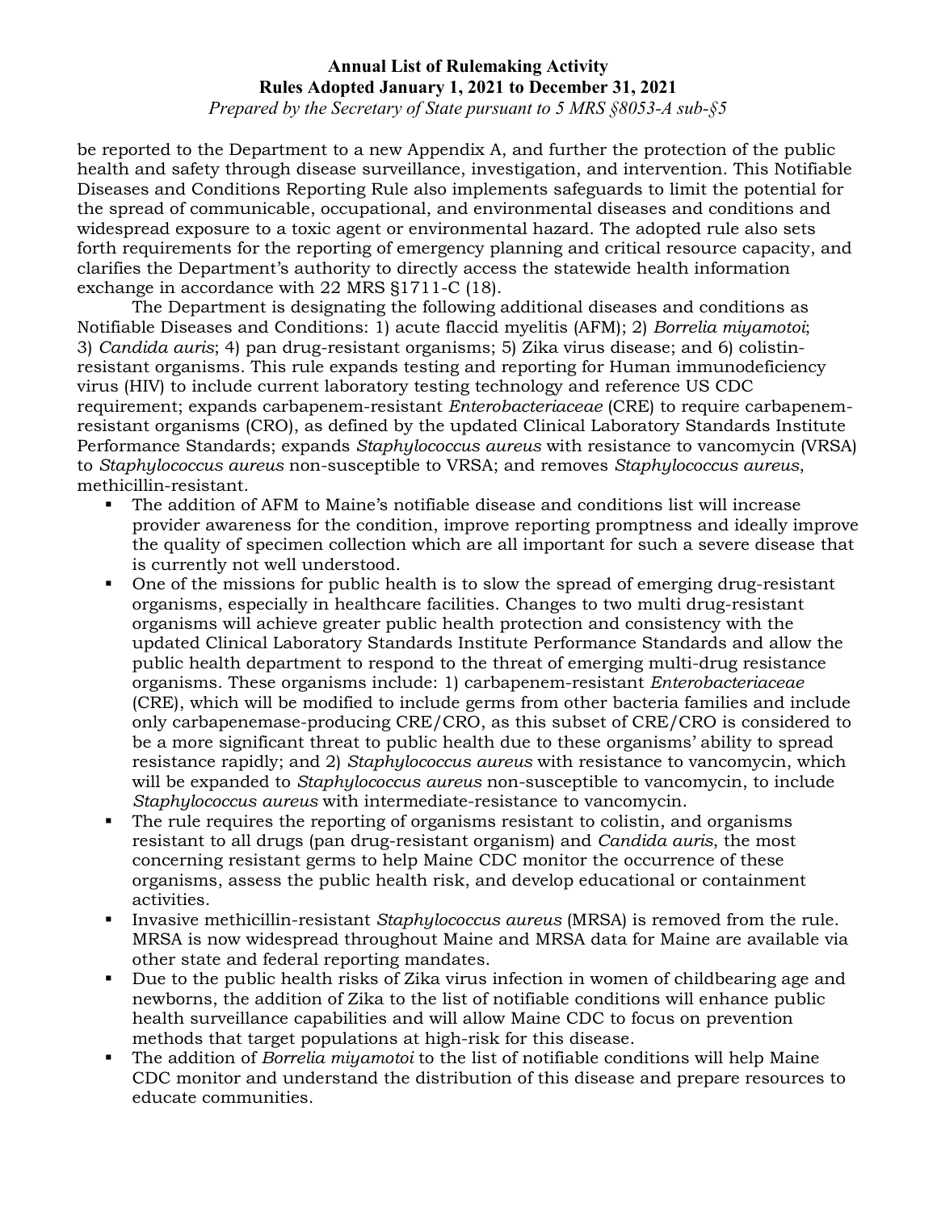be reported to the Department to a new Appendix A, and further the protection of the public health and safety through disease surveillance, investigation, and intervention. This Notifiable Diseases and Conditions Reporting Rule also implements safeguards to limit the potential for the spread of communicable, occupational, and environmental diseases and conditions and widespread exposure to a toxic agent or environmental hazard. The adopted rule also sets forth requirements for the reporting of emergency planning and critical resource capacity, and clarifies the Department's authority to directly access the statewide health information exchange in accordance with 22 MRS §1711-C (18).

The Department is designating the following additional diseases and conditions as Notifiable Diseases and Conditions: 1) acute flaccid myelitis (AFM); 2) *Borrelia miyamotoi*; 3) *Candida auris*; 4) pan drug-resistant organisms; 5) Zika virus disease; and 6) colistin-resistant organisms. This rule expands testing and reporting for Human immunodeficiency virus (HIV) to include current laboratory testing technology and reference US CDC requirement; expands carbapenem-resistant *Enterobacteriaceae* (CRE) to require carbapenem-resistant organisms (CRO), as defined by the updated Clinical Laboratory Standards Institute Performance Standards; expands *Staphylococcus aureus* with resistance to vancomycin (VRSA) to *Staphylococcus aureus* non-susceptible to VRSA; and removes *Staphylococcus aureus*, methicillin-resistant.

- The addition of AFM to Maine's notifiable disease and conditions list will increase provider awareness for the condition, improve reporting promptness and ideally improve the quality of specimen collection which are all important for such a severe disease that is currently not well understood.
- One of the missions for public health is to slow the spread of emerging drug-resistant organisms, especially in healthcare facilities. Changes to two multi drug-resistant organisms will achieve greater public health protection and consistency with the updated Clinical Laboratory Standards Institute Performance Standards and allow the public health department to respond to the threat of emerging multi-drug resistance organisms. These organisms include: 1) carbapenem-resistant *Enterobacteriaceae* (CRE), which will be modified to include germs from other bacteria families and include only carbapenemase-producing CRE/CRO, as this subset of CRE/CRO is considered to be a more significant threat to public health due to these organisms' ability to spread resistance rapidly; and 2) *Staphylococcus aureus* with resistance to vancomycin, which will be expanded to *Staphylococcus aureus* non-susceptible to vancomycin, to include *Staphylococcus aureus* with intermediate-resistance to vancomycin.
- The rule requires the reporting of organisms resistant to colistin, and organisms resistant to all drugs (pan drug-resistant organism) and *Candida auris*, the most concerning resistant germs to help Maine CDC monitor the occurrence of these organisms, assess the public health risk, and develop educational or containment activities.
- Invasive methicillin-resistant *Staphylococcus aureus* (MRSA) is removed from the rule. MRSA is now widespread throughout Maine and MRSA data for Maine are available via other state and federal reporting mandates.
- Due to the public health risks of Zika virus infection in women of childbearing age and newborns, the addition of Zika to the list of notifiable conditions will enhance public health surveillance capabilities and will allow Maine CDC to focus on prevention methods that target populations at high-risk for this disease.
- The addition of *Borrelia miyamotoi* to the list of notifiable conditions will help Maine CDC monitor and understand the distribution of this disease and prepare resources to educate communities.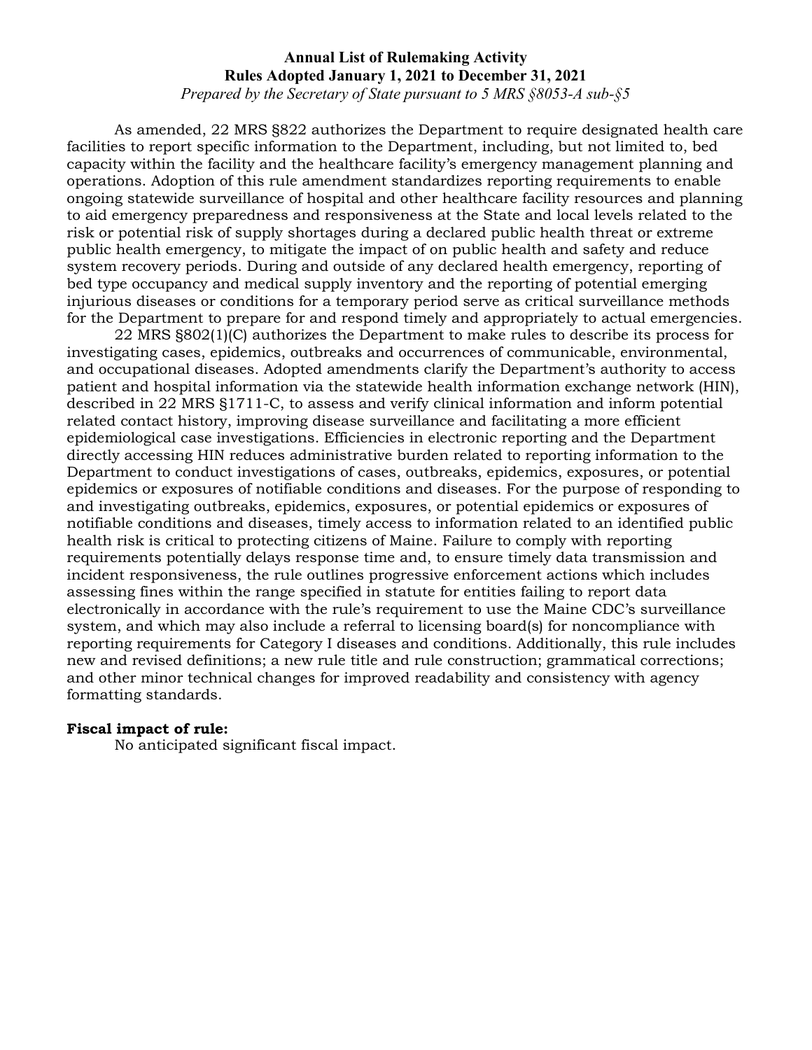As amended, 22 MRS §822 authorizes the Department to require designated health care facilities to report specific information to the Department, including, but not limited to, bed capacity within the facility and the healthcare facility's emergency management planning and operations. Adoption of this rule amendment standardizes reporting requirements to enable ongoing statewide surveillance of hospital and other healthcare facility resources and planning to aid emergency preparedness and responsiveness at the State and local levels related to the risk or potential risk of supply shortages during a declared public health threat or extreme public health emergency, to mitigate the impact of on public health and safety and reduce system recovery periods. During and outside of any declared health emergency, reporting of bed type occupancy and medical supply inventory and the reporting of potential emerging injurious diseases or conditions for a temporary period serve as critical surveillance methods for the Department to prepare for and respond timely and appropriately to actual emergencies.

22 MRS §802(1)(C) authorizes the Department to make rules to describe its process for investigating cases, epidemics, outbreaks and occurrences of communicable, environmental, and occupational diseases. Adopted amendments clarify the Department's authority to access patient and hospital information via the statewide health information exchange network (HIN), described in 22 MRS §1711-C, to assess and verify clinical information and inform potential related contact history, improving disease surveillance and facilitating a more efficient epidemiological case investigations. Efficiencies in electronic reporting and the Department directly accessing HIN reduces administrative burden related to reporting information to the Department to conduct investigations of cases, outbreaks, epidemics, exposures, or potential epidemics or exposures of notifiable conditions and diseases. For the purpose of responding to and investigating outbreaks, epidemics, exposures, or potential epidemics or exposures of notifiable conditions and diseases, timely access to information related to an identified public health risk is critical to protecting citizens of Maine. Failure to comply with reporting requirements potentially delays response time and, to ensure timely data transmission and incident responsiveness, the rule outlines progressive enforcement actions which includes assessing fines within the range specified in statute for entities failing to report data electronically in accordance with the rule's requirement to use the Maine CDC's surveillance system, and which may also include a referral to licensing board(s) for noncompliance with reporting requirements for Category I diseases and conditions. Additionally, this rule includes new and revised definitions; a new rule title and rule construction; grammatical corrections; and other minor technical changes for improved readability and consistency with agency formatting standards.

**Fiscal impact of rule:**

No anticipated significant fiscal impact.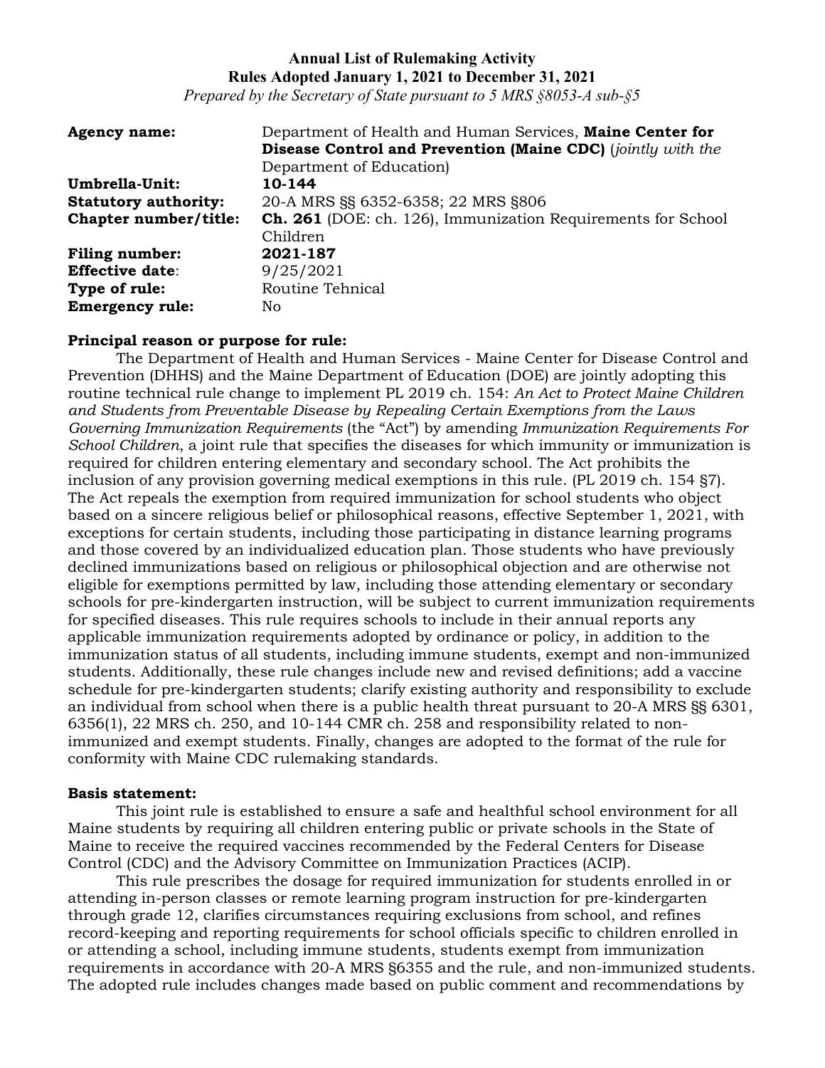**Annual List of Rulemaking Activity**
**Rules Adopted January 1, 2021 to December 31, 2021**
*Prepared by the Secretary of State pursuant to 5 MRS §8053-A sub-§5*

| | |
|---|---|
| **Agency name:** | Department of Health and Human Services, **Maine Center for Disease Control and Prevention (Maine CDC)** (*jointly with the* Department of Education) |
| **Umbrella-Unit:** | **10-144** |
| **Statutory authority:** | 20-A MRS §§ 6352-6358; 22 MRS §806 |
| **Chapter number/title:** | **Ch. 261** (DOE: ch. 126), Immunization Requirements for School Children |
| **Filing number:** | **2021-187** |
| **Effective date**: | 9/25/2021 |
| **Type of rule:** | Routine Tehnical |
| **Emergency rule:** | No |

**Principal reason or purpose for rule:**

The Department of Health and Human Services - Maine Center for Disease Control and Prevention (DHHS) and the Maine Department of Education (DOE) are jointly adopting this routine technical rule change to implement PL 2019 ch. 154: *An Act to Protect Maine Children and Students from Preventable Disease by Repealing Certain Exemptions from the Laws Governing Immunization Requirements* (the "Act") by amending *Immunization Requirements For School Children*, a joint rule that specifies the diseases for which immunity or immunization is required for children entering elementary and secondary school. The Act prohibits the inclusion of any provision governing medical exemptions in this rule. (PL 2019 ch. 154 §7). The Act repeals the exemption from required immunization for school students who object based on a sincere religious belief or philosophical reasons, effective September 1, 2021, with exceptions for certain students, including those participating in distance learning programs and those covered by an individualized education plan. Those students who have previously declined immunizations based on religious or philosophical objection and are otherwise not eligible for exemptions permitted by law, including those attending elementary or secondary schools for pre-kindergarten instruction, will be subject to current immunization requirements for specified diseases. This rule requires schools to include in their annual reports any applicable immunization requirements adopted by ordinance or policy, in addition to the immunization status of all students, including immune students, exempt and non-immunized students. Additionally, these rule changes include new and revised definitions; add a vaccine schedule for pre-kindergarten students; clarify existing authority and responsibility to exclude an individual from school when there is a public health threat pursuant to 20-A MRS §§ 6301, 6356(1), 22 MRS ch. 250, and 10-144 CMR ch. 258 and responsibility related to non-immunized and exempt students. Finally, changes are adopted to the format of the rule for conformity with Maine CDC rulemaking standards.

**Basis statement:**

This joint rule is established to ensure a safe and healthful school environment for all Maine students by requiring all children entering public or private schools in the State of Maine to receive the required vaccines recommended by the Federal Centers for Disease Control (CDC) and the Advisory Committee on Immunization Practices (ACIP).

This rule prescribes the dosage for required immunization for students enrolled in or attending in-person classes or remote learning program instruction for pre-kindergarten through grade 12, clarifies circumstances requiring exclusions from school, and refines record-keeping and reporting requirements for school officials specific to children enrolled in or attending a school, including immune students, students exempt from immunization requirements in accordance with 20-A MRS §6355 and the rule, and non-immunized students. The adopted rule includes changes made based on public comment and recommendations by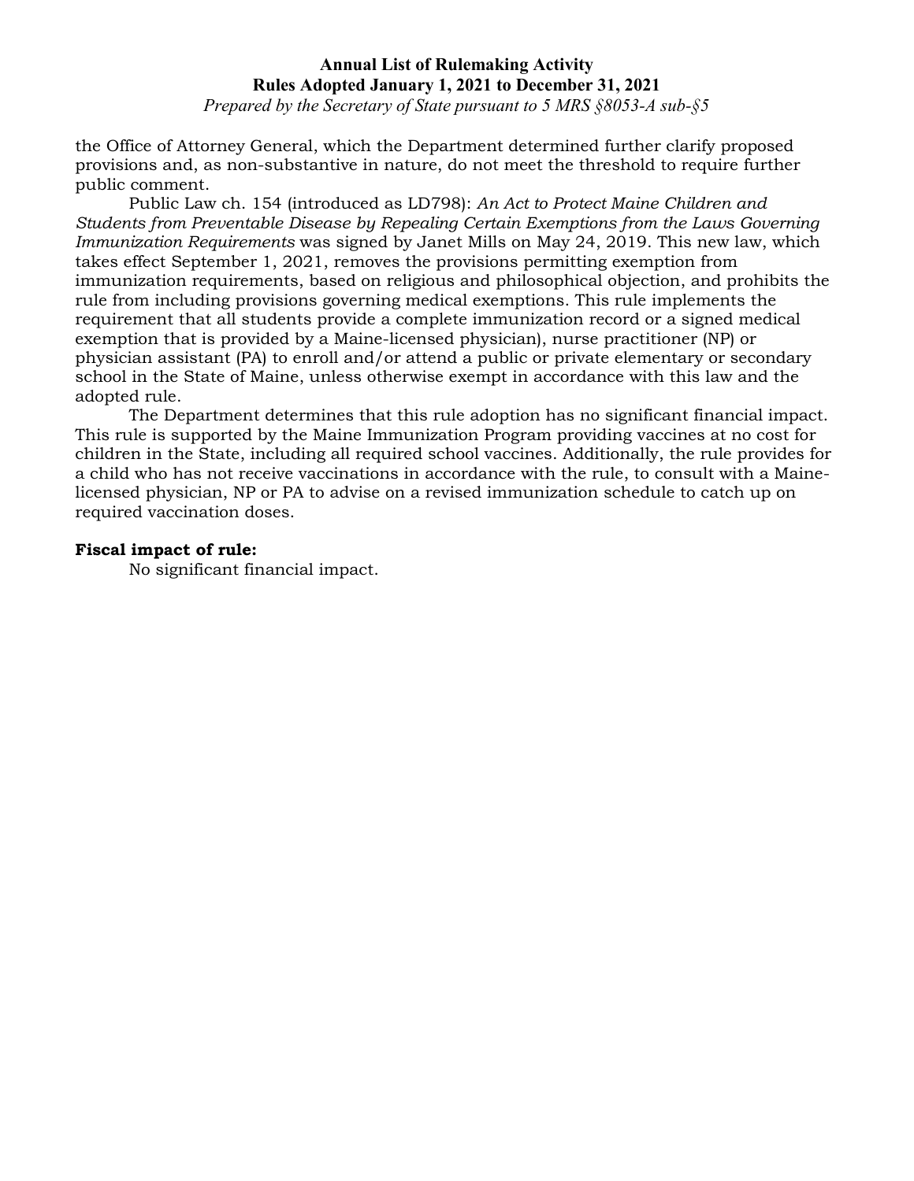the Office of Attorney General, which the Department determined further clarify proposed provisions and, as non-substantive in nature, do not meet the threshold to require further public comment.

Public Law ch. 154 (introduced as LD798): *An Act to Protect Maine Children and Students from Preventable Disease by Repealing Certain Exemptions from the Laws Governing Immunization Requirements* was signed by Janet Mills on May 24, 2019. This new law, which takes effect September 1, 2021, removes the provisions permitting exemption from immunization requirements, based on religious and philosophical objection, and prohibits the rule from including provisions governing medical exemptions. This rule implements the requirement that all students provide a complete immunization record or a signed medical exemption that is provided by a Maine-licensed physician), nurse practitioner (NP) or physician assistant (PA) to enroll and/or attend a public or private elementary or secondary school in the State of Maine, unless otherwise exempt in accordance with this law and the adopted rule.

The Department determines that this rule adoption has no significant financial impact. This rule is supported by the Maine Immunization Program providing vaccines at no cost for children in the State, including all required school vaccines. Additionally, the rule provides for a child who has not receive vaccinations in accordance with the rule, to consult with a Maine-licensed physician, NP or PA to advise on a revised immunization schedule to catch up on required vaccination doses.

**Fiscal impact of rule:**

No significant financial impact.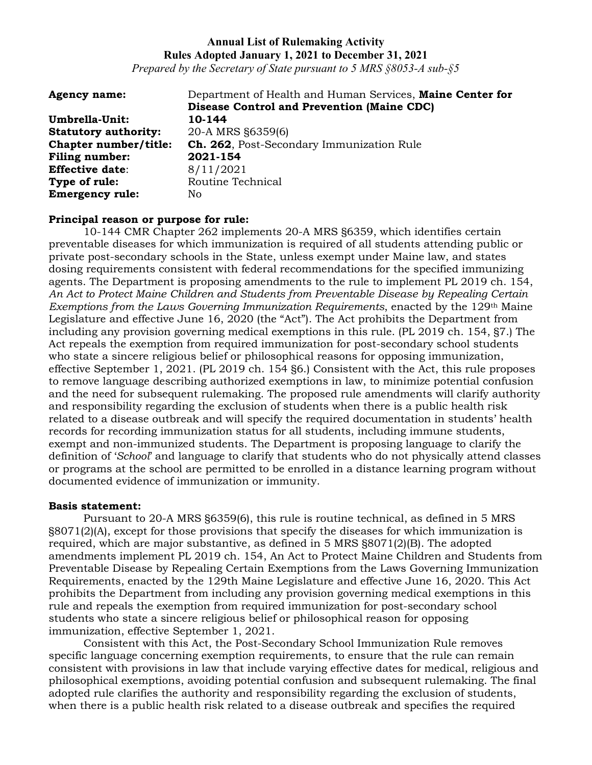**Annual List of Rulemaking Activity**
**Rules Adopted January 1, 2021 to December 31, 2021**
*Prepared by the Secretary of State pursuant to 5 MRS §8053-A sub-§5*

**Agency name:** Department of Health and Human Services, **Maine Center for Disease Control and Prevention (Maine CDC)**
**Umbrella-Unit:** **10-144**
**Statutory authority:** 20-A MRS §6359(6)
**Chapter number/title:** **Ch. 262**, Post-Secondary Immunization Rule
**Filing number:** **2021-154**
**Effective date**: 8/11/2021
**Type of rule:** Routine Technical
**Emergency rule:** No

**Principal reason or purpose for rule:**

10-144 CMR Chapter 262 implements 20-A MRS §6359, which identifies certain preventable diseases for which immunization is required of all students attending public or private post-secondary schools in the State, unless exempt under Maine law, and states dosing requirements consistent with federal recommendations for the specified immunizing agents. The Department is proposing amendments to the rule to implement PL 2019 ch. 154, *An Act to Protect Maine Children and Students from Preventable Disease by Repealing Certain Exemptions from the Laws Governing Immunization Requirements*, enacted by the 129th Maine Legislature and effective June 16, 2020 (the "Act"). The Act prohibits the Department from including any provision governing medical exemptions in this rule. (PL 2019 ch. 154, §7.) The Act repeals the exemption from required immunization for post-secondary school students who state a sincere religious belief or philosophical reasons for opposing immunization, effective September 1, 2021. (PL 2019 ch. 154 §6.) Consistent with the Act, this rule proposes to remove language describing authorized exemptions in law, to minimize potential confusion and the need for subsequent rulemaking. The proposed rule amendments will clarify authority and responsibility regarding the exclusion of students when there is a public health risk related to a disease outbreak and will specify the required documentation in students' health records for recording immunization status for all students, including immune students, exempt and non-immunized students. The Department is proposing language to clarify the definition of '*School*' and language to clarify that students who do not physically attend classes or programs at the school are permitted to be enrolled in a distance learning program without documented evidence of immunization or immunity.

**Basis statement:**

Pursuant to 20-A MRS §6359(6), this rule is routine technical, as defined in 5 MRS §8071(2)(A), except for those provisions that specify the diseases for which immunization is required, which are major substantive, as defined in 5 MRS §8071(2)(B). The adopted amendments implement PL 2019 ch. 154, An Act to Protect Maine Children and Students from Preventable Disease by Repealing Certain Exemptions from the Laws Governing Immunization Requirements, enacted by the 129th Maine Legislature and effective June 16, 2020. This Act prohibits the Department from including any provision governing medical exemptions in this rule and repeals the exemption from required immunization for post-secondary school students who state a sincere religious belief or philosophical reason for opposing immunization, effective September 1, 2021.

Consistent with this Act, the Post-Secondary School Immunization Rule removes specific language concerning exemption requirements, to ensure that the rule can remain consistent with provisions in law that include varying effective dates for medical, religious and philosophical exemptions, avoiding potential confusion and subsequent rulemaking. The final adopted rule clarifies the authority and responsibility regarding the exclusion of students, when there is a public health risk related to a disease outbreak and specifies the required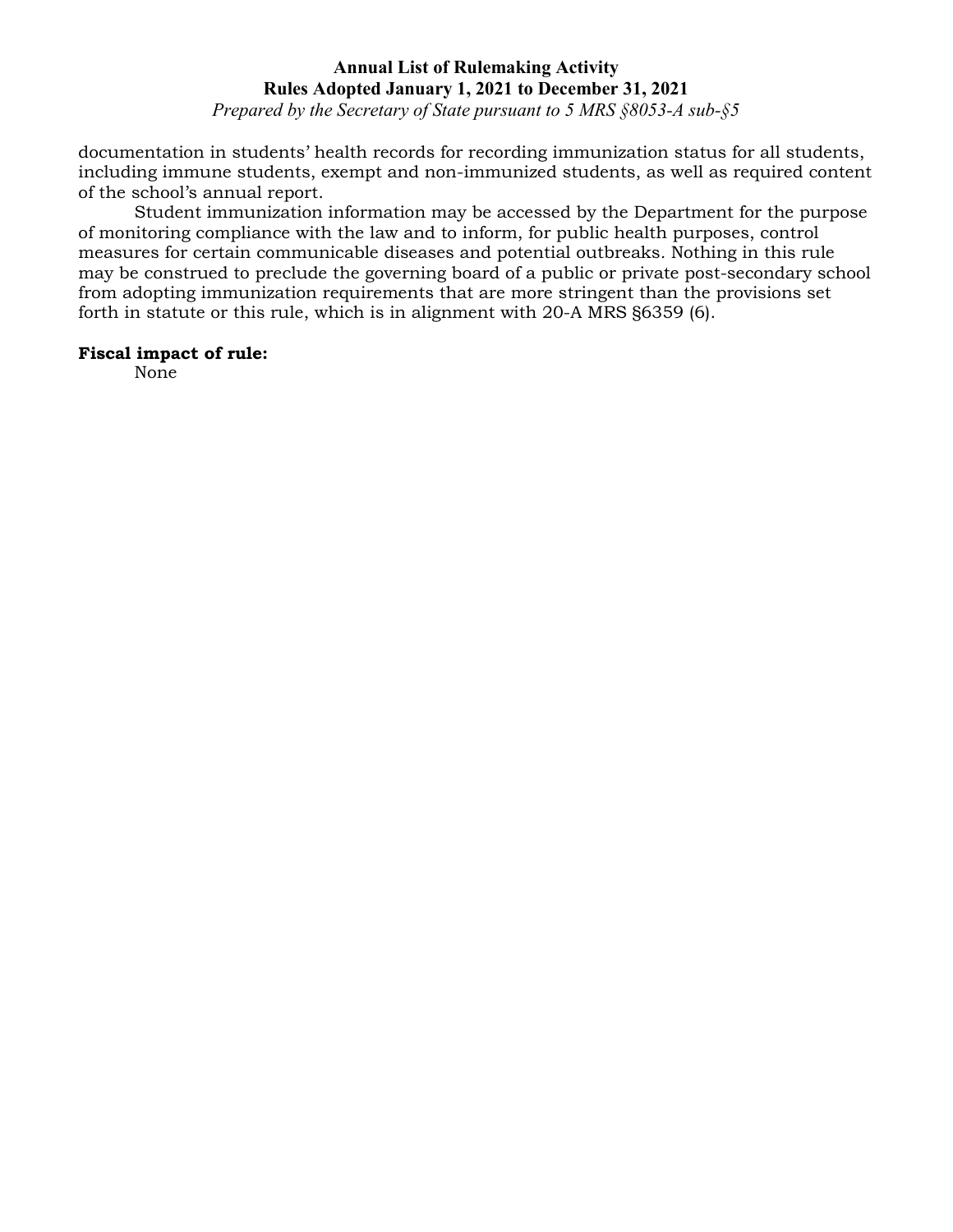documentation in students' health records for recording immunization status for all students, including immune students, exempt and non-immunized students, as well as required content of the school's annual report.

Student immunization information may be accessed by the Department for the purpose of monitoring compliance with the law and to inform, for public health purposes, control measures for certain communicable diseases and potential outbreaks. Nothing in this rule may be construed to preclude the governing board of a public or private post-secondary school from adopting immunization requirements that are more stringent than the provisions set forth in statute or this rule, which is in alignment with 20-A MRS §6359 (6).

**Fiscal impact of rule:**

None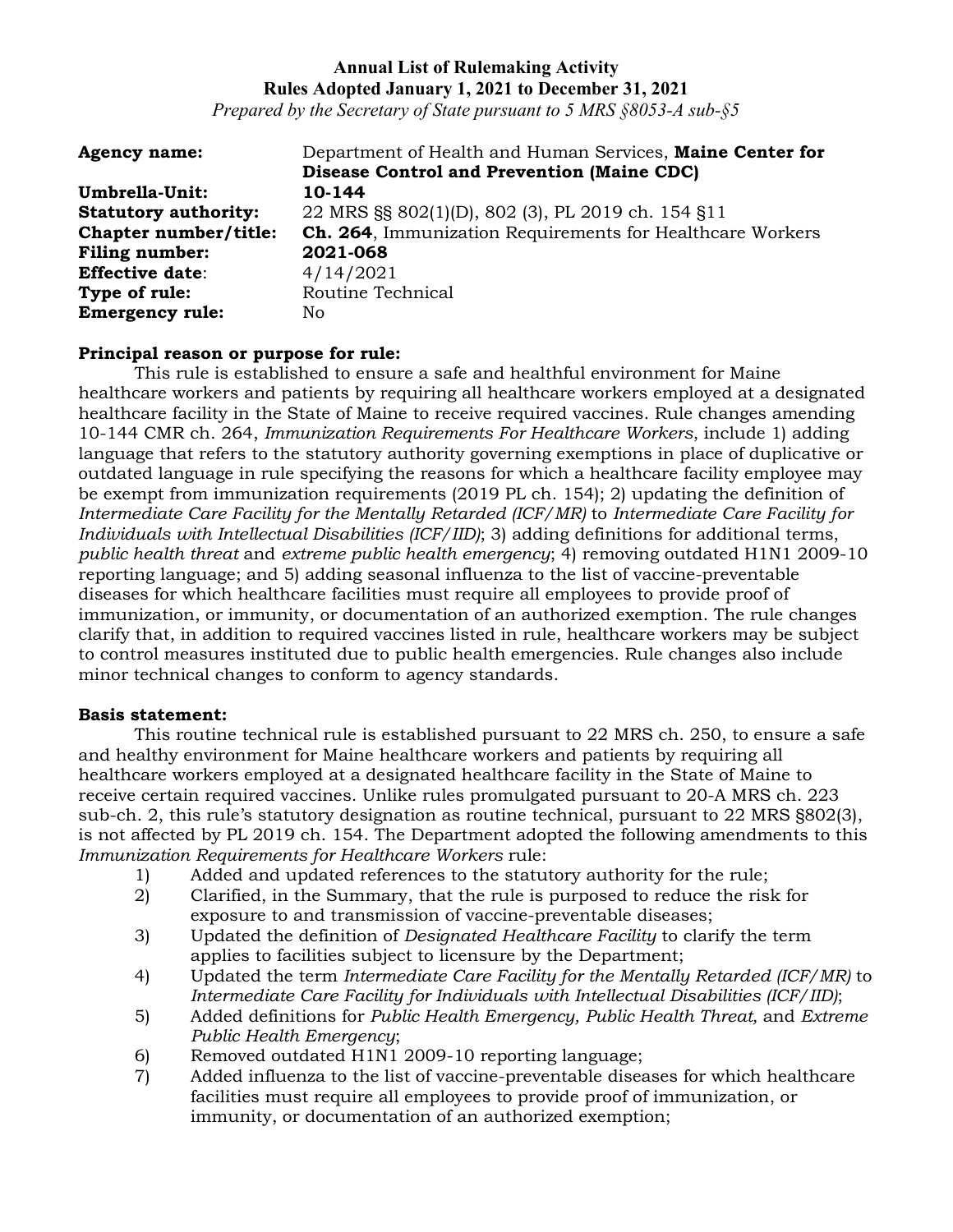**Annual List of Rulemaking Activity**
**Rules Adopted January 1, 2021 to December 31, 2021**
*Prepared by the Secretary of State pursuant to 5 MRS §8053-A sub-§5*

| | |
|---|---|
| **Agency name:** | Department of Health and Human Services, **Maine Center for Disease Control and Prevention (Maine CDC)** |
| **Umbrella-Unit:** | **10-144** |
| **Statutory authority:** | 22 MRS §§ 802(1)(D), 802 (3), PL 2019 ch. 154 §11 |
| **Chapter number/title:** | **Ch. 264**, Immunization Requirements for Healthcare Workers |
| **Filing number:** | **2021-068** |
| **Effective date**: | 4/14/2021 |
| **Type of rule:** | Routine Technical |
| **Emergency rule:** | No |

**Principal reason or purpose for rule:**

This rule is established to ensure a safe and healthful environment for Maine healthcare workers and patients by requiring all healthcare workers employed at a designated healthcare facility in the State of Maine to receive required vaccines. Rule changes amending 10-144 CMR ch. 264, *Immunization Requirements For Healthcare Workers*, include 1) adding language that refers to the statutory authority governing exemptions in place of duplicative or outdated language in rule specifying the reasons for which a healthcare facility employee may be exempt from immunization requirements (2019 PL ch. 154); 2) updating the definition of *Intermediate Care Facility for the Mentally Retarded (ICF/MR)* to *Intermediate Care Facility for Individuals with Intellectual Disabilities (ICF/IID)*; 3) adding definitions for additional terms, *public health threat* and *extreme public health emergency*; 4) removing outdated H1N1 2009-10 reporting language; and 5) adding seasonal influenza to the list of vaccine-preventable diseases for which healthcare facilities must require all employees to provide proof of immunization, or immunity, or documentation of an authorized exemption. The rule changes clarify that, in addition to required vaccines listed in rule, healthcare workers may be subject to control measures instituted due to public health emergencies. Rule changes also include minor technical changes to conform to agency standards.

**Basis statement:**

This routine technical rule is established pursuant to 22 MRS ch. 250, to ensure a safe and healthy environment for Maine healthcare workers and patients by requiring all healthcare workers employed at a designated healthcare facility in the State of Maine to receive certain required vaccines. Unlike rules promulgated pursuant to 20-A MRS ch. 223 sub-ch. 2, this rule's statutory designation as routine technical, pursuant to 22 MRS §802(3), is not affected by PL 2019 ch. 154. The Department adopted the following amendments to this *Immunization Requirements for Healthcare Workers* rule:

1) Added and updated references to the statutory authority for the rule;
2) Clarified, in the Summary, that the rule is purposed to reduce the risk for exposure to and transmission of vaccine-preventable diseases;
3) Updated the definition of *Designated Healthcare Facility* to clarify the term applies to facilities subject to licensure by the Department;
4) Updated the term *Intermediate Care Facility for the Mentally Retarded (ICF/MR)* to *Intermediate Care Facility for Individuals with Intellectual Disabilities (ICF/IID)*;
5) Added definitions for *Public Health Emergency, Public Health Threat,* and *Extreme Public Health Emergency*;
6) Removed outdated H1N1 2009-10 reporting language;
7) Added influenza to the list of vaccine-preventable diseases for which healthcare facilities must require all employees to provide proof of immunization, or immunity, or documentation of an authorized exemption;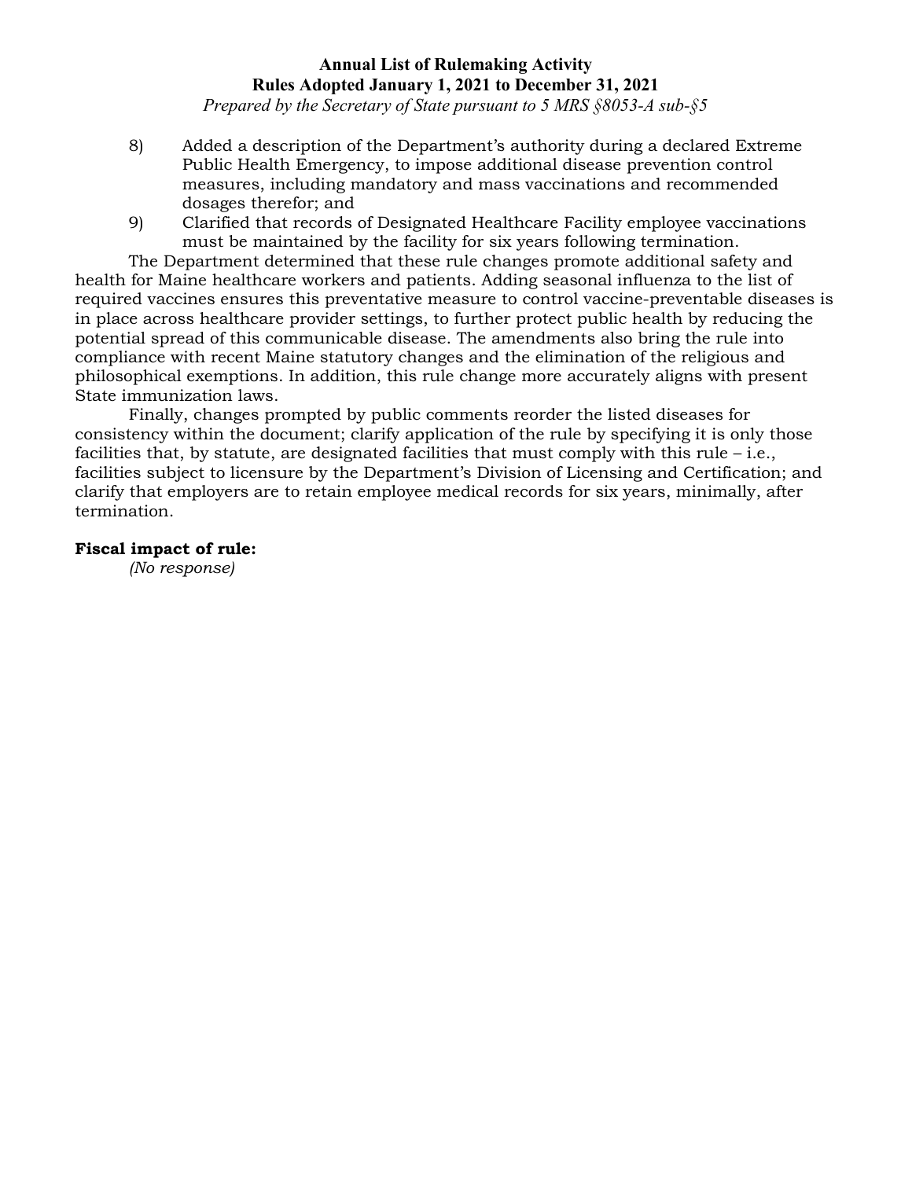8) Added a description of the Department's authority during a declared Extreme Public Health Emergency, to impose additional disease prevention control measures, including mandatory and mass vaccinations and recommended dosages therefor; and

9) Clarified that records of Designated Healthcare Facility employee vaccinations must be maintained by the facility for six years following termination.

The Department determined that these rule changes promote additional safety and health for Maine healthcare workers and patients. Adding seasonal influenza to the list of required vaccines ensures this preventative measure to control vaccine-preventable diseases is in place across healthcare provider settings, to further protect public health by reducing the potential spread of this communicable disease. The amendments also bring the rule into compliance with recent Maine statutory changes and the elimination of the religious and philosophical exemptions. In addition, this rule change more accurately aligns with present State immunization laws.

Finally, changes prompted by public comments reorder the listed diseases for consistency within the document; clarify application of the rule by specifying it is only those facilities that, by statute, are designated facilities that must comply with this rule – i.e., facilities subject to licensure by the Department's Division of Licensing and Certification; and clarify that employers are to retain employee medical records for six years, minimally, after termination.

**Fiscal impact of rule:**

*(No response)*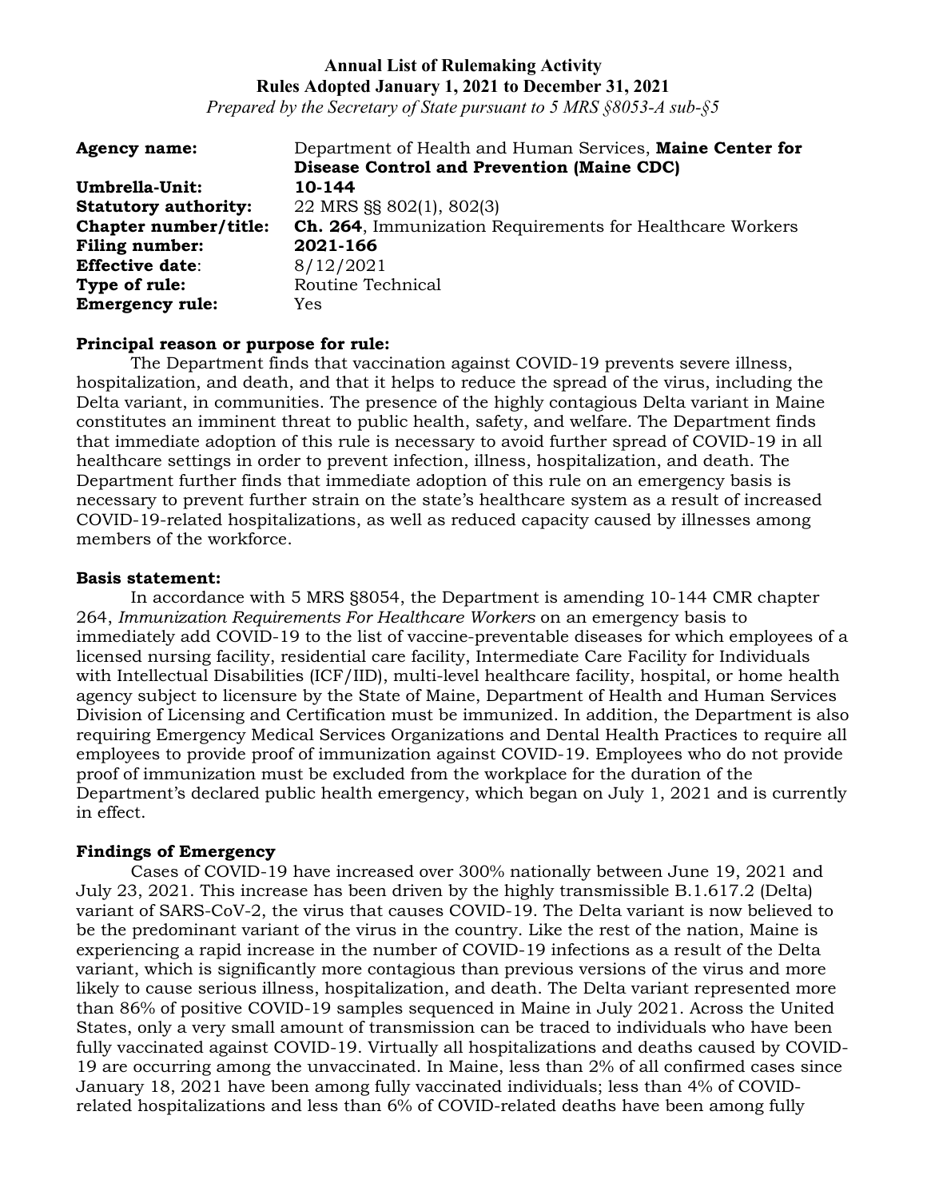**Annual List of Rulemaking Activity**
**Rules Adopted January 1, 2021 to December 31, 2021**
*Prepared by the Secretary of State pursuant to 5 MRS §8053-A sub-§5*

**Agency name:** Department of Health and Human Services, **Maine Center for Disease Control and Prevention (Maine CDC)**
**Umbrella-Unit:** **10-144**
**Statutory authority:** 22 MRS §§ 802(1), 802(3)
**Chapter number/title:** **Ch. 264**, Immunization Requirements for Healthcare Workers
**Filing number:** **2021-166**
**Effective date**: 8/12/2021
**Type of rule:** Routine Technical
**Emergency rule:** Yes

**Principal reason or purpose for rule:**

The Department finds that vaccination against COVID-19 prevents severe illness, hospitalization, and death, and that it helps to reduce the spread of the virus, including the Delta variant, in communities. The presence of the highly contagious Delta variant in Maine constitutes an imminent threat to public health, safety, and welfare. The Department finds that immediate adoption of this rule is necessary to avoid further spread of COVID-19 in all healthcare settings in order to prevent infection, illness, hospitalization, and death. The Department further finds that immediate adoption of this rule on an emergency basis is necessary to prevent further strain on the state's healthcare system as a result of increased COVID-19-related hospitalizations, as well as reduced capacity caused by illnesses among members of the workforce.

**Basis statement:**

In accordance with 5 MRS §8054, the Department is amending 10-144 CMR chapter 264, *Immunization Requirements For Healthcare Workers* on an emergency basis to immediately add COVID-19 to the list of vaccine-preventable diseases for which employees of a licensed nursing facility, residential care facility, Intermediate Care Facility for Individuals with Intellectual Disabilities (ICF/IID), multi-level healthcare facility, hospital, or home health agency subject to licensure by the State of Maine, Department of Health and Human Services Division of Licensing and Certification must be immunized. In addition, the Department is also requiring Emergency Medical Services Organizations and Dental Health Practices to require all employees to provide proof of immunization against COVID-19. Employees who do not provide proof of immunization must be excluded from the workplace for the duration of the Department's declared public health emergency, which began on July 1, 2021 and is currently in effect.

**Findings of Emergency**

Cases of COVID-19 have increased over 300% nationally between June 19, 2021 and July 23, 2021. This increase has been driven by the highly transmissible B.1.617.2 (Delta) variant of SARS-CoV-2, the virus that causes COVID-19. The Delta variant is now believed to be the predominant variant of the virus in the country. Like the rest of the nation, Maine is experiencing a rapid increase in the number of COVID-19 infections as a result of the Delta variant, which is significantly more contagious than previous versions of the virus and more likely to cause serious illness, hospitalization, and death. The Delta variant represented more than 86% of positive COVID-19 samples sequenced in Maine in July 2021. Across the United States, only a very small amount of transmission can be traced to individuals who have been fully vaccinated against COVID-19. Virtually all hospitalizations and deaths caused by COVID-19 are occurring among the unvaccinated. In Maine, less than 2% of all confirmed cases since January 18, 2021 have been among fully vaccinated individuals; less than 4% of COVID-related hospitalizations and less than 6% of COVID-related deaths have been among fully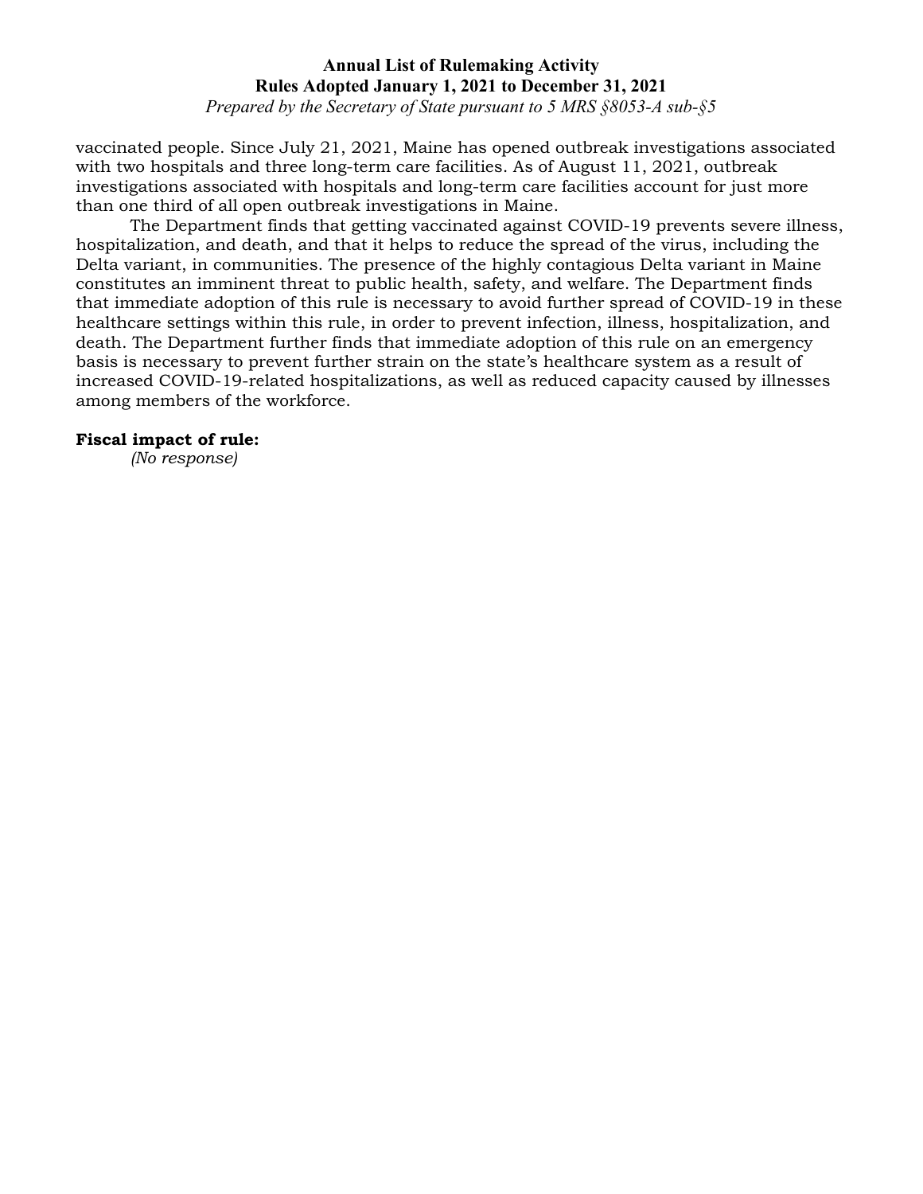vaccinated people. Since July 21, 2021, Maine has opened outbreak investigations associated with two hospitals and three long-term care facilities. As of August 11, 2021, outbreak investigations associated with hospitals and long-term care facilities account for just more than one third of all open outbreak investigations in Maine.

The Department finds that getting vaccinated against COVID-19 prevents severe illness, hospitalization, and death, and that it helps to reduce the spread of the virus, including the Delta variant, in communities. The presence of the highly contagious Delta variant in Maine constitutes an imminent threat to public health, safety, and welfare. The Department finds that immediate adoption of this rule is necessary to avoid further spread of COVID-19 in these healthcare settings within this rule, in order to prevent infection, illness, hospitalization, and death. The Department further finds that immediate adoption of this rule on an emergency basis is necessary to prevent further strain on the state's healthcare system as a result of increased COVID-19-related hospitalizations, as well as reduced capacity caused by illnesses among members of the workforce.

**Fiscal impact of rule:**

*(No response)*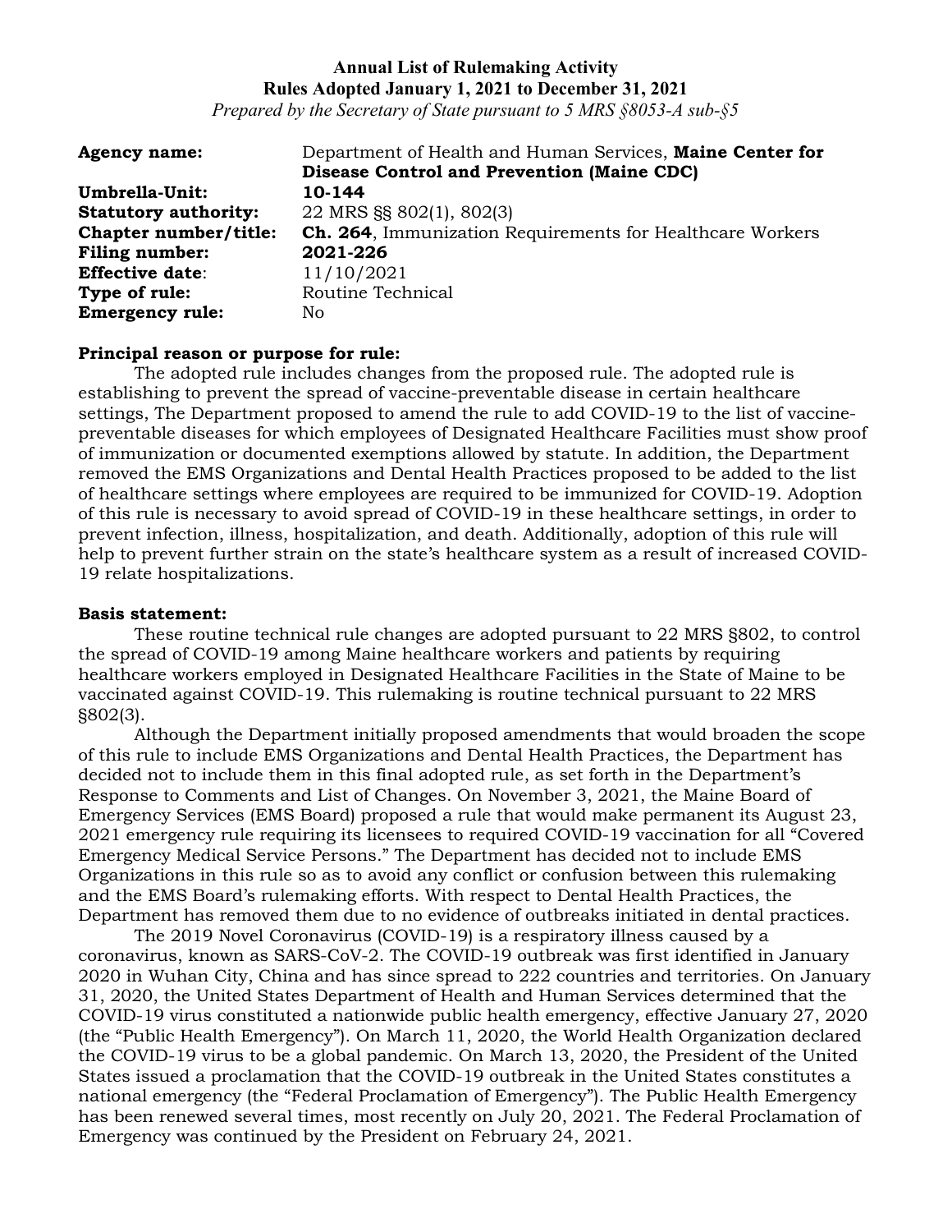**Annual List of Rulemaking Activity**
**Rules Adopted January 1, 2021 to December 31, 2021**
*Prepared by the Secretary of State pursuant to 5 MRS §8053-A sub-§5*

| | |
|---|---|
| **Agency name:** | Department of Health and Human Services, **Maine Center for Disease Control and Prevention (Maine CDC)** |
| **Umbrella-Unit:** | **10-144** |
| **Statutory authority:** | 22 MRS §§ 802(1), 802(3) |
| **Chapter number/title:** | **Ch. 264**, Immunization Requirements for Healthcare Workers |
| **Filing number:** | **2021-226** |
| **Effective date**: | 11/10/2021 |
| **Type of rule:** | Routine Technical |
| **Emergency rule:** | No |

**Principal reason or purpose for rule:**

The adopted rule includes changes from the proposed rule. The adopted rule is establishing to prevent the spread of vaccine-preventable disease in certain healthcare settings, The Department proposed to amend the rule to add COVID-19 to the list of vaccine-preventable diseases for which employees of Designated Healthcare Facilities must show proof of immunization or documented exemptions allowed by statute. In addition, the Department removed the EMS Organizations and Dental Health Practices proposed to be added to the list of healthcare settings where employees are required to be immunized for COVID-19. Adoption of this rule is necessary to avoid spread of COVID-19 in these healthcare settings, in order to prevent infection, illness, hospitalization, and death. Additionally, adoption of this rule will help to prevent further strain on the state's healthcare system as a result of increased COVID-19 relate hospitalizations.

**Basis statement:**

These routine technical rule changes are adopted pursuant to 22 MRS §802, to control the spread of COVID-19 among Maine healthcare workers and patients by requiring healthcare workers employed in Designated Healthcare Facilities in the State of Maine to be vaccinated against COVID-19. This rulemaking is routine technical pursuant to 22 MRS §802(3).

Although the Department initially proposed amendments that would broaden the scope of this rule to include EMS Organizations and Dental Health Practices, the Department has decided not to include them in this final adopted rule, as set forth in the Department's Response to Comments and List of Changes. On November 3, 2021, the Maine Board of Emergency Services (EMS Board) proposed a rule that would make permanent its August 23, 2021 emergency rule requiring its licensees to required COVID-19 vaccination for all "Covered Emergency Medical Service Persons." The Department has decided not to include EMS Organizations in this rule so as to avoid any conflict or confusion between this rulemaking and the EMS Board's rulemaking efforts. With respect to Dental Health Practices, the Department has removed them due to no evidence of outbreaks initiated in dental practices.

The 2019 Novel Coronavirus (COVID-19) is a respiratory illness caused by a coronavirus, known as SARS-CoV-2. The COVID-19 outbreak was first identified in January 2020 in Wuhan City, China and has since spread to 222 countries and territories. On January 31, 2020, the United States Department of Health and Human Services determined that the COVID-19 virus constituted a nationwide public health emergency, effective January 27, 2020 (the "Public Health Emergency"). On March 11, 2020, the World Health Organization declared the COVID-19 virus to be a global pandemic. On March 13, 2020, the President of the United States issued a proclamation that the COVID-19 outbreak in the United States constitutes a national emergency (the "Federal Proclamation of Emergency"). The Public Health Emergency has been renewed several times, most recently on July 20, 2021. The Federal Proclamation of Emergency was continued by the President on February 24, 2021.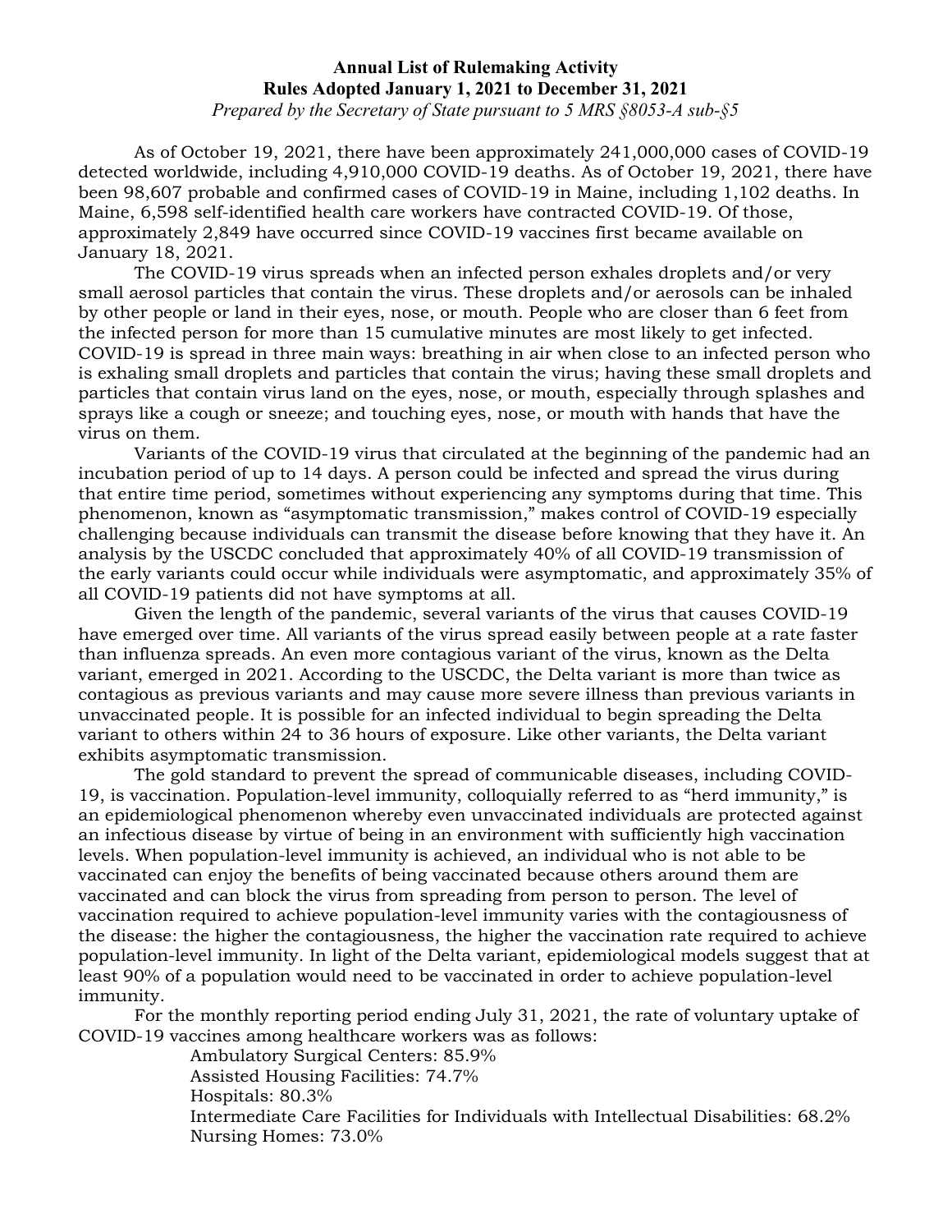**Annual List of Rulemaking Activity**
**Rules Adopted January 1, 2021 to December 31, 2021**
*Prepared by the Secretary of State pursuant to 5 MRS §8053-A sub-§5*

As of October 19, 2021, there have been approximately 241,000,000 cases of COVID-19 detected worldwide, including 4,910,000 COVID-19 deaths. As of October 19, 2021, there have been 98,607 probable and confirmed cases of COVID-19 in Maine, including 1,102 deaths. In Maine, 6,598 self-identified health care workers have contracted COVID-19. Of those, approximately 2,849 have occurred since COVID-19 vaccines first became available on January 18, 2021.

The COVID-19 virus spreads when an infected person exhales droplets and/or very small aerosol particles that contain the virus. These droplets and/or aerosols can be inhaled by other people or land in their eyes, nose, or mouth. People who are closer than 6 feet from the infected person for more than 15 cumulative minutes are most likely to get infected. COVID-19 is spread in three main ways: breathing in air when close to an infected person who is exhaling small droplets and particles that contain the virus; having these small droplets and particles that contain virus land on the eyes, nose, or mouth, especially through splashes and sprays like a cough or sneeze; and touching eyes, nose, or mouth with hands that have the virus on them.

Variants of the COVID-19 virus that circulated at the beginning of the pandemic had an incubation period of up to 14 days. A person could be infected and spread the virus during that entire time period, sometimes without experiencing any symptoms during that time. This phenomenon, known as "asymptomatic transmission," makes control of COVID-19 especially challenging because individuals can transmit the disease before knowing that they have it. An analysis by the USCDC concluded that approximately 40% of all COVID-19 transmission of the early variants could occur while individuals were asymptomatic, and approximately 35% of all COVID-19 patients did not have symptoms at all.

Given the length of the pandemic, several variants of the virus that causes COVID-19 have emerged over time. All variants of the virus spread easily between people at a rate faster than influenza spreads. An even more contagious variant of the virus, known as the Delta variant, emerged in 2021. According to the USCDC, the Delta variant is more than twice as contagious as previous variants and may cause more severe illness than previous variants in unvaccinated people. It is possible for an infected individual to begin spreading the Delta variant to others within 24 to 36 hours of exposure. Like other variants, the Delta variant exhibits asymptomatic transmission.

The gold standard to prevent the spread of communicable diseases, including COVID-19, is vaccination. Population-level immunity, colloquially referred to as "herd immunity," is an epidemiological phenomenon whereby even unvaccinated individuals are protected against an infectious disease by virtue of being in an environment with sufficiently high vaccination levels. When population-level immunity is achieved, an individual who is not able to be vaccinated can enjoy the benefits of being vaccinated because others around them are vaccinated and can block the virus from spreading from person to person. The level of vaccination required to achieve population-level immunity varies with the contagiousness of the disease: the higher the contagiousness, the higher the vaccination rate required to achieve population-level immunity. In light of the Delta variant, epidemiological models suggest that at least 90% of a population would need to be vaccinated in order to achieve population-level immunity.

For the monthly reporting period ending July 31, 2021, the rate of voluntary uptake of COVID-19 vaccines among healthcare workers was as follows:

- Ambulatory Surgical Centers: 85.9%
- Assisted Housing Facilities: 74.7%
- Hospitals: 80.3%
- Intermediate Care Facilities for Individuals with Intellectual Disabilities: 68.2%
- Nursing Homes: 73.0%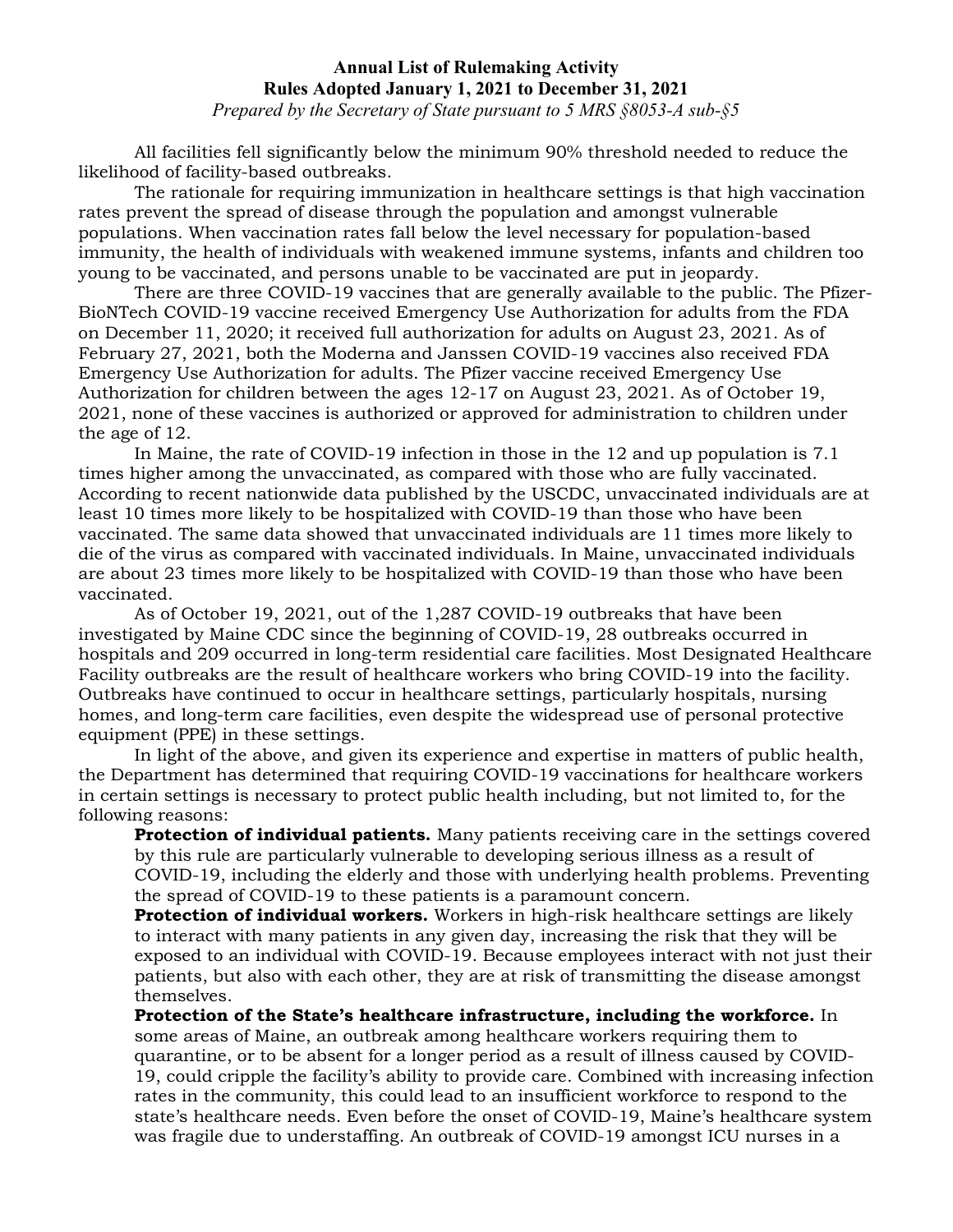All facilities fell significantly below the minimum 90% threshold needed to reduce the likelihood of facility-based outbreaks.

The rationale for requiring immunization in healthcare settings is that high vaccination rates prevent the spread of disease through the population and amongst vulnerable populations. When vaccination rates fall below the level necessary for population-based immunity, the health of individuals with weakened immune systems, infants and children too young to be vaccinated, and persons unable to be vaccinated are put in jeopardy.

There are three COVID-19 vaccines that are generally available to the public. The Pfizer-BioNTech COVID-19 vaccine received Emergency Use Authorization for adults from the FDA on December 11, 2020; it received full authorization for adults on August 23, 2021. As of February 27, 2021, both the Moderna and Janssen COVID-19 vaccines also received FDA Emergency Use Authorization for adults. The Pfizer vaccine received Emergency Use Authorization for children between the ages 12-17 on August 23, 2021. As of October 19, 2021, none of these vaccines is authorized or approved for administration to children under the age of 12.

In Maine, the rate of COVID-19 infection in those in the 12 and up population is 7.1 times higher among the unvaccinated, as compared with those who are fully vaccinated. According to recent nationwide data published by the USCDC, unvaccinated individuals are at least 10 times more likely to be hospitalized with COVID-19 than those who have been vaccinated. The same data showed that unvaccinated individuals are 11 times more likely to die of the virus as compared with vaccinated individuals. In Maine, unvaccinated individuals are about 23 times more likely to be hospitalized with COVID-19 than those who have been vaccinated.

As of October 19, 2021, out of the 1,287 COVID-19 outbreaks that have been investigated by Maine CDC since the beginning of COVID-19, 28 outbreaks occurred in hospitals and 209 occurred in long-term residential care facilities. Most Designated Healthcare Facility outbreaks are the result of healthcare workers who bring COVID-19 into the facility. Outbreaks have continued to occur in healthcare settings, particularly hospitals, nursing homes, and long-term care facilities, even despite the widespread use of personal protective equipment (PPE) in these settings.

In light of the above, and given its experience and expertise in matters of public health, the Department has determined that requiring COVID-19 vaccinations for healthcare workers in certain settings is necessary to protect public health including, but not limited to, for the following reasons:

**Protection of individual patients.** Many patients receiving care in the settings covered by this rule are particularly vulnerable to developing serious illness as a result of COVID-19, including the elderly and those with underlying health problems. Preventing the spread of COVID-19 to these patients is a paramount concern.

**Protection of individual workers.** Workers in high-risk healthcare settings are likely to interact with many patients in any given day, increasing the risk that they will be exposed to an individual with COVID-19. Because employees interact with not just their patients, but also with each other, they are at risk of transmitting the disease amongst themselves.

**Protection of the State's healthcare infrastructure, including the workforce.** In some areas of Maine, an outbreak among healthcare workers requiring them to quarantine, or to be absent for a longer period as a result of illness caused by COVID-19, could cripple the facility's ability to provide care. Combined with increasing infection rates in the community, this could lead to an insufficient workforce to respond to the state's healthcare needs. Even before the onset of COVID-19, Maine's healthcare system was fragile due to understaffing. An outbreak of COVID-19 amongst ICU nurses in a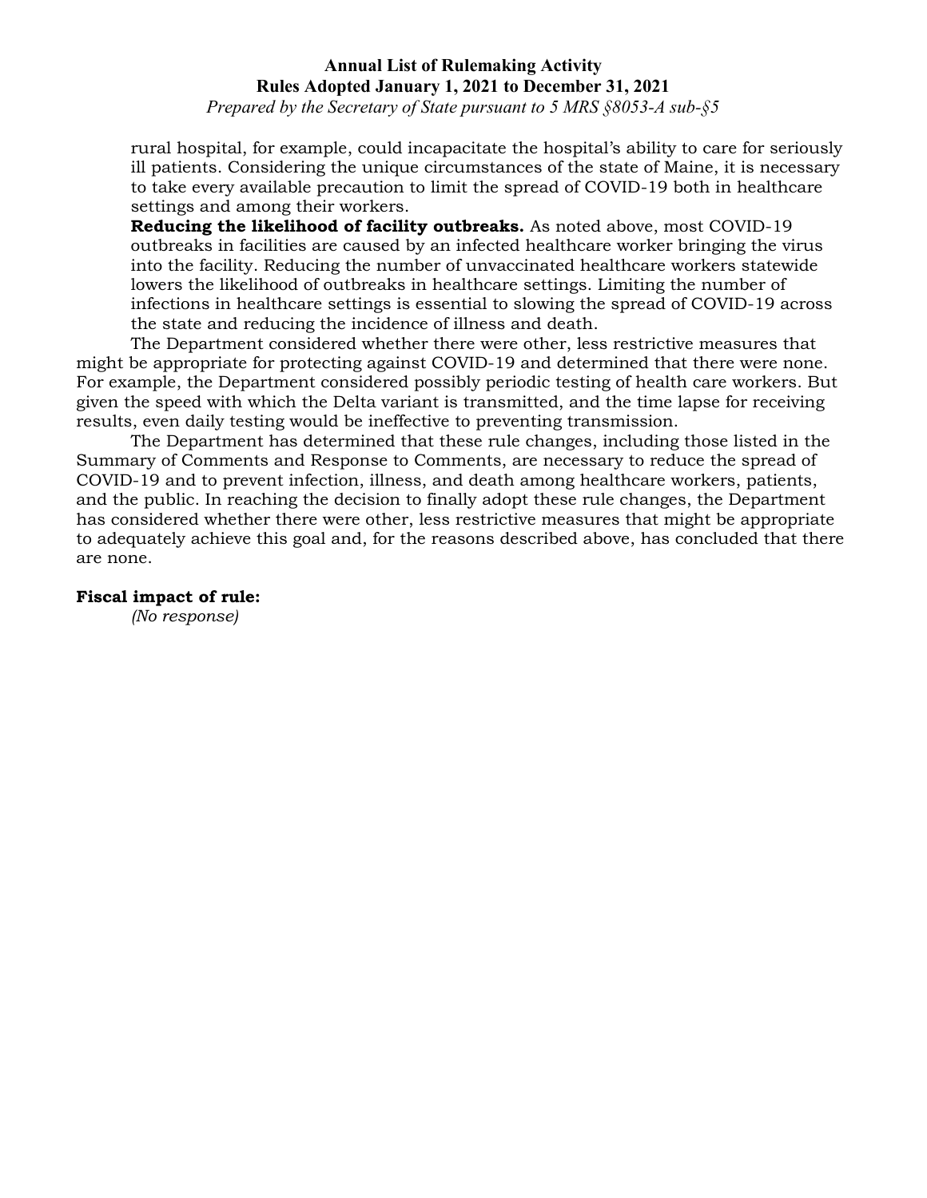rural hospital, for example, could incapacitate the hospital's ability to care for seriously ill patients. Considering the unique circumstances of the state of Maine, it is necessary to take every available precaution to limit the spread of COVID-19 both in healthcare settings and among their workers.

**Reducing the likelihood of facility outbreaks.** As noted above, most COVID-19 outbreaks in facilities are caused by an infected healthcare worker bringing the virus into the facility. Reducing the number of unvaccinated healthcare workers statewide lowers the likelihood of outbreaks in healthcare settings. Limiting the number of infections in healthcare settings is essential to slowing the spread of COVID-19 across the state and reducing the incidence of illness and death.

The Department considered whether there were other, less restrictive measures that might be appropriate for protecting against COVID-19 and determined that there were none. For example, the Department considered possibly periodic testing of health care workers. But given the speed with which the Delta variant is transmitted, and the time lapse for receiving results, even daily testing would be ineffective to preventing transmission.

The Department has determined that these rule changes, including those listed in the Summary of Comments and Response to Comments, are necessary to reduce the spread of COVID-19 and to prevent infection, illness, and death among healthcare workers, patients, and the public. In reaching the decision to finally adopt these rule changes, the Department has considered whether there were other, less restrictive measures that might be appropriate to adequately achieve this goal and, for the reasons described above, has concluded that there are none.

**Fiscal impact of rule:**

*(No response)*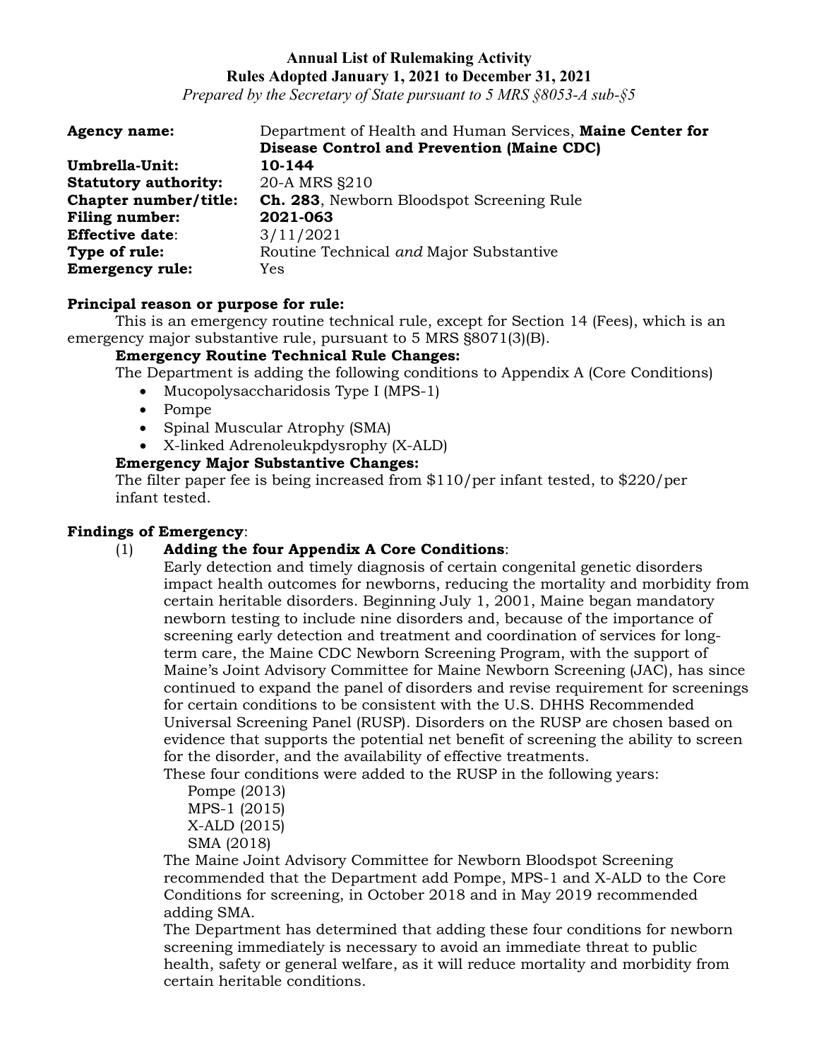**Annual List of Rulemaking Activity**
**Rules Adopted January 1, 2021 to December 31, 2021**
*Prepared by the Secretary of State pursuant to 5 MRS §8053-A sub-§5*

| | |
|---|---|
| **Agency name:** | Department of Health and Human Services, **Maine Center for Disease Control and Prevention (Maine CDC)** |
| **Umbrella-Unit:** | **10-144** |
| **Statutory authority:** | 20-A MRS §210 |
| **Chapter number/title:** | **Ch. 283**, Newborn Bloodspot Screening Rule |
| **Filing number:** | **2021-063** |
| **Effective date**: | 3/11/2021 |
| **Type of rule:** | Routine Technical *and* Major Substantive |
| **Emergency rule:** | Yes |

**Principal reason or purpose for rule:**

This is an emergency routine technical rule, except for Section 14 (Fees), which is an emergency major substantive rule, pursuant to 5 MRS §8071(3)(B).

**Emergency Routine Technical Rule Changes:**

The Department is adding the following conditions to Appendix A (Core Conditions)

- Mucopolysaccharidosis Type I (MPS-1)
- Pompe
- Spinal Muscular Atrophy (SMA)
- X-linked Adrenoleukpdysrophy (X-ALD)

**Emergency Major Substantive Changes:**

The filter paper fee is being increased from $110/per infant tested, to $220/per infant tested.

**Findings of Emergency**:

(1) **Adding the four Appendix A Core Conditions**:

Early detection and timely diagnosis of certain congenital genetic disorders impact health outcomes for newborns, reducing the mortality and morbidity from certain heritable disorders. Beginning July 1, 2001, Maine began mandatory newborn testing to include nine disorders and, because of the importance of screening early detection and treatment and coordination of services for long-term care, the Maine CDC Newborn Screening Program, with the support of Maine's Joint Advisory Committee for Maine Newborn Screening (JAC), has since continued to expand the panel of disorders and revise requirement for screenings for certain conditions to be consistent with the U.S. DHHS Recommended Universal Screening Panel (RUSP). Disorders on the RUSP are chosen based on evidence that supports the potential net benefit of screening the ability to screen for the disorder, and the availability of effective treatments.

These four conditions were added to the RUSP in the following years:

Pompe (2013)
MPS-1 (2015)
X-ALD (2015)
SMA (2018)

The Maine Joint Advisory Committee for Newborn Bloodspot Screening recommended that the Department add Pompe, MPS-1 and X-ALD to the Core Conditions for screening, in October 2018 and in May 2019 recommended adding SMA.

The Department has determined that adding these four conditions for newborn screening immediately is necessary to avoid an immediate threat to public health, safety or general welfare, as it will reduce mortality and morbidity from certain heritable conditions.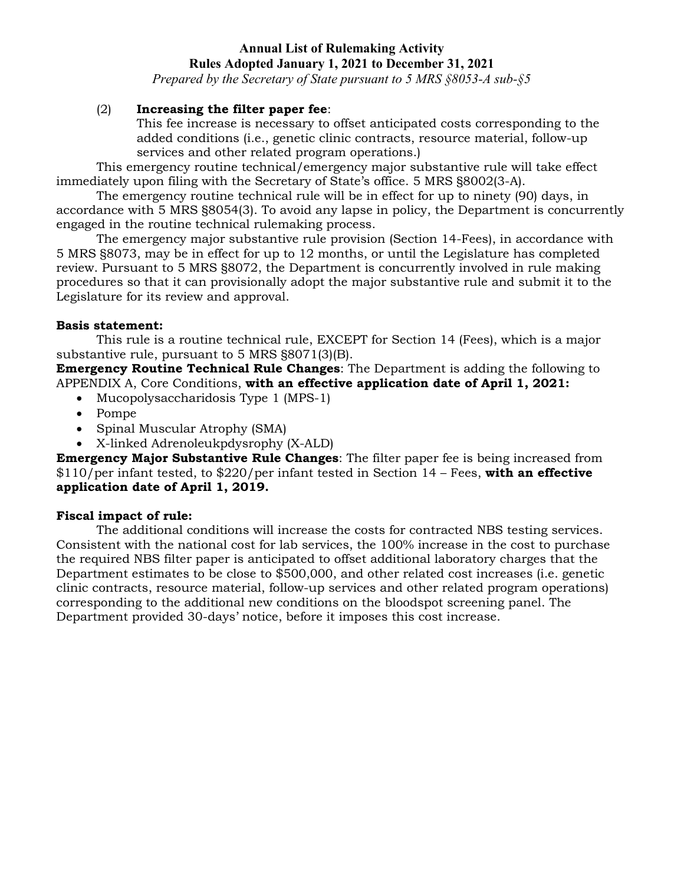(2) **Increasing the filter paper fee**:
This fee increase is necessary to offset anticipated costs corresponding to the added conditions (i.e., genetic clinic contracts, resource material, follow-up services and other related program operations.)

This emergency routine technical/emergency major substantive rule will take effect immediately upon filing with the Secretary of State's office. 5 MRS §8002(3-A).

The emergency routine technical rule will be in effect for up to ninety (90) days, in accordance with 5 MRS §8054(3). To avoid any lapse in policy, the Department is concurrently engaged in the routine technical rulemaking process.

The emergency major substantive rule provision (Section 14-Fees), in accordance with 5 MRS §8073, may be in effect for up to 12 months, or until the Legislature has completed review. Pursuant to 5 MRS §8072, the Department is concurrently involved in rule making procedures so that it can provisionally adopt the major substantive rule and submit it to the Legislature for its review and approval.

**Basis statement:**

This rule is a routine technical rule, EXCEPT for Section 14 (Fees), which is a major substantive rule, pursuant to 5 MRS §8071(3)(B).

**Emergency Routine Technical Rule Changes**: The Department is adding the following to APPENDIX A, Core Conditions, **with an effective application date of April 1, 2021:**

- Mucopolysaccharidosis Type 1 (MPS-1)
- Pompe
- Spinal Muscular Atrophy (SMA)
- X-linked Adrenoleukpdysrophy (X-ALD)

**Emergency Major Substantive Rule Changes**: The filter paper fee is being increased from $110/per infant tested, to $220/per infant tested in Section 14 – Fees, **with an effective application date of April 1, 2019.**

**Fiscal impact of rule:**

The additional conditions will increase the costs for contracted NBS testing services. Consistent with the national cost for lab services, the 100% increase in the cost to purchase the required NBS filter paper is anticipated to offset additional laboratory charges that the Department estimates to be close to $500,000, and other related cost increases (i.e. genetic clinic contracts, resource material, follow-up services and other related program operations) corresponding to the additional new conditions on the bloodspot screening panel. The Department provided 30-days' notice, before it imposes this cost increase.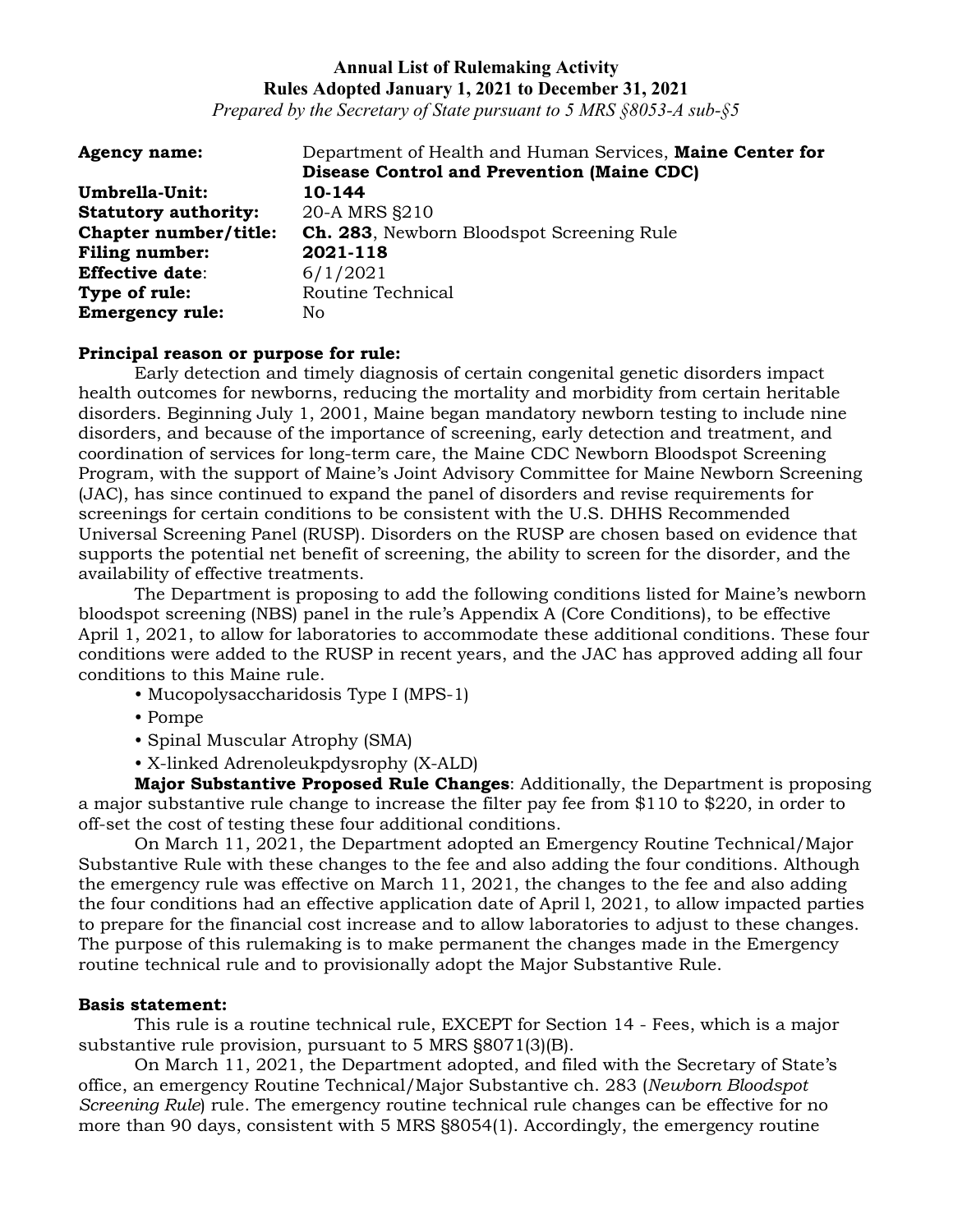**Annual List of Rulemaking Activity**
**Rules Adopted January 1, 2021 to December 31, 2021**
*Prepared by the Secretary of State pursuant to 5 MRS §8053-A sub-§5*

| | |
|---|---|
| **Agency name:** | Department of Health and Human Services, **Maine Center for Disease Control and Prevention (Maine CDC)** |
| **Umbrella-Unit:** | **10-144** |
| **Statutory authority:** | 20-A MRS §210 |
| **Chapter number/title:** | **Ch. 283**, Newborn Bloodspot Screening Rule |
| **Filing number:** | **2021-118** |
| **Effective date**: | 6/1/2021 |
| **Type of rule:** | Routine Technical |
| **Emergency rule:** | No |

**Principal reason or purpose for rule:**

Early detection and timely diagnosis of certain congenital genetic disorders impact health outcomes for newborns, reducing the mortality and morbidity from certain heritable disorders. Beginning July 1, 2001, Maine began mandatory newborn testing to include nine disorders, and because of the importance of screening, early detection and treatment, and coordination of services for long-term care, the Maine CDC Newborn Bloodspot Screening Program, with the support of Maine's Joint Advisory Committee for Maine Newborn Screening (JAC), has since continued to expand the panel of disorders and revise requirements for screenings for certain conditions to be consistent with the U.S. DHHS Recommended Universal Screening Panel (RUSP). Disorders on the RUSP are chosen based on evidence that supports the potential net benefit of screening, the ability to screen for the disorder, and the availability of effective treatments.

The Department is proposing to add the following conditions listed for Maine's newborn bloodspot screening (NBS) panel in the rule's Appendix A (Core Conditions), to be effective April 1, 2021, to allow for laboratories to accommodate these additional conditions. These four conditions were added to the RUSP in recent years, and the JAC has approved adding all four conditions to this Maine rule.

- Mucopolysaccharidosis Type I (MPS-1)
- Pompe
- Spinal Muscular Atrophy (SMA)
- X-linked Adrenoleukpdysrophy (X-ALD)

**Major Substantive Proposed Rule Changes**: Additionally, the Department is proposing a major substantive rule change to increase the filter pay fee from $110 to $220, in order to off-set the cost of testing these four additional conditions.

On March 11, 2021, the Department adopted an Emergency Routine Technical/Major Substantive Rule with these changes to the fee and also adding the four conditions. Although the emergency rule was effective on March 11, 2021, the changes to the fee and also adding the four conditions had an effective application date of April l, 2021, to allow impacted parties to prepare for the financial cost increase and to allow laboratories to adjust to these changes. The purpose of this rulemaking is to make permanent the changes made in the Emergency routine technical rule and to provisionally adopt the Major Substantive Rule.

**Basis statement:**

This rule is a routine technical rule, EXCEPT for Section 14 - Fees, which is a major substantive rule provision, pursuant to 5 MRS §8071(3)(B).

On March 11, 2021, the Department adopted, and filed with the Secretary of State's office, an emergency Routine Technical/Major Substantive ch. 283 (*Newborn Bloodspot Screening Rule*) rule. The emergency routine technical rule changes can be effective for no more than 90 days, consistent with 5 MRS §8054(1). Accordingly, the emergency routine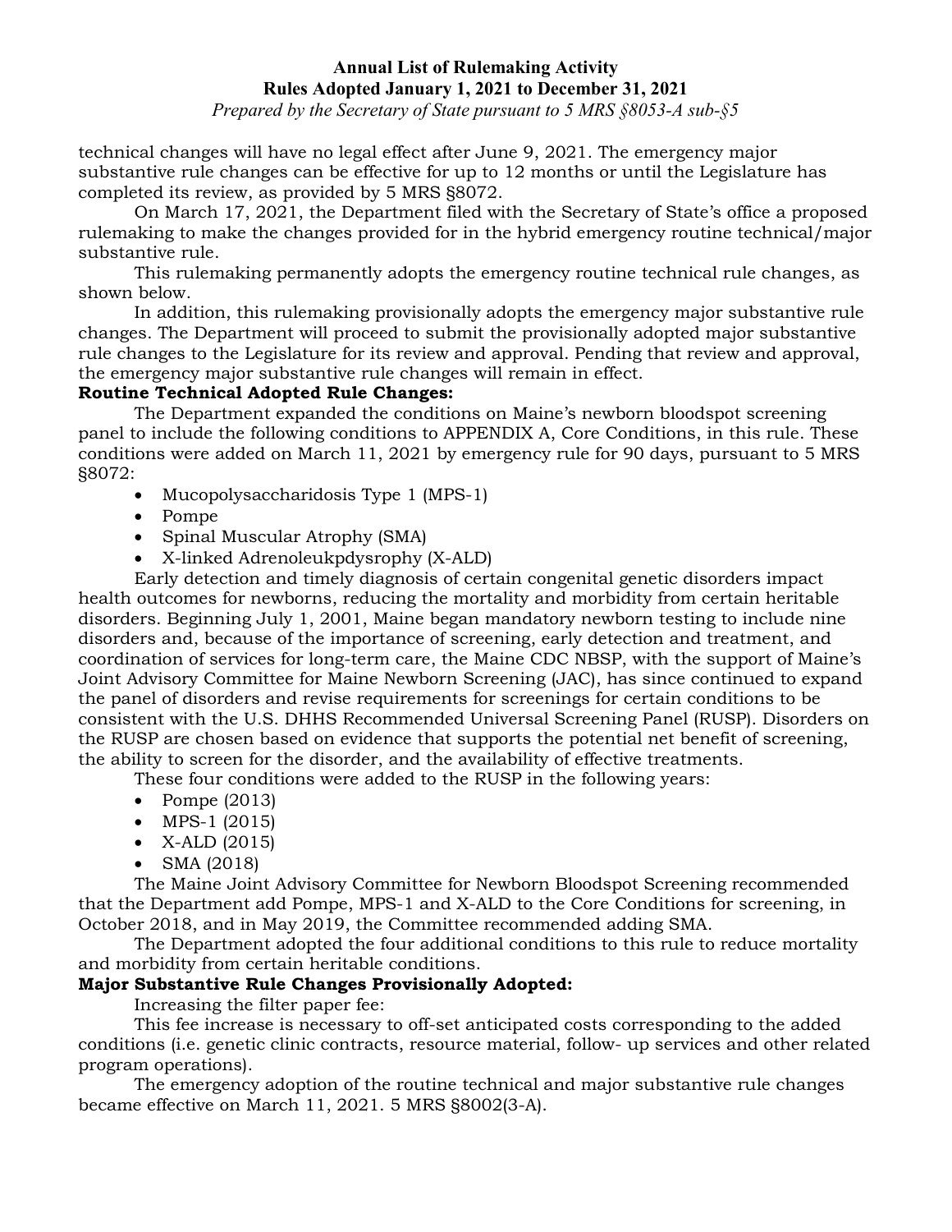technical changes will have no legal effect after June 9, 2021. The emergency major substantive rule changes can be effective for up to 12 months or until the Legislature has completed its review, as provided by 5 MRS §8072.

On March 17, 2021, the Department filed with the Secretary of State's office a proposed rulemaking to make the changes provided for in the hybrid emergency routine technical/major substantive rule.

This rulemaking permanently adopts the emergency routine technical rule changes, as shown below.

In addition, this rulemaking provisionally adopts the emergency major substantive rule changes. The Department will proceed to submit the provisionally adopted major substantive rule changes to the Legislature for its review and approval. Pending that review and approval, the emergency major substantive rule changes will remain in effect.

**Routine Technical Adopted Rule Changes:**

The Department expanded the conditions on Maine's newborn bloodspot screening panel to include the following conditions to APPENDIX A, Core Conditions, in this rule. These conditions were added on March 11, 2021 by emergency rule for 90 days, pursuant to 5 MRS §8072:

- Mucopolysaccharidosis Type 1 (MPS-1)
- Pompe
- Spinal Muscular Atrophy (SMA)
- X-linked Adrenoleukpdysrophy (X-ALD)

Early detection and timely diagnosis of certain congenital genetic disorders impact health outcomes for newborns, reducing the mortality and morbidity from certain heritable disorders. Beginning July 1, 2001, Maine began mandatory newborn testing to include nine disorders and, because of the importance of screening, early detection and treatment, and coordination of services for long-term care, the Maine CDC NBSP, with the support of Maine's Joint Advisory Committee for Maine Newborn Screening (JAC), has since continued to expand the panel of disorders and revise requirements for screenings for certain conditions to be consistent with the U.S. DHHS Recommended Universal Screening Panel (RUSP). Disorders on the RUSP are chosen based on evidence that supports the potential net benefit of screening, the ability to screen for the disorder, and the availability of effective treatments.

These four conditions were added to the RUSP in the following years:

- Pompe (2013)
- MPS-1 (2015)
- X-ALD (2015)
- SMA (2018)

The Maine Joint Advisory Committee for Newborn Bloodspot Screening recommended that the Department add Pompe, MPS-1 and X-ALD to the Core Conditions for screening, in October 2018, and in May 2019, the Committee recommended adding SMA.

The Department adopted the four additional conditions to this rule to reduce mortality and morbidity from certain heritable conditions.

**Major Substantive Rule Changes Provisionally Adopted:**

Increasing the filter paper fee:

This fee increase is necessary to off-set anticipated costs corresponding to the added conditions (i.e. genetic clinic contracts, resource material, follow- up services and other related program operations).

The emergency adoption of the routine technical and major substantive rule changes became effective on March 11, 2021. 5 MRS §8002(3-A).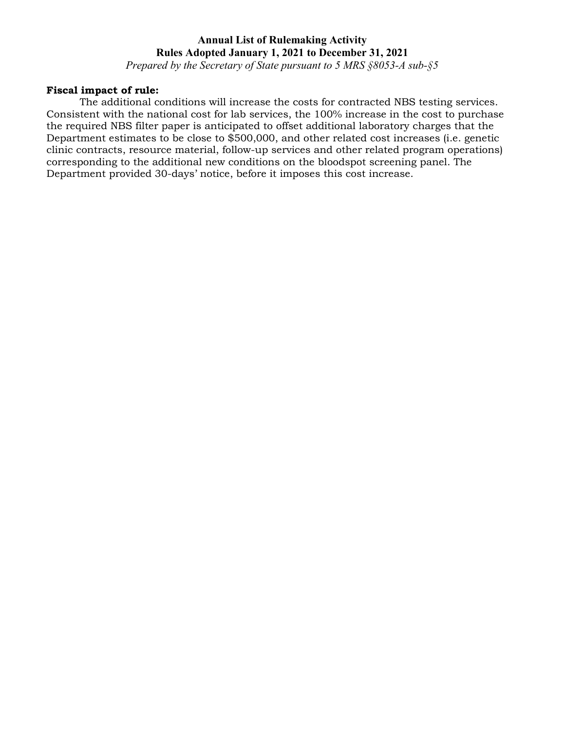**Fiscal impact of rule:**

The additional conditions will increase the costs for contracted NBS testing services. Consistent with the national cost for lab services, the 100% increase in the cost to purchase the required NBS filter paper is anticipated to offset additional laboratory charges that the Department estimates to be close to $500,000, and other related cost increases (i.e. genetic clinic contracts, resource material, follow-up services and other related program operations) corresponding to the additional new conditions on the bloodspot screening panel. The Department provided 30-days' notice, before it imposes this cost increase.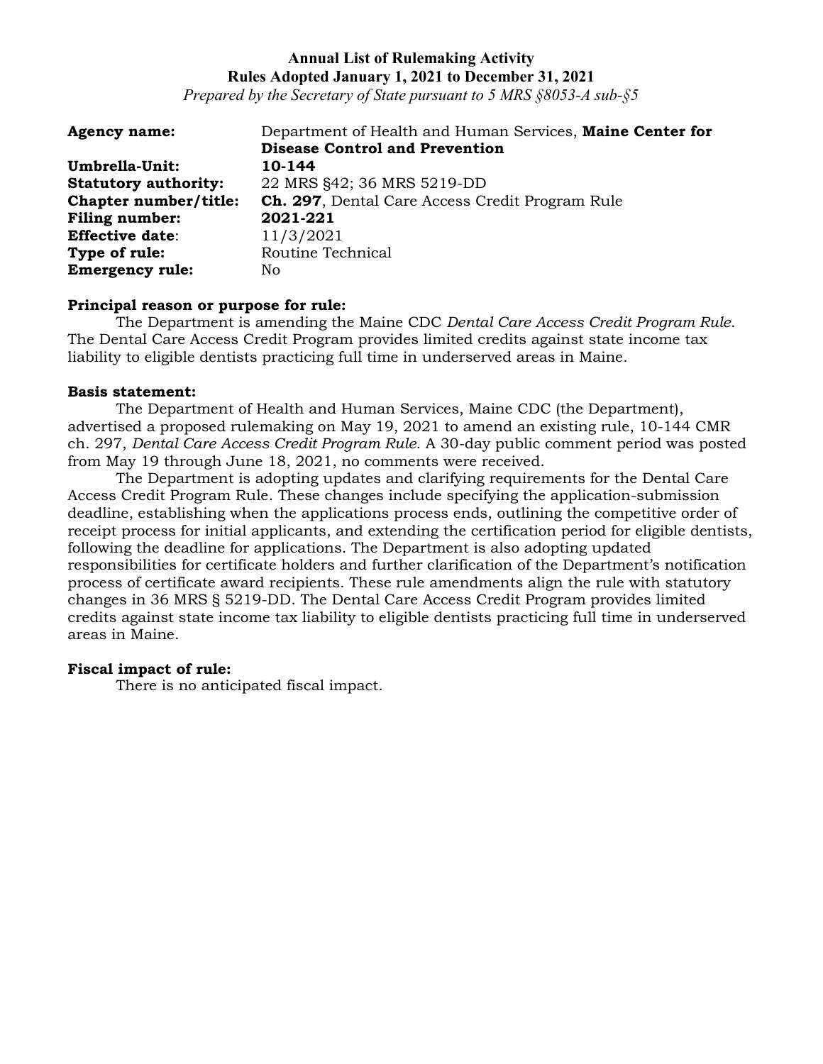**Annual List of Rulemaking Activity**
**Rules Adopted January 1, 2021 to December 31, 2021**
*Prepared by the Secretary of State pursuant to 5 MRS §8053-A sub-§5*

**Agency name:** Department of Health and Human Services, **Maine Center for Disease Control and Prevention**
**Umbrella-Unit:** **10-144**
**Statutory authority:** 22 MRS §42; 36 MRS 5219-DD
**Chapter number/title:** **Ch. 297**, Dental Care Access Credit Program Rule
**Filing number:** **2021-221**
**Effective date**: 11/3/2021
**Type of rule:** Routine Technical
**Emergency rule:** No

**Principal reason or purpose for rule:**
The Department is amending the Maine CDC *Dental Care Access Credit Program Rule*. The Dental Care Access Credit Program provides limited credits against state income tax liability to eligible dentists practicing full time in underserved areas in Maine.

**Basis statement:**
The Department of Health and Human Services, Maine CDC (the Department), advertised a proposed rulemaking on May 19, 2021 to amend an existing rule, 10-144 CMR ch. 297, *Dental Care Access Credit Program Rule*. A 30-day public comment period was posted from May 19 through June 18, 2021, no comments were received.

The Department is adopting updates and clarifying requirements for the Dental Care Access Credit Program Rule. These changes include specifying the application-submission deadline, establishing when the applications process ends, outlining the competitive order of receipt process for initial applicants, and extending the certification period for eligible dentists, following the deadline for applications. The Department is also adopting updated responsibilities for certificate holders and further clarification of the Department's notification process of certificate award recipients. These rule amendments align the rule with statutory changes in 36 MRS § 5219-DD. The Dental Care Access Credit Program provides limited credits against state income tax liability to eligible dentists practicing full time in underserved areas in Maine.

**Fiscal impact of rule:**
There is no anticipated fiscal impact.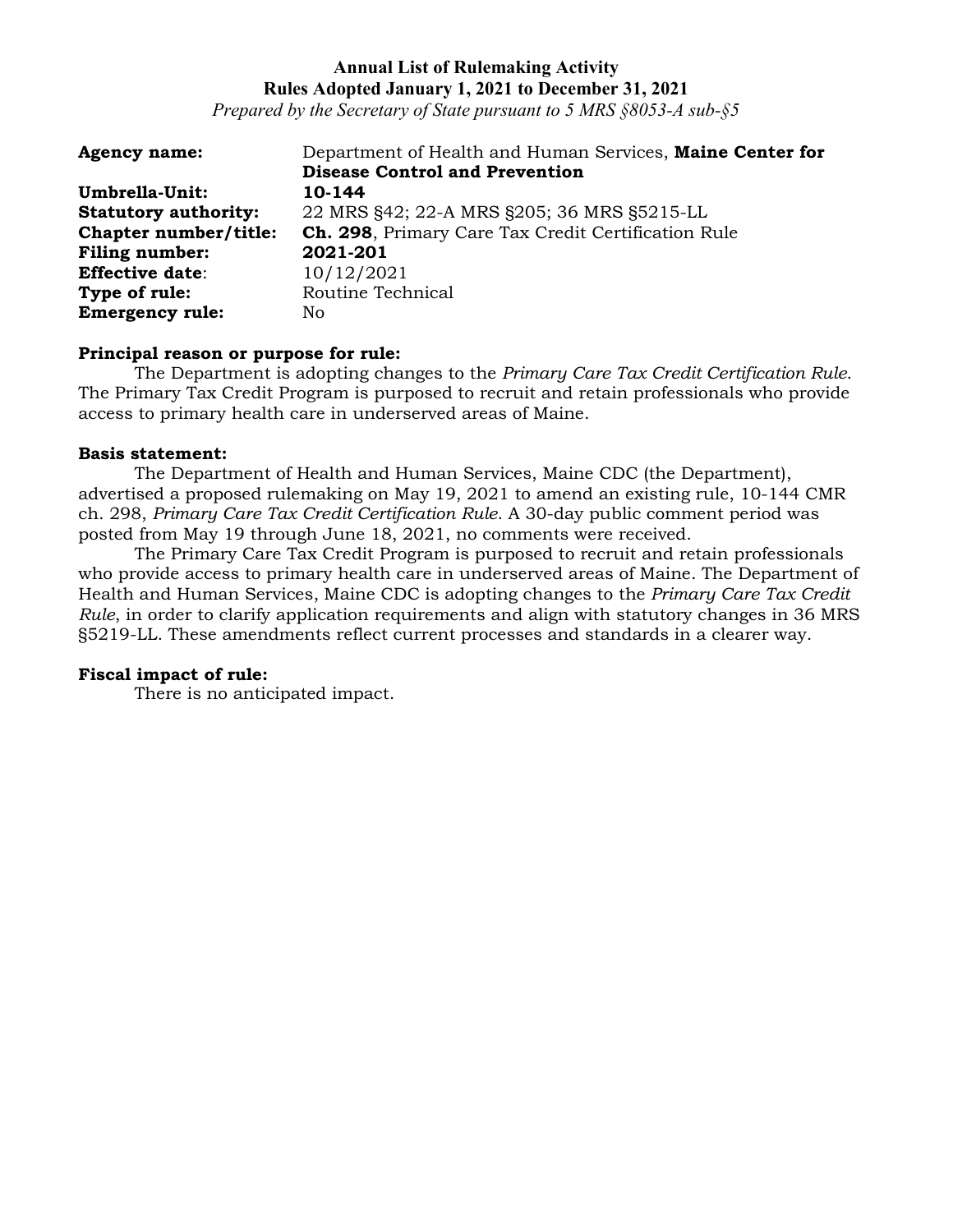**Annual List of Rulemaking Activity**
**Rules Adopted January 1, 2021 to December 31, 2021**
*Prepared by the Secretary of State pursuant to 5 MRS §8053-A sub-§5*

**Agency name:** Department of Health and Human Services, **Maine Center for Disease Control and Prevention**
**Umbrella-Unit:** **10-144**
**Statutory authority:** 22 MRS §42; 22-A MRS §205; 36 MRS §5215-LL
**Chapter number/title:** **Ch. 298**, Primary Care Tax Credit Certification Rule
**Filing number:** **2021-201**
**Effective date**: 10/12/2021
**Type of rule:** Routine Technical
**Emergency rule:** No

**Principal reason or purpose for rule:**

The Department is adopting changes to the *Primary Care Tax Credit Certification Rule.* The Primary Tax Credit Program is purposed to recruit and retain professionals who provide access to primary health care in underserved areas of Maine.

**Basis statement:**

The Department of Health and Human Services, Maine CDC (the Department), advertised a proposed rulemaking on May 19, 2021 to amend an existing rule, 10-144 CMR ch. 298, *Primary Care Tax Credit Certification Rule*. A 30-day public comment period was posted from May 19 through June 18, 2021, no comments were received.

The Primary Care Tax Credit Program is purposed to recruit and retain professionals who provide access to primary health care in underserved areas of Maine. The Department of Health and Human Services, Maine CDC is adopting changes to the *Primary Care Tax Credit Rule*, in order to clarify application requirements and align with statutory changes in 36 MRS §5219-LL. These amendments reflect current processes and standards in a clearer way.

**Fiscal impact of rule:**

There is no anticipated impact.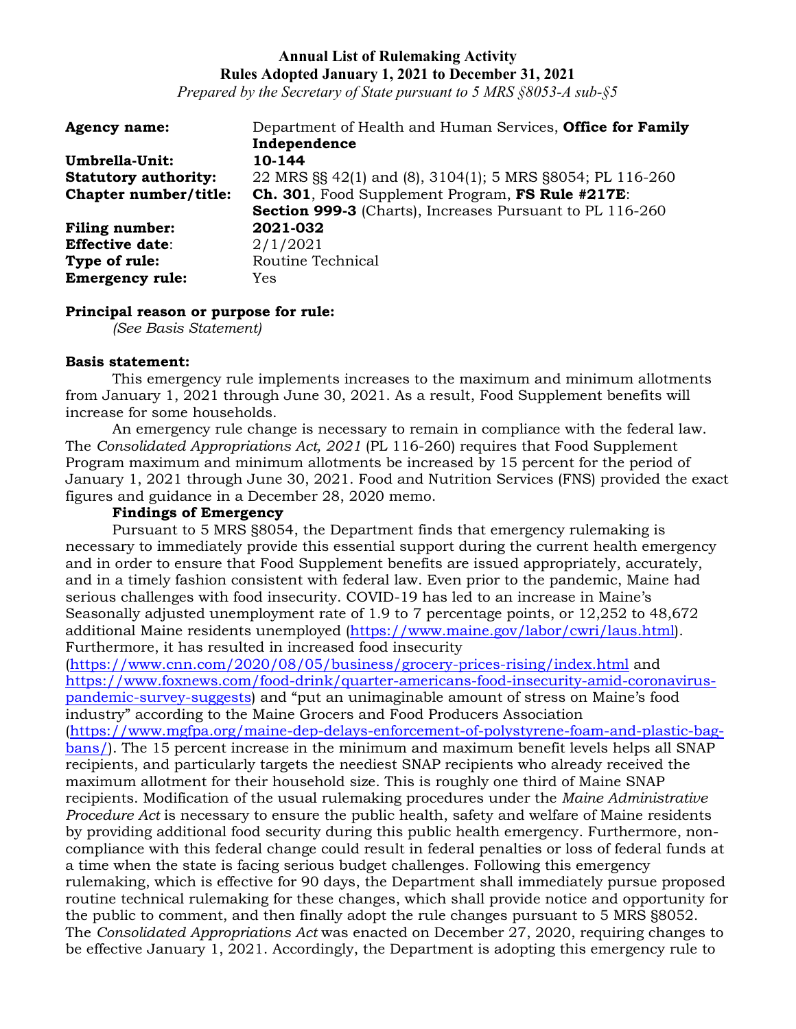**Annual List of Rulemaking Activity**
**Rules Adopted January 1, 2021 to December 31, 2021**
*Prepared by the Secretary of State pursuant to 5 MRS §8053-A sub-§5*

| | |
|---|---|
| **Agency name:** | Department of Health and Human Services, **Office for Family Independence** |
| **Umbrella-Unit:** | **10-144** |
| **Statutory authority:** | 22 MRS §§ 42(1) and (8), 3104(1); 5 MRS §8054; PL 116-260 |
| **Chapter number/title:** | **Ch. 301**, Food Supplement Program, **FS Rule #217E**: **Section 999-3** (Charts), Increases Pursuant to PL 116-260 |
| **Filing number:** | **2021-032** |
| **Effective date**: | 2/1/2021 |
| **Type of rule:** | Routine Technical |
| **Emergency rule:** | Yes |

**Principal reason or purpose for rule:**
*(See Basis Statement)*

**Basis statement:**

This emergency rule implements increases to the maximum and minimum allotments from January 1, 2021 through June 30, 2021. As a result, Food Supplement benefits will increase for some households.

An emergency rule change is necessary to remain in compliance with the federal law. The *Consolidated Appropriations Act, 2021* (PL 116-260) requires that Food Supplement Program maximum and minimum allotments be increased by 15 percent for the period of January 1, 2021 through June 30, 2021. Food and Nutrition Services (FNS) provided the exact figures and guidance in a December 28, 2020 memo.

**Findings of Emergency**

Pursuant to 5 MRS §8054, the Department finds that emergency rulemaking is necessary to immediately provide this essential support during the current health emergency and in order to ensure that Food Supplement benefits are issued appropriately, accurately, and in a timely fashion consistent with federal law. Even prior to the pandemic, Maine had serious challenges with food insecurity. COVID-19 has led to an increase in Maine's Seasonally adjusted unemployment rate of 1.9 to 7 percentage points, or 12,252 to 48,672 additional Maine residents unemployed (https://www.maine.gov/labor/cwri/laus.html). Furthermore, it has resulted in increased food insecurity (https://www.cnn.com/2020/08/05/business/grocery-prices-rising/index.html and https://www.foxnews.com/food-drink/quarter-americans-food-insecurity-amid-coronavirus-pandemic-survey-suggests) and "put an unimaginable amount of stress on Maine's food industry" according to the Maine Grocers and Food Producers Association (https://www.mgfpa.org/maine-dep-delays-enforcement-of-polystyrene-foam-and-plastic-bag-bans/). The 15 percent increase in the minimum and maximum benefit levels helps all SNAP recipients, and particularly targets the neediest SNAP recipients who already received the maximum allotment for their household size. This is roughly one third of Maine SNAP recipients. Modification of the usual rulemaking procedures under the *Maine Administrative Procedure Act* is necessary to ensure the public health, safety and welfare of Maine residents by providing additional food security during this public health emergency. Furthermore, non-compliance with this federal change could result in federal penalties or loss of federal funds at a time when the state is facing serious budget challenges. Following this emergency rulemaking, which is effective for 90 days, the Department shall immediately pursue proposed routine technical rulemaking for these changes, which shall provide notice and opportunity for the public to comment, and then finally adopt the rule changes pursuant to 5 MRS §8052. The *Consolidated Appropriations Act* was enacted on December 27, 2020, requiring changes to be effective January 1, 2021. Accordingly, the Department is adopting this emergency rule to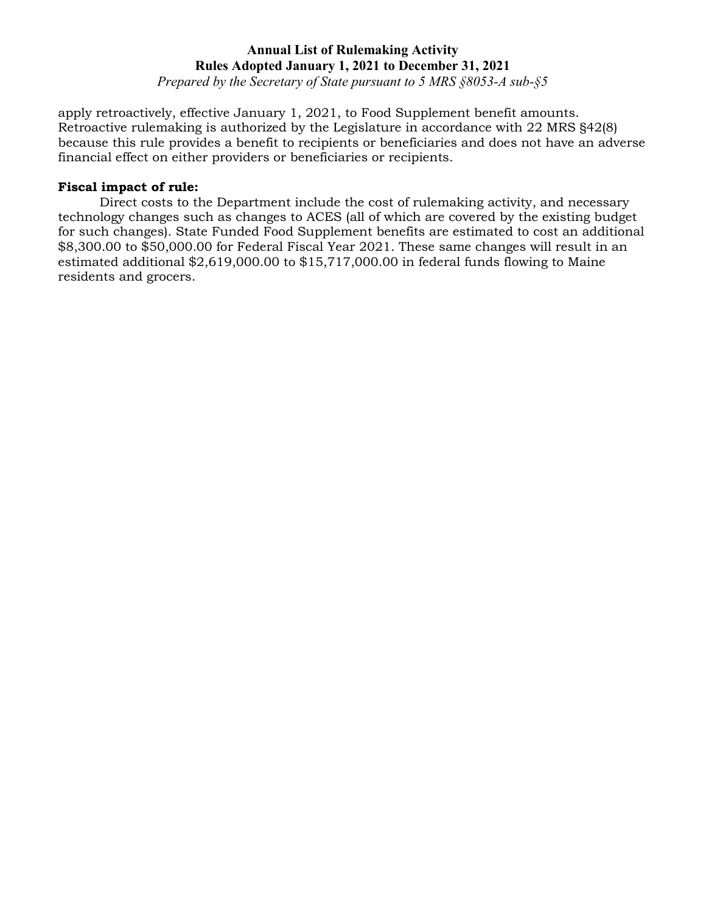apply retroactively, effective January 1, 2021, to Food Supplement benefit amounts. Retroactive rulemaking is authorized by the Legislature in accordance with 22 MRS §42(8) because this rule provides a benefit to recipients or beneficiaries and does not have an adverse financial effect on either providers or beneficiaries or recipients.

**Fiscal impact of rule:**

Direct costs to the Department include the cost of rulemaking activity, and necessary technology changes such as changes to ACES (all of which are covered by the existing budget for such changes). State Funded Food Supplement benefits are estimated to cost an additional $8,300.00 to $50,000.00 for Federal Fiscal Year 2021. These same changes will result in an estimated additional $2,619,000.00 to $15,717,000.00 in federal funds flowing to Maine residents and grocers.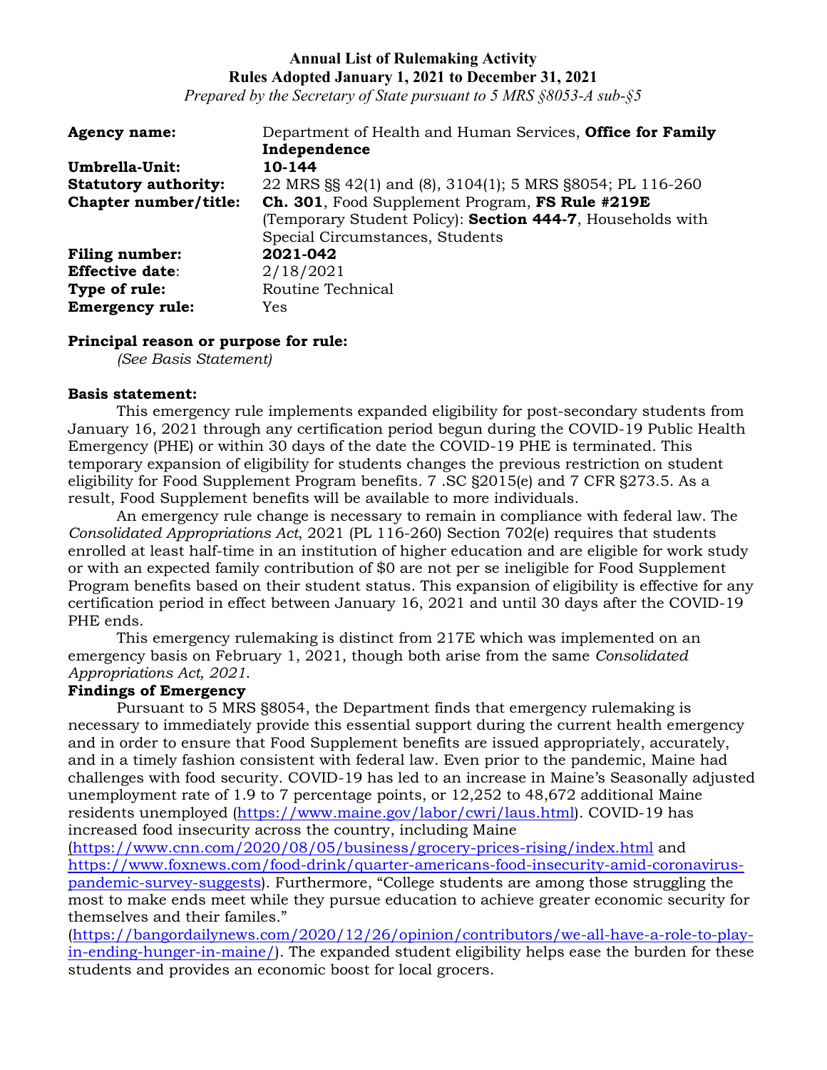**Annual List of Rulemaking Activity**
**Rules Adopted January 1, 2021 to December 31, 2021**
*Prepared by the Secretary of State pursuant to 5 MRS §8053-A sub-§5*

| | |
|---|---|
| **Agency name:** | Department of Health and Human Services, **Office for Family Independence** |
| **Umbrella-Unit:** | **10-144** |
| **Statutory authority:** | 22 MRS §§ 42(1) and (8), 3104(1); 5 MRS §8054; PL 116-260 |
| **Chapter number/title:** | **Ch. 301**, Food Supplement Program, **FS Rule #219E** (Temporary Student Policy): **Section 444-7**, Households with Special Circumstances, Students |
| **Filing number:** | **2021-042** |
| **Effective date**: | 2/18/2021 |
| **Type of rule:** | Routine Technical |
| **Emergency rule:** | Yes |

**Principal reason or purpose for rule:**
*(See Basis Statement)*

**Basis statement:**
This emergency rule implements expanded eligibility for post-secondary students from January 16, 2021 through any certification period begun during the COVID-19 Public Health Emergency (PHE) or within 30 days of the date the COVID-19 PHE is terminated. This temporary expansion of eligibility for students changes the previous restriction on student eligibility for Food Supplement Program benefits. 7 .SC §2015(e) and 7 CFR §273.5. As a result, Food Supplement benefits will be available to more individuals.

An emergency rule change is necessary to remain in compliance with federal law. The *Consolidated Appropriations Act*, 2021 (PL 116-260) Section 702(e) requires that students enrolled at least half-time in an institution of higher education and are eligible for work study or with an expected family contribution of $0 are not per se ineligible for Food Supplement Program benefits based on their student status. This expansion of eligibility is effective for any certification period in effect between January 16, 2021 and until 30 days after the COVID-19 PHE ends.

This emergency rulemaking is distinct from 217E which was implemented on an emergency basis on February 1, 2021, though both arise from the same *Consolidated Appropriations Act, 2021*.

**Findings of Emergency**
Pursuant to 5 MRS §8054, the Department finds that emergency rulemaking is necessary to immediately provide this essential support during the current health emergency and in order to ensure that Food Supplement benefits are issued appropriately, accurately, and in a timely fashion consistent with federal law. Even prior to the pandemic, Maine had challenges with food security. COVID-19 has led to an increase in Maine's Seasonally adjusted unemployment rate of 1.9 to 7 percentage points, or 12,252 to 48,672 additional Maine residents unemployed (https://www.maine.gov/labor/cwri/laus.html). COVID-19 has increased food insecurity across the country, including Maine (https://www.cnn.com/2020/08/05/business/grocery-prices-rising/index.html and https://www.foxnews.com/food-drink/quarter-americans-food-insecurity-amid-coronavirus-pandemic-survey-suggests). Furthermore, "College students are among those struggling the most to make ends meet while they pursue education to achieve greater economic security for themselves and their familes." (https://bangordailynews.com/2020/12/26/opinion/contributors/we-all-have-a-role-to-play-in-ending-hunger-in-maine/). The expanded student eligibility helps ease the burden for these students and provides an economic boost for local grocers.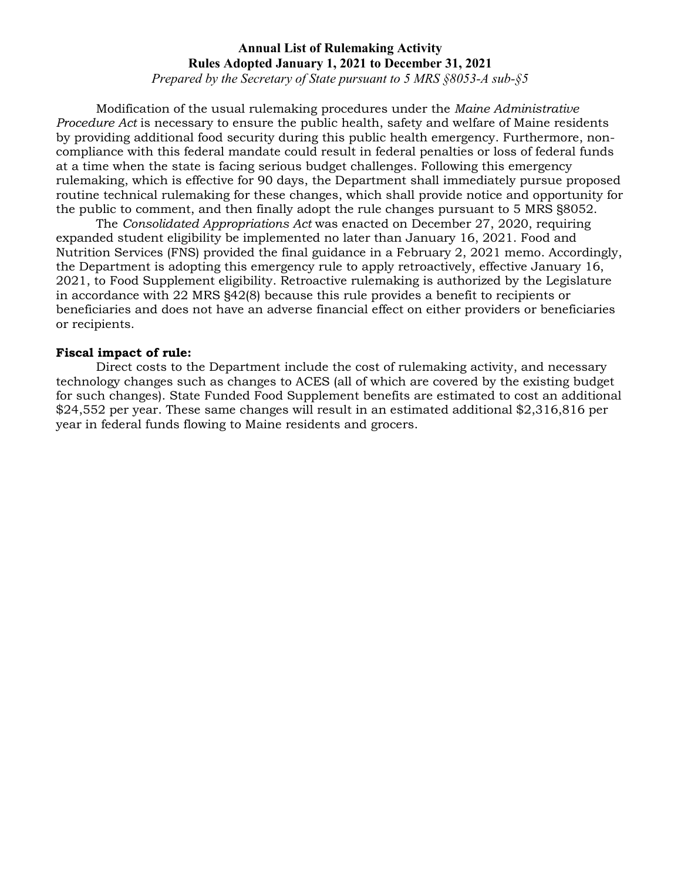Modification of the usual rulemaking procedures under the *Maine Administrative Procedure Act* is necessary to ensure the public health, safety and welfare of Maine residents by providing additional food security during this public health emergency. Furthermore, non-compliance with this federal mandate could result in federal penalties or loss of federal funds at a time when the state is facing serious budget challenges. Following this emergency rulemaking, which is effective for 90 days, the Department shall immediately pursue proposed routine technical rulemaking for these changes, which shall provide notice and opportunity for the public to comment, and then finally adopt the rule changes pursuant to 5 MRS §8052.

The *Consolidated Appropriations Act* was enacted on December 27, 2020, requiring expanded student eligibility be implemented no later than January 16, 2021. Food and Nutrition Services (FNS) provided the final guidance in a February 2, 2021 memo. Accordingly, the Department is adopting this emergency rule to apply retroactively, effective January 16, 2021, to Food Supplement eligibility. Retroactive rulemaking is authorized by the Legislature in accordance with 22 MRS §42(8) because this rule provides a benefit to recipients or beneficiaries and does not have an adverse financial effect on either providers or beneficiaries or recipients.

**Fiscal impact of rule:**

Direct costs to the Department include the cost of rulemaking activity, and necessary technology changes such as changes to ACES (all of which are covered by the existing budget for such changes). State Funded Food Supplement benefits are estimated to cost an additional $24,552 per year. These same changes will result in an estimated additional $2,316,816 per year in federal funds flowing to Maine residents and grocers.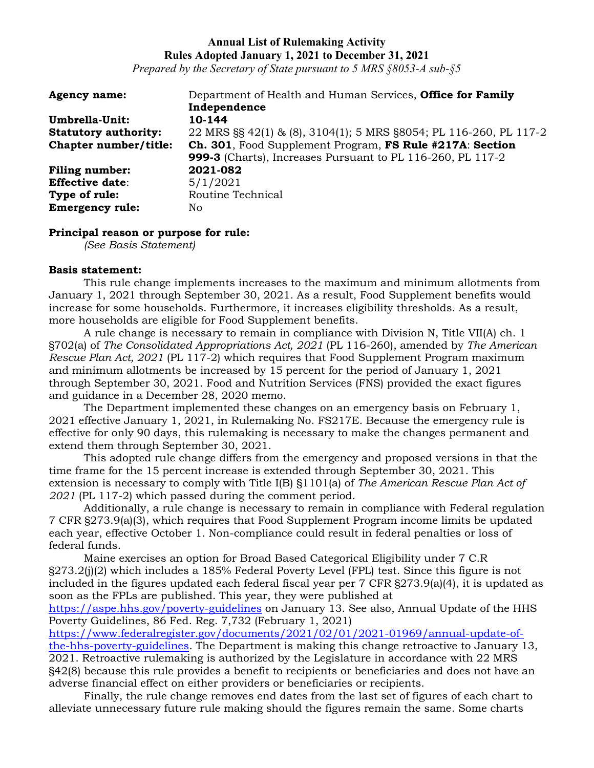**Annual List of Rulemaking Activity**
**Rules Adopted January 1, 2021 to December 31, 2021**
*Prepared by the Secretary of State pursuant to 5 MRS §8053-A sub-§5*

| | |
|---|---|
| **Agency name:** | Department of Health and Human Services, **Office for Family Independence** |
| **Umbrella-Unit:** | **10-144** |
| **Statutory authority:** | 22 MRS §§ 42(1) & (8), 3104(1); 5 MRS §8054; PL 116-260, PL 117-2 |
| **Chapter number/title:** | **Ch. 301**, Food Supplement Program, **FS Rule #217A**: **Section 999-3** (Charts), Increases Pursuant to PL 116-260, PL 117-2 |
| **Filing number:** | **2021-082** |
| **Effective date**: | 5/1/2021 |
| **Type of rule:** | Routine Technical |
| **Emergency rule:** | No |

**Principal reason or purpose for rule:**
*(See Basis Statement)*

**Basis statement:**

This rule change implements increases to the maximum and minimum allotments from January 1, 2021 through September 30, 2021. As a result, Food Supplement benefits would increase for some households. Furthermore, it increases eligibility thresholds. As a result, more households are eligible for Food Supplement benefits.

A rule change is necessary to remain in compliance with Division N, Title VII(A) ch. 1 §702(a) of *The Consolidated Appropriations Act, 2021* (PL 116-260), amended by *The American Rescue Plan Act, 2021* (PL 117-2) which requires that Food Supplement Program maximum and minimum allotments be increased by 15 percent for the period of January 1, 2021 through September 30, 2021. Food and Nutrition Services (FNS) provided the exact figures and guidance in a December 28, 2020 memo.

The Department implemented these changes on an emergency basis on February 1, 2021 effective January 1, 2021, in Rulemaking No. FS217E. Because the emergency rule is effective for only 90 days, this rulemaking is necessary to make the changes permanent and extend them through September 30, 2021.

This adopted rule change differs from the emergency and proposed versions in that the time frame for the 15 percent increase is extended through September 30, 2021. This extension is necessary to comply with Title I(B) §1101(a) of *The American Rescue Plan Act of 2021* (PL 117-2) which passed during the comment period.

Additionally, a rule change is necessary to remain in compliance with Federal regulation 7 CFR §273.9(a)(3), which requires that Food Supplement Program income limits be updated each year, effective October 1. Non-compliance could result in federal penalties or loss of federal funds.

Maine exercises an option for Broad Based Categorical Eligibility under 7 C.R §273.2(j)(2) which includes a 185% Federal Poverty Level (FPL) test. Since this figure is not included in the figures updated each federal fiscal year per 7 CFR §273.9(a)(4), it is updated as soon as the FPLs are published. This year, they were published at https://aspe.hhs.gov/poverty-guidelines on January 13. See also, Annual Update of the HHS Poverty Guidelines, 86 Fed. Reg. 7,732 (February 1, 2021) https://www.federalregister.gov/documents/2021/02/01/2021-01969/annual-update-of-the-hhs-poverty-guidelines. The Department is making this change retroactive to January 13, 2021. Retroactive rulemaking is authorized by the Legislature in accordance with 22 MRS §42(8) because this rule provides a benefit to recipients or beneficiaries and does not have an adverse financial effect on either providers or beneficiaries or recipients.

Finally, the rule change removes end dates from the last set of figures of each chart to alleviate unnecessary future rule making should the figures remain the same. Some charts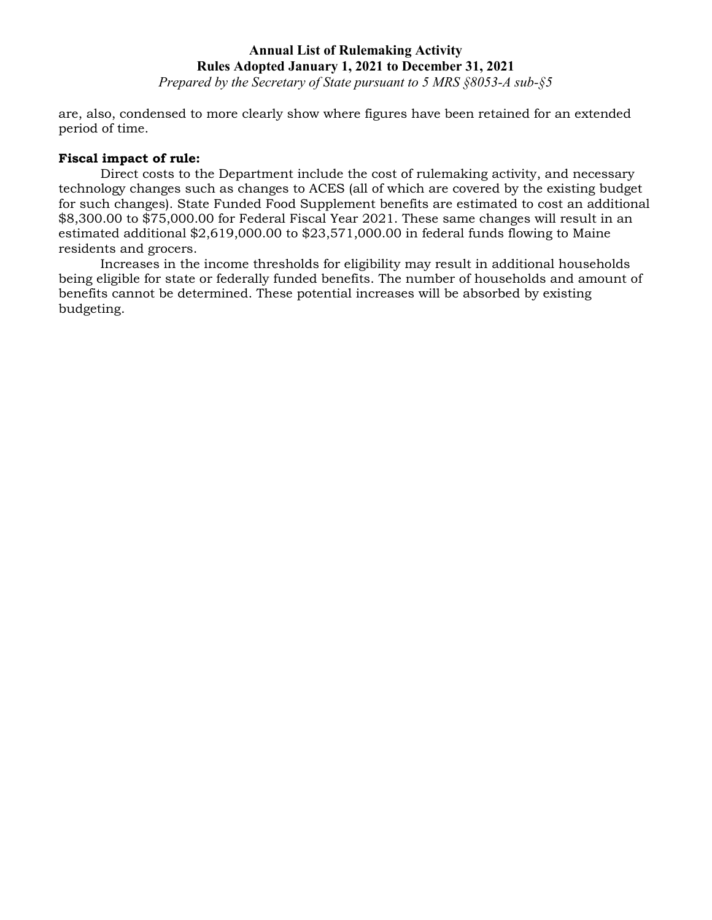are, also, condensed to more clearly show where figures have been retained for an extended period of time.

**Fiscal impact of rule:**

Direct costs to the Department include the cost of rulemaking activity, and necessary technology changes such as changes to ACES (all of which are covered by the existing budget for such changes). State Funded Food Supplement benefits are estimated to cost an additional $8,300.00 to $75,000.00 for Federal Fiscal Year 2021. These same changes will result in an estimated additional $2,619,000.00 to $23,571,000.00 in federal funds flowing to Maine residents and grocers.

Increases in the income thresholds for eligibility may result in additional households being eligible for state or federally funded benefits. The number of households and amount of benefits cannot be determined. These potential increases will be absorbed by existing budgeting.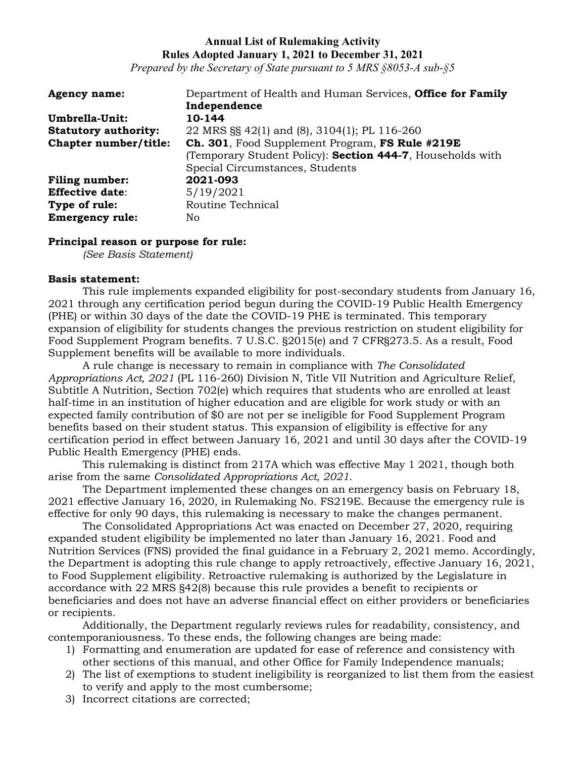**Annual List of Rulemaking Activity**
**Rules Adopted January 1, 2021 to December 31, 2021**
*Prepared by the Secretary of State pursuant to 5 MRS §8053-A sub-§5*

| | |
|---|---|
| **Agency name:** | Department of Health and Human Services, **Office for Family Independence** |
| **Umbrella-Unit:** | **10-144** |
| **Statutory authority:** | 22 MRS §§ 42(1) and (8), 3104(1); PL 116-260 |
| **Chapter number/title:** | **Ch. 301**, Food Supplement Program, **FS Rule #219E** (Temporary Student Policy): **Section 444-7**, Households with Special Circumstances, Students |
| **Filing number:** | **2021-093** |
| **Effective date**: | 5/19/2021 |
| **Type of rule:** | Routine Technical |
| **Emergency rule:** | No |

**Principal reason or purpose for rule:**
*(See Basis Statement)*

**Basis statement:**

This rule implements expanded eligibility for post-secondary students from January 16, 2021 through any certification period begun during the COVID-19 Public Health Emergency (PHE) or within 30 days of the date the COVID-19 PHE is terminated. This temporary expansion of eligibility for students changes the previous restriction on student eligibility for Food Supplement Program benefits. 7 U.S.C. §2015(e) and 7 CFR§273.5. As a result, Food Supplement benefits will be available to more individuals.

A rule change is necessary to remain in compliance with *The Consolidated Appropriations Act, 2021* (PL 116-260) Division N, Title VII Nutrition and Agriculture Relief, Subtitle A Nutrition, Section 702(e) which requires that students who are enrolled at least half-time in an institution of higher education and are eligible for work study or with an expected family contribution of $0 are not per se ineligible for Food Supplement Program benefits based on their student status. This expansion of eligibility is effective for any certification period in effect between January 16, 2021 and until 30 days after the COVID-19 Public Health Emergency (PHE) ends.

This rulemaking is distinct from 217A which was effective May 1 2021, though both arise from the same *Consolidated Appropriations Act, 2021*.

The Department implemented these changes on an emergency basis on February 18, 2021 effective January 16, 2020, in Rulemaking No. FS219E. Because the emergency rule is effective for only 90 days, this rulemaking is necessary to make the changes permanent.

The Consolidated Appropriations Act was enacted on December 27, 2020, requiring expanded student eligibility be implemented no later than January 16, 2021. Food and Nutrition Services (FNS) provided the final guidance in a February 2, 2021 memo. Accordingly, the Department is adopting this rule change to apply retroactively, effective January 16, 2021, to Food Supplement eligibility. Retroactive rulemaking is authorized by the Legislature in accordance with 22 MRS §42(8) because this rule provides a benefit to recipients or beneficiaries and does not have an adverse financial effect on either providers or beneficiaries or recipients.

Additionally, the Department regularly reviews rules for readability, consistency, and contemporaniousness. To these ends, the following changes are being made:

1) Formatting and enumeration are updated for ease of reference and consistency with other sections of this manual, and other Office for Family Independence manuals;
2) The list of exemptions to student ineligibility is reorganized to list them from the easiest to verify and apply to the most cumbersome;
3) Incorrect citations are corrected;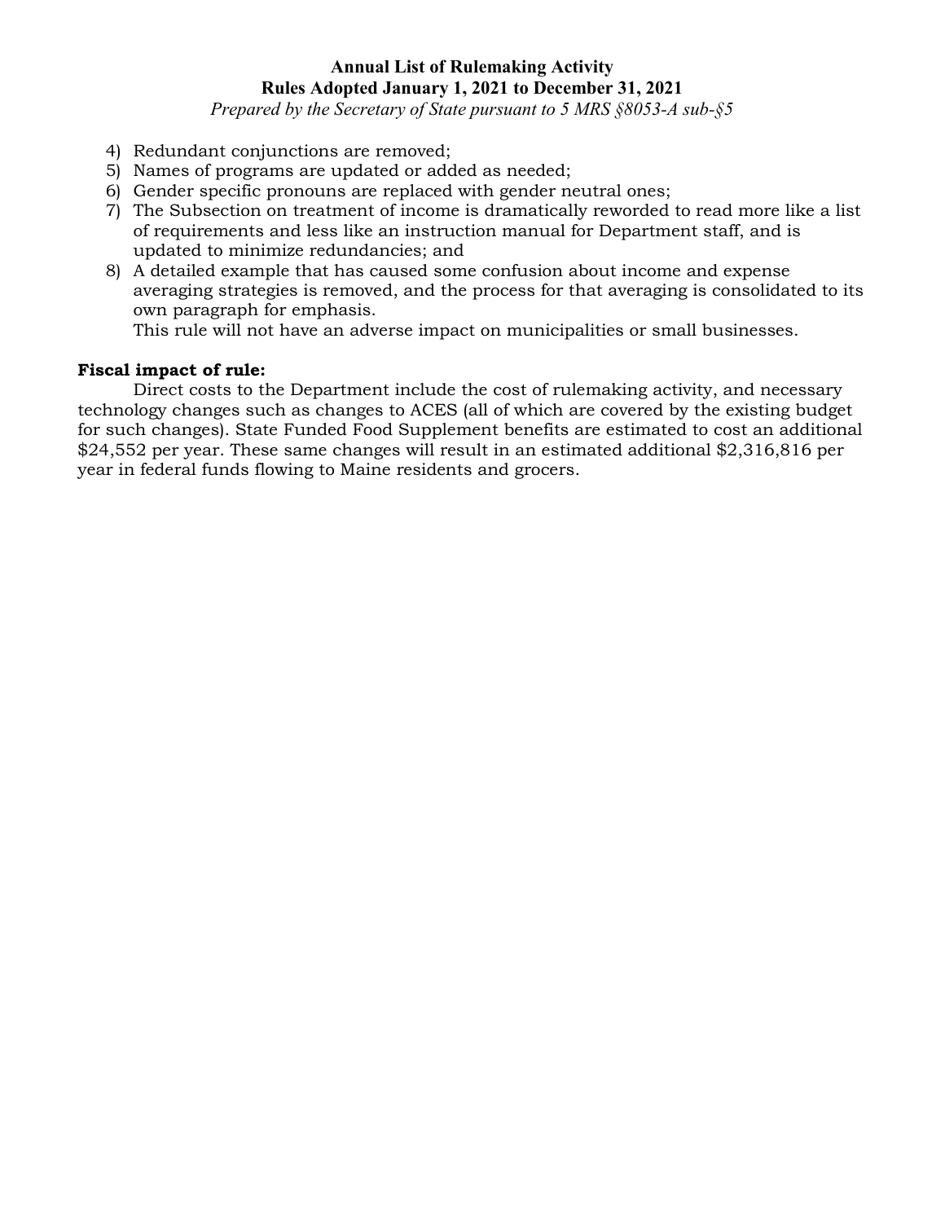4) Redundant conjunctions are removed;
5) Names of programs are updated or added as needed;
6) Gender specific pronouns are replaced with gender neutral ones;
7) The Subsection on treatment of income is dramatically reworded to read more like a list of requirements and less like an instruction manual for Department staff, and is updated to minimize redundancies; and
8) A detailed example that has caused some confusion about income and expense averaging strategies is removed, and the process for that averaging is consolidated to its own paragraph for emphasis.

   This rule will not have an adverse impact on municipalities or small businesses.

**Fiscal impact of rule:**

Direct costs to the Department include the cost of rulemaking activity, and necessary technology changes such as changes to ACES (all of which are covered by the existing budget for such changes). State Funded Food Supplement benefits are estimated to cost an additional $24,552 per year. These same changes will result in an estimated additional $2,316,816 per year in federal funds flowing to Maine residents and grocers.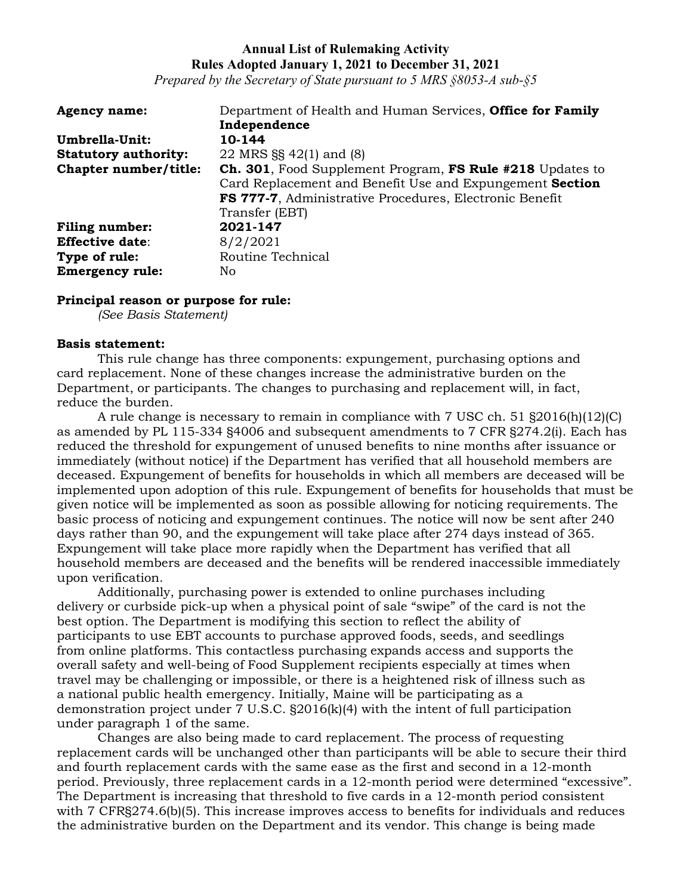**Annual List of Rulemaking Activity**
**Rules Adopted January 1, 2021 to December 31, 2021**
*Prepared by the Secretary of State pursuant to 5 MRS §8053-A sub-§5*

| | |
|---|---|
| **Agency name:** | Department of Health and Human Services, **Office for Family Independence** |
| **Umbrella-Unit:** | **10-144** |
| **Statutory authority:** | 22 MRS §§ 42(1) and (8) |
| **Chapter number/title:** | **Ch. 301**, Food Supplement Program, **FS Rule #218** Updates to Card Replacement and Benefit Use and Expungement **Section FS 777-7**, Administrative Procedures, Electronic Benefit Transfer (EBT) |
| **Filing number:** | **2021-147** |
| **Effective date**: | 8/2/2021 |
| **Type of rule:** | Routine Technical |
| **Emergency rule:** | No |

**Principal reason or purpose for rule:**
*(See Basis Statement)*

**Basis statement:**

This rule change has three components: expungement, purchasing options and card replacement. None of these changes increase the administrative burden on the Department, or participants. The changes to purchasing and replacement will, in fact, reduce the burden.

A rule change is necessary to remain in compliance with 7 USC ch. 51 §2016(h)(12)(C) as amended by PL 115-334 §4006 and subsequent amendments to 7 CFR §274.2(i). Each has reduced the threshold for expungement of unused benefits to nine months after issuance or immediately (without notice) if the Department has verified that all household members are deceased. Expungement of benefits for households in which all members are deceased will be implemented upon adoption of this rule. Expungement of benefits for households that must be given notice will be implemented as soon as possible allowing for noticing requirements. The basic process of noticing and expungement continues. The notice will now be sent after 240 days rather than 90, and the expungement will take place after 274 days instead of 365. Expungement will take place more rapidly when the Department has verified that all household members are deceased and the benefits will be rendered inaccessible immediately upon verification.

Additionally, purchasing power is extended to online purchases including delivery or curbside pick-up when a physical point of sale "swipe" of the card is not the best option. The Department is modifying this section to reflect the ability of participants to use EBT accounts to purchase approved foods, seeds, and seedlings from online platforms. This contactless purchasing expands access and supports the overall safety and well-being of Food Supplement recipients especially at times when travel may be challenging or impossible, or there is a heightened risk of illness such as a national public health emergency. Initially, Maine will be participating as a demonstration project under 7 U.S.C. §2016(k)(4) with the intent of full participation under paragraph 1 of the same.

Changes are also being made to card replacement. The process of requesting replacement cards will be unchanged other than participants will be able to secure their third and fourth replacement cards with the same ease as the first and second in a 12-month period. Previously, three replacement cards in a 12-month period were determined "excessive". The Department is increasing that threshold to five cards in a 12-month period consistent with 7 CFR§274.6(b)(5). This increase improves access to benefits for individuals and reduces the administrative burden on the Department and its vendor. This change is being made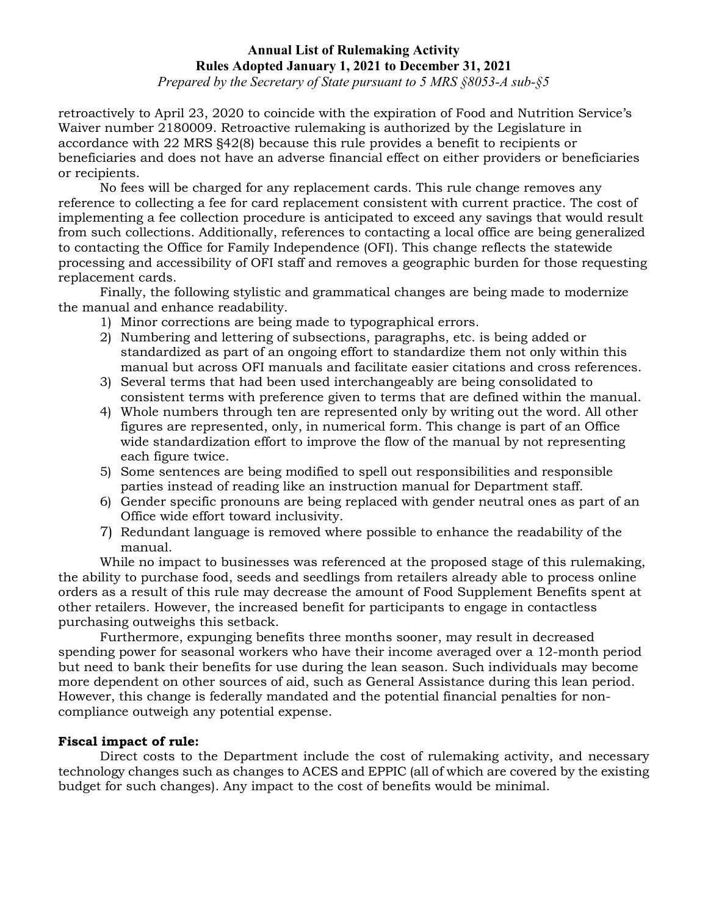retroactively to April 23, 2020 to coincide with the expiration of Food and Nutrition Service's Waiver number 2180009. Retroactive rulemaking is authorized by the Legislature in accordance with 22 MRS §42(8) because this rule provides a benefit to recipients or beneficiaries and does not have an adverse financial effect on either providers or beneficiaries or recipients.

No fees will be charged for any replacement cards. This rule change removes any reference to collecting a fee for card replacement consistent with current practice. The cost of implementing a fee collection procedure is anticipated to exceed any savings that would result from such collections. Additionally, references to contacting a local office are being generalized to contacting the Office for Family Independence (OFI). This change reflects the statewide processing and accessibility of OFI staff and removes a geographic burden for those requesting replacement cards.

Finally, the following stylistic and grammatical changes are being made to modernize the manual and enhance readability.

1) Minor corrections are being made to typographical errors.
2) Numbering and lettering of subsections, paragraphs, etc. is being added or standardized as part of an ongoing effort to standardize them not only within this manual but across OFI manuals and facilitate easier citations and cross references.
3) Several terms that had been used interchangeably are being consolidated to consistent terms with preference given to terms that are defined within the manual.
4) Whole numbers through ten are represented only by writing out the word. All other figures are represented, only, in numerical form. This change is part of an Office wide standardization effort to improve the flow of the manual by not representing each figure twice.
5) Some sentences are being modified to spell out responsibilities and responsible parties instead of reading like an instruction manual for Department staff.
6) Gender specific pronouns are being replaced with gender neutral ones as part of an Office wide effort toward inclusivity.
7) Redundant language is removed where possible to enhance the readability of the manual.

While no impact to businesses was referenced at the proposed stage of this rulemaking, the ability to purchase food, seeds and seedlings from retailers already able to process online orders as a result of this rule may decrease the amount of Food Supplement Benefits spent at other retailers. However, the increased benefit for participants to engage in contactless purchasing outweighs this setback.

Furthermore, expunging benefits three months sooner, may result in decreased spending power for seasonal workers who have their income averaged over a 12-month period but need to bank their benefits for use during the lean season. Such individuals may become more dependent on other sources of aid, such as General Assistance during this lean period. However, this change is federally mandated and the potential financial penalties for non-compliance outweigh any potential expense.

**Fiscal impact of rule:**

Direct costs to the Department include the cost of rulemaking activity, and necessary technology changes such as changes to ACES and EPPIC (all of which are covered by the existing budget for such changes). Any impact to the cost of benefits would be minimal.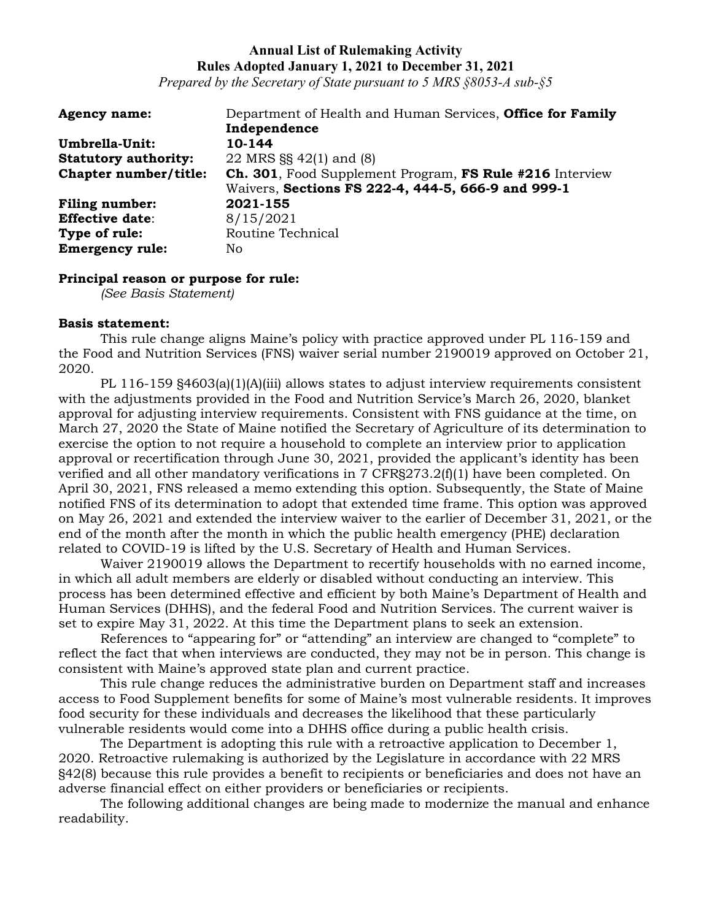**Annual List of Rulemaking Activity**
**Rules Adopted January 1, 2021 to December 31, 2021**
*Prepared by the Secretary of State pursuant to 5 MRS §8053-A sub-§5*

| | |
|---|---|
| **Agency name:** | Department of Health and Human Services, **Office for Family Independence** |
| **Umbrella-Unit:** | **10-144** |
| **Statutory authority:** | 22 MRS §§ 42(1) and (8) |
| **Chapter number/title:** | **Ch. 301**, Food Supplement Program, **FS Rule #216** Interview Waivers, **Sections FS 222-4, 444-5, 666-9 and 999-1** |
| **Filing number:** | **2021-155** |
| **Effective date**: | 8/15/2021 |
| **Type of rule:** | Routine Technical |
| **Emergency rule:** | No |

**Principal reason or purpose for rule:**
*(See Basis Statement)*

**Basis statement:**

This rule change aligns Maine's policy with practice approved under PL 116-159 and the Food and Nutrition Services (FNS) waiver serial number 2190019 approved on October 21, 2020.

PL 116-159 §4603(a)(1)(A)(iii) allows states to adjust interview requirements consistent with the adjustments provided in the Food and Nutrition Service's March 26, 2020, blanket approval for adjusting interview requirements. Consistent with FNS guidance at the time, on March 27, 2020 the State of Maine notified the Secretary of Agriculture of its determination to exercise the option to not require a household to complete an interview prior to application approval or recertification through June 30, 2021, provided the applicant's identity has been verified and all other mandatory verifications in 7 CFR§273.2(f)(1) have been completed. On April 30, 2021, FNS released a memo extending this option. Subsequently, the State of Maine notified FNS of its determination to adopt that extended time frame. This option was approved on May 26, 2021 and extended the interview waiver to the earlier of December 31, 2021, or the end of the month after the month in which the public health emergency (PHE) declaration related to COVID-19 is lifted by the U.S. Secretary of Health and Human Services.

Waiver 2190019 allows the Department to recertify households with no earned income, in which all adult members are elderly or disabled without conducting an interview. This process has been determined effective and efficient by both Maine's Department of Health and Human Services (DHHS), and the federal Food and Nutrition Services. The current waiver is set to expire May 31, 2022. At this time the Department plans to seek an extension.

References to "appearing for" or "attending" an interview are changed to "complete" to reflect the fact that when interviews are conducted, they may not be in person. This change is consistent with Maine's approved state plan and current practice.

This rule change reduces the administrative burden on Department staff and increases access to Food Supplement benefits for some of Maine's most vulnerable residents. It improves food security for these individuals and decreases the likelihood that these particularly vulnerable residents would come into a DHHS office during a public health crisis.

The Department is adopting this rule with a retroactive application to December 1, 2020. Retroactive rulemaking is authorized by the Legislature in accordance with 22 MRS §42(8) because this rule provides a benefit to recipients or beneficiaries and does not have an adverse financial effect on either providers or beneficiaries or recipients.

The following additional changes are being made to modernize the manual and enhance readability.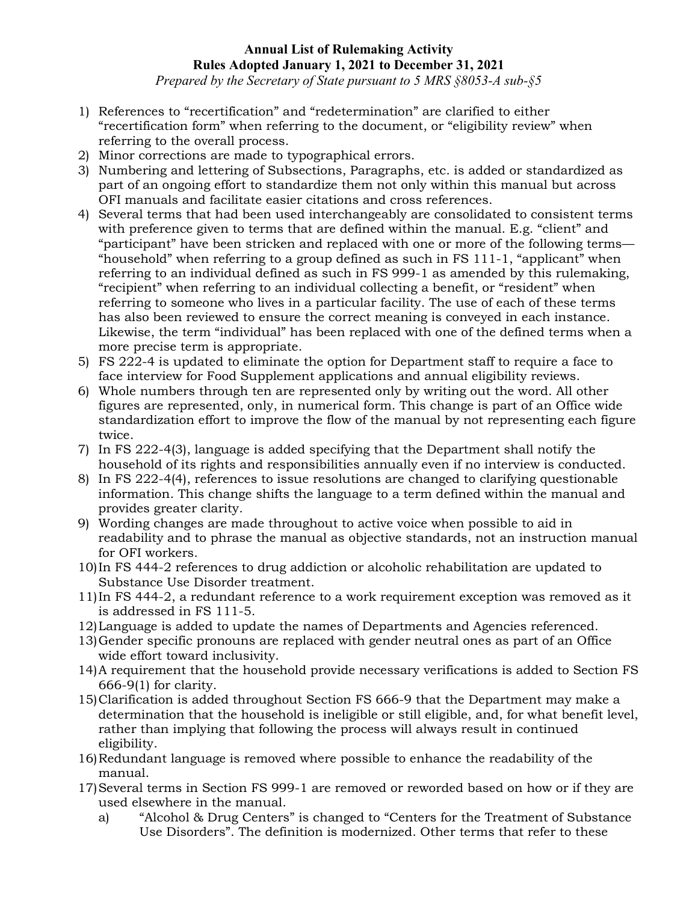**Annual List of Rulemaking Activity**
**Rules Adopted January 1, 2021 to December 31, 2021**
*Prepared by the Secretary of State pursuant to 5 MRS §8053-A sub-§5*

1) References to "recertification" and "redetermination" are clarified to either "recertification form" when referring to the document, or "eligibility review" when referring to the overall process.
2) Minor corrections are made to typographical errors.
3) Numbering and lettering of Subsections, Paragraphs, etc. is added or standardized as part of an ongoing effort to standardize them not only within this manual but across OFI manuals and facilitate easier citations and cross references.
4) Several terms that had been used interchangeably are consolidated to consistent terms with preference given to terms that are defined within the manual. E.g. "client" and "participant" have been stricken and replaced with one or more of the following terms—"household" when referring to a group defined as such in FS 111-1, "applicant" when referring to an individual defined as such in FS 999-1 as amended by this rulemaking, "recipient" when referring to an individual collecting a benefit, or "resident" when referring to someone who lives in a particular facility. The use of each of these terms has also been reviewed to ensure the correct meaning is conveyed in each instance. Likewise, the term "individual" has been replaced with one of the defined terms when a more precise term is appropriate.
5) FS 222-4 is updated to eliminate the option for Department staff to require a face to face interview for Food Supplement applications and annual eligibility reviews.
6) Whole numbers through ten are represented only by writing out the word. All other figures are represented, only, in numerical form. This change is part of an Office wide standardization effort to improve the flow of the manual by not representing each figure twice.
7) In FS 222-4(3), language is added specifying that the Department shall notify the household of its rights and responsibilities annually even if no interview is conducted.
8) In FS 222-4(4), references to issue resolutions are changed to clarifying questionable information. This change shifts the language to a term defined within the manual and provides greater clarity.
9) Wording changes are made throughout to active voice when possible to aid in readability and to phrase the manual as objective standards, not an instruction manual for OFI workers.
10) In FS 444-2 references to drug addiction or alcoholic rehabilitation are updated to Substance Use Disorder treatment.
11) In FS 444-2, a redundant reference to a work requirement exception was removed as it is addressed in FS 111-5.
12) Language is added to update the names of Departments and Agencies referenced.
13) Gender specific pronouns are replaced with gender neutral ones as part of an Office wide effort toward inclusivity.
14) A requirement that the household provide necessary verifications is added to Section FS 666-9(1) for clarity.
15) Clarification is added throughout Section FS 666-9 that the Department may make a determination that the household is ineligible or still eligible, and, for what benefit level, rather than implying that following the process will always result in continued eligibility.
16) Redundant language is removed where possible to enhance the readability of the manual.
17) Several terms in Section FS 999-1 are removed or reworded based on how or if they are used elsewhere in the manual.
    a) "Alcohol & Drug Centers" is changed to "Centers for the Treatment of Substance Use Disorders". The definition is modernized. Other terms that refer to these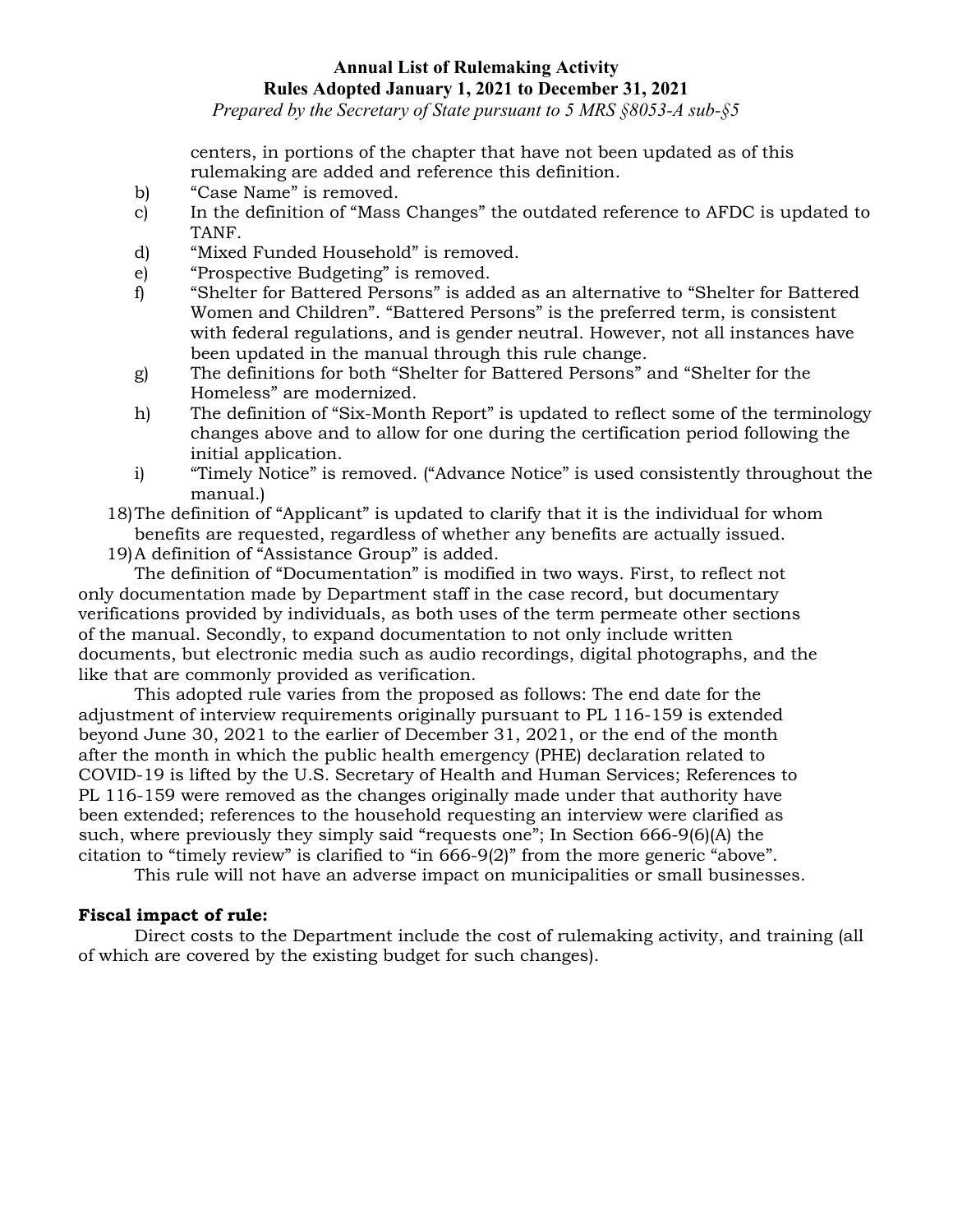centers, in portions of the chapter that have not been updated as of this rulemaking are added and reference this definition.

b) "Case Name" is removed.

c) In the definition of "Mass Changes" the outdated reference to AFDC is updated to TANF.

d) "Mixed Funded Household" is removed.

e) "Prospective Budgeting" is removed.

f) "Shelter for Battered Persons" is added as an alternative to "Shelter for Battered Women and Children". "Battered Persons" is the preferred term, is consistent with federal regulations, and is gender neutral. However, not all instances have been updated in the manual through this rule change.

g) The definitions for both "Shelter for Battered Persons" and "Shelter for the Homeless" are modernized.

h) The definition of "Six-Month Report" is updated to reflect some of the terminology changes above and to allow for one during the certification period following the initial application.

i) "Timely Notice" is removed. ("Advance Notice" is used consistently throughout the manual.)

18) The definition of "Applicant" is updated to clarify that it is the individual for whom benefits are requested, regardless of whether any benefits are actually issued.

19) A definition of "Assistance Group" is added.

The definition of "Documentation" is modified in two ways. First, to reflect not only documentation made by Department staff in the case record, but documentary verifications provided by individuals, as both uses of the term permeate other sections of the manual. Secondly, to expand documentation to not only include written documents, but electronic media such as audio recordings, digital photographs, and the like that are commonly provided as verification.

This adopted rule varies from the proposed as follows: The end date for the adjustment of interview requirements originally pursuant to PL 116-159 is extended beyond June 30, 2021 to the earlier of December 31, 2021, or the end of the month after the month in which the public health emergency (PHE) declaration related to COVID-19 is lifted by the U.S. Secretary of Health and Human Services; References to PL 116-159 were removed as the changes originally made under that authority have been extended; references to the household requesting an interview were clarified as such, where previously they simply said "requests one"; In Section 666-9(6)(A) the citation to "timely review" is clarified to "in 666-9(2)" from the more generic "above".

This rule will not have an adverse impact on municipalities or small businesses.

**Fiscal impact of rule:**

Direct costs to the Department include the cost of rulemaking activity, and training (all of which are covered by the existing budget for such changes).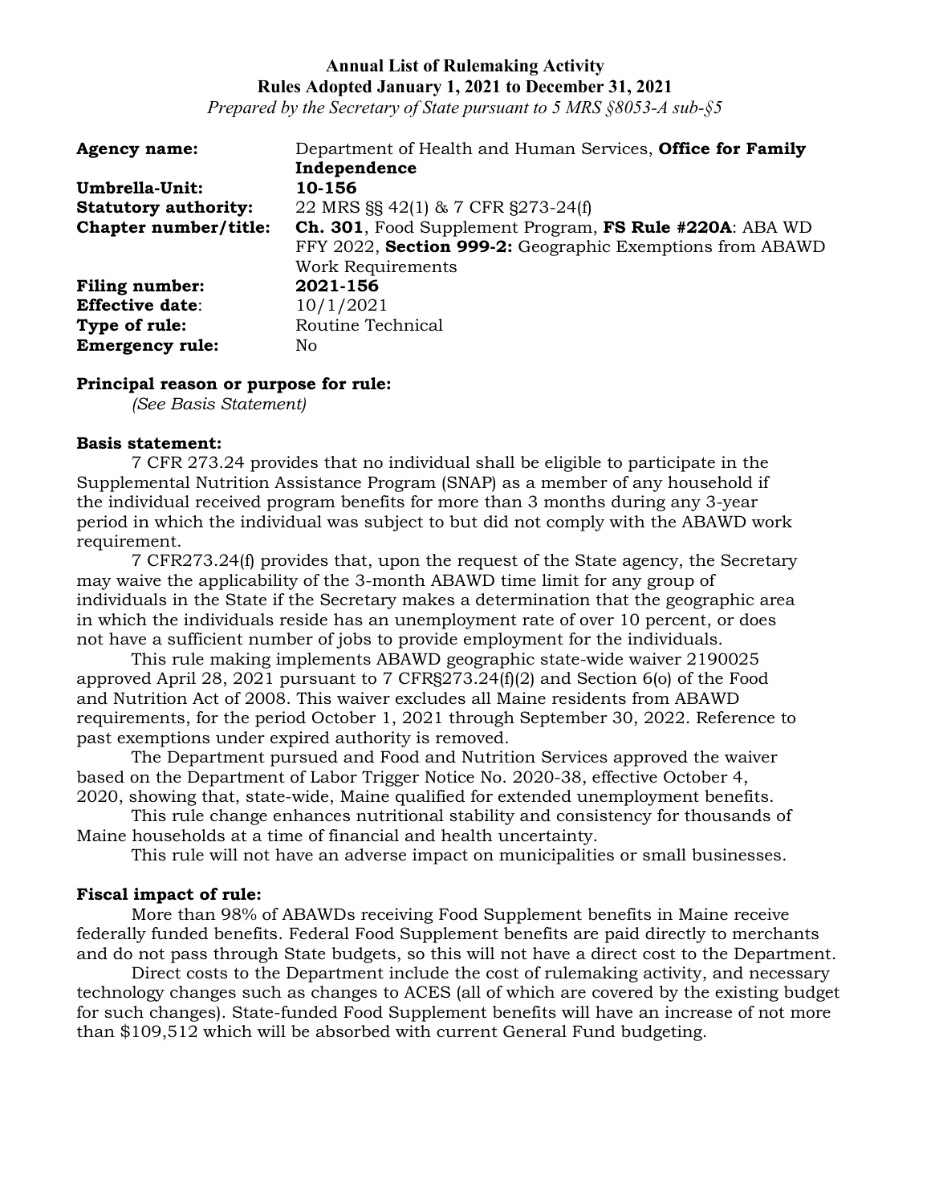**Annual List of Rulemaking Activity**
**Rules Adopted January 1, 2021 to December 31, 2021**
*Prepared by the Secretary of State pursuant to 5 MRS §8053-A sub-§5*

**Agency name:** Department of Health and Human Services, **Office for Family Independence**
**Umbrella-Unit:** **10-156**
**Statutory authority:** 22 MRS §§ 42(1) & 7 CFR §273-24(f)
**Chapter number/title:** **Ch. 301**, Food Supplement Program, **FS Rule #220A**: ABA WD FFY 2022, **Section 999-2:** Geographic Exemptions from ABAWD Work Requirements
**Filing number:** **2021-156**
**Effective date**: 10/1/2021
**Type of rule:** Routine Technical
**Emergency rule:** No

**Principal reason or purpose for rule:**
*(See Basis Statement)*

**Basis statement:**

7 CFR 273.24 provides that no individual shall be eligible to participate in the Supplemental Nutrition Assistance Program (SNAP) as a member of any household if the individual received program benefits for more than 3 months during any 3-year period in which the individual was subject to but did not comply with the ABAWD work requirement.

7 CFR273.24(f) provides that, upon the request of the State agency, the Secretary may waive the applicability of the 3-month ABAWD time limit for any group of individuals in the State if the Secretary makes a determination that the geographic area in which the individuals reside has an unemployment rate of over 10 percent, or does not have a sufficient number of jobs to provide employment for the individuals.

This rule making implements ABAWD geographic state-wide waiver 2190025 approved April 28, 2021 pursuant to 7 CFR§273.24(f)(2) and Section 6(o) of the Food and Nutrition Act of 2008. This waiver excludes all Maine residents from ABAWD requirements, for the period October 1, 2021 through September 30, 2022. Reference to past exemptions under expired authority is removed.

The Department pursued and Food and Nutrition Services approved the waiver based on the Department of Labor Trigger Notice No. 2020-38, effective October 4, 2020, showing that, state-wide, Maine qualified for extended unemployment benefits.

This rule change enhances nutritional stability and consistency for thousands of Maine households at a time of financial and health uncertainty.

This rule will not have an adverse impact on municipalities or small businesses.

**Fiscal impact of rule:**

More than 98% of ABAWDs receiving Food Supplement benefits in Maine receive federally funded benefits. Federal Food Supplement benefits are paid directly to merchants and do not pass through State budgets, so this will not have a direct cost to the Department.

Direct costs to the Department include the cost of rulemaking activity, and necessary technology changes such as changes to ACES (all of which are covered by the existing budget for such changes). State-funded Food Supplement benefits will have an increase of not more than $109,512 which will be absorbed with current General Fund budgeting.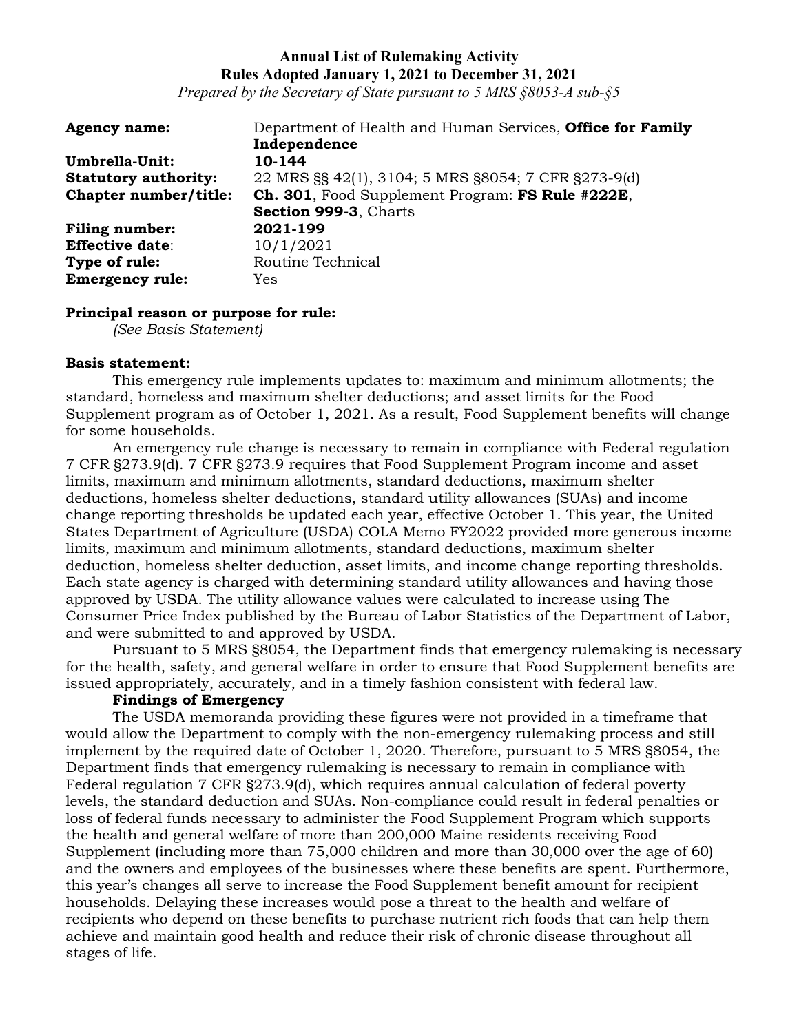**Annual List of Rulemaking Activity**
**Rules Adopted January 1, 2021 to December 31, 2021**
*Prepared by the Secretary of State pursuant to 5 MRS §8053-A sub-§5*

| | |
|---|---|
| **Agency name:** | Department of Health and Human Services, **Office for Family Independence** |
| **Umbrella-Unit:** | **10-144** |
| **Statutory authority:** | 22 MRS §§ 42(1), 3104; 5 MRS §8054; 7 CFR §273-9(d) |
| **Chapter number/title:** | **Ch. 301**, Food Supplement Program: **FS Rule #222E**, **Section 999-3**, Charts |
| **Filing number:** | **2021-199** |
| **Effective date**: | 10/1/2021 |
| **Type of rule:** | Routine Technical |
| **Emergency rule:** | Yes |

**Principal reason or purpose for rule:**
*(See Basis Statement)*

**Basis statement:**

This emergency rule implements updates to: maximum and minimum allotments; the standard, homeless and maximum shelter deductions; and asset limits for the Food Supplement program as of October 1, 2021. As a result, Food Supplement benefits will change for some households.

An emergency rule change is necessary to remain in compliance with Federal regulation 7 CFR §273.9(d). 7 CFR §273.9 requires that Food Supplement Program income and asset limits, maximum and minimum allotments, standard deductions, maximum shelter deductions, homeless shelter deductions, standard utility allowances (SUAs) and income change reporting thresholds be updated each year, effective October 1. This year, the United States Department of Agriculture (USDA) COLA Memo FY2022 provided more generous income limits, maximum and minimum allotments, standard deductions, maximum shelter deduction, homeless shelter deduction, asset limits, and income change reporting thresholds. Each state agency is charged with determining standard utility allowances and having those approved by USDA. The utility allowance values were calculated to increase using The Consumer Price Index published by the Bureau of Labor Statistics of the Department of Labor, and were submitted to and approved by USDA.

Pursuant to 5 MRS §8054, the Department finds that emergency rulemaking is necessary for the health, safety, and general welfare in order to ensure that Food Supplement benefits are issued appropriately, accurately, and in a timely fashion consistent with federal law.

**Findings of Emergency**

The USDA memoranda providing these figures were not provided in a timeframe that would allow the Department to comply with the non-emergency rulemaking process and still implement by the required date of October 1, 2020. Therefore, pursuant to 5 MRS §8054, the Department finds that emergency rulemaking is necessary to remain in compliance with Federal regulation 7 CFR §273.9(d), which requires annual calculation of federal poverty levels, the standard deduction and SUAs. Non-compliance could result in federal penalties or loss of federal funds necessary to administer the Food Supplement Program which supports the health and general welfare of more than 200,000 Maine residents receiving Food Supplement (including more than 75,000 children and more than 30,000 over the age of 60) and the owners and employees of the businesses where these benefits are spent. Furthermore, this year's changes all serve to increase the Food Supplement benefit amount for recipient households. Delaying these increases would pose a threat to the health and welfare of recipients who depend on these benefits to purchase nutrient rich foods that can help them achieve and maintain good health and reduce their risk of chronic disease throughout all stages of life.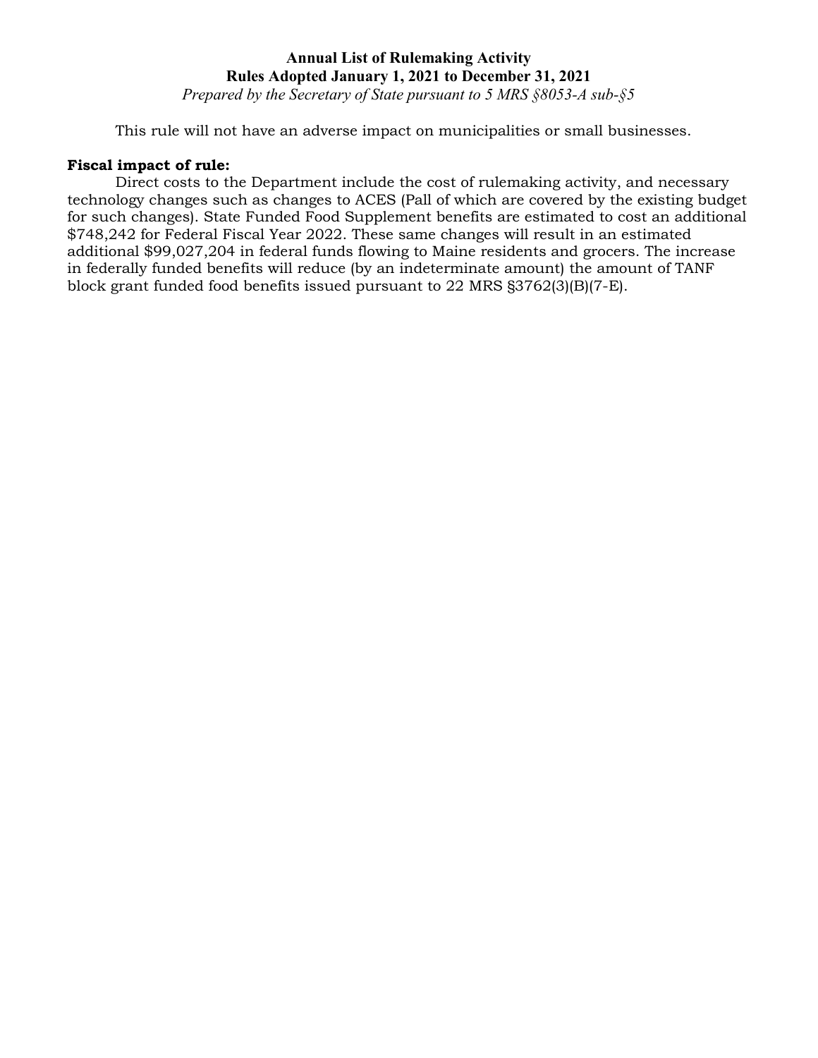This rule will not have an adverse impact on municipalities or small businesses.

**Fiscal impact of rule:**

Direct costs to the Department include the cost of rulemaking activity, and necessary technology changes such as changes to ACES (Pall of which are covered by the existing budget for such changes). State Funded Food Supplement benefits are estimated to cost an additional $748,242 for Federal Fiscal Year 2022. These same changes will result in an estimated additional $99,027,204 in federal funds flowing to Maine residents and grocers. The increase in federally funded benefits will reduce (by an indeterminate amount) the amount of TANF block grant funded food benefits issued pursuant to 22 MRS §3762(3)(B)(7-E).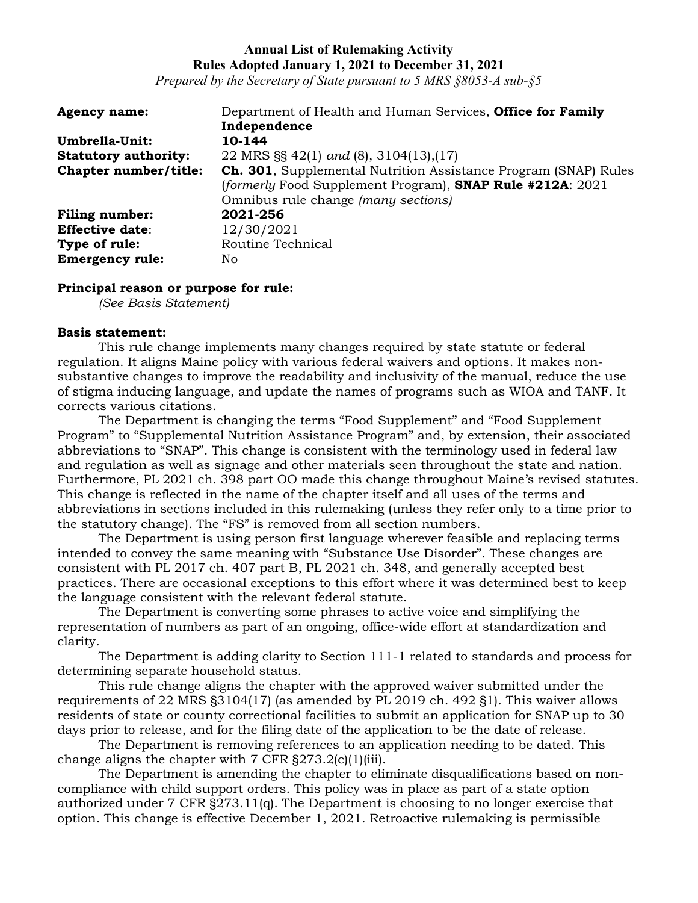**Annual List of Rulemaking Activity**
**Rules Adopted January 1, 2021 to December 31, 2021**
*Prepared by the Secretary of State pursuant to 5 MRS §8053-A sub-§5*

| | |
|---|---|
| **Agency name:** | Department of Health and Human Services, **Office for Family Independence** |
| **Umbrella-Unit:** | **10-144** |
| **Statutory authority:** | 22 MRS §§ 42(1) *and* (8), 3104(13),(17) |
| **Chapter number/title:** | **Ch. 301**, Supplemental Nutrition Assistance Program (SNAP) Rules (*formerly* Food Supplement Program), **SNAP Rule #212A**: 2021 Omnibus rule change *(many sections)* |
| **Filing number:** | **2021-256** |
| **Effective date**: | 12/30/2021 |
| **Type of rule:** | Routine Technical |
| **Emergency rule:** | No |

**Principal reason or purpose for rule:**
*(See Basis Statement)*

**Basis statement:**

This rule change implements many changes required by state statute or federal regulation. It aligns Maine policy with various federal waivers and options. It makes non-substantive changes to improve the readability and inclusivity of the manual, reduce the use of stigma inducing language, and update the names of programs such as WIOA and TANF. It corrects various citations.

The Department is changing the terms "Food Supplement" and "Food Supplement Program" to "Supplemental Nutrition Assistance Program" and, by extension, their associated abbreviations to "SNAP". This change is consistent with the terminology used in federal law and regulation as well as signage and other materials seen throughout the state and nation. Furthermore, PL 2021 ch. 398 part OO made this change throughout Maine's revised statutes. This change is reflected in the name of the chapter itself and all uses of the terms and abbreviations in sections included in this rulemaking (unless they refer only to a time prior to the statutory change). The "FS" is removed from all section numbers.

The Department is using person first language wherever feasible and replacing terms intended to convey the same meaning with "Substance Use Disorder". These changes are consistent with PL 2017 ch. 407 part B, PL 2021 ch. 348, and generally accepted best practices. There are occasional exceptions to this effort where it was determined best to keep the language consistent with the relevant federal statute.

The Department is converting some phrases to active voice and simplifying the representation of numbers as part of an ongoing, office-wide effort at standardization and clarity.

The Department is adding clarity to Section 111-1 related to standards and process for determining separate household status.

This rule change aligns the chapter with the approved waiver submitted under the requirements of 22 MRS §3104(17) (as amended by PL 2019 ch. 492 §1). This waiver allows residents of state or county correctional facilities to submit an application for SNAP up to 30 days prior to release, and for the filing date of the application to be the date of release.

The Department is removing references to an application needing to be dated. This change aligns the chapter with 7 CFR §273.2(c)(1)(iii).

The Department is amending the chapter to eliminate disqualifications based on non-compliance with child support orders. This policy was in place as part of a state option authorized under 7 CFR §273.11(q). The Department is choosing to no longer exercise that option. This change is effective December 1, 2021. Retroactive rulemaking is permissible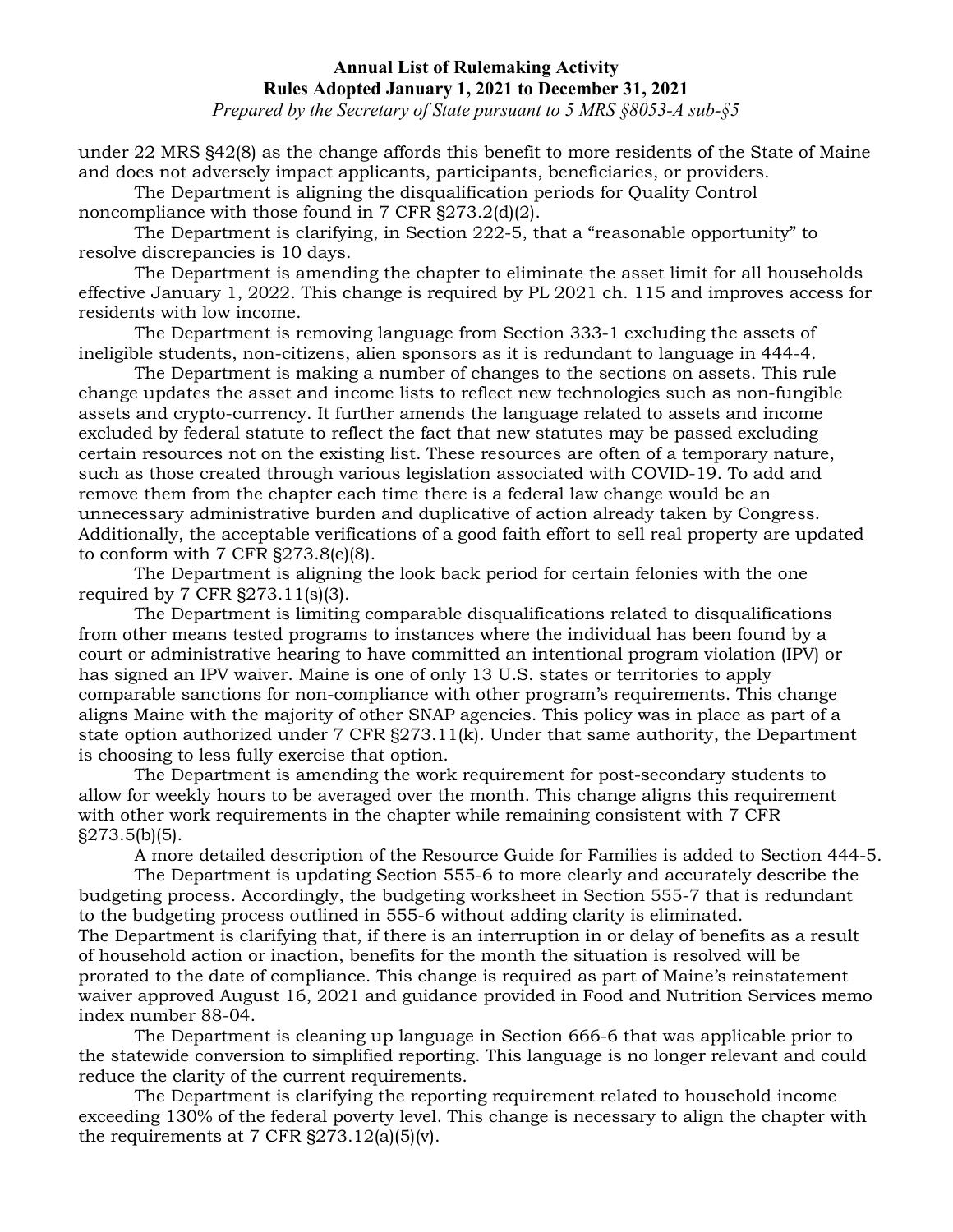under 22 MRS §42(8) as the change affords this benefit to more residents of the State of Maine and does not adversely impact applicants, participants, beneficiaries, or providers.

The Department is aligning the disqualification periods for Quality Control noncompliance with those found in 7 CFR §273.2(d)(2).

The Department is clarifying, in Section 222-5, that a "reasonable opportunity" to resolve discrepancies is 10 days.

The Department is amending the chapter to eliminate the asset limit for all households effective January 1, 2022. This change is required by PL 2021 ch. 115 and improves access for residents with low income.

The Department is removing language from Section 333-1 excluding the assets of ineligible students, non-citizens, alien sponsors as it is redundant to language in 444-4.

The Department is making a number of changes to the sections on assets. This rule change updates the asset and income lists to reflect new technologies such as non-fungible assets and crypto-currency. It further amends the language related to assets and income excluded by federal statute to reflect the fact that new statutes may be passed excluding certain resources not on the existing list. These resources are often of a temporary nature, such as those created through various legislation associated with COVID-19. To add and remove them from the chapter each time there is a federal law change would be an unnecessary administrative burden and duplicative of action already taken by Congress. Additionally, the acceptable verifications of a good faith effort to sell real property are updated to conform with 7 CFR §273.8(e)(8).

The Department is aligning the look back period for certain felonies with the one required by 7 CFR §273.11(s)(3).

The Department is limiting comparable disqualifications related to disqualifications from other means tested programs to instances where the individual has been found by a court or administrative hearing to have committed an intentional program violation (IPV) or has signed an IPV waiver. Maine is one of only 13 U.S. states or territories to apply comparable sanctions for non-compliance with other program's requirements. This change aligns Maine with the majority of other SNAP agencies. This policy was in place as part of a state option authorized under 7 CFR §273.11(k). Under that same authority, the Department is choosing to less fully exercise that option.

The Department is amending the work requirement for post-secondary students to allow for weekly hours to be averaged over the month. This change aligns this requirement with other work requirements in the chapter while remaining consistent with 7 CFR §273.5(b)(5).

A more detailed description of the Resource Guide for Families is added to Section 444-5.

The Department is updating Section 555-6 to more clearly and accurately describe the budgeting process. Accordingly, the budgeting worksheet in Section 555-7 that is redundant to the budgeting process outlined in 555-6 without adding clarity is eliminated.

The Department is clarifying that, if there is an interruption in or delay of benefits as a result of household action or inaction, benefits for the month the situation is resolved will be prorated to the date of compliance. This change is required as part of Maine's reinstatement waiver approved August 16, 2021 and guidance provided in Food and Nutrition Services memo index number 88-04.

The Department is cleaning up language in Section 666-6 that was applicable prior to the statewide conversion to simplified reporting. This language is no longer relevant and could reduce the clarity of the current requirements.

The Department is clarifying the reporting requirement related to household income exceeding 130% of the federal poverty level. This change is necessary to align the chapter with the requirements at 7 CFR §273.12(a)(5)(v).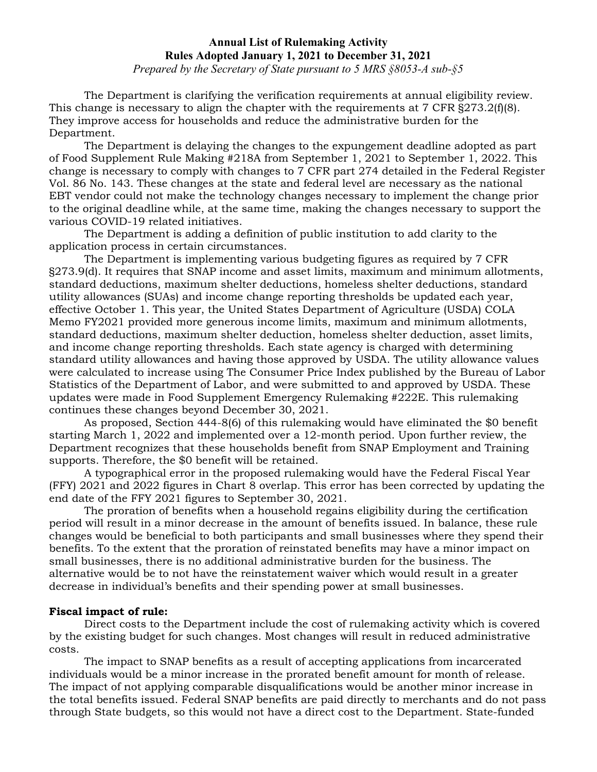The Department is clarifying the verification requirements at annual eligibility review. This change is necessary to align the chapter with the requirements at 7 CFR §273.2(f)(8). They improve access for households and reduce the administrative burden for the Department.

The Department is delaying the changes to the expungement deadline adopted as part of Food Supplement Rule Making #218A from September 1, 2021 to September 1, 2022. This change is necessary to comply with changes to 7 CFR part 274 detailed in the Federal Register Vol. 86 No. 143. These changes at the state and federal level are necessary as the national EBT vendor could not make the technology changes necessary to implement the change prior to the original deadline while, at the same time, making the changes necessary to support the various COVID-19 related initiatives.

The Department is adding a definition of public institution to add clarity to the application process in certain circumstances.

The Department is implementing various budgeting figures as required by 7 CFR §273.9(d). It requires that SNAP income and asset limits, maximum and minimum allotments, standard deductions, maximum shelter deductions, homeless shelter deductions, standard utility allowances (SUAs) and income change reporting thresholds be updated each year, effective October 1. This year, the United States Department of Agriculture (USDA) COLA Memo FY2021 provided more generous income limits, maximum and minimum allotments, standard deductions, maximum shelter deduction, homeless shelter deduction, asset limits, and income change reporting thresholds. Each state agency is charged with determining standard utility allowances and having those approved by USDA. The utility allowance values were calculated to increase using The Consumer Price Index published by the Bureau of Labor Statistics of the Department of Labor, and were submitted to and approved by USDA. These updates were made in Food Supplement Emergency Rulemaking #222E. This rulemaking continues these changes beyond December 30, 2021.

As proposed, Section 444-8(6) of this rulemaking would have eliminated the $0 benefit starting March 1, 2022 and implemented over a 12-month period. Upon further review, the Department recognizes that these households benefit from SNAP Employment and Training supports. Therefore, the $0 benefit will be retained.

A typographical error in the proposed rulemaking would have the Federal Fiscal Year (FFY) 2021 and 2022 figures in Chart 8 overlap. This error has been corrected by updating the end date of the FFY 2021 figures to September 30, 2021.

The proration of benefits when a household regains eligibility during the certification period will result in a minor decrease in the amount of benefits issued. In balance, these rule changes would be beneficial to both participants and small businesses where they spend their benefits. To the extent that the proration of reinstated benefits may have a minor impact on small businesses, there is no additional administrative burden for the business. The alternative would be to not have the reinstatement waiver which would result in a greater decrease in individual's benefits and their spending power at small businesses.

**Fiscal impact of rule:**

Direct costs to the Department include the cost of rulemaking activity which is covered by the existing budget for such changes. Most changes will result in reduced administrative costs.

The impact to SNAP benefits as a result of accepting applications from incarcerated individuals would be a minor increase in the prorated benefit amount for month of release. The impact of not applying comparable disqualifications would be another minor increase in the total benefits issued. Federal SNAP benefits are paid directly to merchants and do not pass through State budgets, so this would not have a direct cost to the Department. State-funded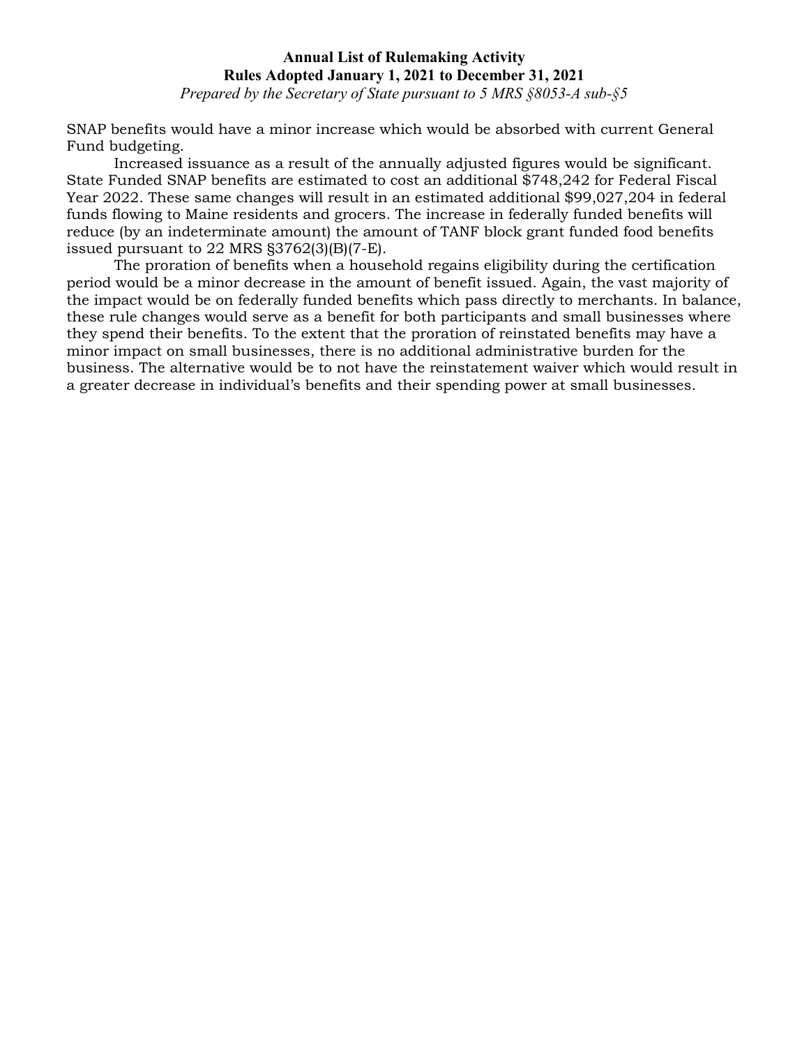SNAP benefits would have a minor increase which would be absorbed with current General Fund budgeting.

Increased issuance as a result of the annually adjusted figures would be significant. State Funded SNAP benefits are estimated to cost an additional $748,242 for Federal Fiscal Year 2022. These same changes will result in an estimated additional $99,027,204 in federal funds flowing to Maine residents and grocers. The increase in federally funded benefits will reduce (by an indeterminate amount) the amount of TANF block grant funded food benefits issued pursuant to 22 MRS §3762(3)(B)(7-E).

The proration of benefits when a household regains eligibility during the certification period would be a minor decrease in the amount of benefit issued. Again, the vast majority of the impact would be on federally funded benefits which pass directly to merchants. In balance, these rule changes would serve as a benefit for both participants and small businesses where they spend their benefits. To the extent that the proration of reinstated benefits may have a minor impact on small businesses, there is no additional administrative burden for the business. The alternative would be to not have the reinstatement waiver which would result in a greater decrease in individual's benefits and their spending power at small businesses.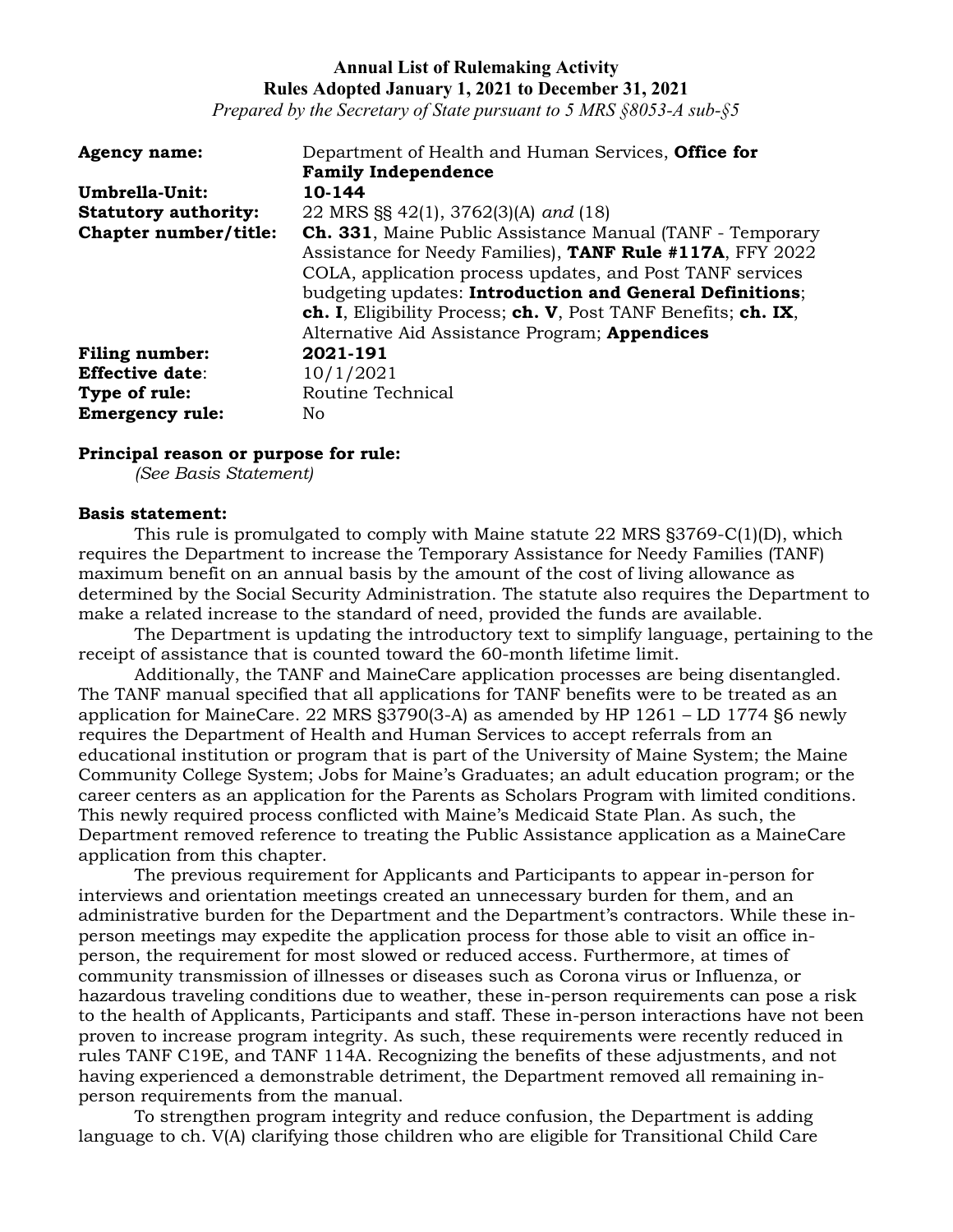**Annual List of Rulemaking Activity**
**Rules Adopted January 1, 2021 to December 31, 2021**
*Prepared by the Secretary of State pursuant to 5 MRS §8053-A sub-§5*

| | |
|---|---|
| **Agency name:** | Department of Health and Human Services, **Office for Family Independence** |
| **Umbrella-Unit:** | **10-144** |
| **Statutory authority:** | 22 MRS §§ 42(1), 3762(3)(A) *and* (18) |
| **Chapter number/title:** | **Ch. 331**, Maine Public Assistance Manual (TANF - Temporary Assistance for Needy Families), **TANF Rule #117A**, FFY 2022 COLA, application process updates, and Post TANF services budgeting updates: **Introduction and General Definitions**; **ch. I**, Eligibility Process; **ch. V**, Post TANF Benefits; **ch. IX**, Alternative Aid Assistance Program; **Appendices** |
| **Filing number:** | **2021-191** |
| **Effective date**: | 10/1/2021 |
| **Type of rule:** | Routine Technical |
| **Emergency rule:** | No |

**Principal reason or purpose for rule:**
*(See Basis Statement)*

**Basis statement:**

This rule is promulgated to comply with Maine statute 22 MRS §3769-C(1)(D), which requires the Department to increase the Temporary Assistance for Needy Families (TANF) maximum benefit on an annual basis by the amount of the cost of living allowance as determined by the Social Security Administration. The statute also requires the Department to make a related increase to the standard of need, provided the funds are available.

The Department is updating the introductory text to simplify language, pertaining to the receipt of assistance that is counted toward the 60-month lifetime limit.

Additionally, the TANF and MaineCare application processes are being disentangled. The TANF manual specified that all applications for TANF benefits were to be treated as an application for MaineCare. 22 MRS §3790(3-A) as amended by HP 1261 – LD 1774 §6 newly requires the Department of Health and Human Services to accept referrals from an educational institution or program that is part of the University of Maine System; the Maine Community College System; Jobs for Maine's Graduates; an adult education program; or the career centers as an application for the Parents as Scholars Program with limited conditions. This newly required process conflicted with Maine's Medicaid State Plan. As such, the Department removed reference to treating the Public Assistance application as a MaineCare application from this chapter.

The previous requirement for Applicants and Participants to appear in-person for interviews and orientation meetings created an unnecessary burden for them, and an administrative burden for the Department and the Department's contractors. While these in-person meetings may expedite the application process for those able to visit an office in-person, the requirement for most slowed or reduced access. Furthermore, at times of community transmission of illnesses or diseases such as Corona virus or Influenza, or hazardous traveling conditions due to weather, these in-person requirements can pose a risk to the health of Applicants, Participants and staff. These in-person interactions have not been proven to increase program integrity. As such, these requirements were recently reduced in rules TANF C19E, and TANF 114A. Recognizing the benefits of these adjustments, and not having experienced a demonstrable detriment, the Department removed all remaining in-person requirements from the manual.

To strengthen program integrity and reduce confusion, the Department is adding language to ch. V(A) clarifying those children who are eligible for Transitional Child Care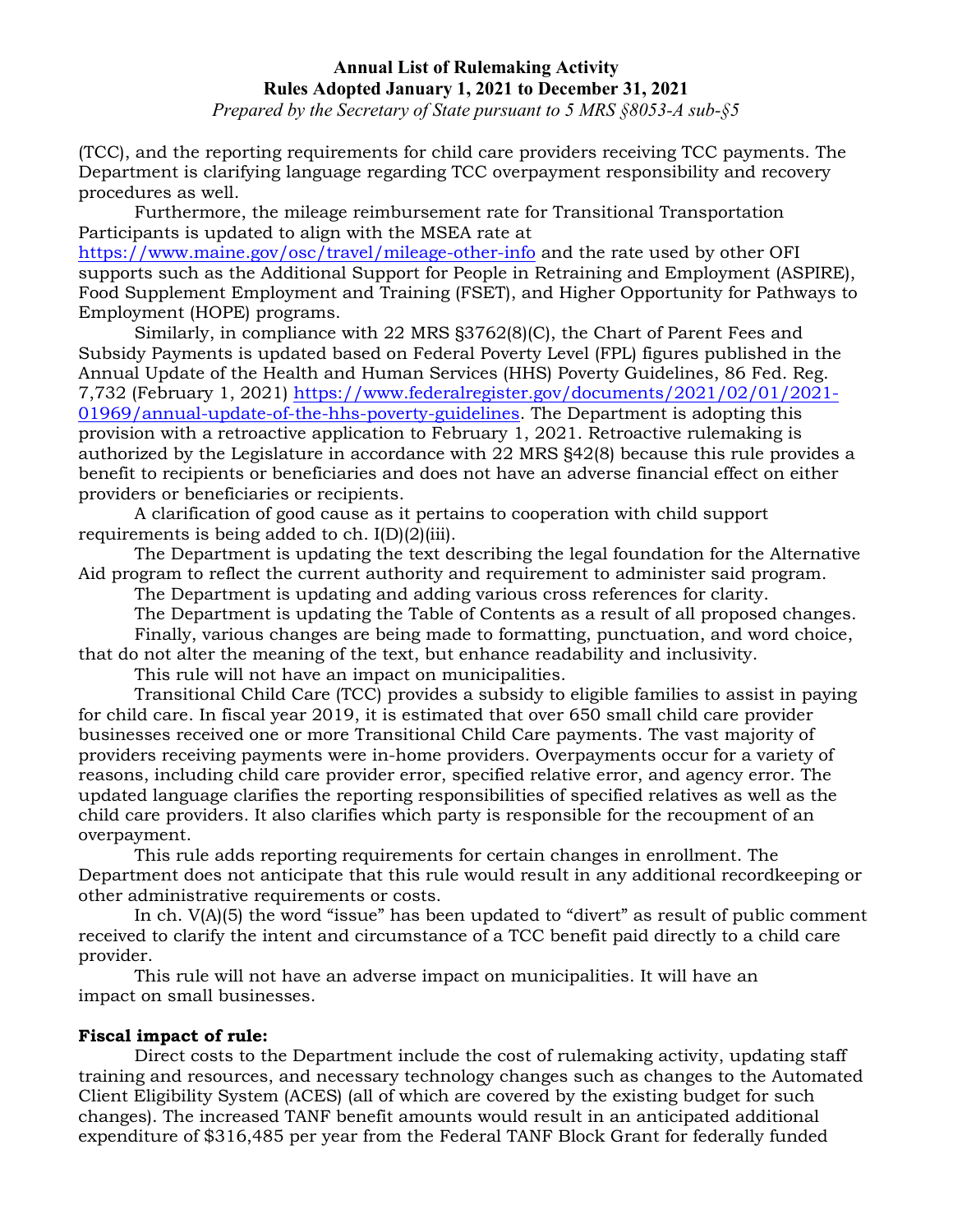(TCC), and the reporting requirements for child care providers receiving TCC payments. The Department is clarifying language regarding TCC overpayment responsibility and recovery procedures as well.

Furthermore, the mileage reimbursement rate for Transitional Transportation Participants is updated to align with the MSEA rate at https://www.maine.gov/osc/travel/mileage-other-info and the rate used by other OFI supports such as the Additional Support for People in Retraining and Employment (ASPIRE), Food Supplement Employment and Training (FSET), and Higher Opportunity for Pathways to Employment (HOPE) programs.

Similarly, in compliance with 22 MRS §3762(8)(C), the Chart of Parent Fees and Subsidy Payments is updated based on Federal Poverty Level (FPL) figures published in the Annual Update of the Health and Human Services (HHS) Poverty Guidelines, 86 Fed. Reg. 7,732 (February 1, 2021) https://www.federalregister.gov/documents/2021/02/01/2021-01969/annual-update-of-the-hhs-poverty-guidelines. The Department is adopting this provision with a retroactive application to February 1, 2021. Retroactive rulemaking is authorized by the Legislature in accordance with 22 MRS §42(8) because this rule provides a benefit to recipients or beneficiaries and does not have an adverse financial effect on either providers or beneficiaries or recipients.

A clarification of good cause as it pertains to cooperation with child support requirements is being added to ch. I(D)(2)(iii).

The Department is updating the text describing the legal foundation for the Alternative Aid program to reflect the current authority and requirement to administer said program.

The Department is updating and adding various cross references for clarity.

The Department is updating the Table of Contents as a result of all proposed changes.

Finally, various changes are being made to formatting, punctuation, and word choice, that do not alter the meaning of the text, but enhance readability and inclusivity.

This rule will not have an impact on municipalities.

Transitional Child Care (TCC) provides a subsidy to eligible families to assist in paying for child care. In fiscal year 2019, it is estimated that over 650 small child care provider businesses received one or more Transitional Child Care payments. The vast majority of providers receiving payments were in-home providers. Overpayments occur for a variety of reasons, including child care provider error, specified relative error, and agency error. The updated language clarifies the reporting responsibilities of specified relatives as well as the child care providers. It also clarifies which party is responsible for the recoupment of an overpayment.

This rule adds reporting requirements for certain changes in enrollment. The Department does not anticipate that this rule would result in any additional recordkeeping or other administrative requirements or costs.

In ch. V(A)(5) the word "issue" has been updated to "divert" as result of public comment received to clarify the intent and circumstance of a TCC benefit paid directly to a child care provider.

This rule will not have an adverse impact on municipalities. It will have an impact on small businesses.

**Fiscal impact of rule:**

Direct costs to the Department include the cost of rulemaking activity, updating staff training and resources, and necessary technology changes such as changes to the Automated Client Eligibility System (ACES) (all of which are covered by the existing budget for such changes). The increased TANF benefit amounts would result in an anticipated additional expenditure of $316,485 per year from the Federal TANF Block Grant for federally funded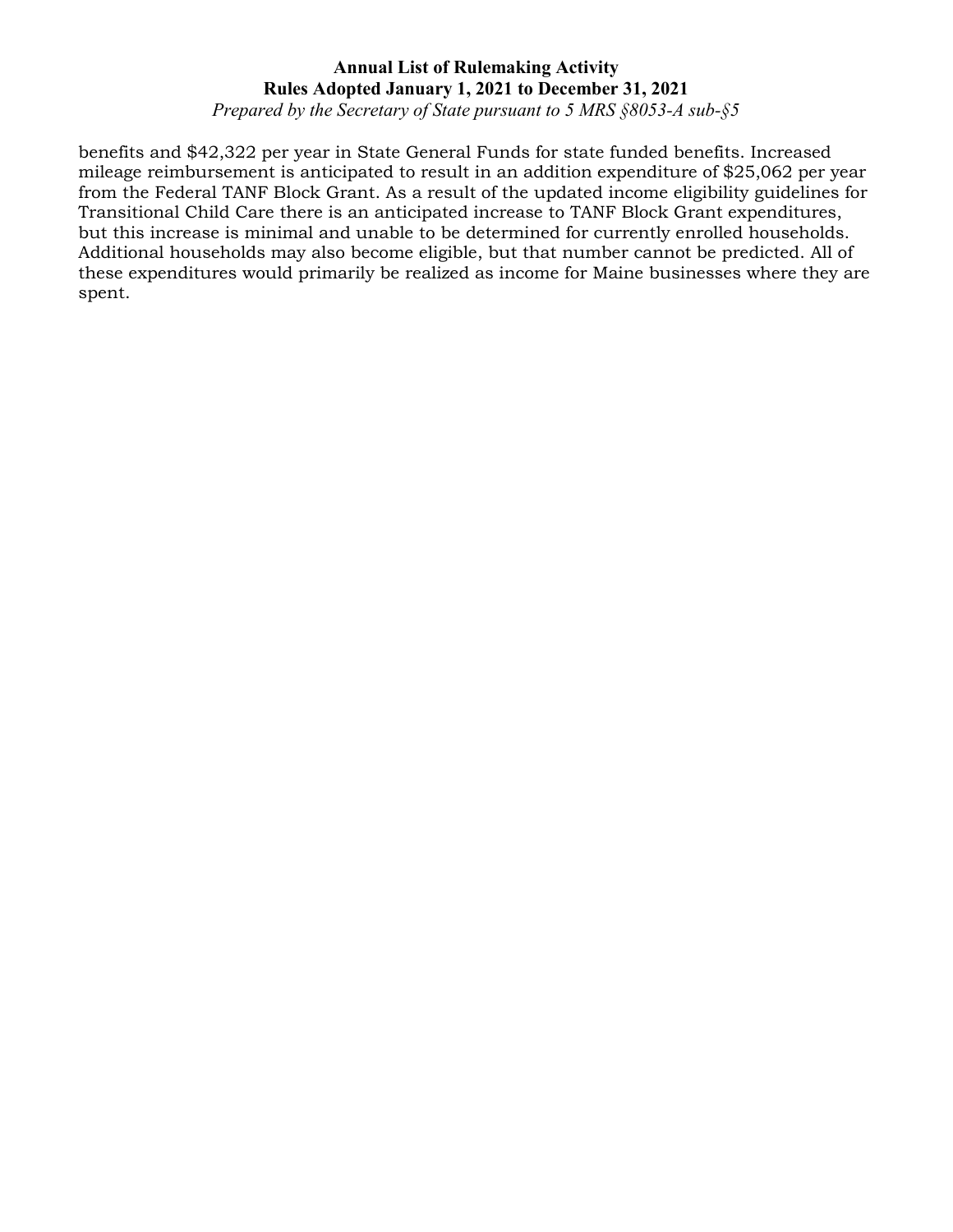benefits and $42,322 per year in State General Funds for state funded benefits. Increased mileage reimbursement is anticipated to result in an addition expenditure of $25,062 per year from the Federal TANF Block Grant. As a result of the updated income eligibility guidelines for Transitional Child Care there is an anticipated increase to TANF Block Grant expenditures, but this increase is minimal and unable to be determined for currently enrolled households. Additional households may also become eligible, but that number cannot be predicted. All of these expenditures would primarily be realized as income for Maine businesses where they are spent.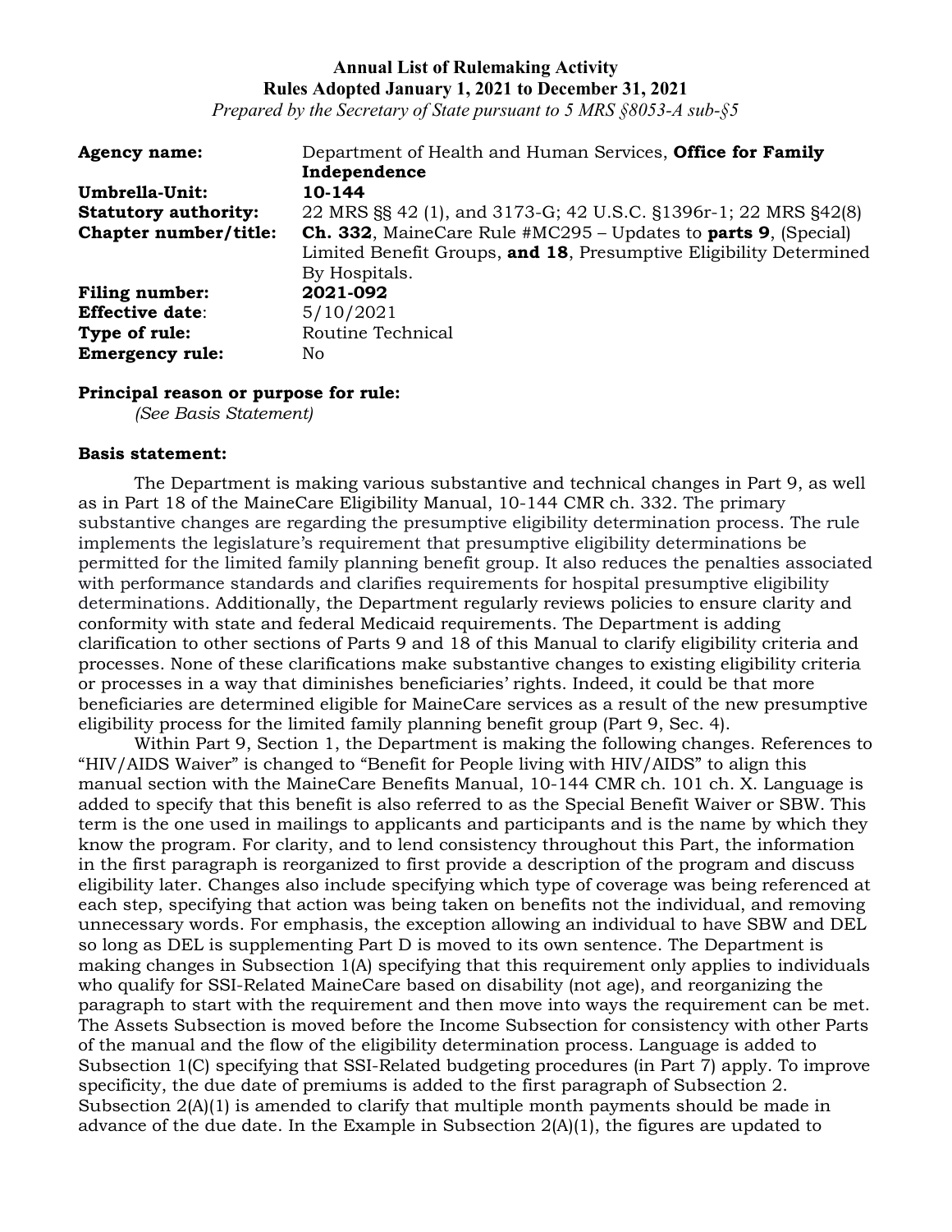**Annual List of Rulemaking Activity**
**Rules Adopted January 1, 2021 to December 31, 2021**
*Prepared by the Secretary of State pursuant to 5 MRS §8053-A sub-§5*

| | |
|---|---|
| **Agency name:** | Department of Health and Human Services, **Office for Family Independence** |
| **Umbrella-Unit:** | **10-144** |
| **Statutory authority:** | 22 MRS §§ 42 (1), and 3173-G; 42 U.S.C. §1396r-1; 22 MRS §42(8) |
| **Chapter number/title:** | **Ch. 332**, MaineCare Rule #MC295 – Updates to **parts 9**, (Special) Limited Benefit Groups, **and 18**, Presumptive Eligibility Determined By Hospitals. |
| **Filing number:** | **2021-092** |
| **Effective date**: | 5/10/2021 |
| **Type of rule:** | Routine Technical |
| **Emergency rule:** | No |

**Principal reason or purpose for rule:**
*(See Basis Statement)*

**Basis statement:**

The Department is making various substantive and technical changes in Part 9, as well as in Part 18 of the MaineCare Eligibility Manual, 10-144 CMR ch. 332. The primary substantive changes are regarding the presumptive eligibility determination process. The rule implements the legislature's requirement that presumptive eligibility determinations be permitted for the limited family planning benefit group. It also reduces the penalties associated with performance standards and clarifies requirements for hospital presumptive eligibility determinations. Additionally, the Department regularly reviews policies to ensure clarity and conformity with state and federal Medicaid requirements. The Department is adding clarification to other sections of Parts 9 and 18 of this Manual to clarify eligibility criteria and processes. None of these clarifications make substantive changes to existing eligibility criteria or processes in a way that diminishes beneficiaries' rights. Indeed, it could be that more beneficiaries are determined eligible for MaineCare services as a result of the new presumptive eligibility process for the limited family planning benefit group (Part 9, Sec. 4).

Within Part 9, Section 1, the Department is making the following changes. References to "HIV/AIDS Waiver" is changed to "Benefit for People living with HIV/AIDS" to align this manual section with the MaineCare Benefits Manual, 10-144 CMR ch. 101 ch. X. Language is added to specify that this benefit is also referred to as the Special Benefit Waiver or SBW. This term is the one used in mailings to applicants and participants and is the name by which they know the program. For clarity, and to lend consistency throughout this Part, the information in the first paragraph is reorganized to first provide a description of the program and discuss eligibility later. Changes also include specifying which type of coverage was being referenced at each step, specifying that action was being taken on benefits not the individual, and removing unnecessary words. For emphasis, the exception allowing an individual to have SBW and DEL so long as DEL is supplementing Part D is moved to its own sentence. The Department is making changes in Subsection 1(A) specifying that this requirement only applies to individuals who qualify for SSI-Related MaineCare based on disability (not age), and reorganizing the paragraph to start with the requirement and then move into ways the requirement can be met. The Assets Subsection is moved before the Income Subsection for consistency with other Parts of the manual and the flow of the eligibility determination process. Language is added to Subsection 1(C) specifying that SSI-Related budgeting procedures (in Part 7) apply. To improve specificity, the due date of premiums is added to the first paragraph of Subsection 2. Subsection 2(A)(1) is amended to clarify that multiple month payments should be made in advance of the due date. In the Example in Subsection 2(A)(1), the figures are updated to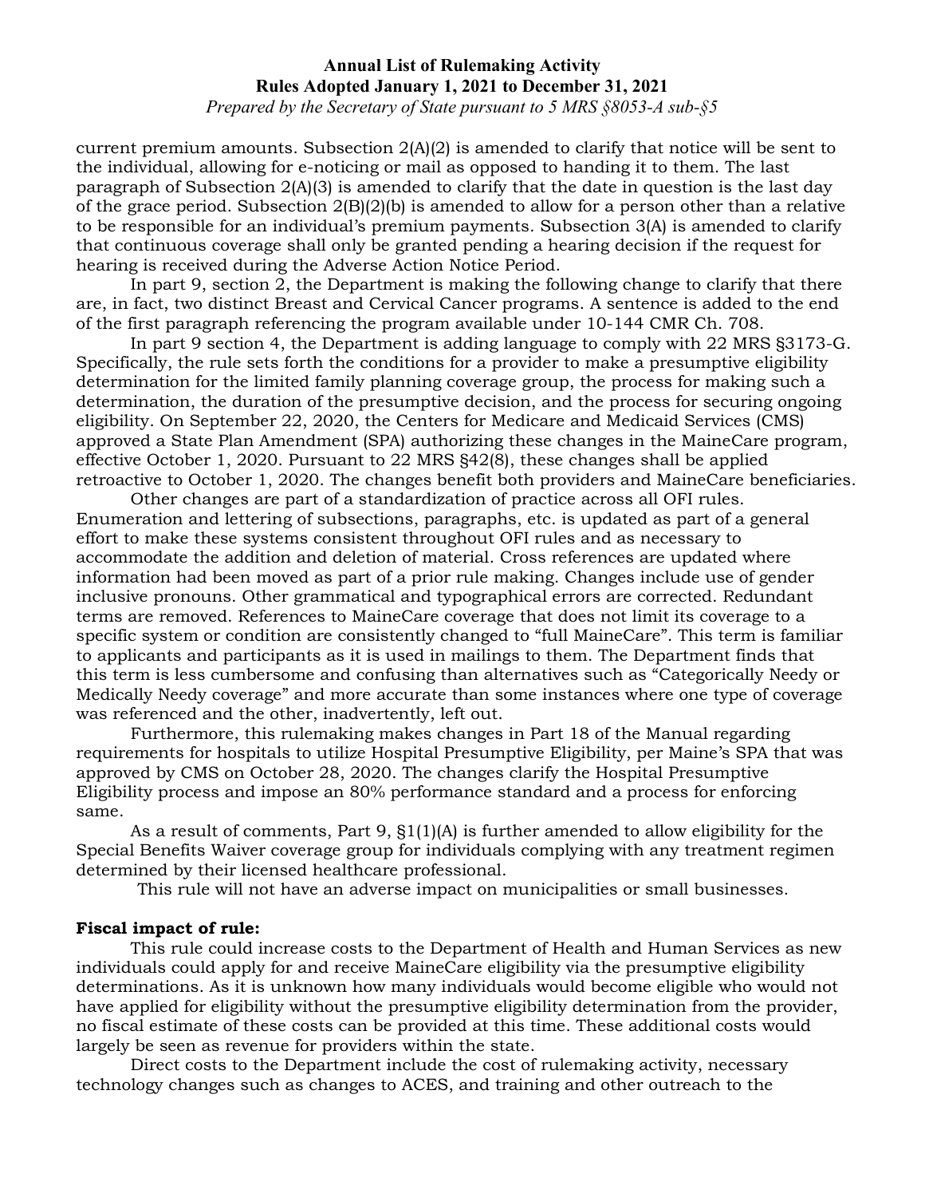current premium amounts. Subsection 2(A)(2) is amended to clarify that notice will be sent to the individual, allowing for e-noticing or mail as opposed to handing it to them. The last paragraph of Subsection 2(A)(3) is amended to clarify that the date in question is the last day of the grace period. Subsection 2(B)(2)(b) is amended to allow for a person other than a relative to be responsible for an individual's premium payments. Subsection 3(A) is amended to clarify that continuous coverage shall only be granted pending a hearing decision if the request for hearing is received during the Adverse Action Notice Period.

In part 9, section 2, the Department is making the following change to clarify that there are, in fact, two distinct Breast and Cervical Cancer programs. A sentence is added to the end of the first paragraph referencing the program available under 10-144 CMR Ch. 708.

In part 9 section 4, the Department is adding language to comply with 22 MRS §3173-G. Specifically, the rule sets forth the conditions for a provider to make a presumptive eligibility determination for the limited family planning coverage group, the process for making such a determination, the duration of the presumptive decision, and the process for securing ongoing eligibility. On September 22, 2020, the Centers for Medicare and Medicaid Services (CMS) approved a State Plan Amendment (SPA) authorizing these changes in the MaineCare program, effective October 1, 2020. Pursuant to 22 MRS §42(8), these changes shall be applied retroactive to October 1, 2020. The changes benefit both providers and MaineCare beneficiaries.

Other changes are part of a standardization of practice across all OFI rules. Enumeration and lettering of subsections, paragraphs, etc. is updated as part of a general effort to make these systems consistent throughout OFI rules and as necessary to accommodate the addition and deletion of material. Cross references are updated where information had been moved as part of a prior rule making. Changes include use of gender inclusive pronouns. Other grammatical and typographical errors are corrected. Redundant terms are removed. References to MaineCare coverage that does not limit its coverage to a specific system or condition are consistently changed to "full MaineCare". This term is familiar to applicants and participants as it is used in mailings to them. The Department finds that this term is less cumbersome and confusing than alternatives such as "Categorically Needy or Medically Needy coverage" and more accurate than some instances where one type of coverage was referenced and the other, inadvertently, left out.

Furthermore, this rulemaking makes changes in Part 18 of the Manual regarding requirements for hospitals to utilize Hospital Presumptive Eligibility, per Maine's SPA that was approved by CMS on October 28, 2020. The changes clarify the Hospital Presumptive Eligibility process and impose an 80% performance standard and a process for enforcing same.

As a result of comments, Part 9, §1(1)(A) is further amended to allow eligibility for the Special Benefits Waiver coverage group for individuals complying with any treatment regimen determined by their licensed healthcare professional.

This rule will not have an adverse impact on municipalities or small businesses.

**Fiscal impact of rule:**

This rule could increase costs to the Department of Health and Human Services as new individuals could apply for and receive MaineCare eligibility via the presumptive eligibility determinations. As it is unknown how many individuals would become eligible who would not have applied for eligibility without the presumptive eligibility determination from the provider, no fiscal estimate of these costs can be provided at this time. These additional costs would largely be seen as revenue for providers within the state.

Direct costs to the Department include the cost of rulemaking activity, necessary technology changes such as changes to ACES, and training and other outreach to the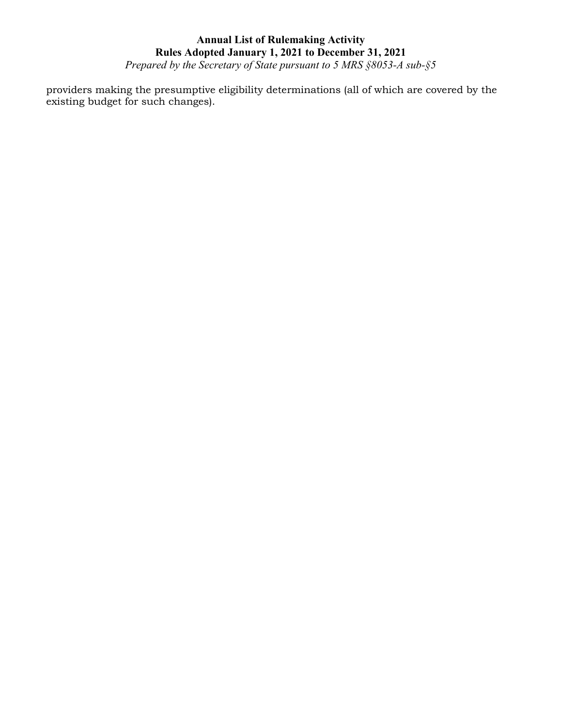providers making the presumptive eligibility determinations (all of which are covered by the existing budget for such changes).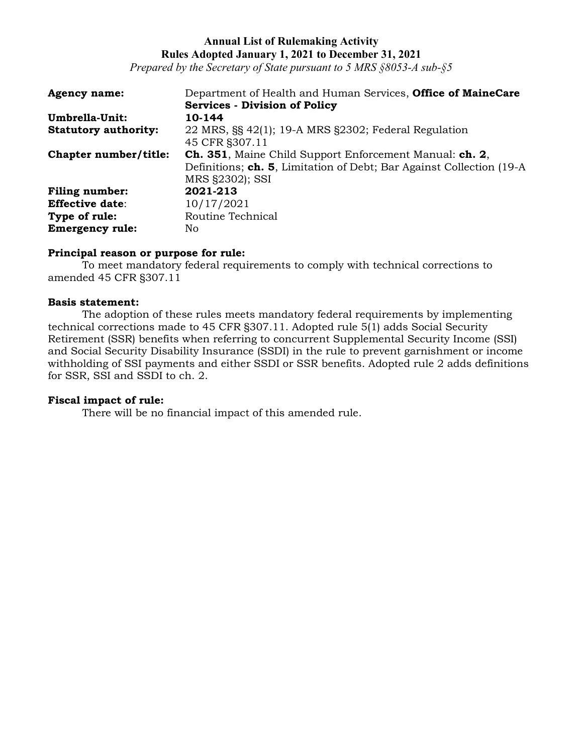**Annual List of Rulemaking Activity**
**Rules Adopted January 1, 2021 to December 31, 2021**
*Prepared by the Secretary of State pursuant to 5 MRS §8053-A sub-§5*

**Agency name:** Department of Health and Human Services, **Office of MaineCare Services - Division of Policy**
**Umbrella-Unit:** **10-144**
**Statutory authority:** 22 MRS, §§ 42(1); 19-A MRS §2302; Federal Regulation 45 CFR §307.11
**Chapter number/title:** **Ch. 351**, Maine Child Support Enforcement Manual: **ch. 2**, Definitions; **ch. 5**, Limitation of Debt; Bar Against Collection (19-A MRS §2302); SSI
**Filing number:** **2021-213**
**Effective date**: 10/17/2021
**Type of rule:** Routine Technical
**Emergency rule:** No

**Principal reason or purpose for rule:**
To meet mandatory federal requirements to comply with technical corrections to amended 45 CFR §307.11

**Basis statement:**
The adoption of these rules meets mandatory federal requirements by implementing technical corrections made to 45 CFR §307.11. Adopted rule 5(1) adds Social Security Retirement (SSR) benefits when referring to concurrent Supplemental Security Income (SSI) and Social Security Disability Insurance (SSDI) in the rule to prevent garnishment or income withholding of SSI payments and either SSDI or SSR benefits. Adopted rule 2 adds definitions for SSR, SSI and SSDI to ch. 2.

**Fiscal impact of rule:**
There will be no financial impact of this amended rule.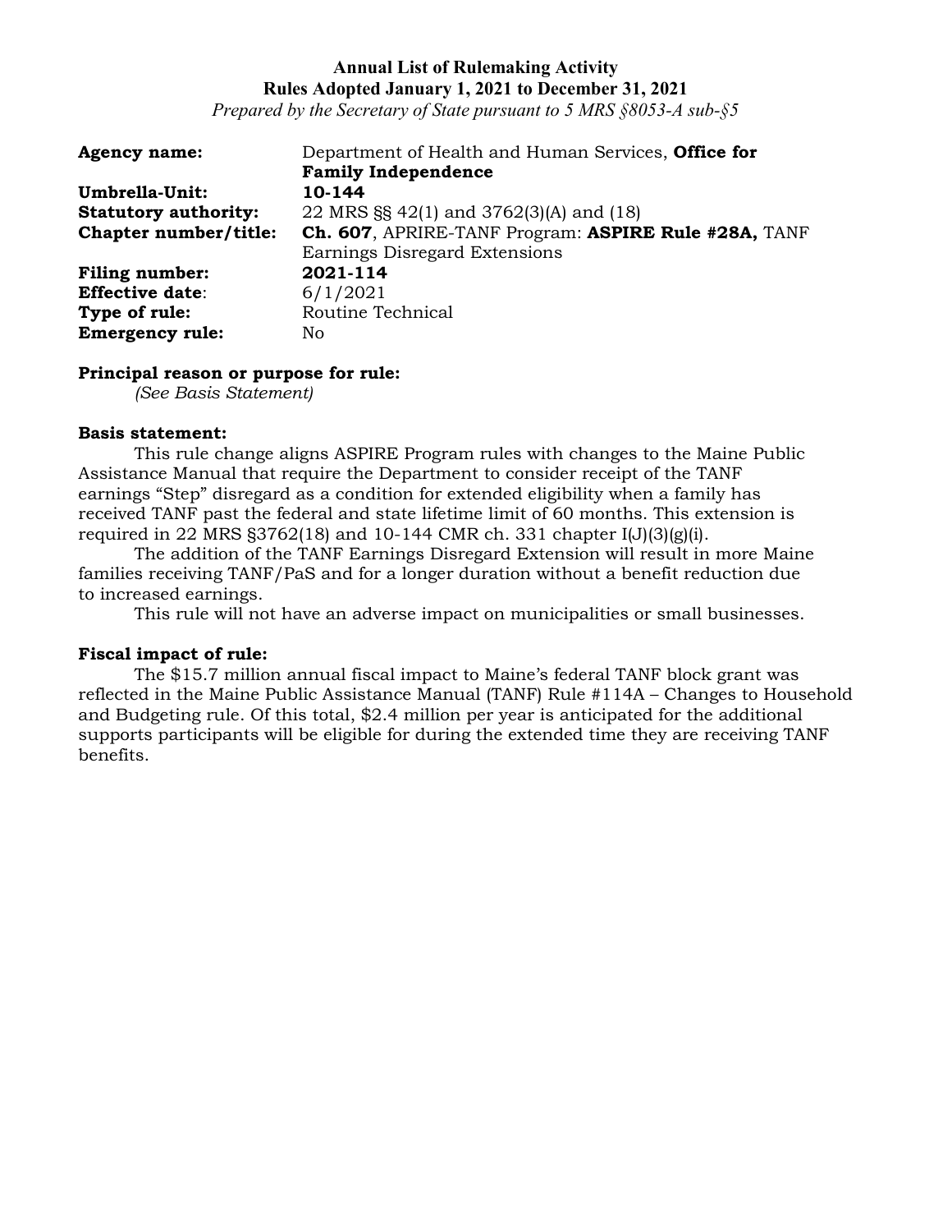**Annual List of Rulemaking Activity**
**Rules Adopted January 1, 2021 to December 31, 2021**
*Prepared by the Secretary of State pursuant to 5 MRS §8053-A sub-§5*

**Agency name:** Department of Health and Human Services, **Office for Family Independence**
**Umbrella-Unit:** **10-144**
**Statutory authority:** 22 MRS §§ 42(1) and 3762(3)(A) and (18)
**Chapter number/title:** **Ch. 607**, APRIRE-TANF Program: **ASPIRE Rule #28A,** TANF Earnings Disregard Extensions
**Filing number:** **2021-114**
**Effective date**: 6/1/2021
**Type of rule:** Routine Technical
**Emergency rule:** No

**Principal reason or purpose for rule:**
*(See Basis Statement)*

**Basis statement:**
This rule change aligns ASPIRE Program rules with changes to the Maine Public Assistance Manual that require the Department to consider receipt of the TANF earnings "Step" disregard as a condition for extended eligibility when a family has received TANF past the federal and state lifetime limit of 60 months. This extension is required in 22 MRS §3762(18) and 10-144 CMR ch. 331 chapter I(J)(3)(g)(i).

The addition of the TANF Earnings Disregard Extension will result in more Maine families receiving TANF/PaS and for a longer duration without a benefit reduction due to increased earnings.

This rule will not have an adverse impact on municipalities or small businesses.

**Fiscal impact of rule:**
The $15.7 million annual fiscal impact to Maine's federal TANF block grant was reflected in the Maine Public Assistance Manual (TANF) Rule #114A – Changes to Household and Budgeting rule. Of this total, $2.4 million per year is anticipated for the additional supports participants will be eligible for during the extended time they are receiving TANF benefits.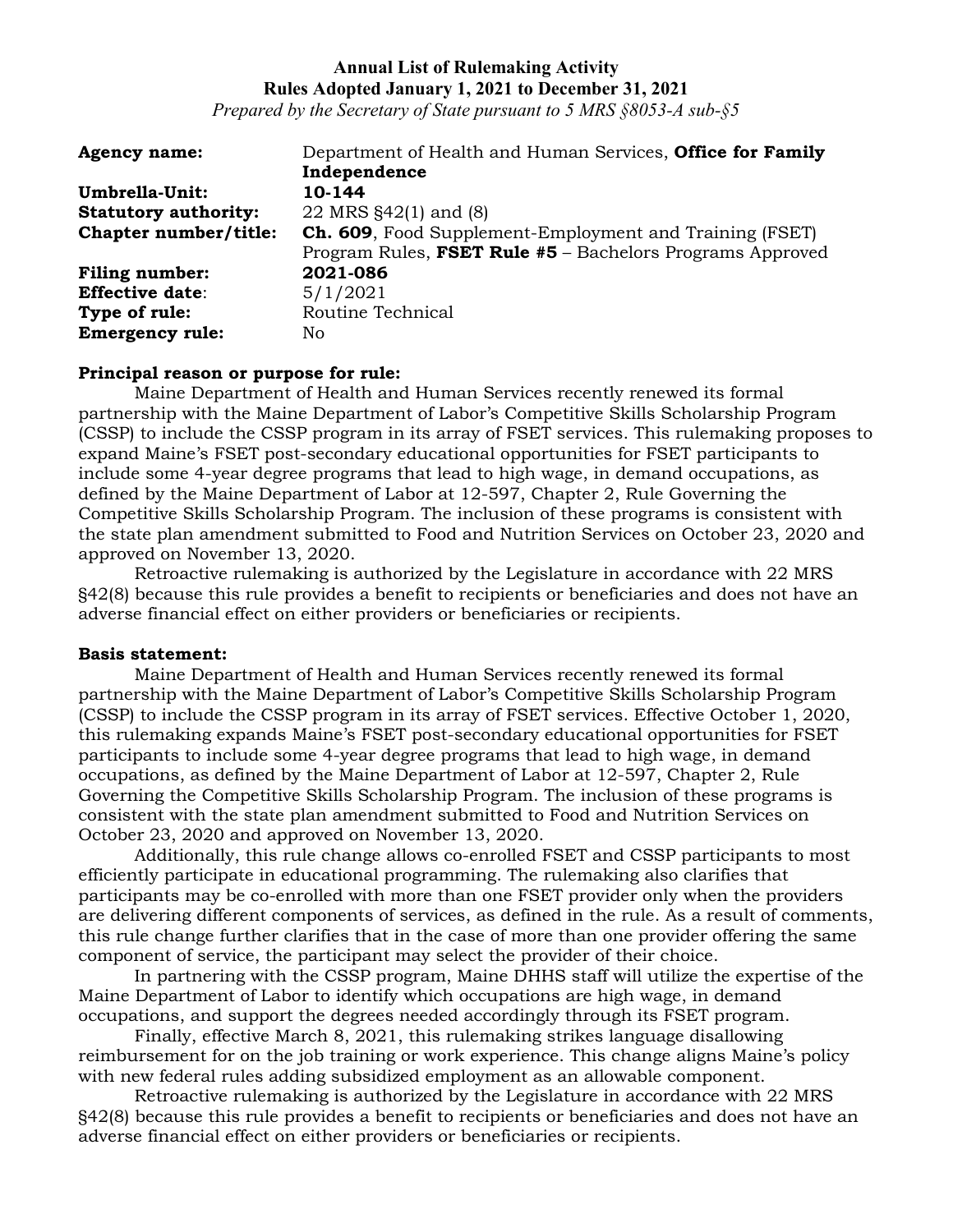**Annual List of Rulemaking Activity**
**Rules Adopted January 1, 2021 to December 31, 2021**
*Prepared by the Secretary of State pursuant to 5 MRS §8053-A sub-§5*

| | |
|---|---|
| **Agency name:** | Department of Health and Human Services, **Office for Family Independence** |
| **Umbrella-Unit:** | **10-144** |
| **Statutory authority:** | 22 MRS §42(1) and (8) |
| **Chapter number/title:** | **Ch. 609**, Food Supplement-Employment and Training (FSET) Program Rules, **FSET Rule #5** – Bachelors Programs Approved |
| **Filing number:** | **2021-086** |
| **Effective date**: | 5/1/2021 |
| **Type of rule:** | Routine Technical |
| **Emergency rule:** | No |

**Principal reason or purpose for rule:**

Maine Department of Health and Human Services recently renewed its formal partnership with the Maine Department of Labor's Competitive Skills Scholarship Program (CSSP) to include the CSSP program in its array of FSET services. This rulemaking proposes to expand Maine's FSET post-secondary educational opportunities for FSET participants to include some 4-year degree programs that lead to high wage, in demand occupations, as defined by the Maine Department of Labor at 12-597, Chapter 2, Rule Governing the Competitive Skills Scholarship Program. The inclusion of these programs is consistent with the state plan amendment submitted to Food and Nutrition Services on October 23, 2020 and approved on November 13, 2020.

Retroactive rulemaking is authorized by the Legislature in accordance with 22 MRS §42(8) because this rule provides a benefit to recipients or beneficiaries and does not have an adverse financial effect on either providers or beneficiaries or recipients.

**Basis statement:**

Maine Department of Health and Human Services recently renewed its formal partnership with the Maine Department of Labor's Competitive Skills Scholarship Program (CSSP) to include the CSSP program in its array of FSET services. Effective October 1, 2020, this rulemaking expands Maine's FSET post-secondary educational opportunities for FSET participants to include some 4-year degree programs that lead to high wage, in demand occupations, as defined by the Maine Department of Labor at 12-597, Chapter 2, Rule Governing the Competitive Skills Scholarship Program. The inclusion of these programs is consistent with the state plan amendment submitted to Food and Nutrition Services on October 23, 2020 and approved on November 13, 2020.

Additionally, this rule change allows co-enrolled FSET and CSSP participants to most efficiently participate in educational programming. The rulemaking also clarifies that participants may be co-enrolled with more than one FSET provider only when the providers are delivering different components of services, as defined in the rule. As a result of comments, this rule change further clarifies that in the case of more than one provider offering the same component of service, the participant may select the provider of their choice.

In partnering with the CSSP program, Maine DHHS staff will utilize the expertise of the Maine Department of Labor to identify which occupations are high wage, in demand occupations, and support the degrees needed accordingly through its FSET program.

Finally, effective March 8, 2021, this rulemaking strikes language disallowing reimbursement for on the job training or work experience. This change aligns Maine's policy with new federal rules adding subsidized employment as an allowable component.

Retroactive rulemaking is authorized by the Legislature in accordance with 22 MRS §42(8) because this rule provides a benefit to recipients or beneficiaries and does not have an adverse financial effect on either providers or beneficiaries or recipients.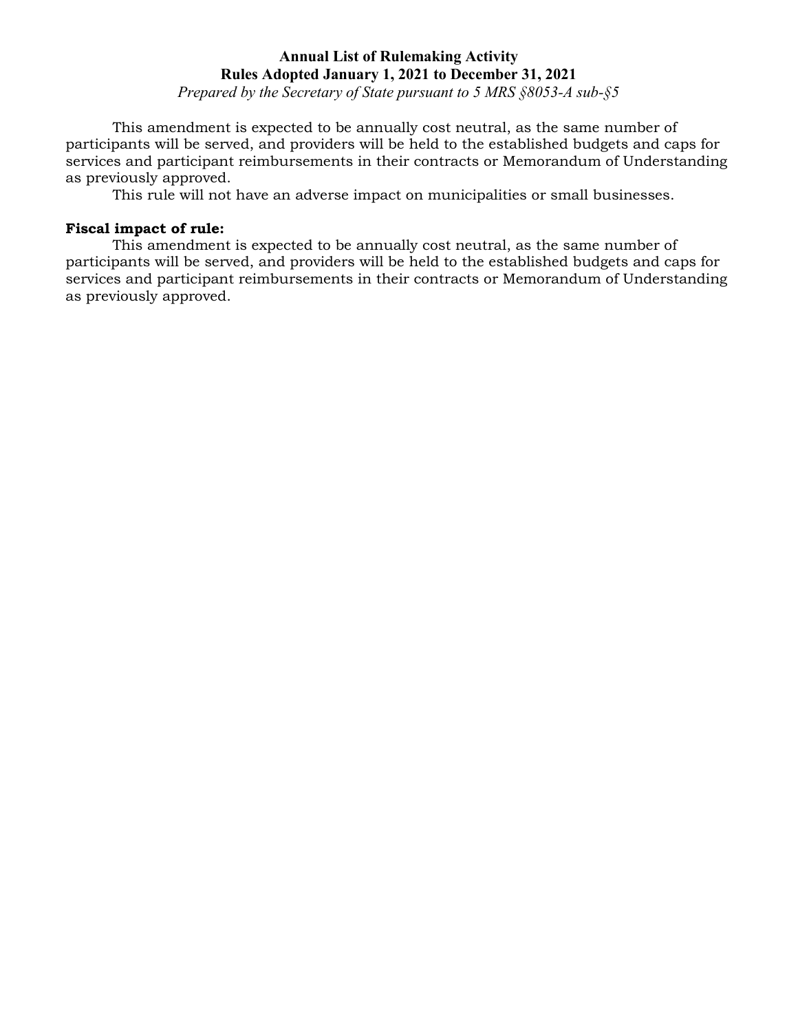This amendment is expected to be annually cost neutral, as the same number of participants will be served, and providers will be held to the established budgets and caps for services and participant reimbursements in their contracts or Memorandum of Understanding as previously approved.

This rule will not have an adverse impact on municipalities or small businesses.

**Fiscal impact of rule:**

This amendment is expected to be annually cost neutral, as the same number of participants will be served, and providers will be held to the established budgets and caps for services and participant reimbursements in their contracts or Memorandum of Understanding as previously approved.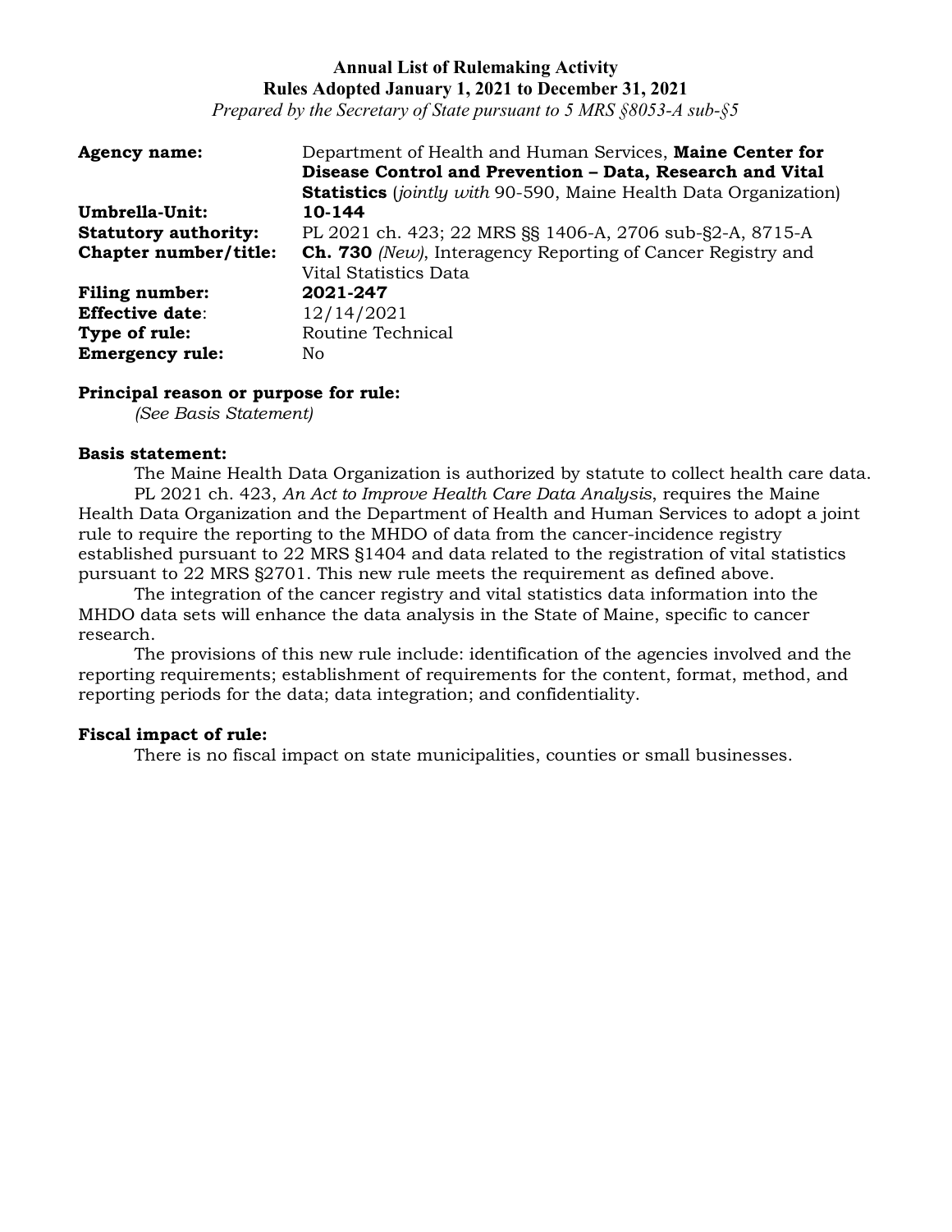**Annual List of Rulemaking Activity**
**Rules Adopted January 1, 2021 to December 31, 2021**
*Prepared by the Secretary of State pursuant to 5 MRS §8053-A sub-§5*

**Agency name:** Department of Health and Human Services, **Maine Center for Disease Control and Prevention – Data, Research and Vital Statistics** (*jointly with* 90-590, Maine Health Data Organization)
**Umbrella-Unit:** **10-144**
**Statutory authority:** PL 2021 ch. 423; 22 MRS §§ 1406-A, 2706 sub-§2-A, 8715-A
**Chapter number/title:** **Ch. 730** *(New)*, Interagency Reporting of Cancer Registry and Vital Statistics Data
**Filing number:** **2021-247**
**Effective date**: 12/14/2021
**Type of rule:** Routine Technical
**Emergency rule:** No

**Principal reason or purpose for rule:**
*(See Basis Statement)*

**Basis statement:**

The Maine Health Data Organization is authorized by statute to collect health care data.

PL 2021 ch. 423, *An Act to Improve Health Care Data Analysis*, requires the Maine Health Data Organization and the Department of Health and Human Services to adopt a joint rule to require the reporting to the MHDO of data from the cancer-incidence registry established pursuant to 22 MRS §1404 and data related to the registration of vital statistics pursuant to 22 MRS §2701. This new rule meets the requirement as defined above.

The integration of the cancer registry and vital statistics data information into the MHDO data sets will enhance the data analysis in the State of Maine, specific to cancer research.

The provisions of this new rule include: identification of the agencies involved and the reporting requirements; establishment of requirements for the content, format, method, and reporting periods for the data; data integration; and confidentiality.

**Fiscal impact of rule:**

There is no fiscal impact on state municipalities, counties or small businesses.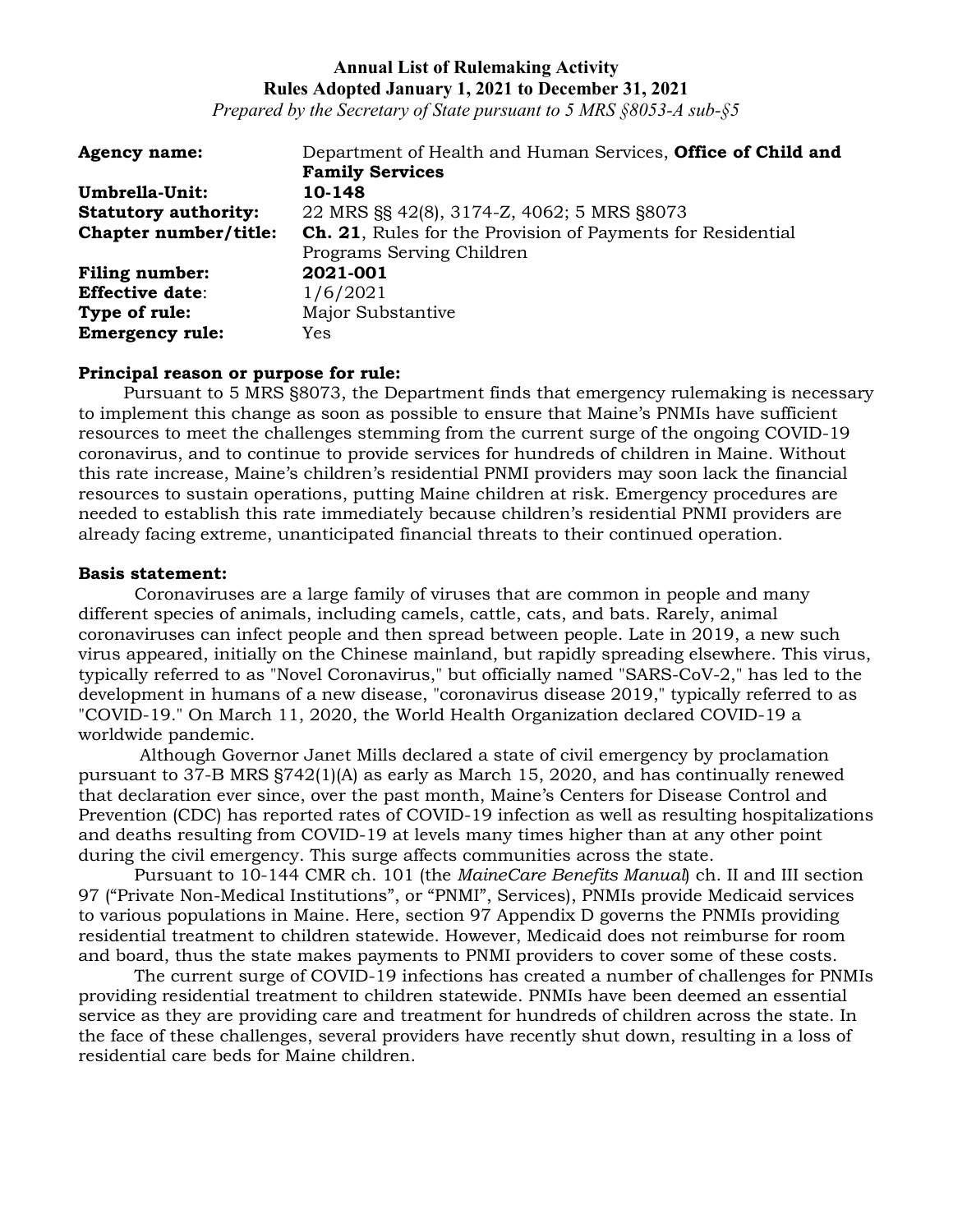**Annual List of Rulemaking Activity**
**Rules Adopted January 1, 2021 to December 31, 2021**
*Prepared by the Secretary of State pursuant to 5 MRS §8053-A sub-§5*

| | |
|---|---|
| **Agency name:** | Department of Health and Human Services, **Office of Child and Family Services** |
| **Umbrella-Unit:** | **10-148** |
| **Statutory authority:** | 22 MRS §§ 42(8), 3174-Z, 4062; 5 MRS §8073 |
| **Chapter number/title:** | **Ch. 21**, Rules for the Provision of Payments for Residential Programs Serving Children |
| **Filing number:** | **2021-001** |
| **Effective date**: | 1/6/2021 |
| **Type of rule:** | Major Substantive |
| **Emergency rule:** | Yes |

**Principal reason or purpose for rule:**

Pursuant to 5 MRS §8073, the Department finds that emergency rulemaking is necessary to implement this change as soon as possible to ensure that Maine's PNMIs have sufficient resources to meet the challenges stemming from the current surge of the ongoing COVID-19 coronavirus, and to continue to provide services for hundreds of children in Maine. Without this rate increase, Maine's children's residential PNMI providers may soon lack the financial resources to sustain operations, putting Maine children at risk. Emergency procedures are needed to establish this rate immediately because children's residential PNMI providers are already facing extreme, unanticipated financial threats to their continued operation.

**Basis statement:**

Coronaviruses are a large family of viruses that are common in people and many different species of animals, including camels, cattle, cats, and bats. Rarely, animal coronaviruses can infect people and then spread between people. Late in 2019, a new such virus appeared, initially on the Chinese mainland, but rapidly spreading elsewhere. This virus, typically referred to as "Novel Coronavirus," but officially named "SARS-CoV-2," has led to the development in humans of a new disease, "coronavirus disease 2019," typically referred to as "COVID-19." On March 11, 2020, the World Health Organization declared COVID-19 a worldwide pandemic.

Although Governor Janet Mills declared a state of civil emergency by proclamation pursuant to 37-B MRS §742(1)(A) as early as March 15, 2020, and has continually renewed that declaration ever since, over the past month, Maine's Centers for Disease Control and Prevention (CDC) has reported rates of COVID-19 infection as well as resulting hospitalizations and deaths resulting from COVID-19 at levels many times higher than at any other point during the civil emergency. This surge affects communities across the state.

Pursuant to 10-144 CMR ch. 101 (the *MaineCare Benefits Manual*) ch. II and III section 97 ("Private Non-Medical Institutions", or "PNMI", Services), PNMIs provide Medicaid services to various populations in Maine. Here, section 97 Appendix D governs the PNMIs providing residential treatment to children statewide. However, Medicaid does not reimburse for room and board, thus the state makes payments to PNMI providers to cover some of these costs.

The current surge of COVID-19 infections has created a number of challenges for PNMIs providing residential treatment to children statewide. PNMIs have been deemed an essential service as they are providing care and treatment for hundreds of children across the state. In the face of these challenges, several providers have recently shut down, resulting in a loss of residential care beds for Maine children.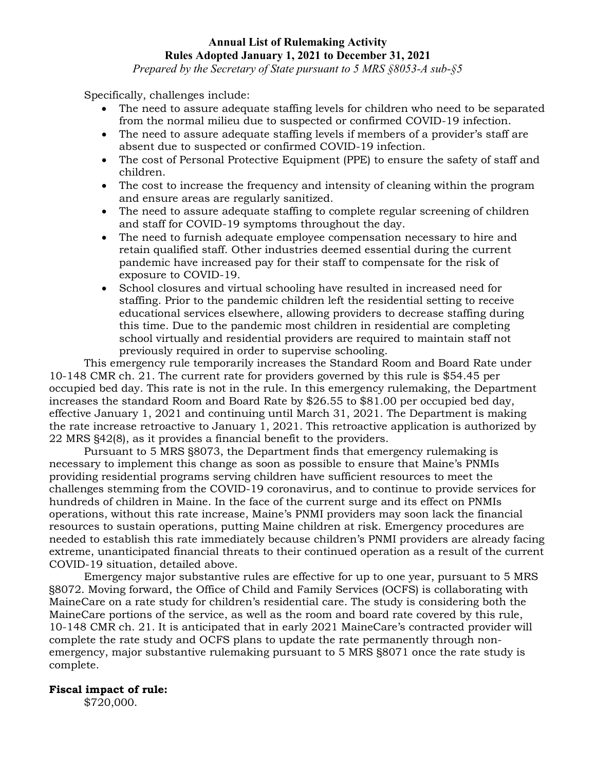Specifically, challenges include:

- The need to assure adequate staffing levels for children who need to be separated from the normal milieu due to suspected or confirmed COVID-19 infection.
- The need to assure adequate staffing levels if members of a provider's staff are absent due to suspected or confirmed COVID-19 infection.
- The cost of Personal Protective Equipment (PPE) to ensure the safety of staff and children.
- The cost to increase the frequency and intensity of cleaning within the program and ensure areas are regularly sanitized.
- The need to assure adequate staffing to complete regular screening of children and staff for COVID-19 symptoms throughout the day.
- The need to furnish adequate employee compensation necessary to hire and retain qualified staff. Other industries deemed essential during the current pandemic have increased pay for their staff to compensate for the risk of exposure to COVID-19.
- School closures and virtual schooling have resulted in increased need for staffing. Prior to the pandemic children left the residential setting to receive educational services elsewhere, allowing providers to decrease staffing during this time. Due to the pandemic most children in residential are completing school virtually and residential providers are required to maintain staff not previously required in order to supervise schooling.

This emergency rule temporarily increases the Standard Room and Board Rate under 10-148 CMR ch. 21. The current rate for providers governed by this rule is $54.45 per occupied bed day. This rate is not in the rule. In this emergency rulemaking, the Department increases the standard Room and Board Rate by $26.55 to $81.00 per occupied bed day, effective January 1, 2021 and continuing until March 31, 2021. The Department is making the rate increase retroactive to January 1, 2021. This retroactive application is authorized by 22 MRS §42(8), as it provides a financial benefit to the providers.

Pursuant to 5 MRS §8073, the Department finds that emergency rulemaking is necessary to implement this change as soon as possible to ensure that Maine's PNMIs providing residential programs serving children have sufficient resources to meet the challenges stemming from the COVID-19 coronavirus, and to continue to provide services for hundreds of children in Maine. In the face of the current surge and its effect on PNMIs operations, without this rate increase, Maine's PNMI providers may soon lack the financial resources to sustain operations, putting Maine children at risk. Emergency procedures are needed to establish this rate immediately because children's PNMI providers are already facing extreme, unanticipated financial threats to their continued operation as a result of the current COVID-19 situation, detailed above.

Emergency major substantive rules are effective for up to one year, pursuant to 5 MRS §8072. Moving forward, the Office of Child and Family Services (OCFS) is collaborating with MaineCare on a rate study for children's residential care. The study is considering both the MaineCare portions of the service, as well as the room and board rate covered by this rule, 10-148 CMR ch. 21. It is anticipated that in early 2021 MaineCare's contracted provider will complete the rate study and OCFS plans to update the rate permanently through non-emergency, major substantive rulemaking pursuant to 5 MRS §8071 once the rate study is complete.

**Fiscal impact of rule:**

$720,000.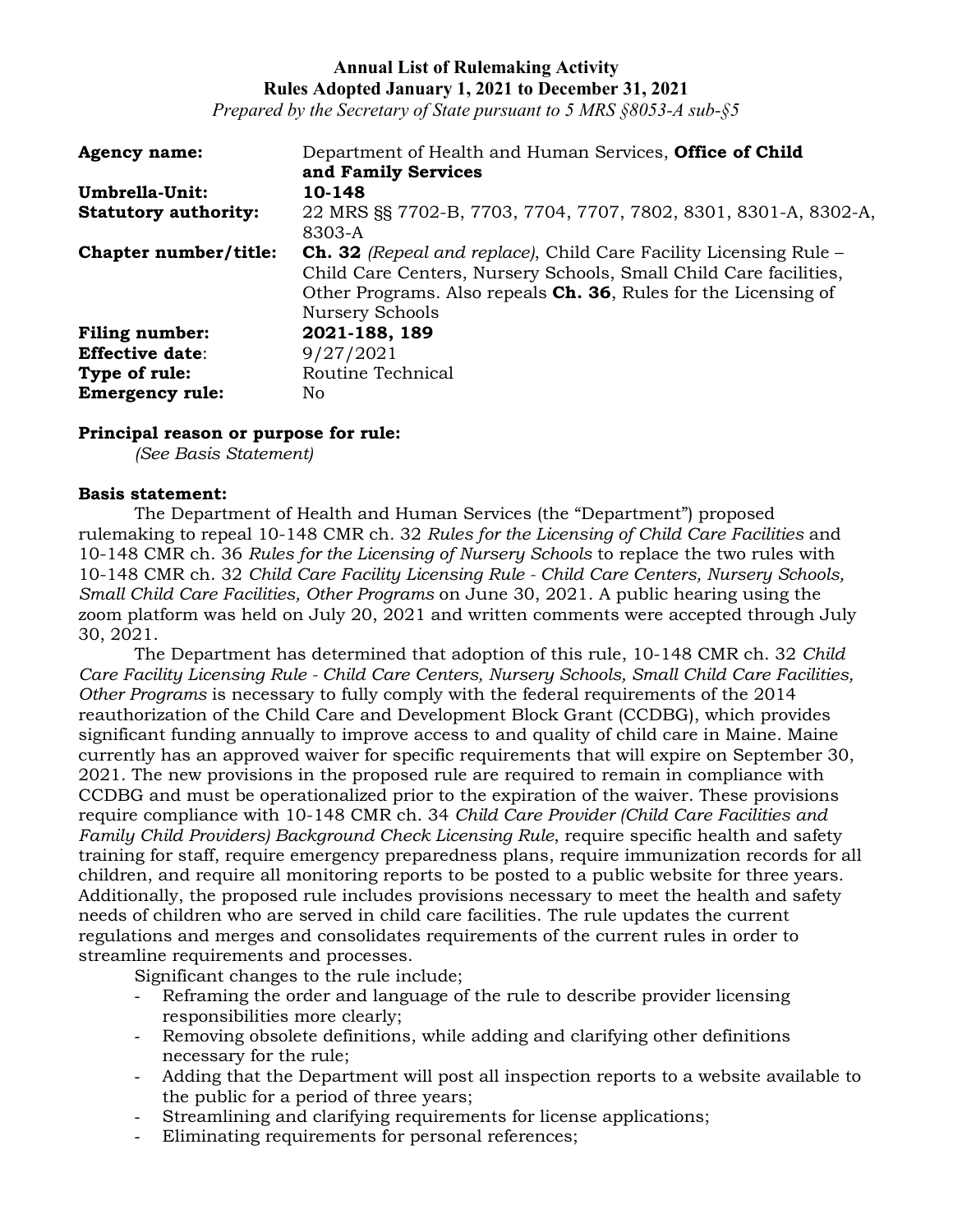**Annual List of Rulemaking Activity**
**Rules Adopted January 1, 2021 to December 31, 2021**
*Prepared by the Secretary of State pursuant to 5 MRS §8053-A sub-§5*

| | |
|---|---|
| **Agency name:** | Department of Health and Human Services, **Office of Child and Family Services** |
| **Umbrella-Unit:** | **10-148** |
| **Statutory authority:** | 22 MRS §§ 7702-B, 7703, 7704, 7707, 7802, 8301, 8301-A, 8302-A, 8303-A |
| **Chapter number/title:** | **Ch. 32** *(Repeal and replace)*, Child Care Facility Licensing Rule – Child Care Centers, Nursery Schools, Small Child Care facilities, Other Programs. Also repeals **Ch. 36**, Rules for the Licensing of Nursery Schools |
| **Filing number:** | **2021-188, 189** |
| **Effective date**: | 9/27/2021 |
| **Type of rule:** | Routine Technical |
| **Emergency rule:** | No |

**Principal reason or purpose for rule:**
*(See Basis Statement)*

**Basis statement:**

The Department of Health and Human Services (the "Department") proposed rulemaking to repeal 10-148 CMR ch. 32 *Rules for the Licensing of Child Care Facilities* and 10-148 CMR ch. 36 *Rules for the Licensing of Nursery Schools* to replace the two rules with 10-148 CMR ch. 32 *Child Care Facility Licensing Rule - Child Care Centers, Nursery Schools, Small Child Care Facilities, Other Programs* on June 30, 2021. A public hearing using the zoom platform was held on July 20, 2021 and written comments were accepted through July 30, 2021.

The Department has determined that adoption of this rule, 10-148 CMR ch. 32 *Child Care Facility Licensing Rule - Child Care Centers, Nursery Schools, Small Child Care Facilities, Other Programs* is necessary to fully comply with the federal requirements of the 2014 reauthorization of the Child Care and Development Block Grant (CCDBG), which provides significant funding annually to improve access to and quality of child care in Maine. Maine currently has an approved waiver for specific requirements that will expire on September 30, 2021. The new provisions in the proposed rule are required to remain in compliance with CCDBG and must be operationalized prior to the expiration of the waiver. These provisions require compliance with 10-148 CMR ch. 34 *Child Care Provider (Child Care Facilities and Family Child Providers) Background Check Licensing Rule*, require specific health and safety training for staff, require emergency preparedness plans, require immunization records for all children, and require all monitoring reports to be posted to a public website for three years. Additionally, the proposed rule includes provisions necessary to meet the health and safety needs of children who are served in child care facilities. The rule updates the current regulations and merges and consolidates requirements of the current rules in order to streamline requirements and processes.

Significant changes to the rule include;

- Reframing the order and language of the rule to describe provider licensing responsibilities more clearly;
- Removing obsolete definitions, while adding and clarifying other definitions necessary for the rule;
- Adding that the Department will post all inspection reports to a website available to the public for a period of three years;
- Streamlining and clarifying requirements for license applications;
- Eliminating requirements for personal references;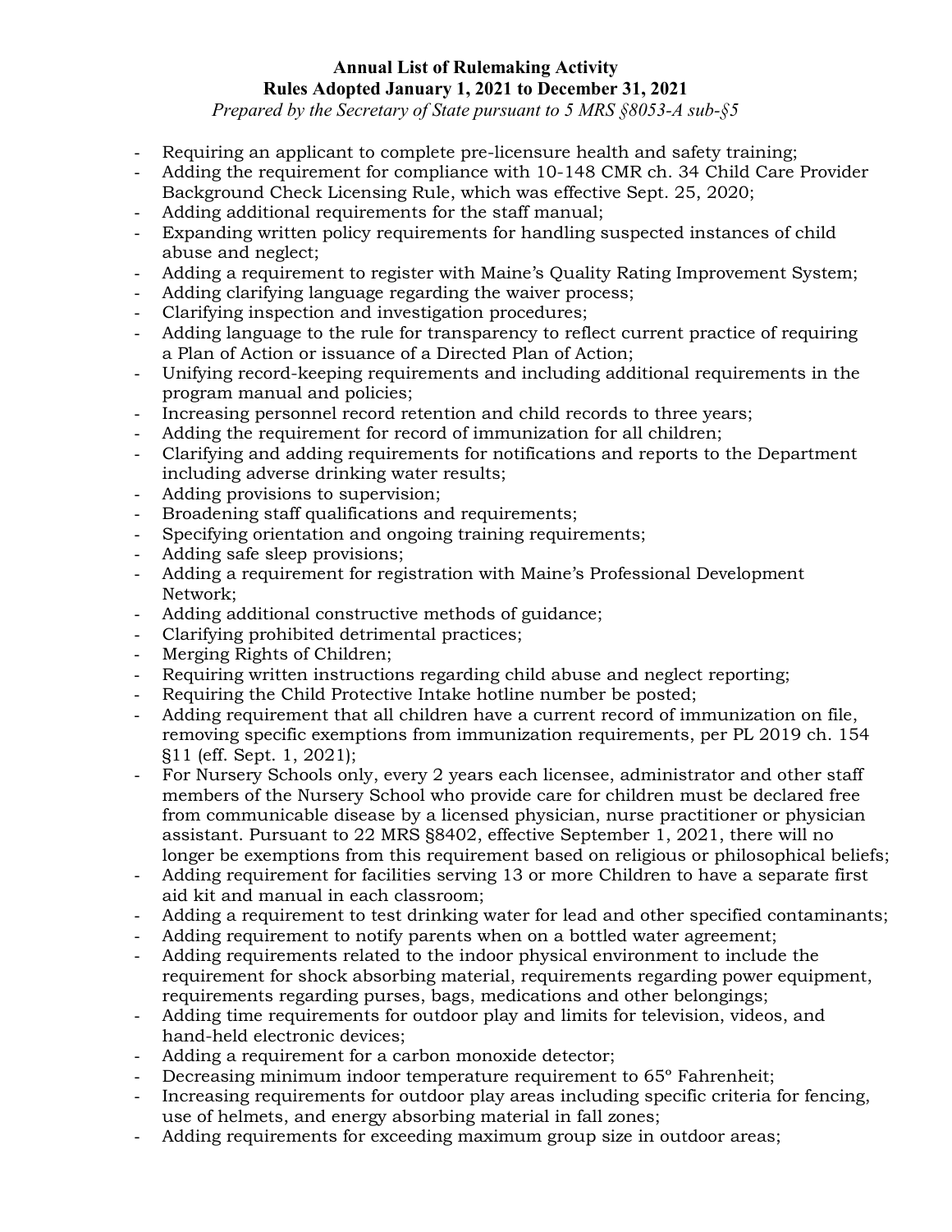**Annual List of Rulemaking Activity**
**Rules Adopted January 1, 2021 to December 31, 2021**
*Prepared by the Secretary of State pursuant to 5 MRS §8053-A sub-§5*

- Requiring an applicant to complete pre-licensure health and safety training;
- Adding the requirement for compliance with 10-148 CMR ch. 34 Child Care Provider Background Check Licensing Rule, which was effective Sept. 25, 2020;
- Adding additional requirements for the staff manual;
- Expanding written policy requirements for handling suspected instances of child abuse and neglect;
- Adding a requirement to register with Maine's Quality Rating Improvement System;
- Adding clarifying language regarding the waiver process;
- Clarifying inspection and investigation procedures;
- Adding language to the rule for transparency to reflect current practice of requiring a Plan of Action or issuance of a Directed Plan of Action;
- Unifying record-keeping requirements and including additional requirements in the program manual and policies;
- Increasing personnel record retention and child records to three years;
- Adding the requirement for record of immunization for all children;
- Clarifying and adding requirements for notifications and reports to the Department including adverse drinking water results;
- Adding provisions to supervision;
- Broadening staff qualifications and requirements;
- Specifying orientation and ongoing training requirements;
- Adding safe sleep provisions;
- Adding a requirement for registration with Maine's Professional Development Network;
- Adding additional constructive methods of guidance;
- Clarifying prohibited detrimental practices;
- Merging Rights of Children;
- Requiring written instructions regarding child abuse and neglect reporting;
- Requiring the Child Protective Intake hotline number be posted;
- Adding requirement that all children have a current record of immunization on file, removing specific exemptions from immunization requirements, per PL 2019 ch. 154 §11 (eff. Sept. 1, 2021);
- For Nursery Schools only, every 2 years each licensee, administrator and other staff members of the Nursery School who provide care for children must be declared free from communicable disease by a licensed physician, nurse practitioner or physician assistant. Pursuant to 22 MRS §8402, effective September 1, 2021, there will no longer be exemptions from this requirement based on religious or philosophical beliefs;
- Adding requirement for facilities serving 13 or more Children to have a separate first aid kit and manual in each classroom;
- Adding a requirement to test drinking water for lead and other specified contaminants;
- Adding requirement to notify parents when on a bottled water agreement;
- Adding requirements related to the indoor physical environment to include the requirement for shock absorbing material, requirements regarding power equipment, requirements regarding purses, bags, medications and other belongings;
- Adding time requirements for outdoor play and limits for television, videos, and hand-held electronic devices;
- Adding a requirement for a carbon monoxide detector;
- Decreasing minimum indoor temperature requirement to 65º Fahrenheit;
- Increasing requirements for outdoor play areas including specific criteria for fencing, use of helmets, and energy absorbing material in fall zones;
- Adding requirements for exceeding maximum group size in outdoor areas;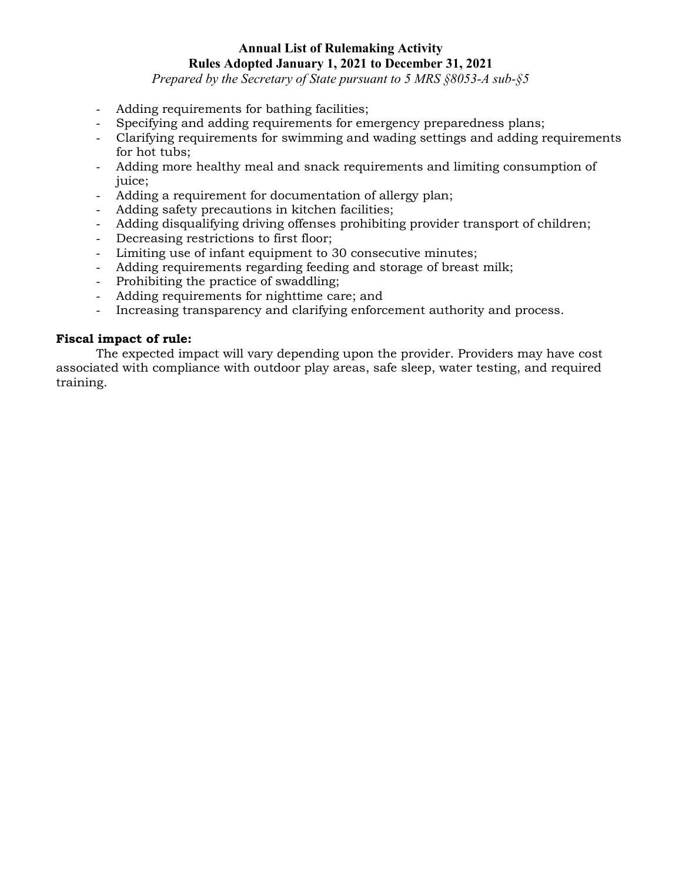- Adding requirements for bathing facilities;
- Specifying and adding requirements for emergency preparedness plans;
- Clarifying requirements for swimming and wading settings and adding requirements for hot tubs;
- Adding more healthy meal and snack requirements and limiting consumption of juice;
- Adding a requirement for documentation of allergy plan;
- Adding safety precautions in kitchen facilities;
- Adding disqualifying driving offenses prohibiting provider transport of children;
- Decreasing restrictions to first floor;
- Limiting use of infant equipment to 30 consecutive minutes;
- Adding requirements regarding feeding and storage of breast milk;
- Prohibiting the practice of swaddling;
- Adding requirements for nighttime care; and
- Increasing transparency and clarifying enforcement authority and process.

**Fiscal impact of rule:**

The expected impact will vary depending upon the provider. Providers may have cost associated with compliance with outdoor play areas, safe sleep, water testing, and required training.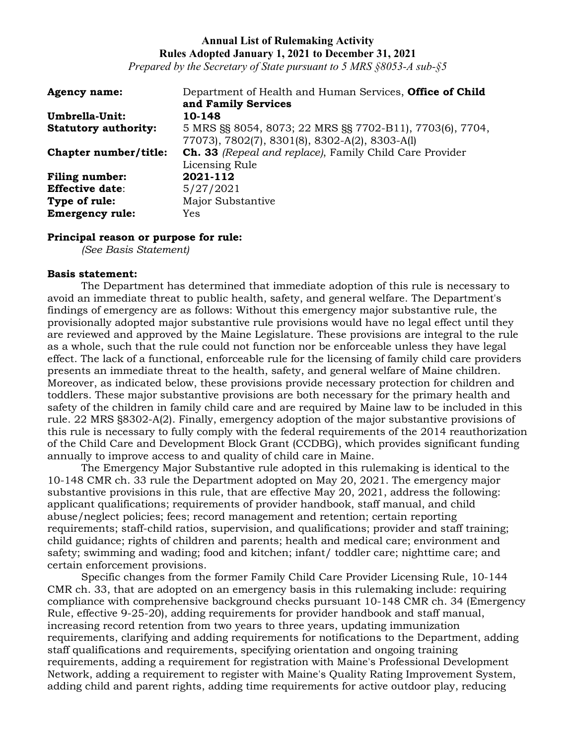**Annual List of Rulemaking Activity**
**Rules Adopted January 1, 2021 to December 31, 2021**
*Prepared by the Secretary of State pursuant to 5 MRS §8053-A sub-§5*

| | |
|---|---|
| **Agency name:** | Department of Health and Human Services, **Office of Child and Family Services** |
| **Umbrella-Unit:** | **10-148** |
| **Statutory authority:** | 5 MRS §§ 8054, 8073; 22 MRS §§ 7702-B11), 7703(6), 7704, 77073), 7802(7), 8301(8), 8302-A(2), 8303-A(l) |
| **Chapter number/title:** | **Ch. 33** *(Repeal and replace)*, Family Child Care Provider Licensing Rule |
| **Filing number:** | **2021-112** |
| **Effective date**: | 5/27/2021 |
| **Type of rule:** | Major Substantive |
| **Emergency rule:** | Yes |

**Principal reason or purpose for rule:**
*(See Basis Statement)*

**Basis statement:**

The Department has determined that immediate adoption of this rule is necessary to avoid an immediate threat to public health, safety, and general welfare. The Department's findings of emergency are as follows: Without this emergency major substantive rule, the provisionally adopted major substantive rule provisions would have no legal effect until they are reviewed and approved by the Maine Legislature. These provisions are integral to the rule as a whole, such that the rule could not function nor be enforceable unless they have legal effect. The lack of a functional, enforceable rule for the licensing of family child care providers presents an immediate threat to the health, safety, and general welfare of Maine children. Moreover, as indicated below, these provisions provide necessary protection for children and toddlers. These major substantive provisions are both necessary for the primary health and safety of the children in family child care and are required by Maine law to be included in this rule. 22 MRS §8302-A(2). Finally, emergency adoption of the major substantive provisions of this rule is necessary to fully comply with the federal requirements of the 2014 reauthorization of the Child Care and Development Block Grant (CCDBG), which provides significant funding annually to improve access to and quality of child care in Maine.

The Emergency Major Substantive rule adopted in this rulemaking is identical to the 10-148 CMR ch. 33 rule the Department adopted on May 20, 2021. The emergency major substantive provisions in this rule, that are effective May 20, 2021, address the following: applicant qualifications; requirements of provider handbook, staff manual, and child abuse/neglect policies; fees; record management and retention; certain reporting requirements; staff-child ratios, supervision, and qualifications; provider and staff training; child guidance; rights of children and parents; health and medical care; environment and safety; swimming and wading; food and kitchen; infant/ toddler care; nighttime care; and certain enforcement provisions.

Specific changes from the former Family Child Care Provider Licensing Rule, 10-144 CMR ch. 33, that are adopted on an emergency basis in this rulemaking include: requiring compliance with comprehensive background checks pursuant 10-148 CMR ch. 34 (Emergency Rule, effective 9-25-20), adding requirements for provider handbook and staff manual, increasing record retention from two years to three years, updating immunization requirements, clarifying and adding requirements for notifications to the Department, adding staff qualifications and requirements, specifying orientation and ongoing training requirements, adding a requirement for registration with Maine's Professional Development Network, adding a requirement to register with Maine's Quality Rating Improvement System, adding child and parent rights, adding time requirements for active outdoor play, reducing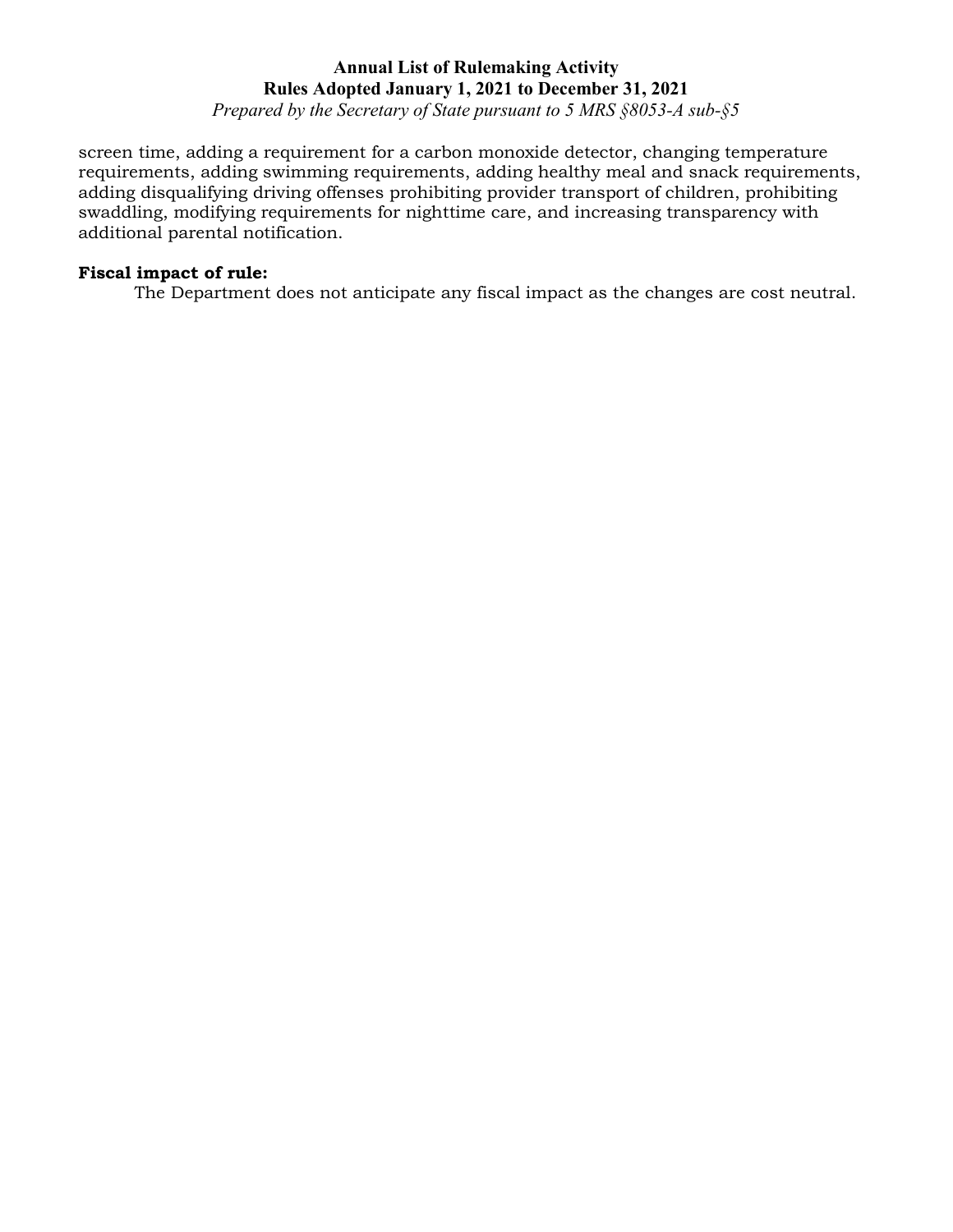screen time, adding a requirement for a carbon monoxide detector, changing temperature requirements, adding swimming requirements, adding healthy meal and snack requirements, adding disqualifying driving offenses prohibiting provider transport of children, prohibiting swaddling, modifying requirements for nighttime care, and increasing transparency with additional parental notification.

**Fiscal impact of rule:**

The Department does not anticipate any fiscal impact as the changes are cost neutral.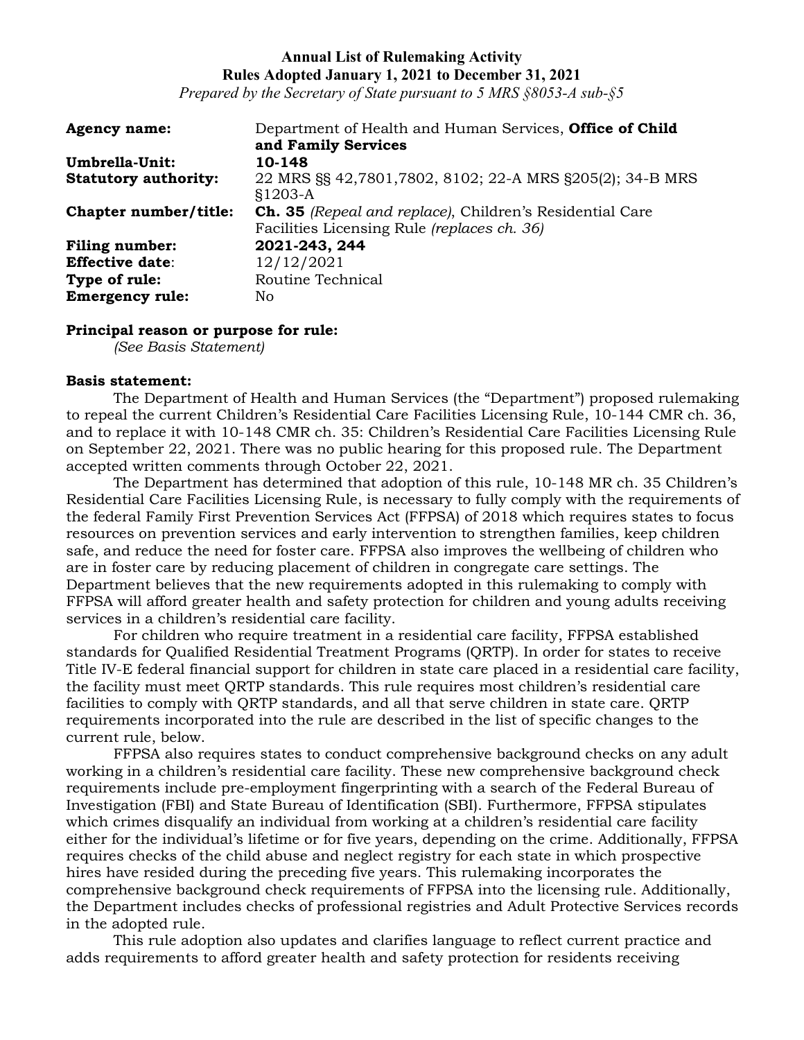**Annual List of Rulemaking Activity**
**Rules Adopted January 1, 2021 to December 31, 2021**
*Prepared by the Secretary of State pursuant to 5 MRS §8053-A sub-§5*

| | |
|---|---|
| **Agency name:** | Department of Health and Human Services, **Office of Child and Family Services** |
| **Umbrella-Unit:** | **10-148** |
| **Statutory authority:** | 22 MRS §§ 42,7801,7802, 8102; 22-A MRS §205(2); 34-B MRS §1203-A |
| **Chapter number/title:** | **Ch. 35** *(Repeal and replace)*, Children's Residential Care Facilities Licensing Rule *(replaces ch. 36)* |
| **Filing number:** | **2021-243, 244** |
| **Effective date**: | 12/12/2021 |
| **Type of rule:** | Routine Technical |
| **Emergency rule:** | No |

**Principal reason or purpose for rule:**
*(See Basis Statement)*

**Basis statement:**

The Department of Health and Human Services (the "Department") proposed rulemaking to repeal the current Children's Residential Care Facilities Licensing Rule, 10-144 CMR ch. 36, and to replace it with 10-148 CMR ch. 35: Children's Residential Care Facilities Licensing Rule on September 22, 2021. There was no public hearing for this proposed rule. The Department accepted written comments through October 22, 2021.

The Department has determined that adoption of this rule, 10-148 MR ch. 35 Children's Residential Care Facilities Licensing Rule, is necessary to fully comply with the requirements of the federal Family First Prevention Services Act (FFPSA) of 2018 which requires states to focus resources on prevention services and early intervention to strengthen families, keep children safe, and reduce the need for foster care. FFPSA also improves the wellbeing of children who are in foster care by reducing placement of children in congregate care settings. The Department believes that the new requirements adopted in this rulemaking to comply with FFPSA will afford greater health and safety protection for children and young adults receiving services in a children's residential care facility.

For children who require treatment in a residential care facility, FFPSA established standards for Qualified Residential Treatment Programs (QRTP). In order for states to receive Title IV-E federal financial support for children in state care placed in a residential care facility, the facility must meet QRTP standards. This rule requires most children's residential care facilities to comply with QRTP standards, and all that serve children in state care. QRTP requirements incorporated into the rule are described in the list of specific changes to the current rule, below.

FFPSA also requires states to conduct comprehensive background checks on any adult working in a children's residential care facility. These new comprehensive background check requirements include pre-employment fingerprinting with a search of the Federal Bureau of Investigation (FBI) and State Bureau of Identification (SBI). Furthermore, FFPSA stipulates which crimes disqualify an individual from working at a children's residential care facility either for the individual's lifetime or for five years, depending on the crime. Additionally, FFPSA requires checks of the child abuse and neglect registry for each state in which prospective hires have resided during the preceding five years. This rulemaking incorporates the comprehensive background check requirements of FFPSA into the licensing rule. Additionally, the Department includes checks of professional registries and Adult Protective Services records in the adopted rule.

This rule adoption also updates and clarifies language to reflect current practice and adds requirements to afford greater health and safety protection for residents receiving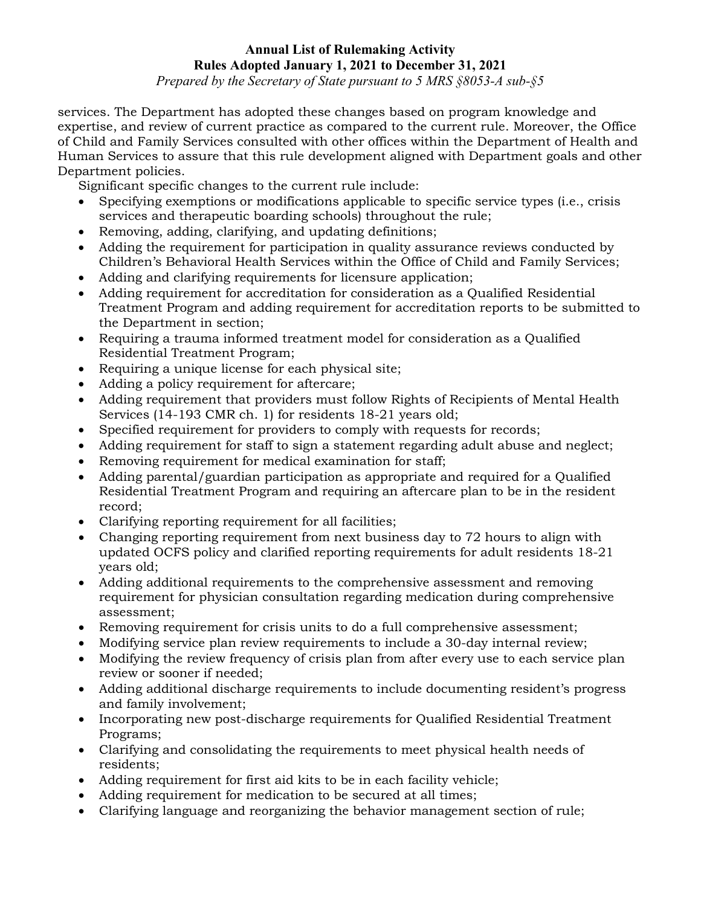services. The Department has adopted these changes based on program knowledge and expertise, and review of current practice as compared to the current rule. Moreover, the Office of Child and Family Services consulted with other offices within the Department of Health and Human Services to assure that this rule development aligned with Department goals and other Department policies.

Significant specific changes to the current rule include:

- Specifying exemptions or modifications applicable to specific service types (i.e., crisis services and therapeutic boarding schools) throughout the rule;
- Removing, adding, clarifying, and updating definitions;
- Adding the requirement for participation in quality assurance reviews conducted by Children's Behavioral Health Services within the Office of Child and Family Services;
- Adding and clarifying requirements for licensure application;
- Adding requirement for accreditation for consideration as a Qualified Residential Treatment Program and adding requirement for accreditation reports to be submitted to the Department in section;
- Requiring a trauma informed treatment model for consideration as a Qualified Residential Treatment Program;
- Requiring a unique license for each physical site;
- Adding a policy requirement for aftercare;
- Adding requirement that providers must follow Rights of Recipients of Mental Health Services (14-193 CMR ch. 1) for residents 18-21 years old;
- Specified requirement for providers to comply with requests for records;
- Adding requirement for staff to sign a statement regarding adult abuse and neglect;
- Removing requirement for medical examination for staff;
- Adding parental/guardian participation as appropriate and required for a Qualified Residential Treatment Program and requiring an aftercare plan to be in the resident record;
- Clarifying reporting requirement for all facilities;
- Changing reporting requirement from next business day to 72 hours to align with updated OCFS policy and clarified reporting requirements for adult residents 18-21 years old;
- Adding additional requirements to the comprehensive assessment and removing requirement for physician consultation regarding medication during comprehensive assessment;
- Removing requirement for crisis units to do a full comprehensive assessment;
- Modifying service plan review requirements to include a 30-day internal review;
- Modifying the review frequency of crisis plan from after every use to each service plan review or sooner if needed;
- Adding additional discharge requirements to include documenting resident's progress and family involvement;
- Incorporating new post-discharge requirements for Qualified Residential Treatment Programs;
- Clarifying and consolidating the requirements to meet physical health needs of residents;
- Adding requirement for first aid kits to be in each facility vehicle;
- Adding requirement for medication to be secured at all times;
- Clarifying language and reorganizing the behavior management section of rule;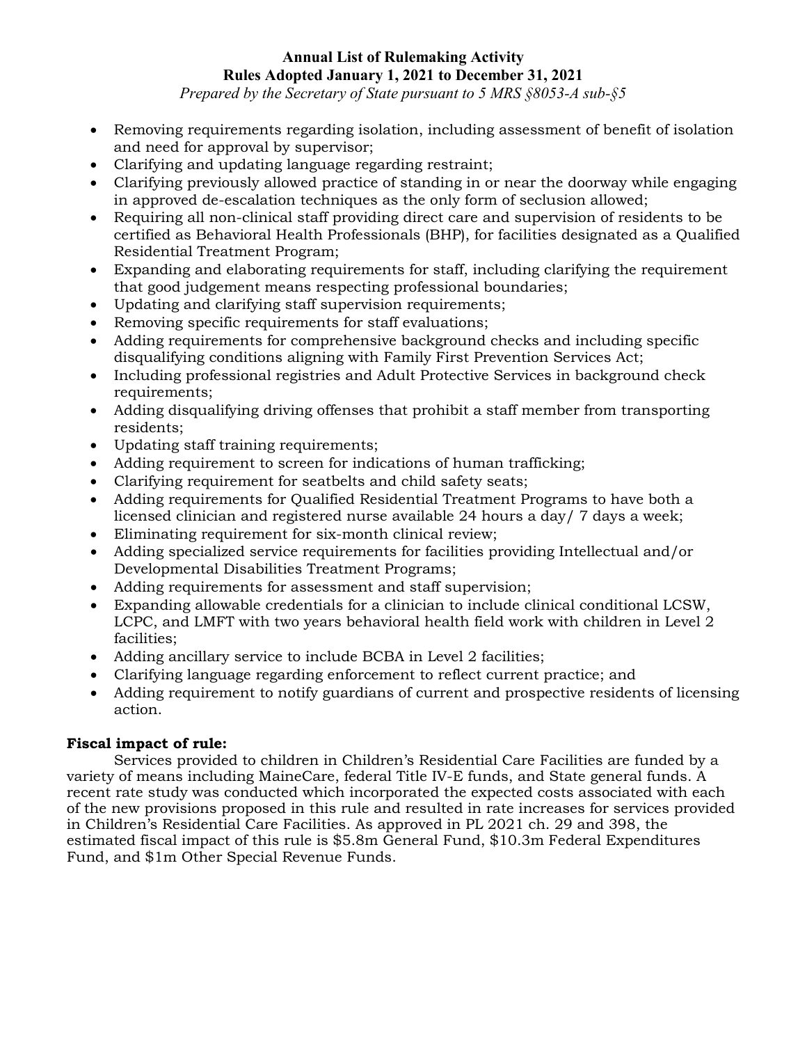- Removing requirements regarding isolation, including assessment of benefit of isolation and need for approval by supervisor;
- Clarifying and updating language regarding restraint;
- Clarifying previously allowed practice of standing in or near the doorway while engaging in approved de-escalation techniques as the only form of seclusion allowed;
- Requiring all non-clinical staff providing direct care and supervision of residents to be certified as Behavioral Health Professionals (BHP), for facilities designated as a Qualified Residential Treatment Program;
- Expanding and elaborating requirements for staff, including clarifying the requirement that good judgement means respecting professional boundaries;
- Updating and clarifying staff supervision requirements;
- Removing specific requirements for staff evaluations;
- Adding requirements for comprehensive background checks and including specific disqualifying conditions aligning with Family First Prevention Services Act;
- Including professional registries and Adult Protective Services in background check requirements;
- Adding disqualifying driving offenses that prohibit a staff member from transporting residents;
- Updating staff training requirements;
- Adding requirement to screen for indications of human trafficking;
- Clarifying requirement for seatbelts and child safety seats;
- Adding requirements for Qualified Residential Treatment Programs to have both a licensed clinician and registered nurse available 24 hours a day/ 7 days a week;
- Eliminating requirement for six-month clinical review;
- Adding specialized service requirements for facilities providing Intellectual and/or Developmental Disabilities Treatment Programs;
- Adding requirements for assessment and staff supervision;
- Expanding allowable credentials for a clinician to include clinical conditional LCSW, LCPC, and LMFT with two years behavioral health field work with children in Level 2 facilities;
- Adding ancillary service to include BCBA in Level 2 facilities;
- Clarifying language regarding enforcement to reflect current practice; and
- Adding requirement to notify guardians of current and prospective residents of licensing action.

**Fiscal impact of rule:**

Services provided to children in Children's Residential Care Facilities are funded by a variety of means including MaineCare, federal Title IV-E funds, and State general funds. A recent rate study was conducted which incorporated the expected costs associated with each of the new provisions proposed in this rule and resulted in rate increases for services provided in Children's Residential Care Facilities. As approved in PL 2021 ch. 29 and 398, the estimated fiscal impact of this rule is $5.8m General Fund, $10.3m Federal Expenditures Fund, and $1m Other Special Revenue Funds.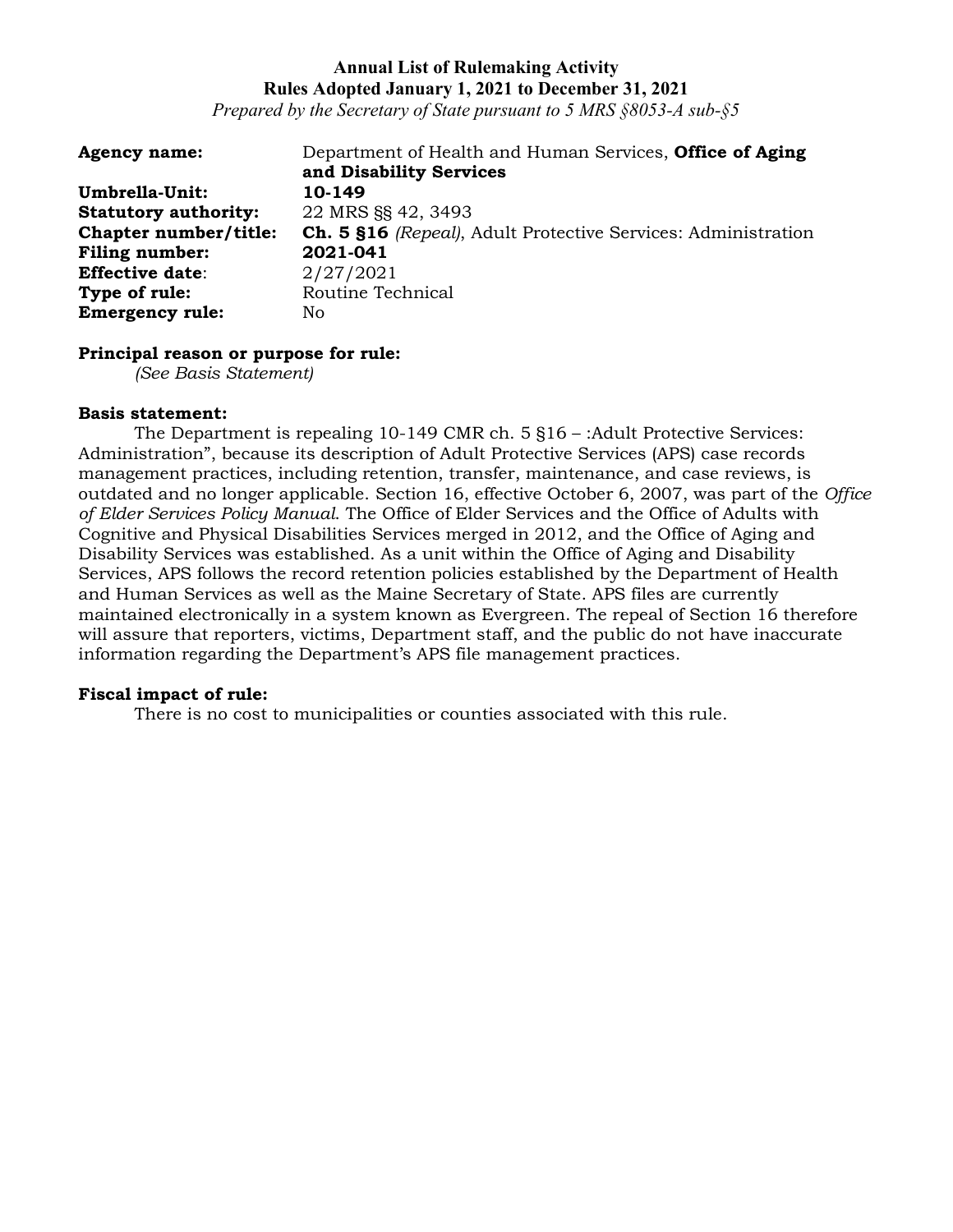**Annual List of Rulemaking Activity**
**Rules Adopted January 1, 2021 to December 31, 2021**
*Prepared by the Secretary of State pursuant to 5 MRS §8053-A sub-§5*

**Agency name:** Department of Health and Human Services, **Office of Aging and Disability Services**
**Umbrella-Unit:** **10-149**
**Statutory authority:** 22 MRS §§ 42, 3493
**Chapter number/title:** **Ch. 5 §16** *(Repeal)*, Adult Protective Services: Administration
**Filing number:** **2021-041**
**Effective date**: 2/27/2021
**Type of rule:** Routine Technical
**Emergency rule:** No

**Principal reason or purpose for rule:**
*(See Basis Statement)*

**Basis statement:**
The Department is repealing 10-149 CMR ch. 5 §16 – :Adult Protective Services: Administration", because its description of Adult Protective Services (APS) case records management practices, including retention, transfer, maintenance, and case reviews, is outdated and no longer applicable. Section 16, effective October 6, 2007, was part of the *Office of Elder Services Policy Manual*. The Office of Elder Services and the Office of Adults with Cognitive and Physical Disabilities Services merged in 2012, and the Office of Aging and Disability Services was established. As a unit within the Office of Aging and Disability Services, APS follows the record retention policies established by the Department of Health and Human Services as well as the Maine Secretary of State. APS files are currently maintained electronically in a system known as Evergreen. The repeal of Section 16 therefore will assure that reporters, victims, Department staff, and the public do not have inaccurate information regarding the Department's APS file management practices.

**Fiscal impact of rule:**
There is no cost to municipalities or counties associated with this rule.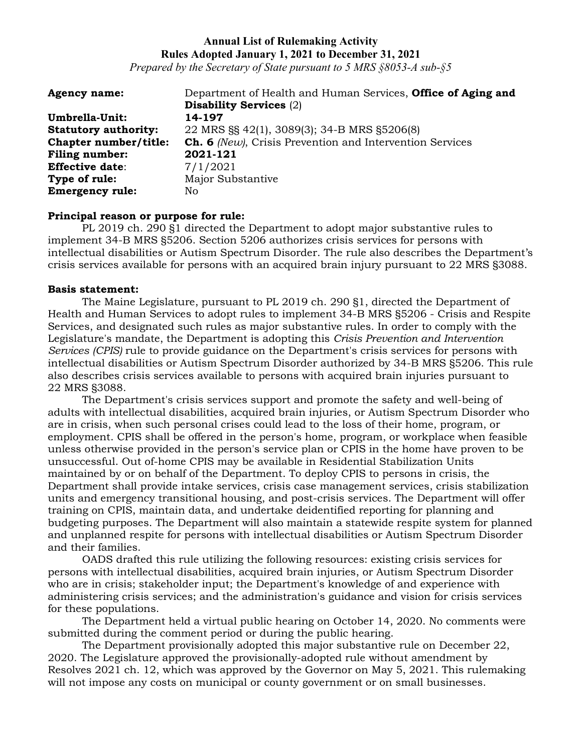**Annual List of Rulemaking Activity**
**Rules Adopted January 1, 2021 to December 31, 2021**
*Prepared by the Secretary of State pursuant to 5 MRS §8053-A sub-§5*

| | |
|---|---|
| **Agency name:** | Department of Health and Human Services, **Office of Aging and Disability Services** (2) |
| **Umbrella-Unit:** | **14-197** |
| **Statutory authority:** | 22 MRS §§ 42(1), 3089(3); 34-B MRS §5206(8) |
| **Chapter number/title:** | **Ch. 6** *(New)*, Crisis Prevention and Intervention Services |
| **Filing number:** | **2021-121** |
| **Effective date**: | 7/1/2021 |
| **Type of rule:** | Major Substantive |
| **Emergency rule:** | No |

**Principal reason or purpose for rule:**

PL 2019 ch. 290 §1 directed the Department to adopt major substantive rules to implement 34-B MRS §5206. Section 5206 authorizes crisis services for persons with intellectual disabilities or Autism Spectrum Disorder. The rule also describes the Department's crisis services available for persons with an acquired brain injury pursuant to 22 MRS §3088.

**Basis statement:**

The Maine Legislature, pursuant to PL 2019 ch. 290 §1, directed the Department of Health and Human Services to adopt rules to implement 34-B MRS §5206 - Crisis and Respite Services, and designated such rules as major substantive rules. In order to comply with the Legislature's mandate, the Department is adopting this *Crisis Prevention and Intervention Services (CPIS)* rule to provide guidance on the Department's crisis services for persons with intellectual disabilities or Autism Spectrum Disorder authorized by 34-B MRS §5206. This rule also describes crisis services available to persons with acquired brain injuries pursuant to 22 MRS §3088.

The Department's crisis services support and promote the safety and well-being of adults with intellectual disabilities, acquired brain injuries, or Autism Spectrum Disorder who are in crisis, when such personal crises could lead to the loss of their home, program, or employment. CPIS shall be offered in the person's home, program, or workplace when feasible unless otherwise provided in the person's service plan or CPIS in the home have proven to be unsuccessful. Out of-home CPIS may be available in Residential Stabilization Units maintained by or on behalf of the Department. To deploy CPIS to persons in crisis, the Department shall provide intake services, crisis case management services, crisis stabilization units and emergency transitional housing, and post-crisis services. The Department will offer training on CPIS, maintain data, and undertake deidentified reporting for planning and budgeting purposes. The Department will also maintain a statewide respite system for planned and unplanned respite for persons with intellectual disabilities or Autism Spectrum Disorder and their families.

OADS drafted this rule utilizing the following resources: existing crisis services for persons with intellectual disabilities, acquired brain injuries, or Autism Spectrum Disorder who are in crisis; stakeholder input; the Department's knowledge of and experience with administering crisis services; and the administration's guidance and vision for crisis services for these populations.

The Department held a virtual public hearing on October 14, 2020. No comments were submitted during the comment period or during the public hearing.

The Department provisionally adopted this major substantive rule on December 22, 2020. The Legislature approved the provisionally-adopted rule without amendment by Resolves 2021 ch. 12, which was approved by the Governor on May 5, 2021. This rulemaking will not impose any costs on municipal or county government or on small businesses.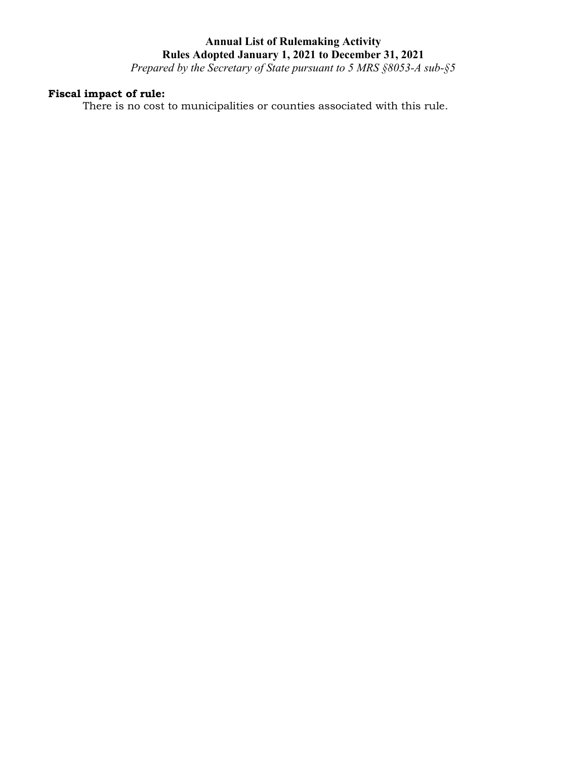**Fiscal impact of rule:**

There is no cost to municipalities or counties associated with this rule.